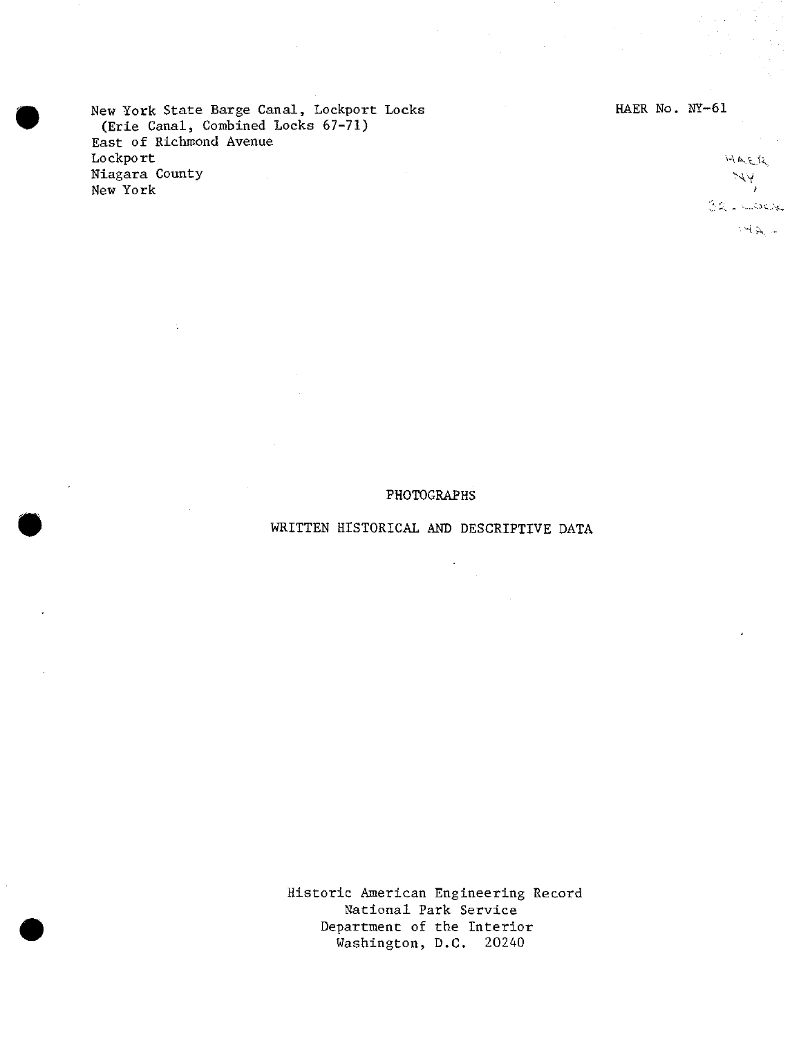New York State Barge Canal, Lockport Locks
(Erie Canal, Combined Locks 67-71)
East of Richmond Avenue
Lockport
Niagara County
New York

HAER No. NY-61

HAER
NY,
32-LOCK,
14A-

PHOTOGRAPHS

WRITTEN HISTORICAL AND DESCRIPTIVE DATA

Historic American Engineering Record
National Park Service
Department of the Interior
Washington, D.C. 20240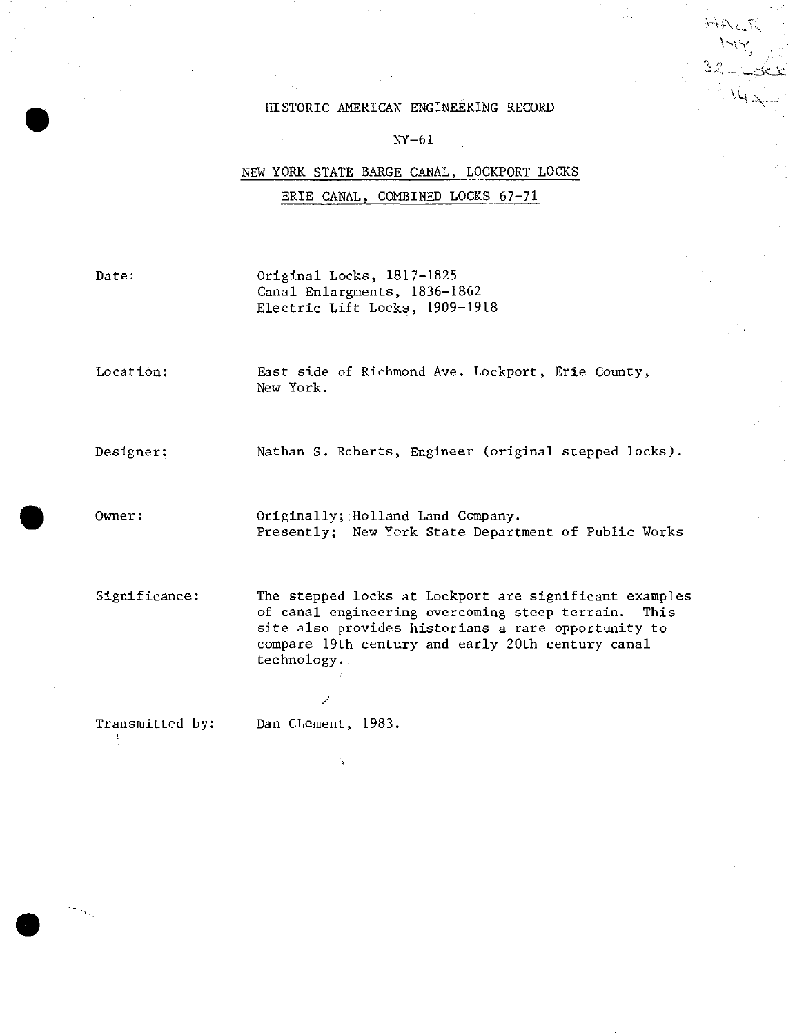HAER
NY,
32-LOCK
14A-

HISTORIC AMERICAN ENGINEERING RECORD

NY-61

NEW YORK STATE BARGE CANAL, LOCKPORT LOCKS

ERIE CANAL, COMBINED LOCKS 67-71

Date: Original Locks, 1817-1825
Canal Enlargments, 1836-1862
Electric Lift Locks, 1909-1918

Location: East side of Richmond Ave. Lockport, Erie County, New York.

Designer: Nathan S. Roberts, Engineer (original stepped locks).

Owner: Originally; Holland Land Company.
Presently; New York State Department of Public Works

Significance: The stepped locks at Lockport are significant examples of canal engineering overcoming steep terrain. This site also provides historians a rare opportunity to compare 19th century and early 20th century canal technology.

Transmitted by: Dan CLement, 1983.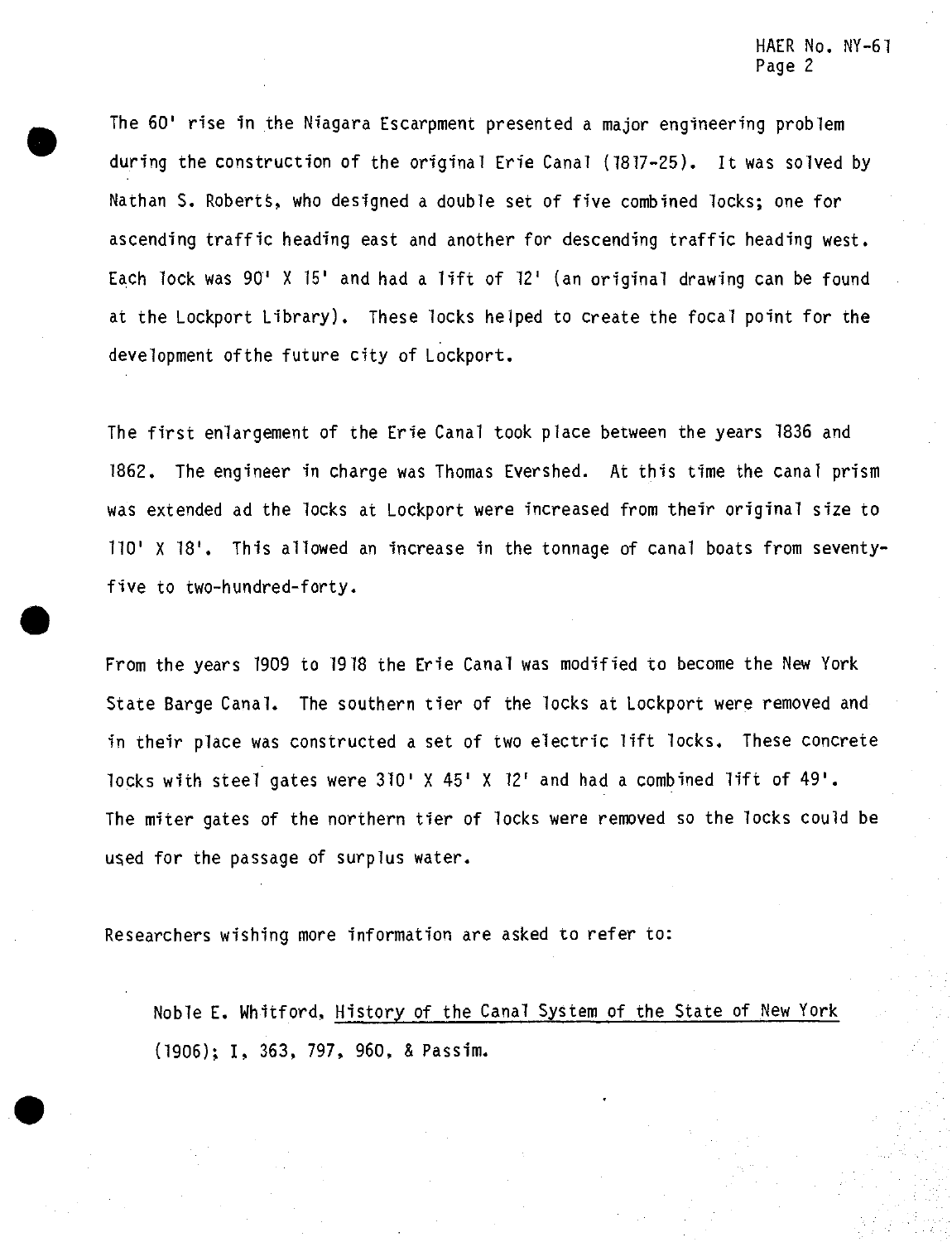The 60' rise in the Niagara Escarpment presented a major engineering problem during the construction of the original Erie Canal (1817-25). It was solved by Nathan S. Roberts, who designed a double set of five combined locks; one for ascending traffic heading east and another for descending traffic heading west. Each lock was 90' X 15' and had a lift of 12' (an original drawing can be found at the Lockport Library). These locks helped to create the focal point for the development ofthe future city of Lockport.

The first enlargement of the Erie Canal took place between the years 1836 and 1862. The engineer in charge was Thomas Evershed. At this time the canal prism was extended ad the locks at Lockport were increased from their original size to 110' X 18'. This allowed an increase in the tonnage of canal boats from seventy-five to two-hundred-forty.

From the years 1909 to 1918 the Erie Canal was modified to become the New York State Barge Canal. The southern tier of the locks at Lockport were removed and in their place was constructed a set of two electric lift locks. These concrete locks with steel gates were 310' X 45' X 12' and had a combined lift of 49'. The miter gates of the northern tier of locks were removed so the locks could be used for the passage of surplus water.

Researchers wishing more information are asked to refer to:

> Noble E. Whitford, History of the Canal System of the State of New York (1906); I, 363, 797, 960, & Passim.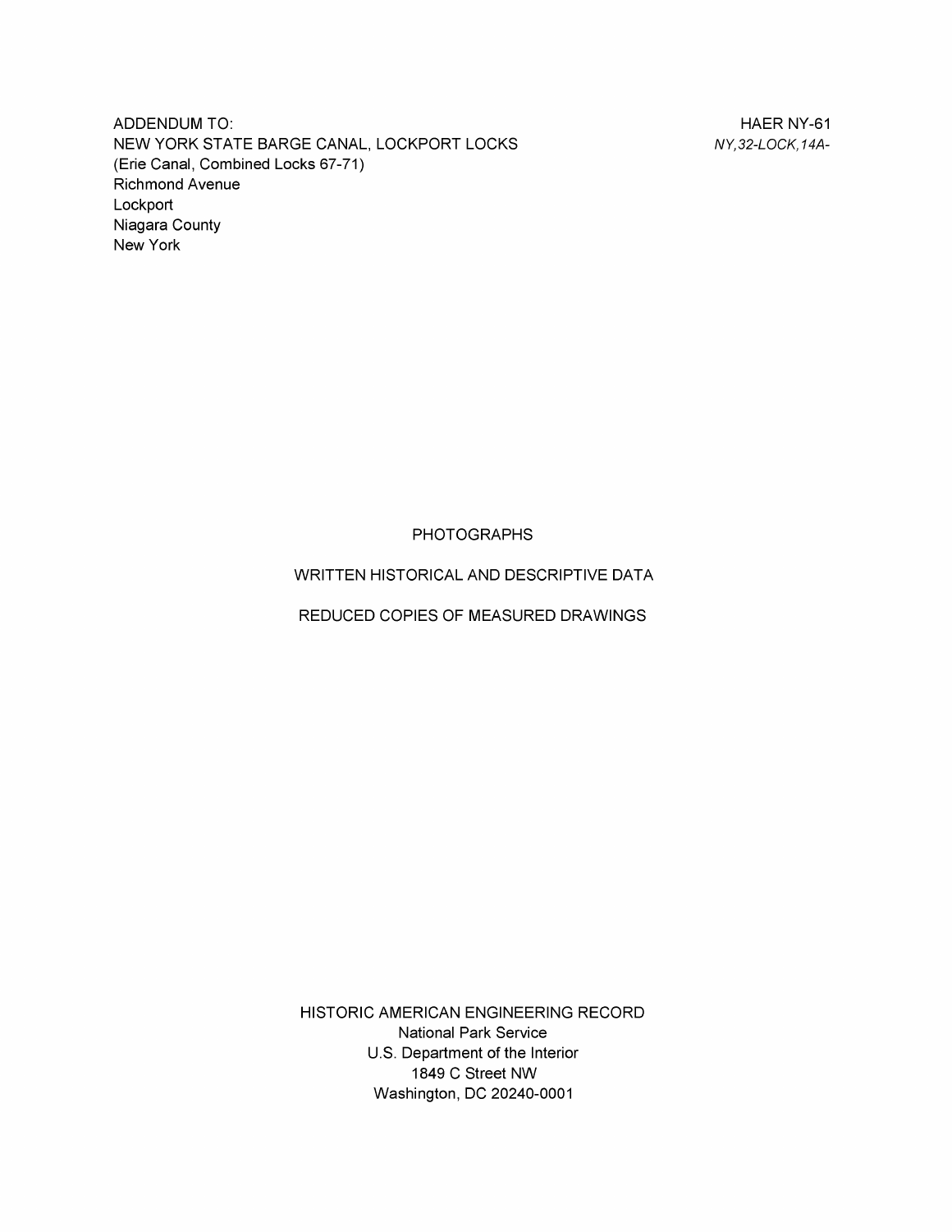ADDENDUM TO:
NEW YORK STATE BARGE CANAL, LOCKPORT LOCKS
(Erie Canal, Combined Locks 67-71)
Richmond Avenue
Lockport
Niagara County
New York

HAER NY-61
*NY,32-LOCK,14A-*

PHOTOGRAPHS

WRITTEN HISTORICAL AND DESCRIPTIVE DATA

REDUCED COPIES OF MEASURED DRAWINGS

HISTORIC AMERICAN ENGINEERING RECORD
National Park Service
U.S. Department of the Interior
1849 C Street NW
Washington, DC 20240-0001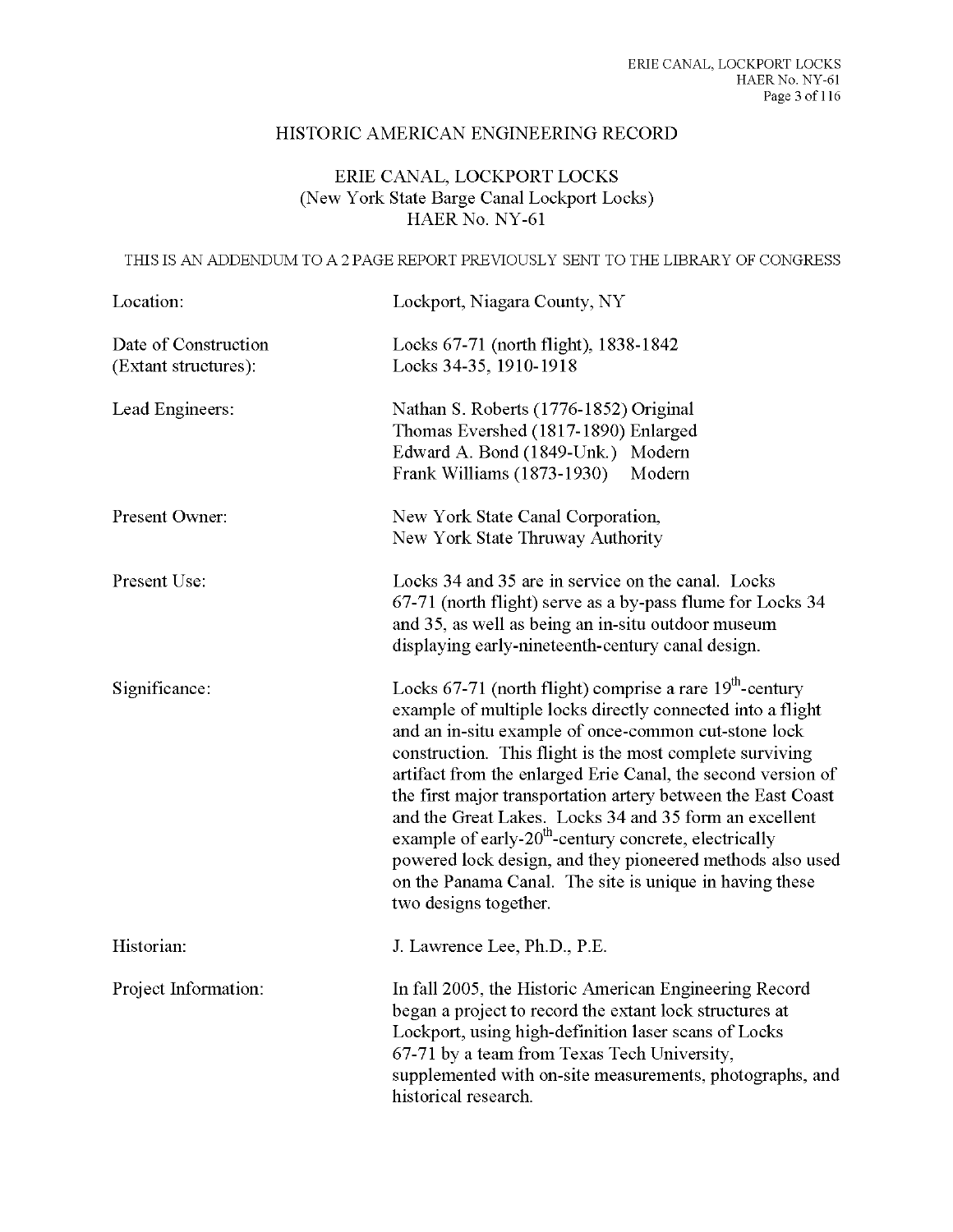# HISTORIC AMERICAN ENGINEERING RECORD

## ERIE CANAL, LOCKPORT LOCKS
## (New York State Barge Canal Lockport Locks)
## HAER No. NY-61

THIS IS AN ADDENDUM TO A 2 PAGE REPORT PREVIOUSLY SENT TO THE LIBRARY OF CONGRESS

| | |
|---|---|
| Location: | Lockport, Niagara County, NY |
| Date of Construction (Extant structures): | Locks 67-71 (north flight), 1838-1842<br>Locks 34-35, 1910-1918 |
| Lead Engineers: | Nathan S. Roberts (1776-1852) Original<br>Thomas Evershed (1817-1890) Enlarged<br>Edward A. Bond (1849-Unk.) Modern<br>Frank Williams (1873-1930) Modern |
| Present Owner: | New York State Canal Corporation,<br>New York State Thruway Authority |
| Present Use: | Locks 34 and 35 are in service on the canal. Locks 67-71 (north flight) serve as a by-pass flume for Locks 34 and 35, as well as being an in-situ outdoor museum displaying early-nineteenth-century canal design. |
| Significance: | Locks 67-71 (north flight) comprise a rare 19th-century example of multiple locks directly connected into a flight and an in-situ example of once-common cut-stone lock construction. This flight is the most complete surviving artifact from the enlarged Erie Canal, the second version of the first major transportation artery between the East Coast and the Great Lakes. Locks 34 and 35 form an excellent example of early-20th-century concrete, electrically powered lock design, and they pioneered methods also used on the Panama Canal. The site is unique in having these two designs together. |
| Historian: | J. Lawrence Lee, Ph.D., P.E. |
| Project Information: | In fall 2005, the Historic American Engineering Record began a project to record the extant lock structures at Lockport, using high-definition laser scans of Locks 67-71 by a team from Texas Tech University, supplemented with on-site measurements, photographs, and historical research. |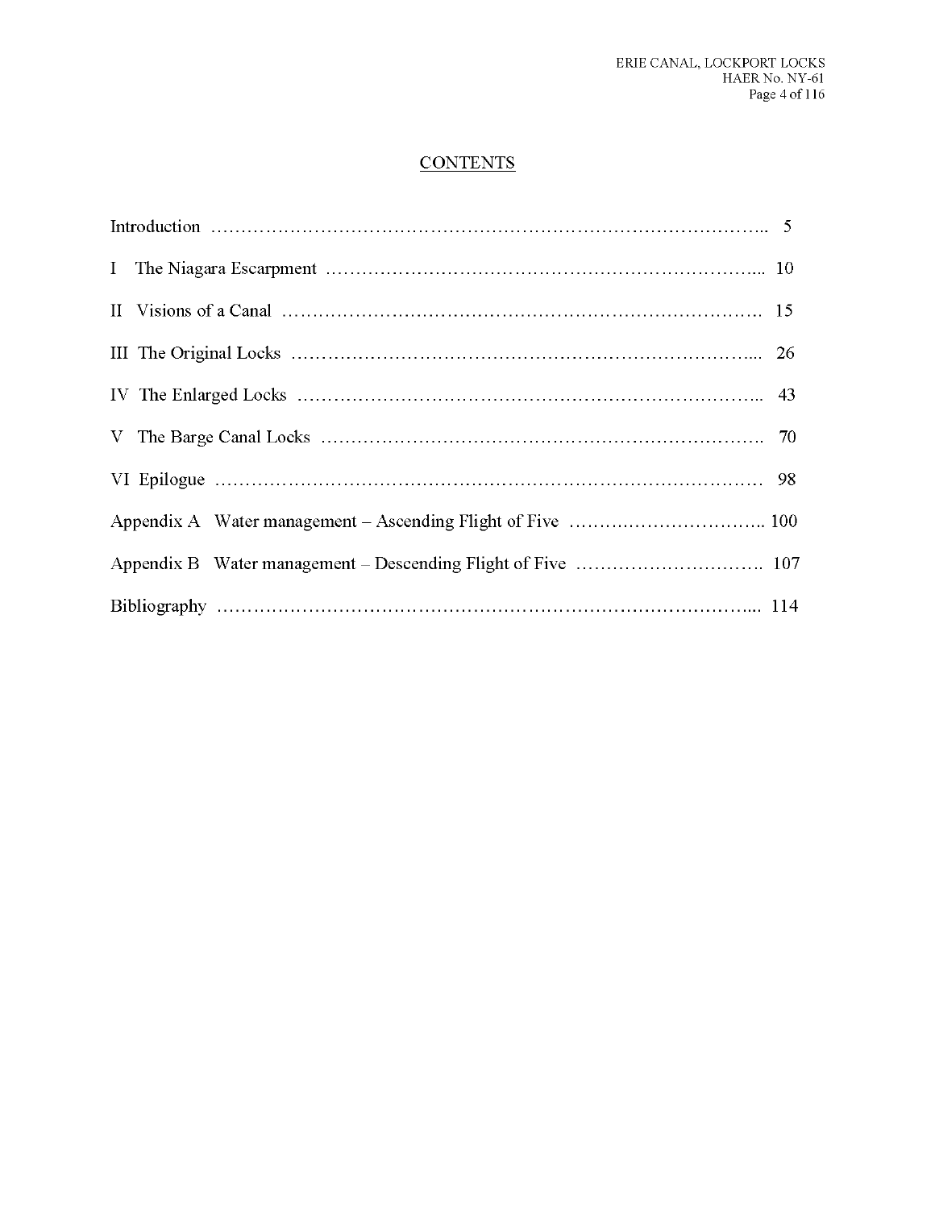## CONTENTS

Introduction …………………………………………………………………………….. 5

I The Niagara Escarpment …………………………………………………………... 10

II Visions of a Canal ………………………………………………………………. 15

III The Original Locks ……………………………………………………………... 26

IV The Enlarged Locks …………………………………………………………….. 43

V The Barge Canal Locks ………………………………………………………… 70

VI Epilogue ……………………………………………………………………… 98

Appendix A Water management – Ascending Flight of Five ………………………….. 100

Appendix B Water management – Descending Flight of Five …………………………. 107

Bibliography …………………………………………………………………………... 114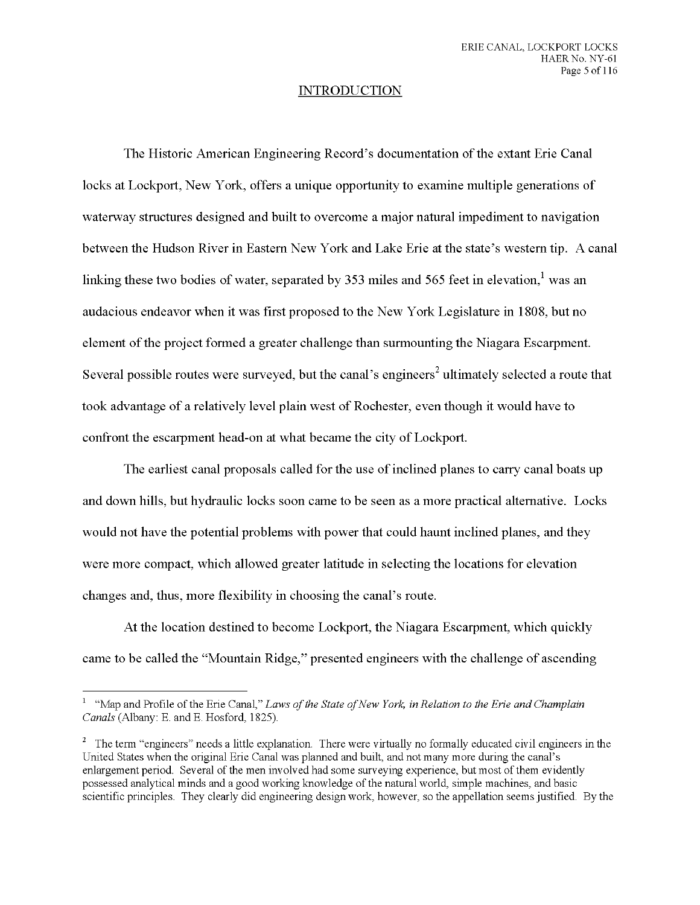## INTRODUCTION

The Historic American Engineering Record's documentation of the extant Erie Canal locks at Lockport, New York, offers a unique opportunity to examine multiple generations of waterway structures designed and built to overcome a major natural impediment to navigation between the Hudson River in Eastern New York and Lake Erie at the state's western tip. A canal linking these two bodies of water, separated by 353 miles and 565 feet in elevation,[1] was an audacious endeavor when it was first proposed to the New York Legislature in 1808, but no element of the project formed a greater challenge than surmounting the Niagara Escarpment. Several possible routes were surveyed, but the canal's engineers[2] ultimately selected a route that took advantage of a relatively level plain west of Rochester, even though it would have to confront the escarpment head-on at what became the city of Lockport.

The earliest canal proposals called for the use of inclined planes to carry canal boats up and down hills, but hydraulic locks soon came to be seen as a more practical alternative. Locks would not have the potential problems with power that could haunt inclined planes, and they were more compact, which allowed greater latitude in selecting the locations for elevation changes and, thus, more flexibility in choosing the canal's route.

At the location destined to become Lockport, the Niagara Escarpment, which quickly came to be called the "Mountain Ridge," presented engineers with the challenge of ascending

---

[1] "Map and Profile of the Erie Canal," *Laws of the State of New York, in Relation to the Erie and Champlain Canals* (Albany: E. and E. Hosford, 1825).

[2] The term "engineers" needs a little explanation. There were virtually no formally educated civil engineers in the United States when the original Erie Canal was planned and built, and not many more during the canal's enlargement period. Several of the men involved had some surveying experience, but most of them evidently possessed analytical minds and a good working knowledge of the natural world, simple machines, and basic scientific principles. They clearly did engineering design work, however, so the appellation seems justified. By the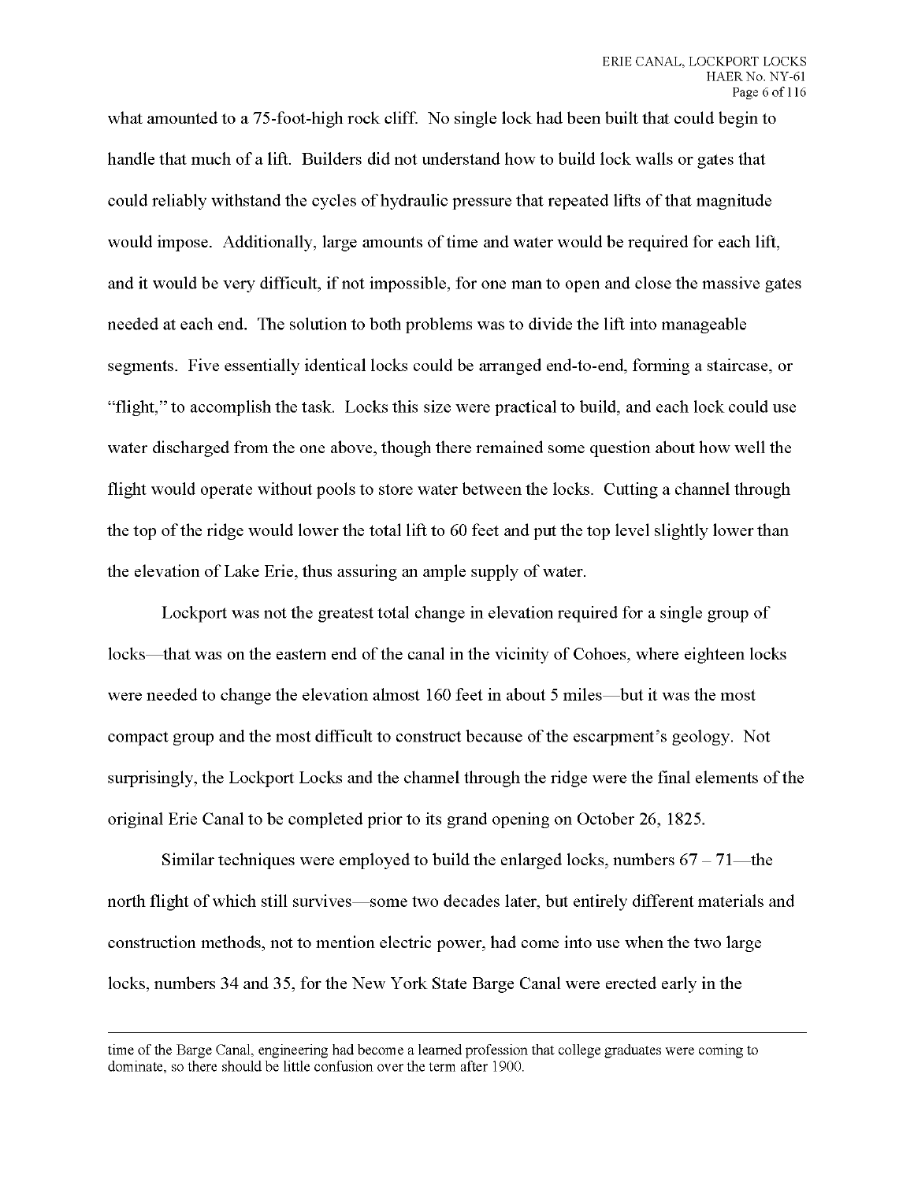what amounted to a 75-foot-high rock cliff. No single lock had been built that could begin to handle that much of a lift. Builders did not understand how to build lock walls or gates that could reliably withstand the cycles of hydraulic pressure that repeated lifts of that magnitude would impose. Additionally, large amounts of time and water would be required for each lift, and it would be very difficult, if not impossible, for one man to open and close the massive gates needed at each end. The solution to both problems was to divide the lift into manageable segments. Five essentially identical locks could be arranged end-to-end, forming a staircase, or "flight," to accomplish the task. Locks this size were practical to build, and each lock could use water discharged from the one above, though there remained some question about how well the flight would operate without pools to store water between the locks. Cutting a channel through the top of the ridge would lower the total lift to 60 feet and put the top level slightly lower than the elevation of Lake Erie, thus assuring an ample supply of water.

Lockport was not the greatest total change in elevation required for a single group of locks—that was on the eastern end of the canal in the vicinity of Cohoes, where eighteen locks were needed to change the elevation almost 160 feet in about 5 miles—but it was the most compact group and the most difficult to construct because of the escarpment's geology. Not surprisingly, the Lockport Locks and the channel through the ridge were the final elements of the original Erie Canal to be completed prior to its grand opening on October 26, 1825.

Similar techniques were employed to build the enlarged locks, numbers 67 – 71—the north flight of which still survives—some two decades later, but entirely different materials and construction methods, not to mention electric power, had come into use when the two large locks, numbers 34 and 35, for the New York State Barge Canal were erected early in the

---

time of the Barge Canal, engineering had become a learned profession that college graduates were coming to dominate, so there should be little confusion over the term after 1900.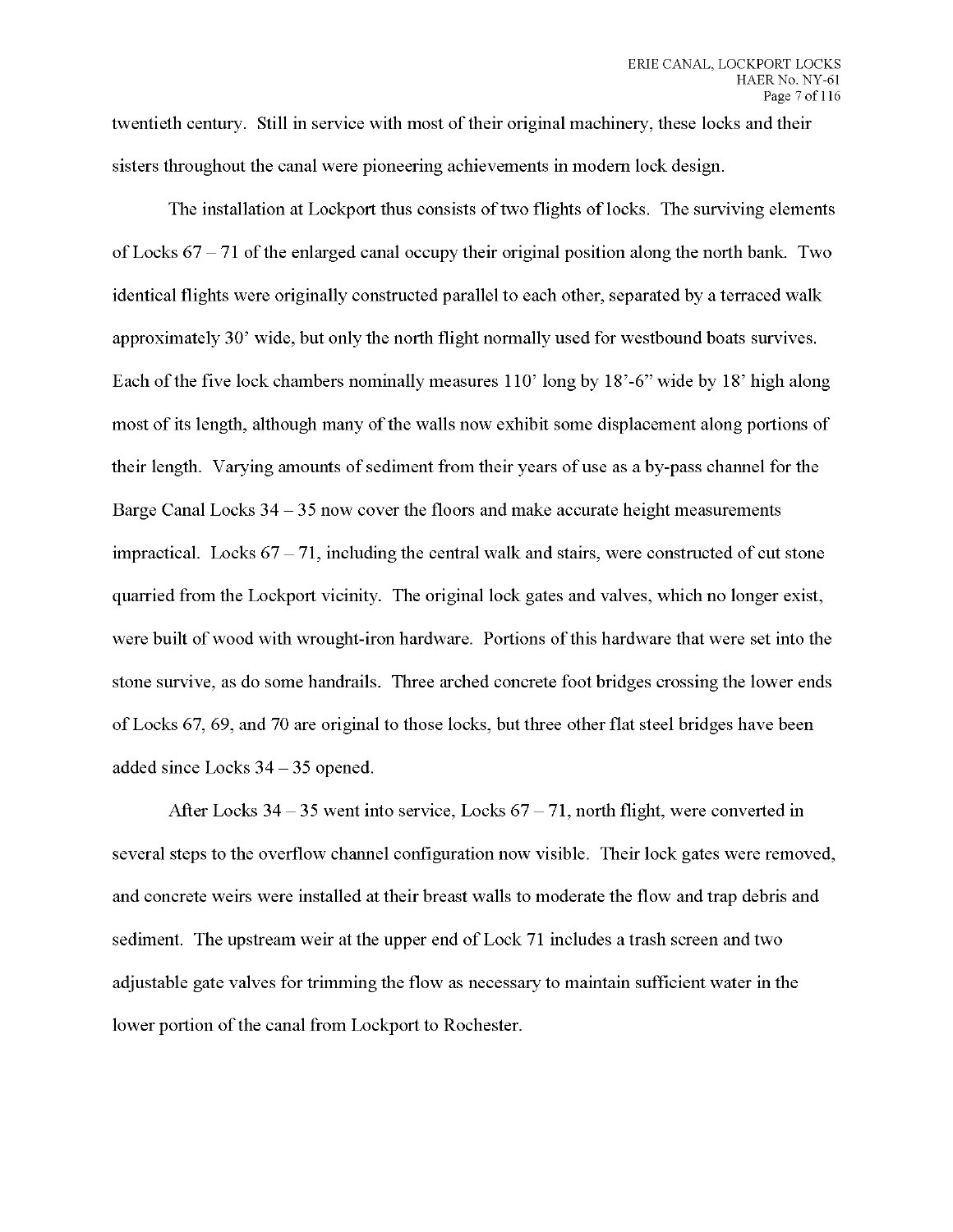twentieth century. Still in service with most of their original machinery, these locks and their sisters throughout the canal were pioneering achievements in modern lock design.

The installation at Lockport thus consists of two flights of locks. The surviving elements of Locks 67 – 71 of the enlarged canal occupy their original position along the north bank. Two identical flights were originally constructed parallel to each other, separated by a terraced walk approximately 30' wide, but only the north flight normally used for westbound boats survives. Each of the five lock chambers nominally measures 110' long by 18'-6" wide by 18' high along most of its length, although many of the walls now exhibit some displacement along portions of their length. Varying amounts of sediment from their years of use as a by-pass channel for the Barge Canal Locks 34 – 35 now cover the floors and make accurate height measurements impractical. Locks 67 – 71, including the central walk and stairs, were constructed of cut stone quarried from the Lockport vicinity. The original lock gates and valves, which no longer exist, were built of wood with wrought-iron hardware. Portions of this hardware that were set into the stone survive, as do some handrails. Three arched concrete foot bridges crossing the lower ends of Locks 67, 69, and 70 are original to those locks, but three other flat steel bridges have been added since Locks 34 – 35 opened.

After Locks 34 – 35 went into service, Locks 67 – 71, north flight, were converted in several steps to the overflow channel configuration now visible. Their lock gates were removed, and concrete weirs were installed at their breast walls to moderate the flow and trap debris and sediment. The upstream weir at the upper end of Lock 71 includes a trash screen and two adjustable gate valves for trimming the flow as necessary to maintain sufficient water in the lower portion of the canal from Lockport to Rochester.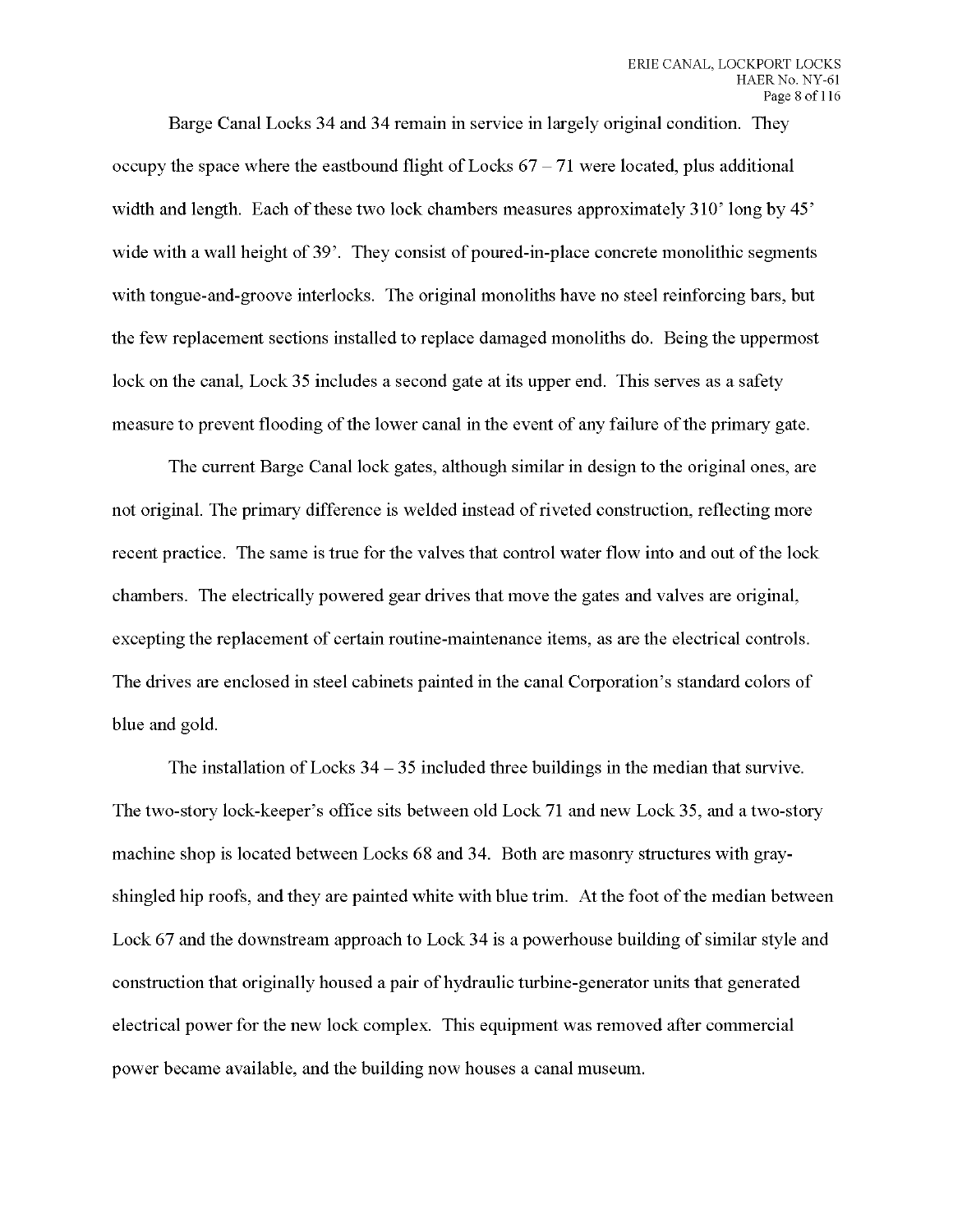Barge Canal Locks 34 and 34 remain in service in largely original condition. They occupy the space where the eastbound flight of Locks 67 – 71 were located, plus additional width and length. Each of these two lock chambers measures approximately 310' long by 45' wide with a wall height of 39'. They consist of poured-in-place concrete monolithic segments with tongue-and-groove interlocks. The original monoliths have no steel reinforcing bars, but the few replacement sections installed to replace damaged monoliths do. Being the uppermost lock on the canal, Lock 35 includes a second gate at its upper end. This serves as a safety measure to prevent flooding of the lower canal in the event of any failure of the primary gate.

The current Barge Canal lock gates, although similar in design to the original ones, are not original. The primary difference is welded instead of riveted construction, reflecting more recent practice. The same is true for the valves that control water flow into and out of the lock chambers. The electrically powered gear drives that move the gates and valves are original, excepting the replacement of certain routine-maintenance items, as are the electrical controls. The drives are enclosed in steel cabinets painted in the canal Corporation's standard colors of blue and gold.

The installation of Locks 34 – 35 included three buildings in the median that survive. The two-story lock-keeper's office sits between old Lock 71 and new Lock 35, and a two-story machine shop is located between Locks 68 and 34. Both are masonry structures with gray-shingled hip roofs, and they are painted white with blue trim. At the foot of the median between Lock 67 and the downstream approach to Lock 34 is a powerhouse building of similar style and construction that originally housed a pair of hydraulic turbine-generator units that generated electrical power for the new lock complex. This equipment was removed after commercial power became available, and the building now houses a canal museum.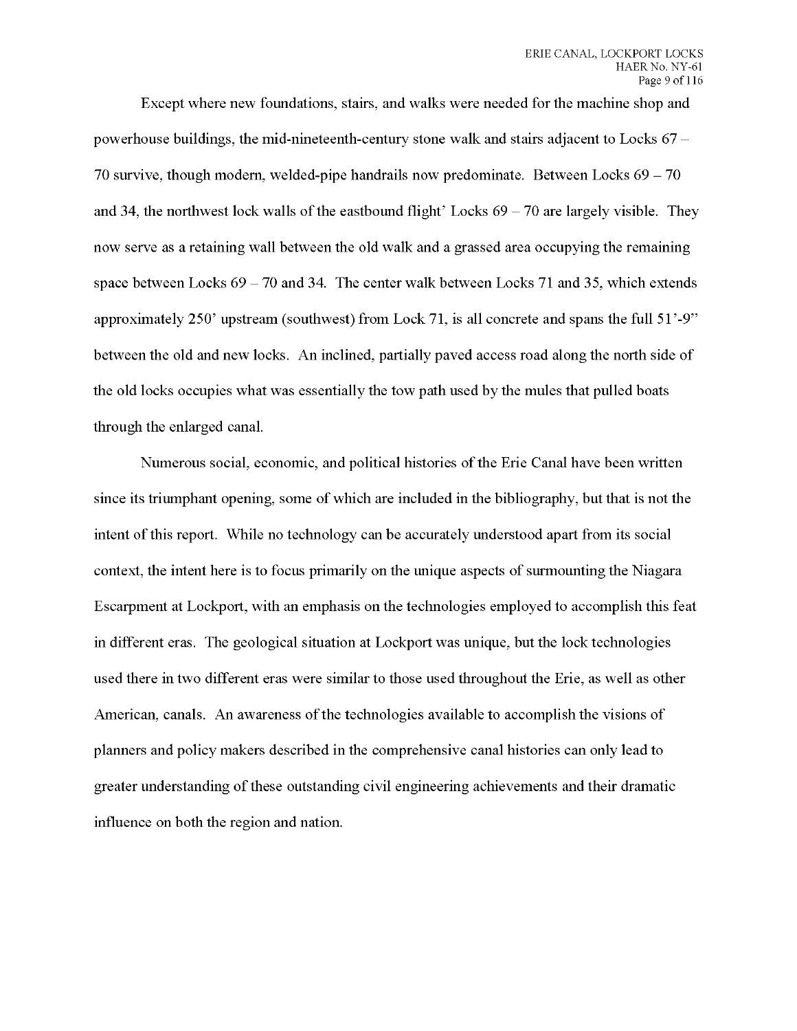Except where new foundations, stairs, and walks were needed for the machine shop and powerhouse buildings, the mid-nineteenth-century stone walk and stairs adjacent to Locks 67 – 70 survive, though modern, welded-pipe handrails now predominate. Between Locks 69 – 70 and 34, the northwest lock walls of the eastbound flight' Locks 69 – 70 are largely visible. They now serve as a retaining wall between the old walk and a grassed area occupying the remaining space between Locks 69 – 70 and 34. The center walk between Locks 71 and 35, which extends approximately 250' upstream (southwest) from Lock 71, is all concrete and spans the full 51'-9" between the old and new locks. An inclined, partially paved access road along the north side of the old locks occupies what was essentially the tow path used by the mules that pulled boats through the enlarged canal.

Numerous social, economic, and political histories of the Erie Canal have been written since its triumphant opening, some of which are included in the bibliography, but that is not the intent of this report. While no technology can be accurately understood apart from its social context, the intent here is to focus primarily on the unique aspects of surmounting the Niagara Escarpment at Lockport, with an emphasis on the technologies employed to accomplish this feat in different eras. The geological situation at Lockport was unique, but the lock technologies used there in two different eras were similar to those used throughout the Erie, as well as other American, canals. An awareness of the technologies available to accomplish the visions of planners and policy makers described in the comprehensive canal histories can only lead to greater understanding of these outstanding civil engineering achievements and their dramatic influence on both the region and nation.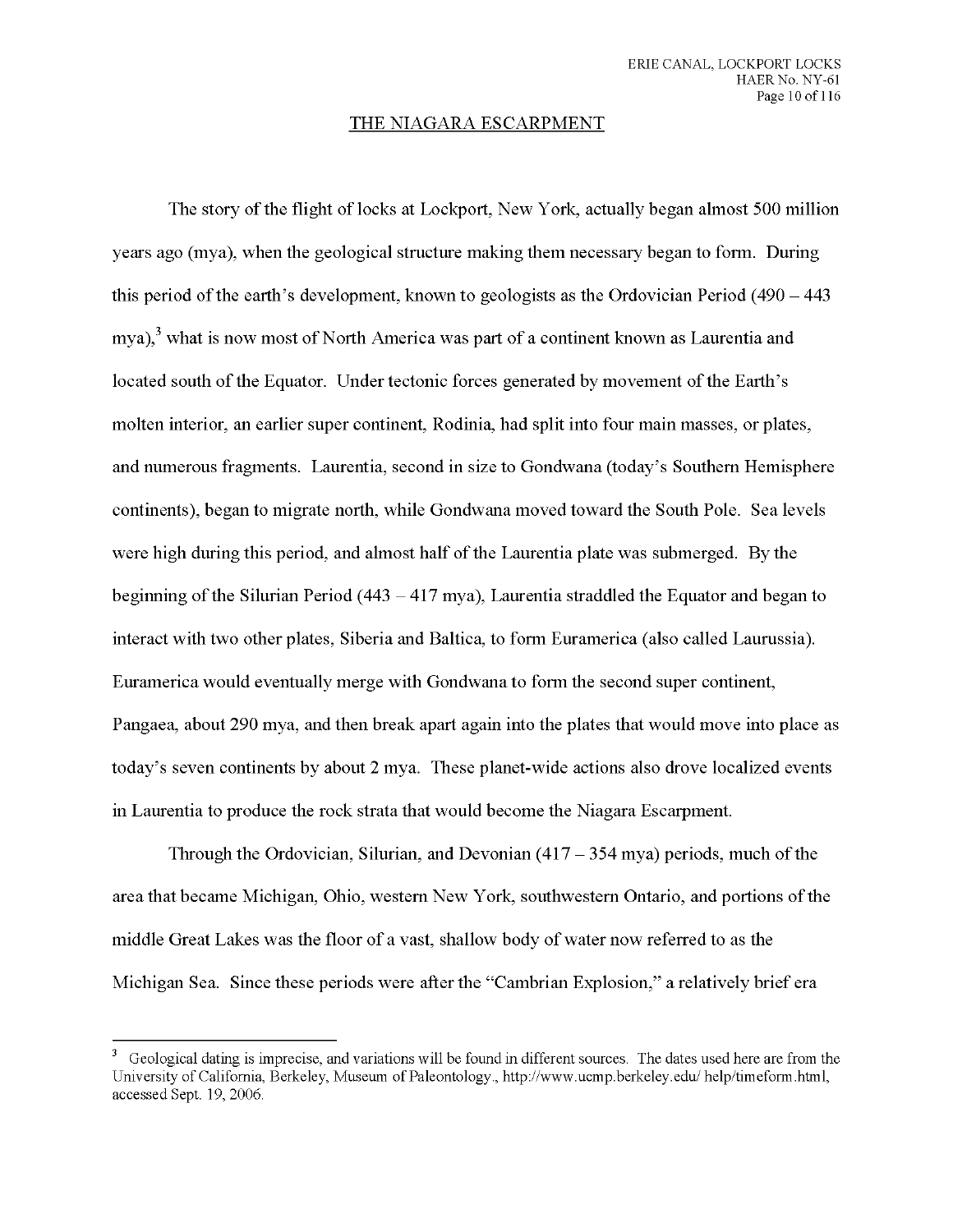## THE NIAGARA ESCARPMENT

The story of the flight of locks at Lockport, New York, actually began almost 500 million years ago (mya), when the geological structure making them necessary began to form. During this period of the earth's development, known to geologists as the Ordovician Period (490 – 443 mya),[3] what is now most of North America was part of a continent known as Laurentia and located south of the Equator. Under tectonic forces generated by movement of the Earth's molten interior, an earlier super continent, Rodinia, had split into four main masses, or plates, and numerous fragments. Laurentia, second in size to Gondwana (today's Southern Hemisphere continents), began to migrate north, while Gondwana moved toward the South Pole. Sea levels were high during this period, and almost half of the Laurentia plate was submerged. By the beginning of the Silurian Period (443 – 417 mya), Laurentia straddled the Equator and began to interact with two other plates, Siberia and Baltica, to form Euramerica (also called Laurussia). Euramerica would eventually merge with Gondwana to form the second super continent, Pangaea, about 290 mya, and then break apart again into the plates that would move into place as today's seven continents by about 2 mya. These planet-wide actions also drove localized events in Laurentia to produce the rock strata that would become the Niagara Escarpment.

Through the Ordovician, Silurian, and Devonian (417 – 354 mya) periods, much of the area that became Michigan, Ohio, western New York, southwestern Ontario, and portions of the middle Great Lakes was the floor of a vast, shallow body of water now referred to as the Michigan Sea. Since these periods were after the "Cambrian Explosion," a relatively brief era

---

[3] Geological dating is imprecise, and variations will be found in different sources. The dates used here are from the University of California, Berkeley, Museum of Paleontology., http://www.ucmp.berkeley.edu/ help/timeform.html, accessed Sept. 19, 2006.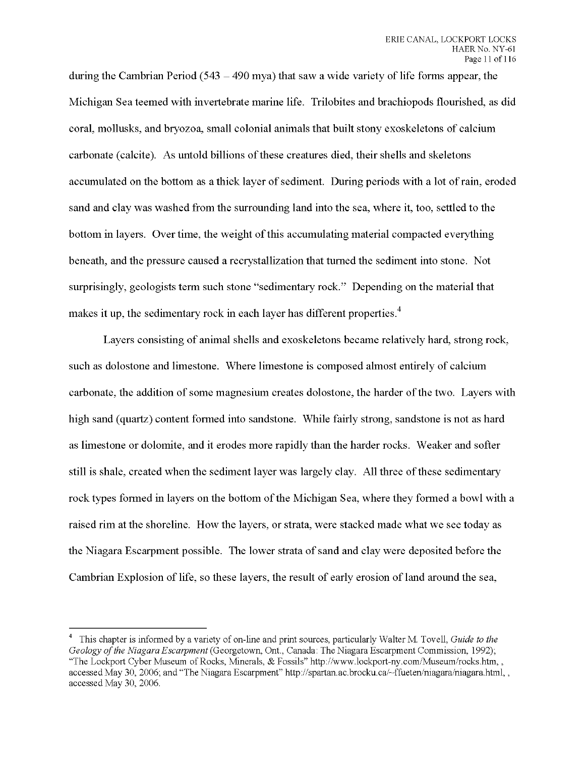during the Cambrian Period (543 – 490 mya) that saw a wide variety of life forms appear, the Michigan Sea teemed with invertebrate marine life. Trilobites and brachiopods flourished, as did coral, mollusks, and bryozoa, small colonial animals that built stony exoskeletons of calcium carbonate (calcite). As untold billions of these creatures died, their shells and skeletons accumulated on the bottom as a thick layer of sediment. During periods with a lot of rain, eroded sand and clay was washed from the surrounding land into the sea, where it, too, settled to the bottom in layers. Over time, the weight of this accumulating material compacted everything beneath, and the pressure caused a recrystallization that turned the sediment into stone. Not surprisingly, geologists term such stone "sedimentary rock." Depending on the material that makes it up, the sedimentary rock in each layer has different properties.[4]

Layers consisting of animal shells and exoskeletons became relatively hard, strong rock, such as dolostone and limestone. Where limestone is composed almost entirely of calcium carbonate, the addition of some magnesium creates dolostone, the harder of the two. Layers with high sand (quartz) content formed into sandstone. While fairly strong, sandstone is not as hard as limestone or dolomite, and it erodes more rapidly than the harder rocks. Weaker and softer still is shale, created when the sediment layer was largely clay. All three of these sedimentary rock types formed in layers on the bottom of the Michigan Sea, where they formed a bowl with a raised rim at the shoreline. How the layers, or strata, were stacked made what we see today as the Niagara Escarpment possible. The lower strata of sand and clay were deposited before the Cambrian Explosion of life, so these layers, the result of early erosion of land around the sea,

---

[4] This chapter is informed by a variety of on-line and print sources, particularly Walter M. Tovell, *Guide to the Geology of the Niagara Escarpment* (Georgetown, Ont., Canada: The Niagara Escarpment Commission, 1992); "The Lockport Cyber Museum of Rocks, Minerals, & Fossils" http://www.lockport-ny.com/Museum/rocks.htm, , accessed May 30, 2006; and "The Niagara Escarpment" http://spartan.ac.brocku.ca/~ffueten/niagara/niagara.html, , accessed May 30, 2006.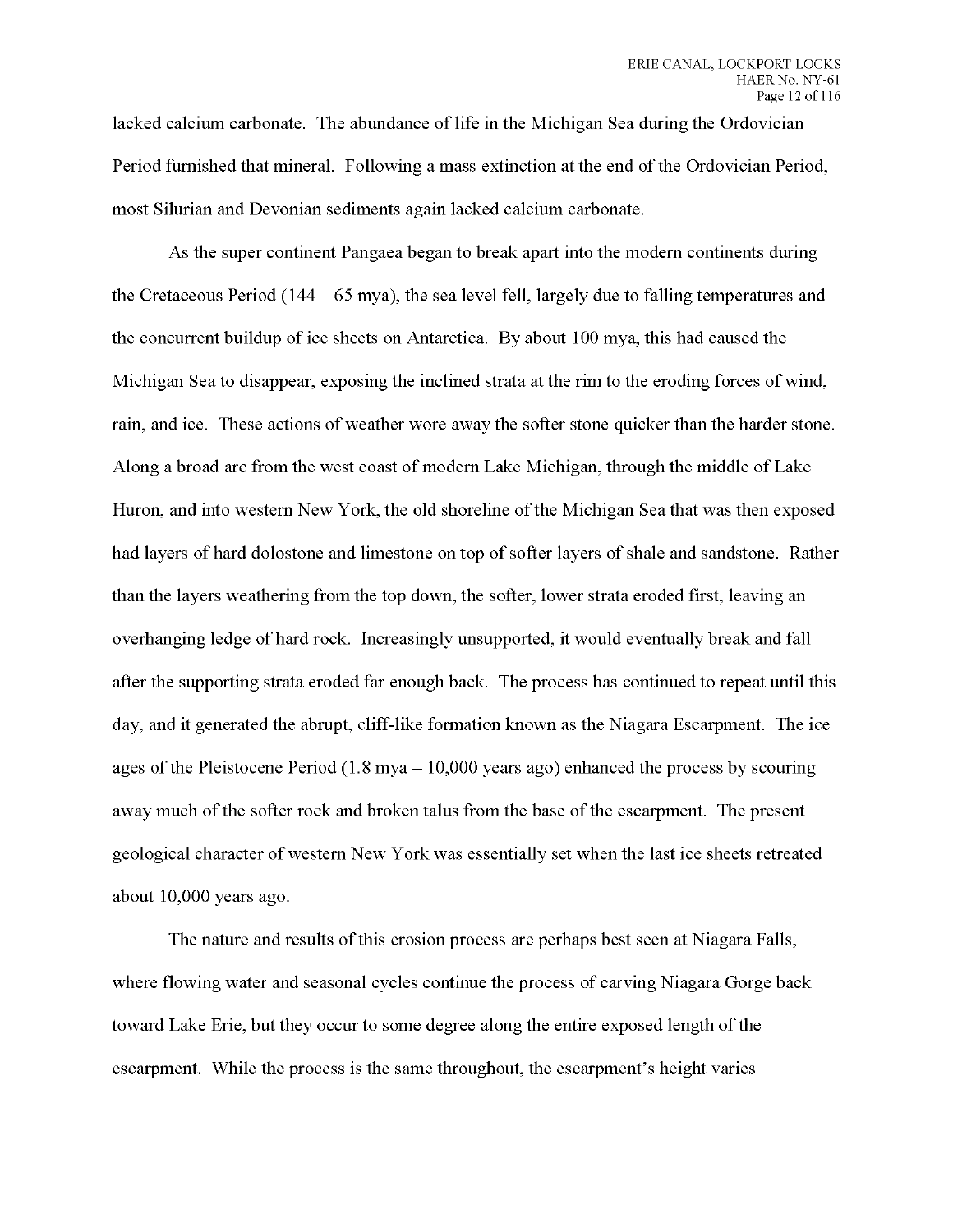lacked calcium carbonate. The abundance of life in the Michigan Sea during the Ordovician Period furnished that mineral. Following a mass extinction at the end of the Ordovician Period, most Silurian and Devonian sediments again lacked calcium carbonate.

As the super continent Pangaea began to break apart into the modern continents during the Cretaceous Period (144 – 65 mya), the sea level fell, largely due to falling temperatures and the concurrent buildup of ice sheets on Antarctica. By about 100 mya, this had caused the Michigan Sea to disappear, exposing the inclined strata at the rim to the eroding forces of wind, rain, and ice. These actions of weather wore away the softer stone quicker than the harder stone. Along a broad arc from the west coast of modern Lake Michigan, through the middle of Lake Huron, and into western New York, the old shoreline of the Michigan Sea that was then exposed had layers of hard dolostone and limestone on top of softer layers of shale and sandstone. Rather than the layers weathering from the top down, the softer, lower strata eroded first, leaving an overhanging ledge of hard rock. Increasingly unsupported, it would eventually break and fall after the supporting strata eroded far enough back. The process has continued to repeat until this day, and it generated the abrupt, cliff-like formation known as the Niagara Escarpment. The ice ages of the Pleistocene Period (1.8 mya – 10,000 years ago) enhanced the process by scouring away much of the softer rock and broken talus from the base of the escarpment. The present geological character of western New York was essentially set when the last ice sheets retreated about 10,000 years ago.

The nature and results of this erosion process are perhaps best seen at Niagara Falls, where flowing water and seasonal cycles continue the process of carving Niagara Gorge back toward Lake Erie, but they occur to some degree along the entire exposed length of the escarpment. While the process is the same throughout, the escarpment's height varies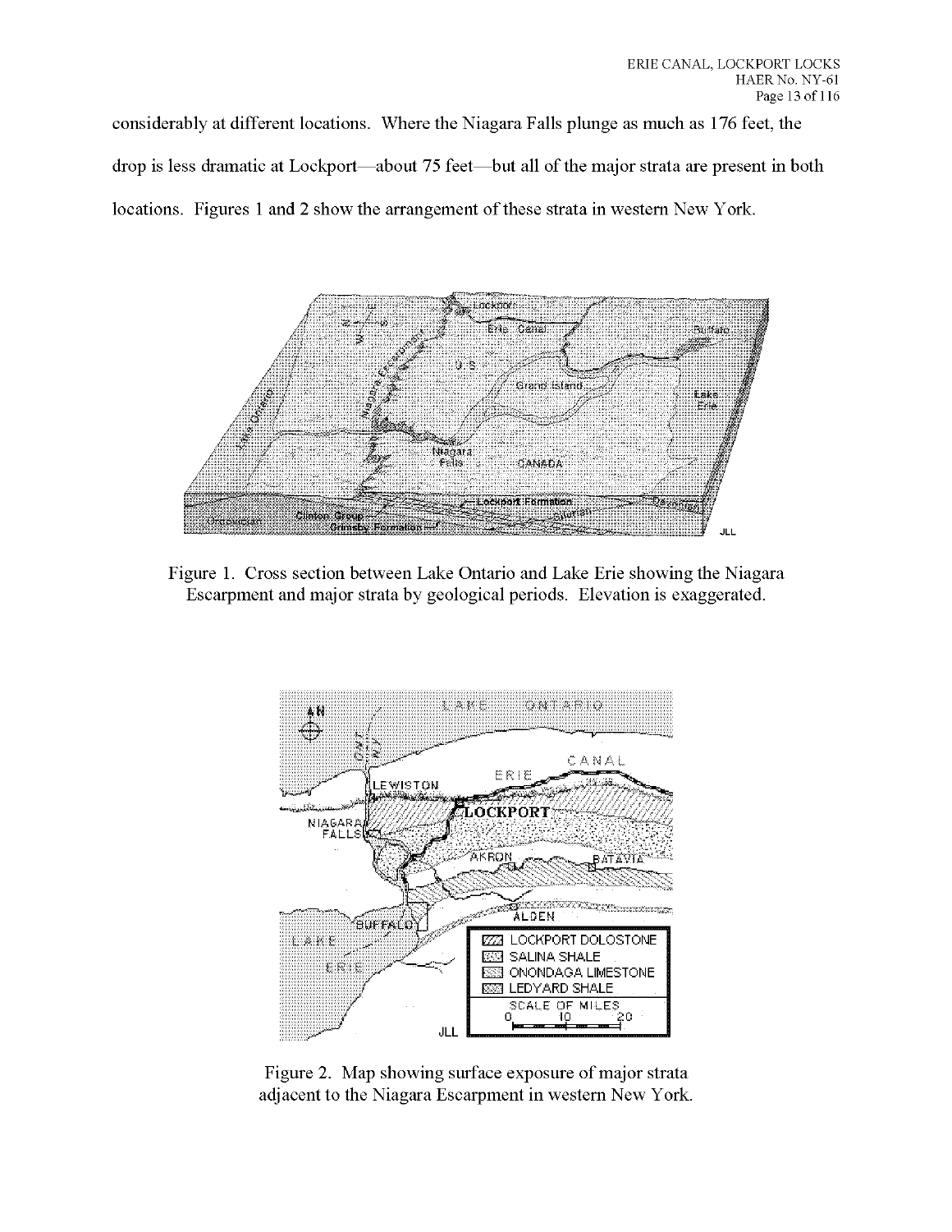considerably at different locations. Where the Niagara Falls plunge as much as 176 feet, the drop is less dramatic at Lockport—about 75 feet—but all of the major strata are present in both locations. Figures 1 and 2 show the arrangement of these strata in western New York.

Figure 1. Cross section between Lake Ontario and Lake Erie showing the Niagara Escarpment and major strata by geological periods. Elevation is exaggerated.

Figure 2. Map showing surface exposure of major strata adjacent to the Niagara Escarpment in western New York.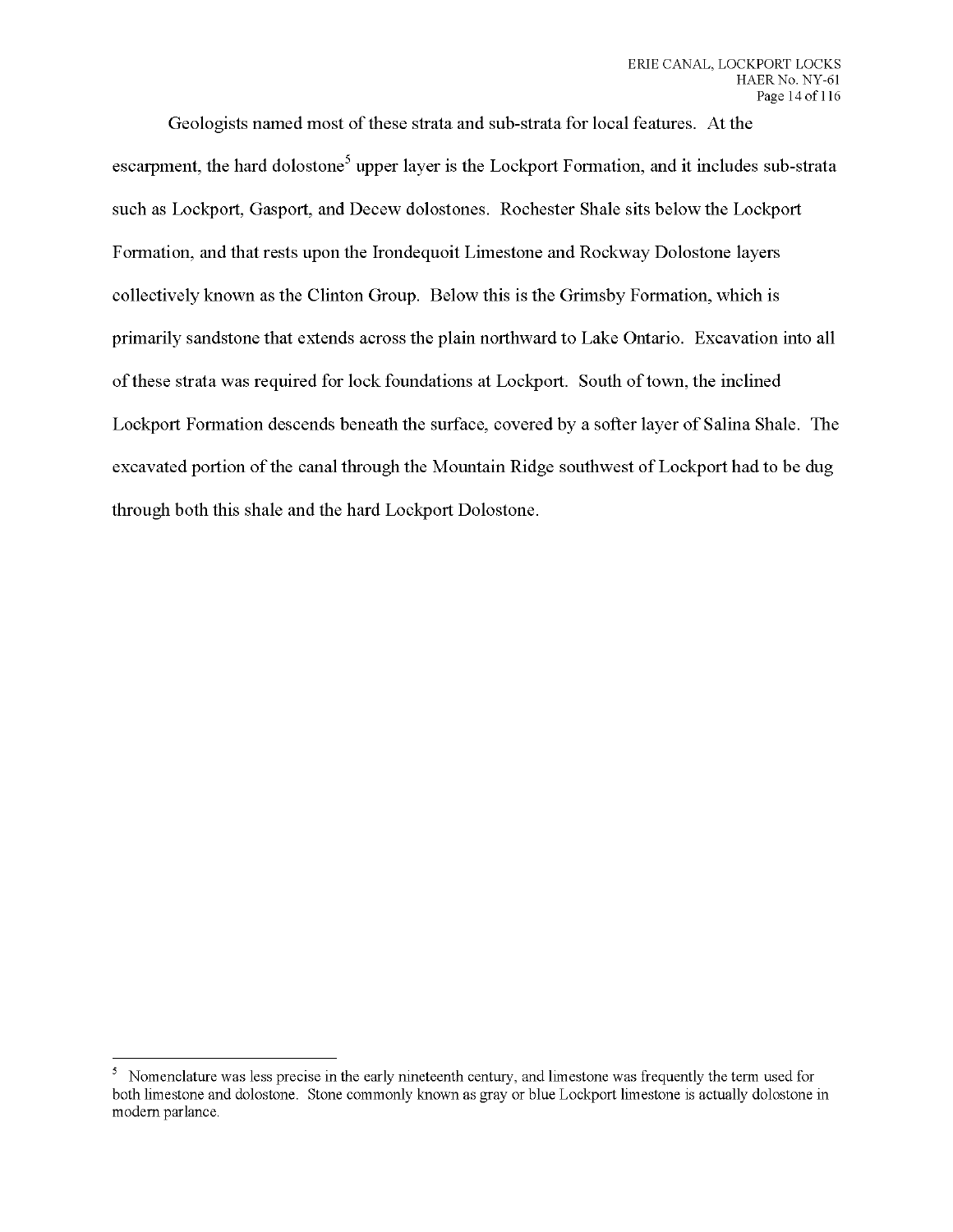Geologists named most of these strata and sub-strata for local features. At the escarpment, the hard dolostone[5] upper layer is the Lockport Formation, and it includes sub-strata such as Lockport, Gasport, and Decew dolostones. Rochester Shale sits below the Lockport Formation, and that rests upon the Irondequoit Limestone and Rockway Dolostone layers collectively known as the Clinton Group. Below this is the Grimsby Formation, which is primarily sandstone that extends across the plain northward to Lake Ontario. Excavation into all of these strata was required for lock foundations at Lockport. South of town, the inclined Lockport Formation descends beneath the surface, covered by a softer layer of Salina Shale. The excavated portion of the canal through the Mountain Ridge southwest of Lockport had to be dug through both this shale and the hard Lockport Dolostone.

---

[5] Nomenclature was less precise in the early nineteenth century, and limestone was frequently the term used for both limestone and dolostone. Stone commonly known as gray or blue Lockport limestone is actually dolostone in modern parlance.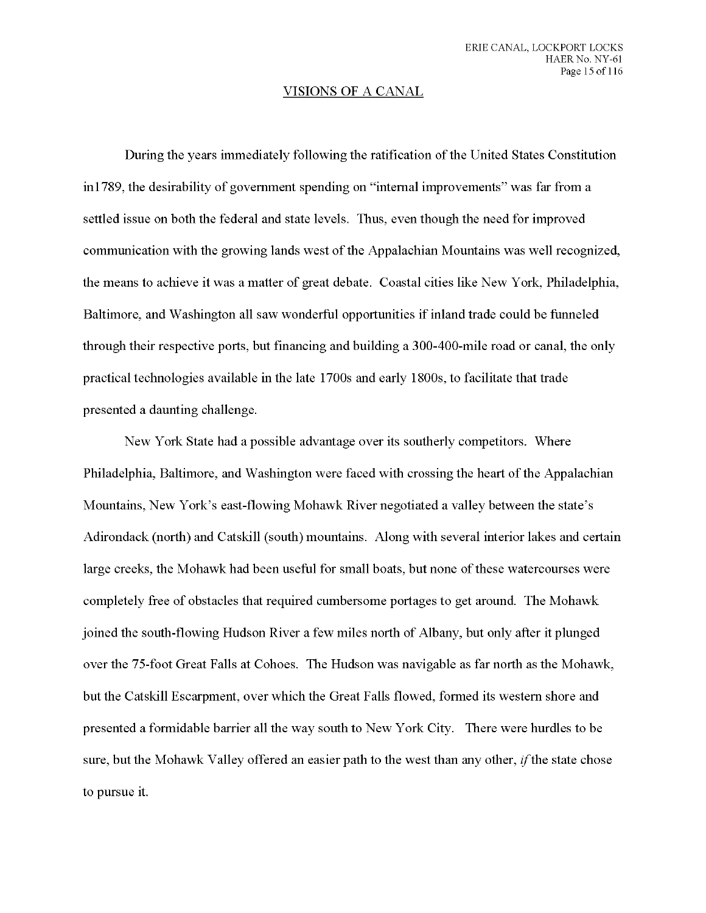## VISIONS OF A CANAL

During the years immediately following the ratification of the United States Constitution in1789, the desirability of government spending on "internal improvements" was far from a settled issue on both the federal and state levels. Thus, even though the need for improved communication with the growing lands west of the Appalachian Mountains was well recognized, the means to achieve it was a matter of great debate. Coastal cities like New York, Philadelphia, Baltimore, and Washington all saw wonderful opportunities if inland trade could be funneled through their respective ports, but financing and building a 300-400-mile road or canal, the only practical technologies available in the late 1700s and early 1800s, to facilitate that trade presented a daunting challenge.

New York State had a possible advantage over its southerly competitors. Where Philadelphia, Baltimore, and Washington were faced with crossing the heart of the Appalachian Mountains, New York's east-flowing Mohawk River negotiated a valley between the state's Adirondack (north) and Catskill (south) mountains. Along with several interior lakes and certain large creeks, the Mohawk had been useful for small boats, but none of these watercourses were completely free of obstacles that required cumbersome portages to get around. The Mohawk joined the south-flowing Hudson River a few miles north of Albany, but only after it plunged over the 75-foot Great Falls at Cohoes. The Hudson was navigable as far north as the Mohawk, but the Catskill Escarpment, over which the Great Falls flowed, formed its western shore and presented a formidable barrier all the way south to New York City. There were hurdles to be sure, but the Mohawk Valley offered an easier path to the west than any other, *if* the state chose to pursue it.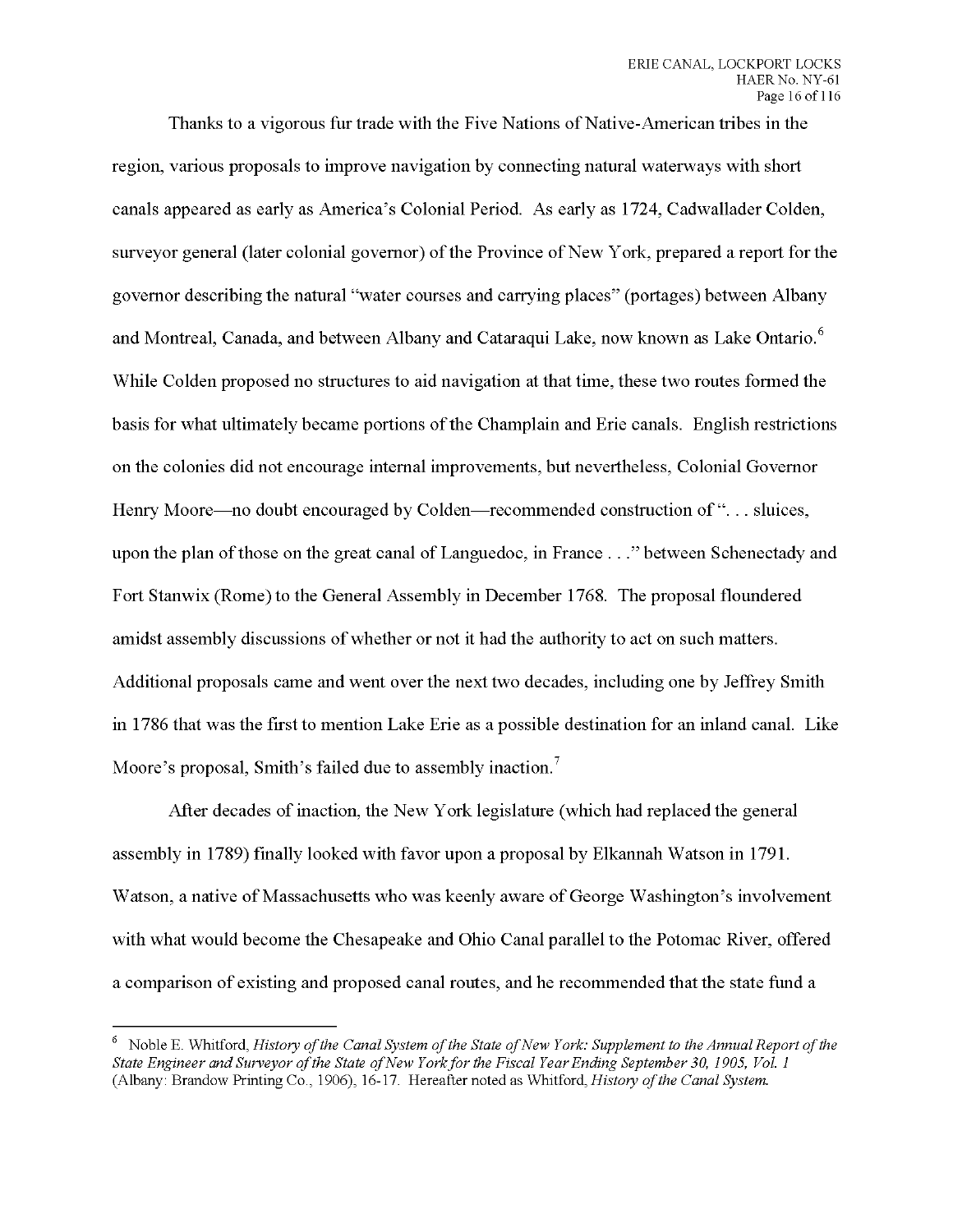Thanks to a vigorous fur trade with the Five Nations of Native-American tribes in the region, various proposals to improve navigation by connecting natural waterways with short canals appeared as early as America's Colonial Period. As early as 1724, Cadwallader Colden, surveyor general (later colonial governor) of the Province of New York, prepared a report for the governor describing the natural "water courses and carrying places" (portages) between Albany and Montreal, Canada, and between Albany and Cataraqui Lake, now known as Lake Ontario.[6] While Colden proposed no structures to aid navigation at that time, these two routes formed the basis for what ultimately became portions of the Champlain and Erie canals. English restrictions on the colonies did not encourage internal improvements, but nevertheless, Colonial Governor Henry Moore—no doubt encouraged by Colden—recommended construction of ". . . sluices, upon the plan of those on the great canal of Languedoc, in France . . ." between Schenectady and Fort Stanwix (Rome) to the General Assembly in December 1768. The proposal floundered amidst assembly discussions of whether or not it had the authority to act on such matters. Additional proposals came and went over the next two decades, including one by Jeffrey Smith in 1786 that was the first to mention Lake Erie as a possible destination for an inland canal. Like Moore's proposal, Smith's failed due to assembly inaction.[7]

After decades of inaction, the New York legislature (which had replaced the general assembly in 1789) finally looked with favor upon a proposal by Elkannah Watson in 1791. Watson, a native of Massachusetts who was keenly aware of George Washington's involvement with what would become the Chesapeake and Ohio Canal parallel to the Potomac River, offered a comparison of existing and proposed canal routes, and he recommended that the state fund a

---

[6] Noble E. Whitford, *History of the Canal System of the State of New York: Supplement to the Annual Report of the State Engineer and Surveyor of the State of New York for the Fiscal Year Ending September 30, 1905, Vol. 1* (Albany: Brandow Printing Co., 1906), 16-17. Hereafter noted as Whitford, *History of the Canal System.*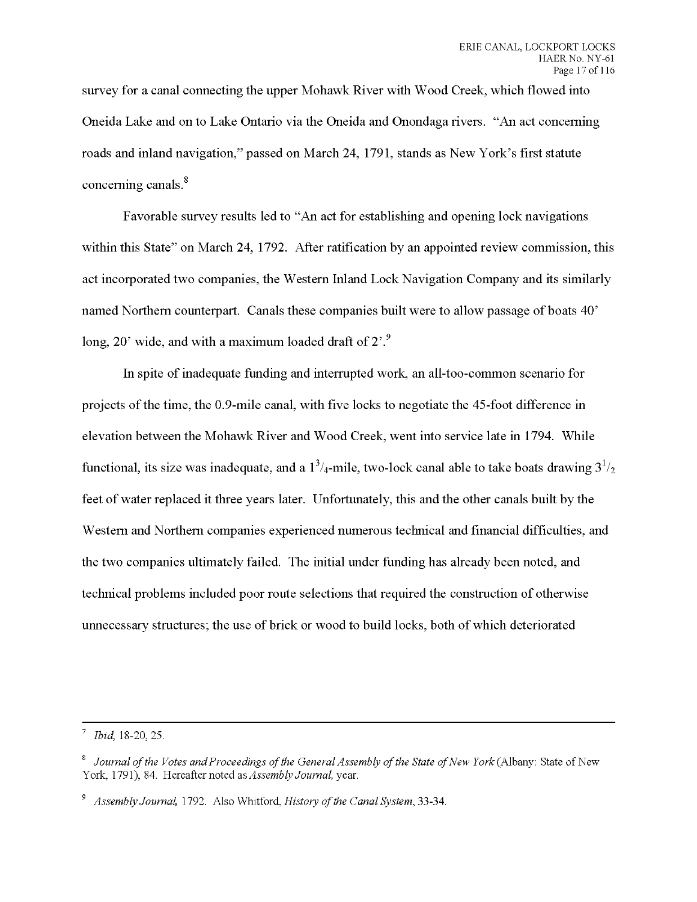survey for a canal connecting the upper Mohawk River with Wood Creek, which flowed into Oneida Lake and on to Lake Ontario via the Oneida and Onondaga rivers. "An act concerning roads and inland navigation," passed on March 24, 1791, stands as New York's first statute concerning canals.[8]

Favorable survey results led to "An act for establishing and opening lock navigations within this State" on March 24, 1792. After ratification by an appointed review commission, this act incorporated two companies, the Western Inland Lock Navigation Company and its similarly named Northern counterpart. Canals these companies built were to allow passage of boats 40' long, 20' wide, and with a maximum loaded draft of 2'.[9]

In spite of inadequate funding and interrupted work, an all-too-common scenario for projects of the time, the 0.9-mile canal, with five locks to negotiate the 45-foot difference in elevation between the Mohawk River and Wood Creek, went into service late in 1794. While functional, its size was inadequate, and a $1^3/_4$-mile, two-lock canal able to take boats drawing $3^1/_2$ feet of water replaced it three years later. Unfortunately, this and the other canals built by the Western and Northern companies experienced numerous technical and financial difficulties, and the two companies ultimately failed. The initial under funding has already been noted, and technical problems included poor route selections that required the construction of otherwise unnecessary structures; the use of brick or wood to build locks, both of which deteriorated

---

[7] *Ibid*, 18-20, 25.

[8] *Journal of the Votes and Proceedings of the General Assembly of the State of New York* (Albany: State of New York, 1791), 84. Hereafter noted as *Assembly Journal*, year.

[9] *Assembly Journal*, 1792. Also Whitford, *History of the Canal System*, 33-34.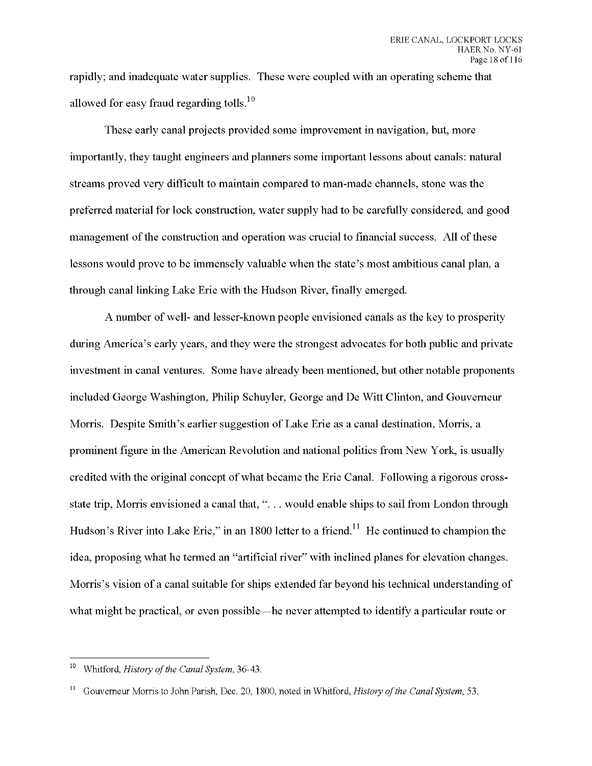rapidly; and inadequate water supplies. These were coupled with an operating scheme that allowed for easy fraud regarding tolls.[10]

These early canal projects provided some improvement in navigation, but, more importantly, they taught engineers and planners some important lessons about canals: natural streams proved very difficult to maintain compared to man-made channels, stone was the preferred material for lock construction, water supply had to be carefully considered, and good management of the construction and operation was crucial to financial success. All of these lessons would prove to be immensely valuable when the state's most ambitious canal plan, a through canal linking Lake Erie with the Hudson River, finally emerged.

A number of well- and lesser-known people envisioned canals as the key to prosperity during America's early years, and they were the strongest advocates for both public and private investment in canal ventures. Some have already been mentioned, but other notable proponents included George Washington, Philip Schuyler, George and De Witt Clinton, and Gouverneur Morris. Despite Smith's earlier suggestion of Lake Erie as a canal destination, Morris, a prominent figure in the American Revolution and national politics from New York, is usually credited with the original concept of what became the Erie Canal. Following a rigorous cross-state trip, Morris envisioned a canal that, ". . . would enable ships to sail from London through Hudson's River into Lake Erie," in an 1800 letter to a friend.[11] He continued to champion the idea, proposing what he termed an "artificial river" with inclined planes for elevation changes. Morris's vision of a canal suitable for ships extended far beyond his technical understanding of what might be practical, or even possible—he never attempted to identify a particular route or

---

[10] Whitford, *History of the Canal System*, 36-43.

[11] Gouverneur Morris to John Parish, Dec. 20, 1800, noted in Whitford, *History of the Canal System*, 53.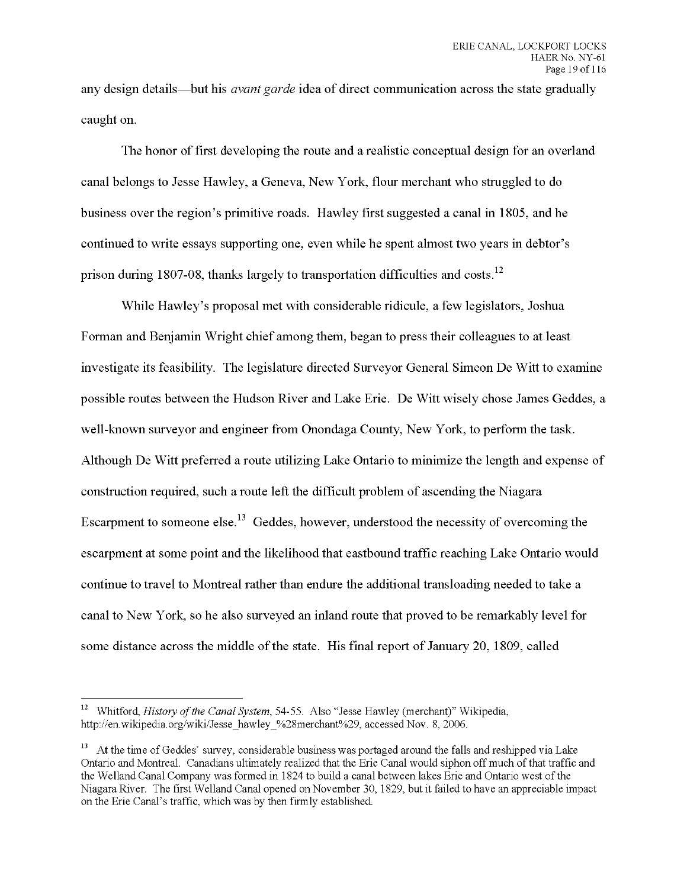any design details—but his *avant garde* idea of direct communication across the state gradually caught on.

The honor of first developing the route and a realistic conceptual design for an overland canal belongs to Jesse Hawley, a Geneva, New York, flour merchant who struggled to do business over the region's primitive roads. Hawley first suggested a canal in 1805, and he continued to write essays supporting one, even while he spent almost two years in debtor's prison during 1807-08, thanks largely to transportation difficulties and costs.[12]

While Hawley's proposal met with considerable ridicule, a few legislators, Joshua Forman and Benjamin Wright chief among them, began to press their colleagues to at least investigate its feasibility. The legislature directed Surveyor General Simeon De Witt to examine possible routes between the Hudson River and Lake Erie. De Witt wisely chose James Geddes, a well-known surveyor and engineer from Onondaga County, New York, to perform the task. Although De Witt preferred a route utilizing Lake Ontario to minimize the length and expense of construction required, such a route left the difficult problem of ascending the Niagara Escarpment to someone else.[13] Geddes, however, understood the necessity of overcoming the escarpment at some point and the likelihood that eastbound traffic reaching Lake Ontario would continue to travel to Montreal rather than endure the additional transloading needed to take a canal to New York, so he also surveyed an inland route that proved to be remarkably level for some distance across the middle of the state. His final report of January 20, 1809, called

---

[12] Whitford, *History of the Canal System*, 54-55. Also "Jesse Hawley (merchant)" Wikipedia, http://en.wikipedia.org/wiki/Jesse_hawley_%28merchant%29, accessed Nov. 8, 2006.

[13] At the time of Geddes' survey, considerable business was portaged around the falls and reshipped via Lake Ontario and Montreal. Canadians ultimately realized that the Erie Canal would siphon off much of that traffic and the Welland Canal Company was formed in 1824 to build a canal between lakes Erie and Ontario west of the Niagara River. The first Welland Canal opened on November 30, 1829, but it failed to have an appreciable impact on the Erie Canal's traffic, which was by then firmly established.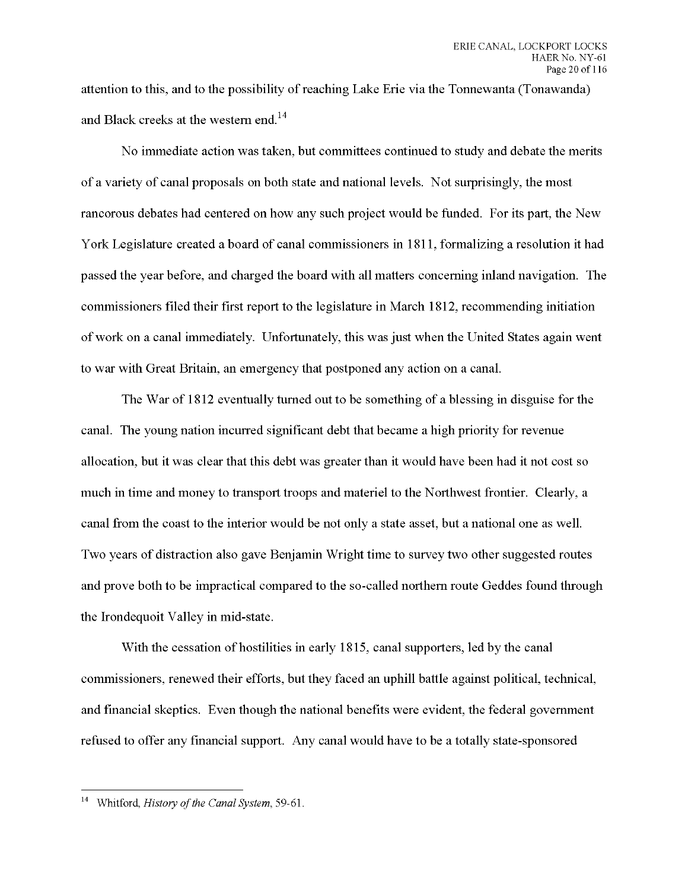attention to this, and to the possibility of reaching Lake Erie via the Tonnewanta (Tonawanda) and Black creeks at the western end.[14]

No immediate action was taken, but committees continued to study and debate the merits of a variety of canal proposals on both state and national levels. Not surprisingly, the most rancorous debates had centered on how any such project would be funded. For its part, the New York Legislature created a board of canal commissioners in 1811, formalizing a resolution it had passed the year before, and charged the board with all matters concerning inland navigation. The commissioners filed their first report to the legislature in March 1812, recommending initiation of work on a canal immediately. Unfortunately, this was just when the United States again went to war with Great Britain, an emergency that postponed any action on a canal.

The War of 1812 eventually turned out to be something of a blessing in disguise for the canal. The young nation incurred significant debt that became a high priority for revenue allocation, but it was clear that this debt was greater than it would have been had it not cost so much in time and money to transport troops and materiel to the Northwest frontier. Clearly, a canal from the coast to the interior would be not only a state asset, but a national one as well. Two years of distraction also gave Benjamin Wright time to survey two other suggested routes and prove both to be impractical compared to the so-called northern route Geddes found through the Irondequoit Valley in mid-state.

With the cessation of hostilities in early 1815, canal supporters, led by the canal commissioners, renewed their efforts, but they faced an uphill battle against political, technical, and financial skeptics. Even though the national benefits were evident, the federal government refused to offer any financial support. Any canal would have to be a totally state-sponsored

---

[14] Whitford, *History of the Canal System*, 59-61.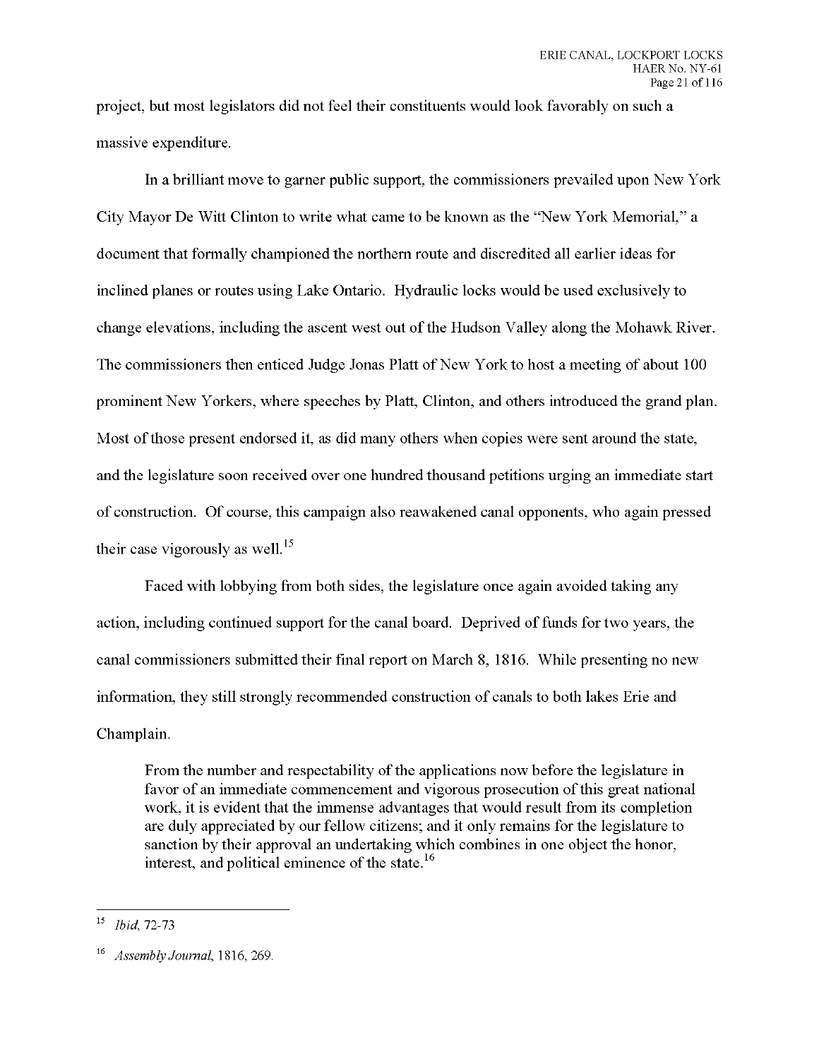project, but most legislators did not feel their constituents would look favorably on such a massive expenditure.

In a brilliant move to garner public support, the commissioners prevailed upon New York City Mayor De Witt Clinton to write what came to be known as the "New York Memorial," a document that formally championed the northern route and discredited all earlier ideas for inclined planes or routes using Lake Ontario. Hydraulic locks would be used exclusively to change elevations, including the ascent west out of the Hudson Valley along the Mohawk River. The commissioners then enticed Judge Jonas Platt of New York to host a meeting of about 100 prominent New Yorkers, where speeches by Platt, Clinton, and others introduced the grand plan. Most of those present endorsed it, as did many others when copies were sent around the state, and the legislature soon received over one hundred thousand petitions urging an immediate start of construction. Of course, this campaign also reawakened canal opponents, who again pressed their case vigorously as well.[15]

Faced with lobbying from both sides, the legislature once again avoided taking any action, including continued support for the canal board. Deprived of funds for two years, the canal commissioners submitted their final report on March 8, 1816. While presenting no new information, they still strongly recommended construction of canals to both lakes Erie and Champlain.

> From the number and respectability of the applications now before the legislature in favor of an immediate commencement and vigorous prosecution of this great national work, it is evident that the immense advantages that would result from its completion are duly appreciated by our fellow citizens; and it only remains for the legislature to sanction by their approval an undertaking which combines in one object the honor, interest, and political eminence of the state.[16]

---

[15] *Ibid*, 72-73

[16] *Assembly Journal*, 1816, 269.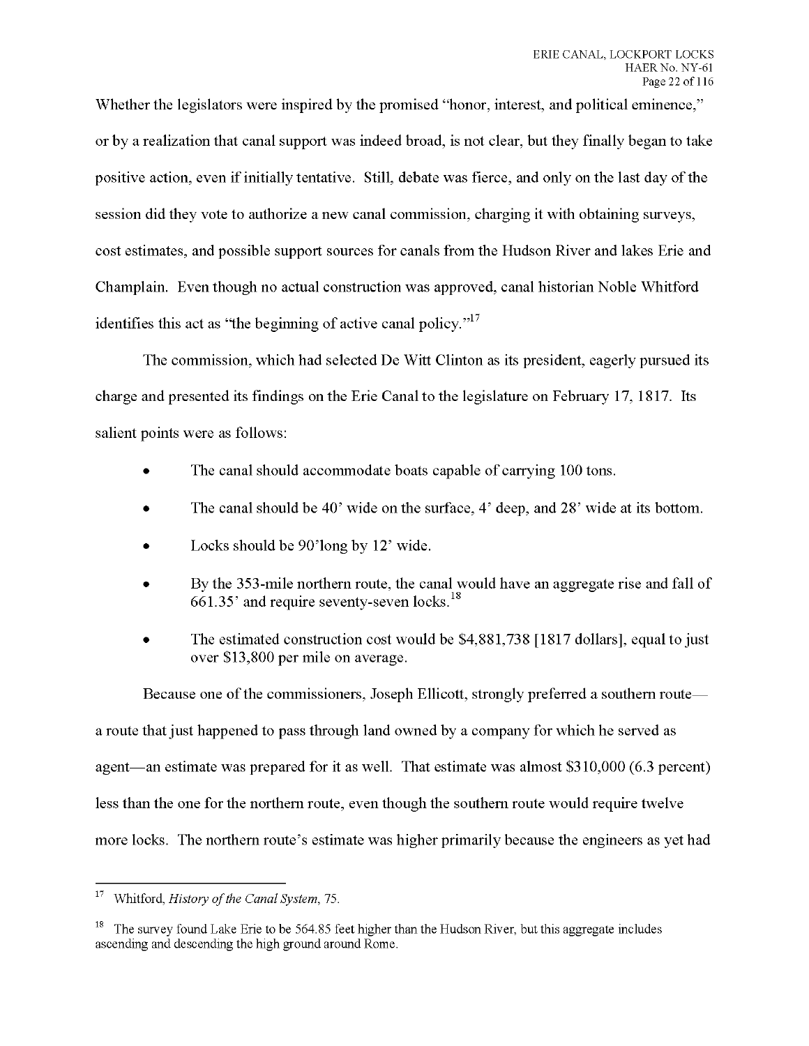Whether the legislators were inspired by the promised "honor, interest, and political eminence," or by a realization that canal support was indeed broad, is not clear, but they finally began to take positive action, even if initially tentative. Still, debate was fierce, and only on the last day of the session did they vote to authorize a new canal commission, charging it with obtaining surveys, cost estimates, and possible support sources for canals from the Hudson River and lakes Erie and Champlain. Even though no actual construction was approved, canal historian Noble Whitford identifies this act as "the beginning of active canal policy."[17]

The commission, which had selected De Witt Clinton as its president, eagerly pursued its charge and presented its findings on the Erie Canal to the legislature on February 17, 1817. Its salient points were as follows:

- The canal should accommodate boats capable of carrying 100 tons.
- The canal should be 40' wide on the surface, 4' deep, and 28' wide at its bottom.
- Locks should be 90'long by 12' wide.
- By the 353-mile northern route, the canal would have an aggregate rise and fall of 661.35' and require seventy-seven locks.[18]
- The estimated construction cost would be $4,881,738 [1817 dollars], equal to just over $13,800 per mile on average.

Because one of the commissioners, Joseph Ellicott, strongly preferred a southern route—a route that just happened to pass through land owned by a company for which he served as agent—an estimate was prepared for it as well. That estimate was almost $310,000 (6.3 percent) less than the one for the northern route, even though the southern route would require twelve more locks. The northern route's estimate was higher primarily because the engineers as yet had

---

[17] Whitford, *History of the Canal System*, 75.

[18] The survey found Lake Erie to be 564.85 feet higher than the Hudson River, but this aggregate includes ascending and descending the high ground around Rome.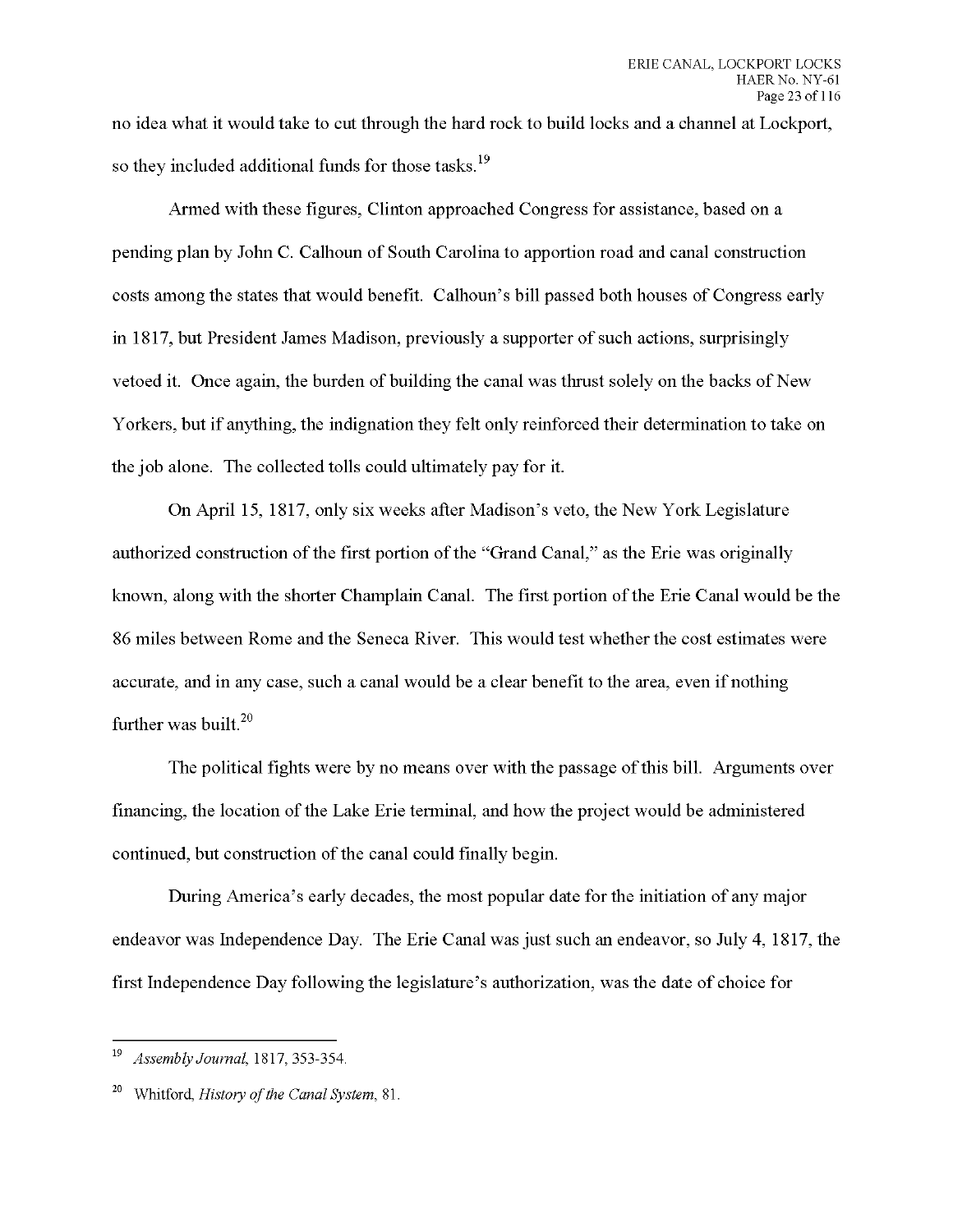no idea what it would take to cut through the hard rock to build locks and a channel at Lockport, so they included additional funds for those tasks.[19]

Armed with these figures, Clinton approached Congress for assistance, based on a pending plan by John C. Calhoun of South Carolina to apportion road and canal construction costs among the states that would benefit. Calhoun's bill passed both houses of Congress early in 1817, but President James Madison, previously a supporter of such actions, surprisingly vetoed it. Once again, the burden of building the canal was thrust solely on the backs of New Yorkers, but if anything, the indignation they felt only reinforced their determination to take on the job alone. The collected tolls could ultimately pay for it.

On April 15, 1817, only six weeks after Madison's veto, the New York Legislature authorized construction of the first portion of the "Grand Canal," as the Erie was originally known, along with the shorter Champlain Canal. The first portion of the Erie Canal would be the 86 miles between Rome and the Seneca River. This would test whether the cost estimates were accurate, and in any case, such a canal would be a clear benefit to the area, even if nothing further was built.[20]

The political fights were by no means over with the passage of this bill. Arguments over financing, the location of the Lake Erie terminal, and how the project would be administered continued, but construction of the canal could finally begin.

During America's early decades, the most popular date for the initiation of any major endeavor was Independence Day. The Erie Canal was just such an endeavor, so July 4, 1817, the first Independence Day following the legislature's authorization, was the date of choice for

---

[19] *Assembly Journal*, 1817, 353-354.

[20] Whitford, *History of the Canal System*, 81.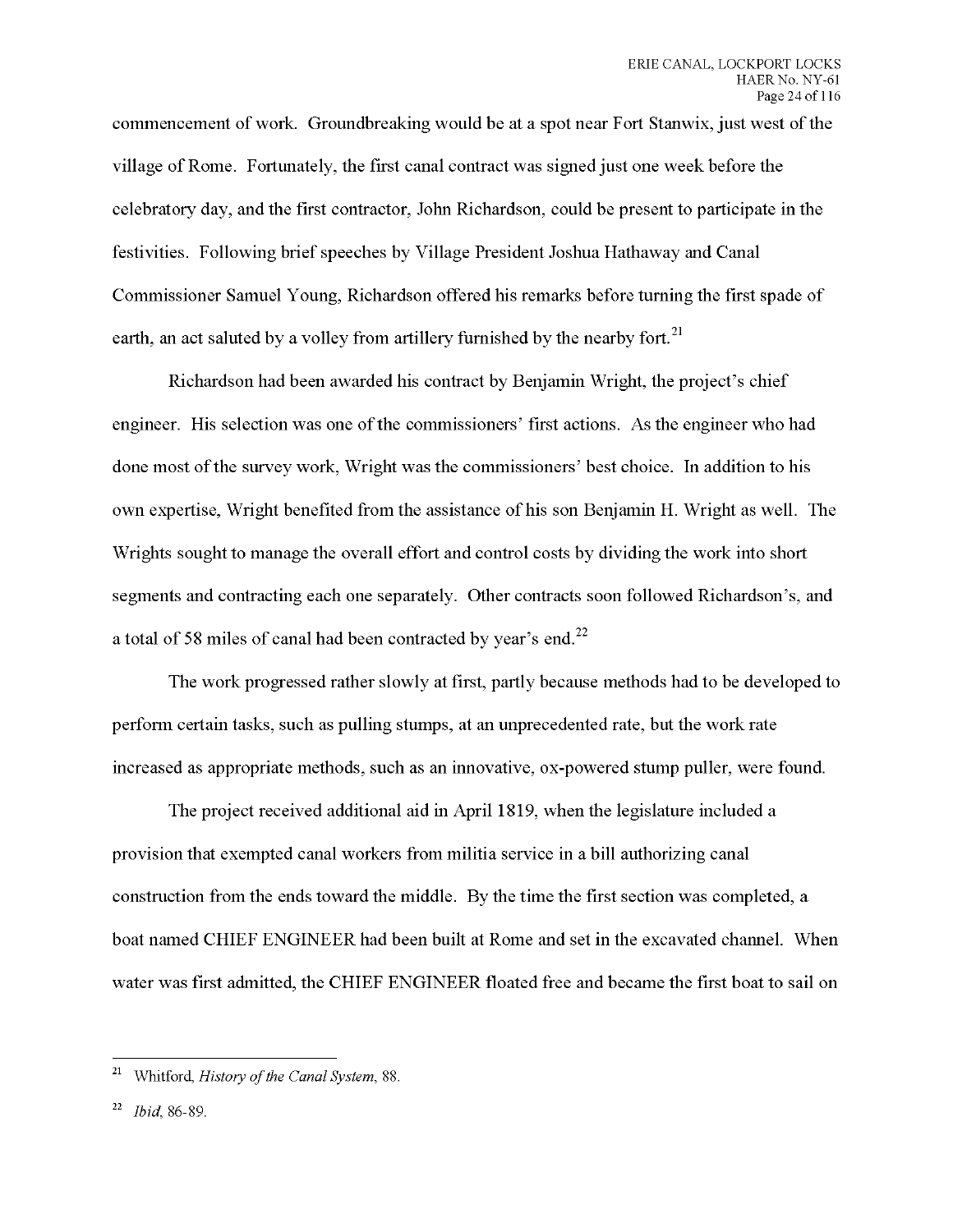commencement of work. Groundbreaking would be at a spot near Fort Stanwix, just west of the village of Rome. Fortunately, the first canal contract was signed just one week before the celebratory day, and the first contractor, John Richardson, could be present to participate in the festivities. Following brief speeches by Village President Joshua Hathaway and Canal Commissioner Samuel Young, Richardson offered his remarks before turning the first spade of earth, an act saluted by a volley from artillery furnished by the nearby fort.[21]

Richardson had been awarded his contract by Benjamin Wright, the project's chief engineer. His selection was one of the commissioners' first actions. As the engineer who had done most of the survey work, Wright was the commissioners' best choice. In addition to his own expertise, Wright benefited from the assistance of his son Benjamin H. Wright as well. The Wrights sought to manage the overall effort and control costs by dividing the work into short segments and contracting each one separately. Other contracts soon followed Richardson's, and a total of 58 miles of canal had been contracted by year's end.[22]

The work progressed rather slowly at first, partly because methods had to be developed to perform certain tasks, such as pulling stumps, at an unprecedented rate, but the work rate increased as appropriate methods, such as an innovative, ox-powered stump puller, were found.

The project received additional aid in April 1819, when the legislature included a provision that exempted canal workers from militia service in a bill authorizing canal construction from the ends toward the middle. By the time the first section was completed, a boat named CHIEF ENGINEER had been built at Rome and set in the excavated channel. When water was first admitted, the CHIEF ENGINEER floated free and became the first boat to sail on

---

[21] Whitford, *History of the Canal System*, 88.

[22] *Ibid*, 86-89.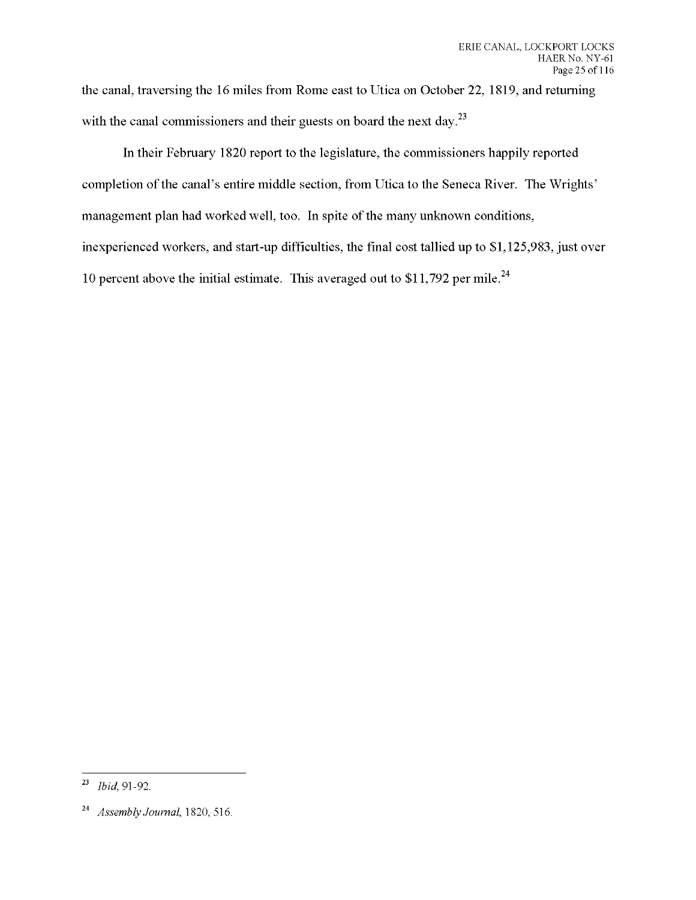the canal, traversing the 16 miles from Rome east to Utica on October 22, 1819, and returning with the canal commissioners and their guests on board the next day.[23]

In their February 1820 report to the legislature, the commissioners happily reported completion of the canal's entire middle section, from Utica to the Seneca River. The Wrights' management plan had worked well, too. In spite of the many unknown conditions, inexperienced workers, and start-up difficulties, the final cost tallied up to $1,125,983, just over 10 percent above the initial estimate. This averaged out to $11,792 per mile.[24]

---

[23] *Ibid*, 91-92.

[24] *Assembly Journal*, 1820, 516.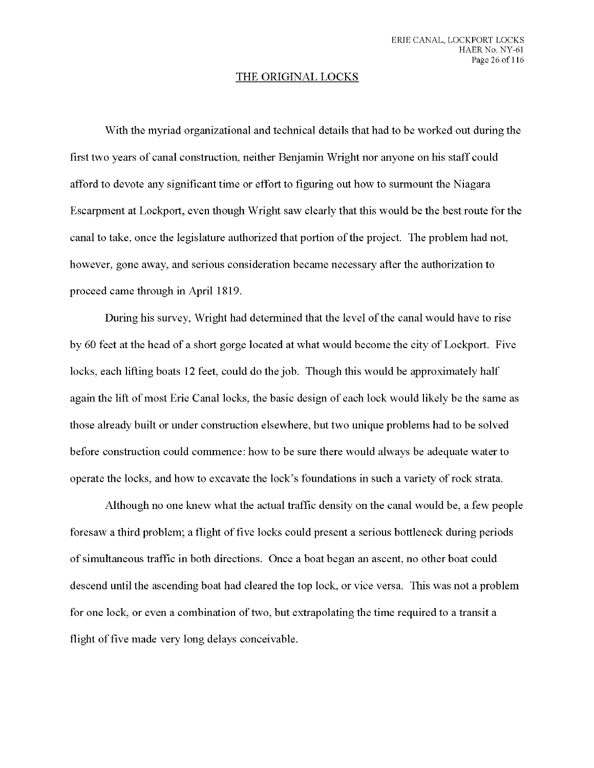## THE ORIGINAL LOCKS

With the myriad organizational and technical details that had to be worked out during the first two years of canal construction, neither Benjamin Wright nor anyone on his staff could afford to devote any significant time or effort to figuring out how to surmount the Niagara Escarpment at Lockport, even though Wright saw clearly that this would be the best route for the canal to take, once the legislature authorized that portion of the project. The problem had not, however, gone away, and serious consideration became necessary after the authorization to proceed came through in April 1819.

During his survey, Wright had determined that the level of the canal would have to rise by 60 feet at the head of a short gorge located at what would become the city of Lockport. Five locks, each lifting boats 12 feet, could do the job. Though this would be approximately half again the lift of most Erie Canal locks, the basic design of each lock would likely be the same as those already built or under construction elsewhere, but two unique problems had to be solved before construction could commence: how to be sure there would always be adequate water to operate the locks, and how to excavate the lock's foundations in such a variety of rock strata.

Although no one knew what the actual traffic density on the canal would be, a few people foresaw a third problem; a flight of five locks could present a serious bottleneck during periods of simultaneous traffic in both directions. Once a boat began an ascent, no other boat could descend until the ascending boat had cleared the top lock, or vice versa. This was not a problem for one lock, or even a combination of two, but extrapolating the time required to a transit a flight of five made very long delays conceivable.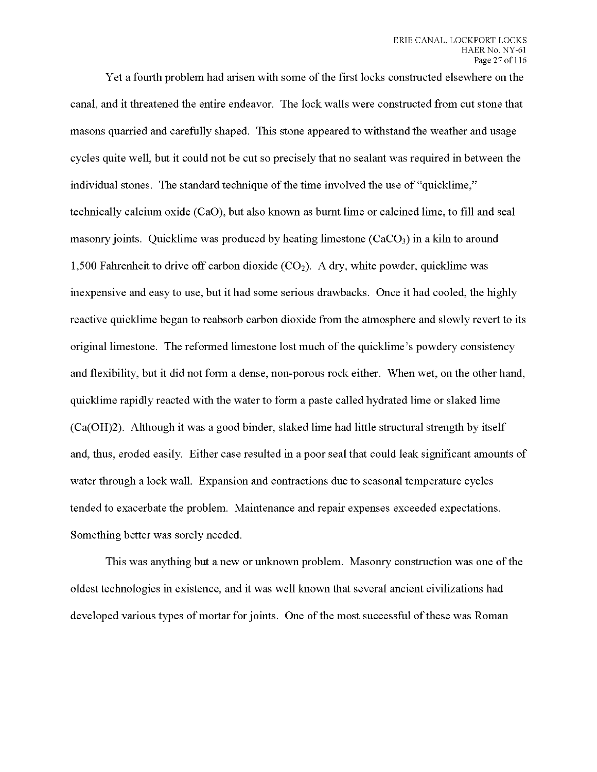Yet a fourth problem had arisen with some of the first locks constructed elsewhere on the canal, and it threatened the entire endeavor. The lock walls were constructed from cut stone that masons quarried and carefully shaped. This stone appeared to withstand the weather and usage cycles quite well, but it could not be cut so precisely that no sealant was required in between the individual stones. The standard technique of the time involved the use of "quicklime," technically calcium oxide (CaO), but also known as burnt lime or calcined lime, to fill and seal masonry joints. Quicklime was produced by heating limestone ($CaCO_3$) in a kiln to around 1,500 Fahrenheit to drive off carbon dioxide ($CO_2$). A dry, white powder, quicklime was inexpensive and easy to use, but it had some serious drawbacks. Once it had cooled, the highly reactive quicklime began to reabsorb carbon dioxide from the atmosphere and slowly revert to its original limestone. The reformed limestone lost much of the quicklime's powdery consistency and flexibility, but it did not form a dense, non-porous rock either. When wet, on the other hand, quicklime rapidly reacted with the water to form a paste called hydrated lime or slaked lime (Ca(OH)2). Although it was a good binder, slaked lime had little structural strength by itself and, thus, eroded easily. Either case resulted in a poor seal that could leak significant amounts of water through a lock wall. Expansion and contractions due to seasonal temperature cycles tended to exacerbate the problem. Maintenance and repair expenses exceeded expectations. Something better was sorely needed.

This was anything but a new or unknown problem. Masonry construction was one of the oldest technologies in existence, and it was well known that several ancient civilizations had developed various types of mortar for joints. One of the most successful of these was Roman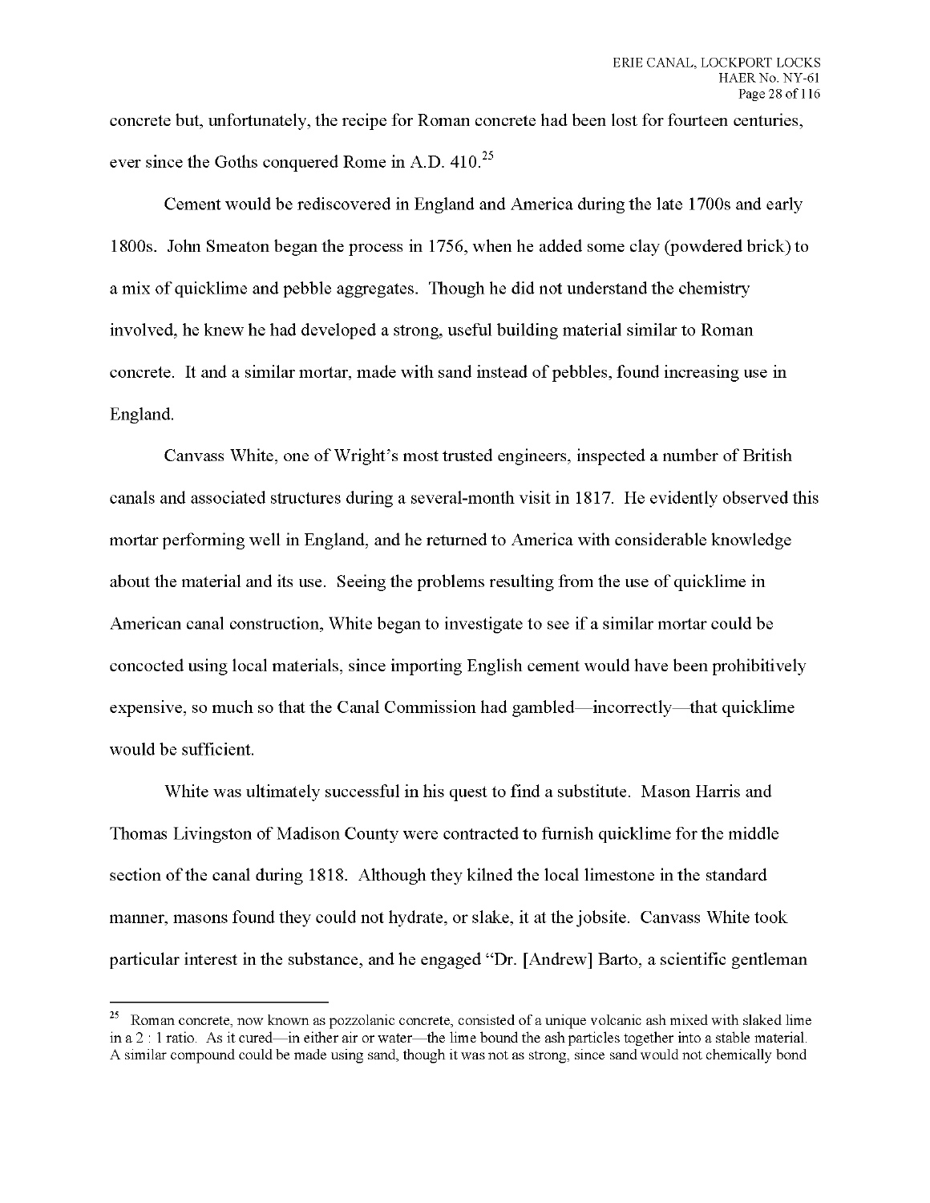concrete but, unfortunately, the recipe for Roman concrete had been lost for fourteen centuries, ever since the Goths conquered Rome in A.D. 410.[25]

Cement would be rediscovered in England and America during the late 1700s and early 1800s. John Smeaton began the process in 1756, when he added some clay (powdered brick) to a mix of quicklime and pebble aggregates. Though he did not understand the chemistry involved, he knew he had developed a strong, useful building material similar to Roman concrete. It and a similar mortar, made with sand instead of pebbles, found increasing use in England.

Canvass White, one of Wright's most trusted engineers, inspected a number of British canals and associated structures during a several-month visit in 1817. He evidently observed this mortar performing well in England, and he returned to America with considerable knowledge about the material and its use. Seeing the problems resulting from the use of quicklime in American canal construction, White began to investigate to see if a similar mortar could be concocted using local materials, since importing English cement would have been prohibitively expensive, so much so that the Canal Commission had gambled—incorrectly—that quicklime would be sufficient.

White was ultimately successful in his quest to find a substitute. Mason Harris and Thomas Livingston of Madison County were contracted to furnish quicklime for the middle section of the canal during 1818. Although they kilned the local limestone in the standard manner, masons found they could not hydrate, or slake, it at the jobsite. Canvass White took particular interest in the substance, and he engaged "Dr. [Andrew] Barto, a scientific gentleman

[25] Roman concrete, now known as pozzolanic concrete, consisted of a unique volcanic ash mixed with slaked lime in a 2 : 1 ratio. As it cured—in either air or water—the lime bound the ash particles together into a stable material. A similar compound could be made using sand, though it was not as strong, since sand would not chemically bond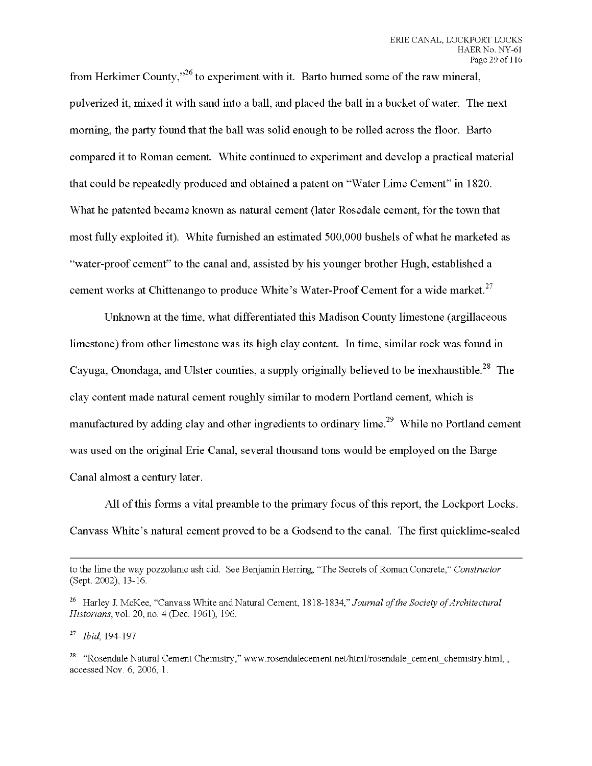from Herkimer County,"[26] to experiment with it. Barto burned some of the raw mineral, pulverized it, mixed it with sand into a ball, and placed the ball in a bucket of water. The next morning, the party found that the ball was solid enough to be rolled across the floor. Barto compared it to Roman cement. White continued to experiment and develop a practical material that could be repeatedly produced and obtained a patent on "Water Lime Cement" in 1820. What he patented became known as natural cement (later Rosedale cement, for the town that most fully exploited it). White furnished an estimated 500,000 bushels of what he marketed as "water-proof cement" to the canal and, assisted by his younger brother Hugh, established a cement works at Chittenango to produce White's Water-Proof Cement for a wide market.[27]

Unknown at the time, what differentiated this Madison County limestone (argillaceous limestone) from other limestone was its high clay content. In time, similar rock was found in Cayuga, Onondaga, and Ulster counties, a supply originally believed to be inexhaustible.[28] The clay content made natural cement roughly similar to modern Portland cement, which is manufactured by adding clay and other ingredients to ordinary lime.[29] While no Portland cement was used on the original Erie Canal, several thousand tons would be employed on the Barge Canal almost a century later.

All of this forms a vital preamble to the primary focus of this report, the Lockport Locks. Canvass White's natural cement proved to be a Godsend to the canal. The first quicklime-sealed

---

to the lime the way pozzolanic ash did. See Benjamin Herring, "The Secrets of Roman Concrete," *Constructor* (Sept. 2002), 13-16.

[26] Harley J. McKee, "Canvass White and Natural Cement, 1818-1834," *Journal of the Society of Architectural Historians*, vol. 20, no. 4 (Dec. 1961), 196.

[27] *Ibid*, 194-197.

[28] "Rosendale Natural Cement Chemistry," www.rosendalecement.net/html/rosendale_cement_chemistry.html, , accessed Nov. 6, 2006, 1.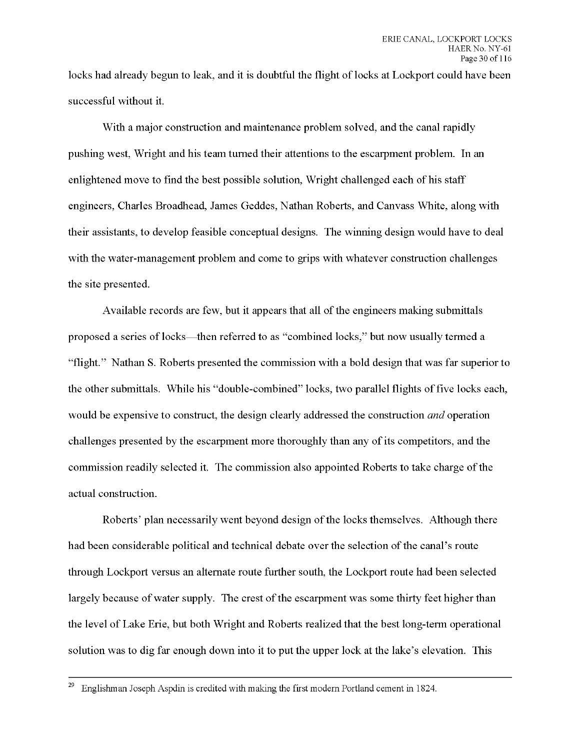locks had already begun to leak, and it is doubtful the flight of locks at Lockport could have been successful without it.

With a major construction and maintenance problem solved, and the canal rapidly pushing west, Wright and his team turned their attentions to the escarpment problem. In an enlightened move to find the best possible solution, Wright challenged each of his staff engineers, Charles Broadhead, James Geddes, Nathan Roberts, and Canvass White, along with their assistants, to develop feasible conceptual designs. The winning design would have to deal with the water-management problem and come to grips with whatever construction challenges the site presented.

Available records are few, but it appears that all of the engineers making submittals proposed a series of locks—then referred to as "combined locks," but now usually termed a "flight." Nathan S. Roberts presented the commission with a bold design that was far superior to the other submittals. While his "double-combined" locks, two parallel flights of five locks each, would be expensive to construct, the design clearly addressed the construction *and* operation challenges presented by the escarpment more thoroughly than any of its competitors, and the commission readily selected it. The commission also appointed Roberts to take charge of the actual construction.

Roberts' plan necessarily went beyond design of the locks themselves. Although there had been considerable political and technical debate over the selection of the canal's route through Lockport versus an alternate route further south, the Lockport route had been selected largely because of water supply. The crest of the escarpment was some thirty feet higher than the level of Lake Erie, but both Wright and Roberts realized that the best long-term operational solution was to dig far enough down into it to put the upper lock at the lake's elevation. This

---

[29] Englishman Joseph Aspdin is credited with making the first modern Portland cement in 1824.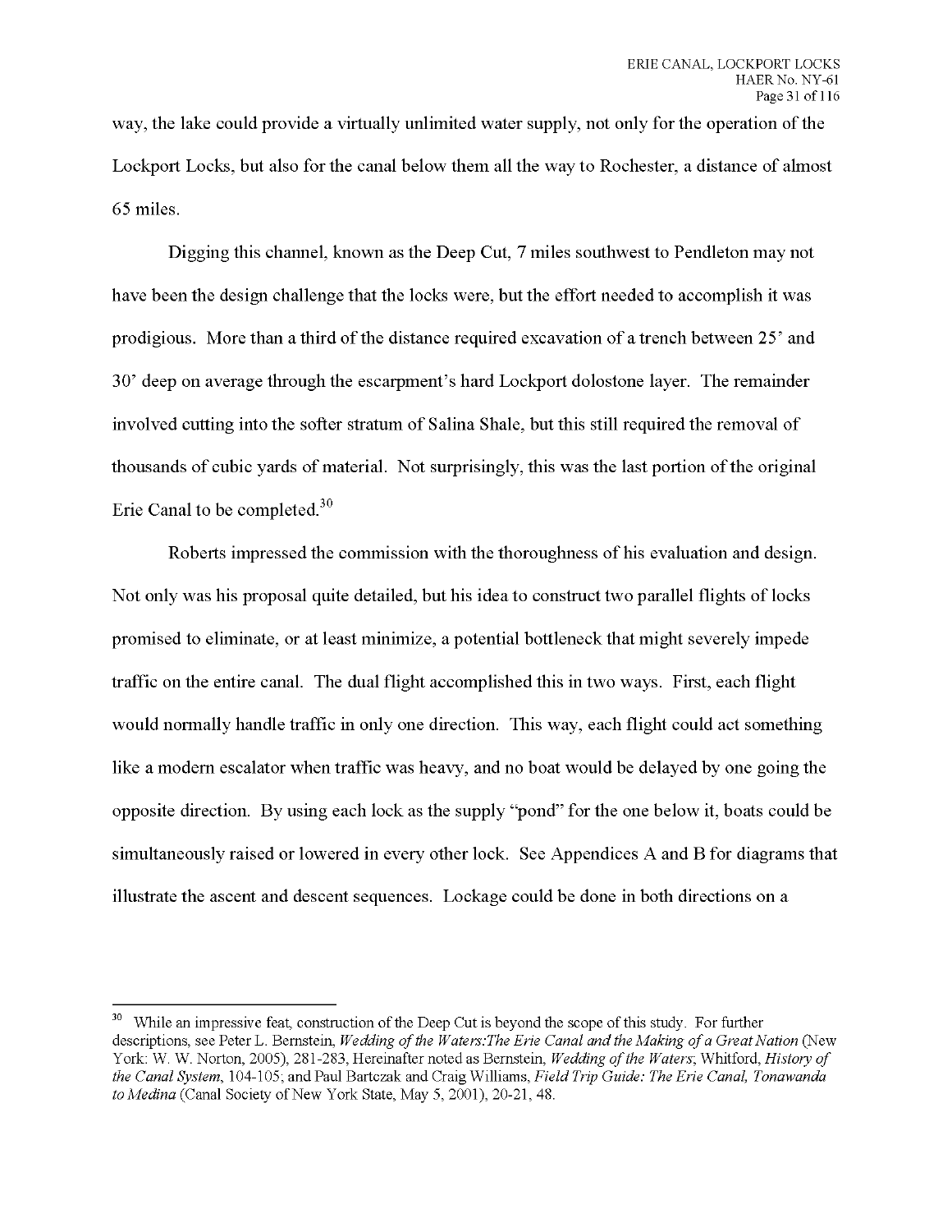way, the lake could provide a virtually unlimited water supply, not only for the operation of the Lockport Locks, but also for the canal below them all the way to Rochester, a distance of almost 65 miles.

Digging this channel, known as the Deep Cut, 7 miles southwest to Pendleton may not have been the design challenge that the locks were, but the effort needed to accomplish it was prodigious. More than a third of the distance required excavation of a trench between 25' and 30' deep on average through the escarpment's hard Lockport dolostone layer. The remainder involved cutting into the softer stratum of Salina Shale, but this still required the removal of thousands of cubic yards of material. Not surprisingly, this was the last portion of the original Erie Canal to be completed.[30]

Roberts impressed the commission with the thoroughness of his evaluation and design. Not only was his proposal quite detailed, but his idea to construct two parallel flights of locks promised to eliminate, or at least minimize, a potential bottleneck that might severely impede traffic on the entire canal. The dual flight accomplished this in two ways. First, each flight would normally handle traffic in only one direction. This way, each flight could act something like a modern escalator when traffic was heavy, and no boat would be delayed by one going the opposite direction. By using each lock as the supply "pond" for the one below it, boats could be simultaneously raised or lowered in every other lock. See Appendices A and B for diagrams that illustrate the ascent and descent sequences. Lockage could be done in both directions on a

---

[30] While an impressive feat, construction of the Deep Cut is beyond the scope of this study. For further descriptions, see Peter L. Bernstein, *Wedding of the Waters:The Erie Canal and the Making of a Great Nation* (New York: W. W. Norton, 2005), 281-283, Hereinafter noted as Bernstein, *Wedding of the Waters*; Whitford, *History of the Canal System*, 104-105; and Paul Bartczak and Craig Williams, *Field Trip Guide: The Erie Canal, Tonawanda to Medina* (Canal Society of New York State, May 5, 2001), 20-21, 48.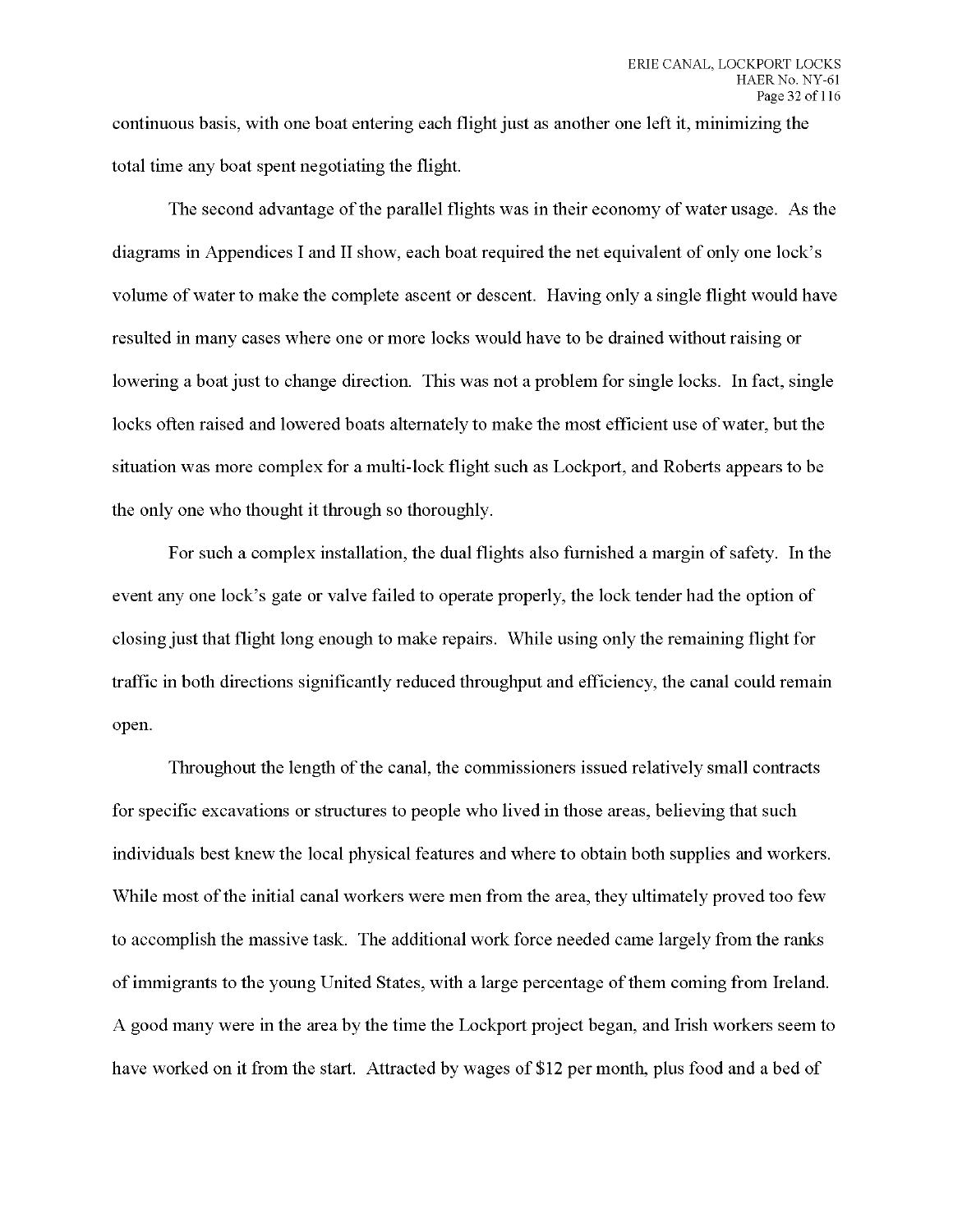continuous basis, with one boat entering each flight just as another one left it, minimizing the total time any boat spent negotiating the flight.

The second advantage of the parallel flights was in their economy of water usage. As the diagrams in Appendices I and II show, each boat required the net equivalent of only one lock's volume of water to make the complete ascent or descent. Having only a single flight would have resulted in many cases where one or more locks would have to be drained without raising or lowering a boat just to change direction. This was not a problem for single locks. In fact, single locks often raised and lowered boats alternately to make the most efficient use of water, but the situation was more complex for a multi-lock flight such as Lockport, and Roberts appears to be the only one who thought it through so thoroughly.

For such a complex installation, the dual flights also furnished a margin of safety. In the event any one lock's gate or valve failed to operate properly, the lock tender had the option of closing just that flight long enough to make repairs. While using only the remaining flight for traffic in both directions significantly reduced throughput and efficiency, the canal could remain open.

Throughout the length of the canal, the commissioners issued relatively small contracts for specific excavations or structures to people who lived in those areas, believing that such individuals best knew the local physical features and where to obtain both supplies and workers. While most of the initial canal workers were men from the area, they ultimately proved too few to accomplish the massive task. The additional work force needed came largely from the ranks of immigrants to the young United States, with a large percentage of them coming from Ireland. A good many were in the area by the time the Lockport project began, and Irish workers seem to have worked on it from the start. Attracted by wages of $12 per month, plus food and a bed of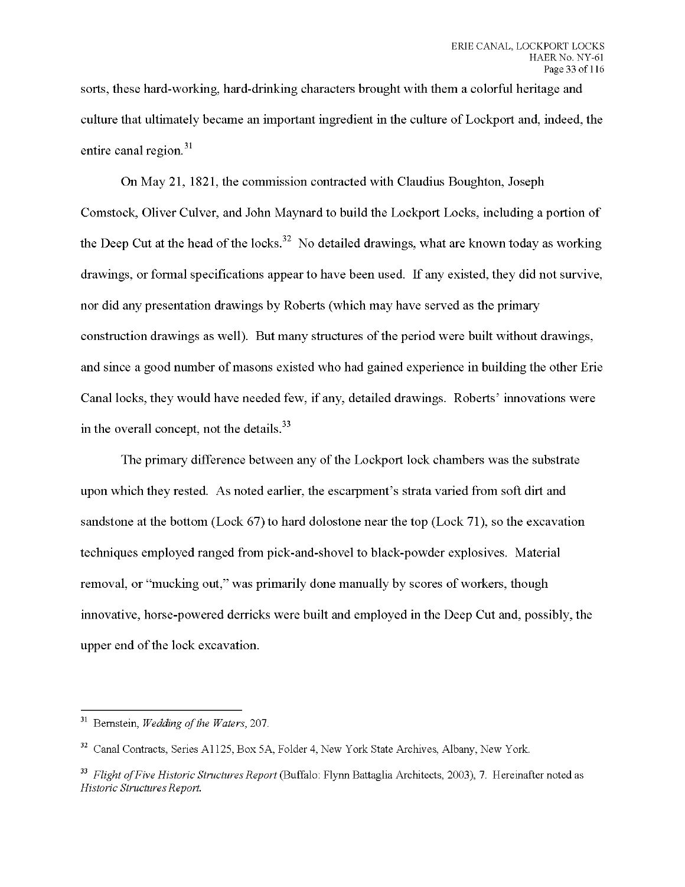sorts, these hard-working, hard-drinking characters brought with them a colorful heritage and culture that ultimately became an important ingredient in the culture of Lockport and, indeed, the entire canal region.[31]

On May 21, 1821, the commission contracted with Claudius Boughton, Joseph Comstock, Oliver Culver, and John Maynard to build the Lockport Locks, including a portion of the Deep Cut at the head of the locks.[32] No detailed drawings, what are known today as working drawings, or formal specifications appear to have been used. If any existed, they did not survive, nor did any presentation drawings by Roberts (which may have served as the primary construction drawings as well). But many structures of the period were built without drawings, and since a good number of masons existed who had gained experience in building the other Erie Canal locks, they would have needed few, if any, detailed drawings. Roberts' innovations were in the overall concept, not the details.[33]

The primary difference between any of the Lockport lock chambers was the substrate upon which they rested. As noted earlier, the escarpment's strata varied from soft dirt and sandstone at the bottom (Lock 67) to hard dolostone near the top (Lock 71), so the excavation techniques employed ranged from pick-and-shovel to black-powder explosives. Material removal, or "mucking out," was primarily done manually by scores of workers, though innovative, horse-powered derricks were built and employed in the Deep Cut and, possibly, the upper end of the lock excavation.

---

[31] Bernstein, *Wedding of the Waters*, 207.

[32] Canal Contracts, Series A1125, Box 5A, Folder 4, New York State Archives, Albany, New York.

[33] *Flight of Five Historic Structures Report* (Buffalo: Flynn Battaglia Architects, 2003), 7. Hereinafter noted as *Historic Structures Report.*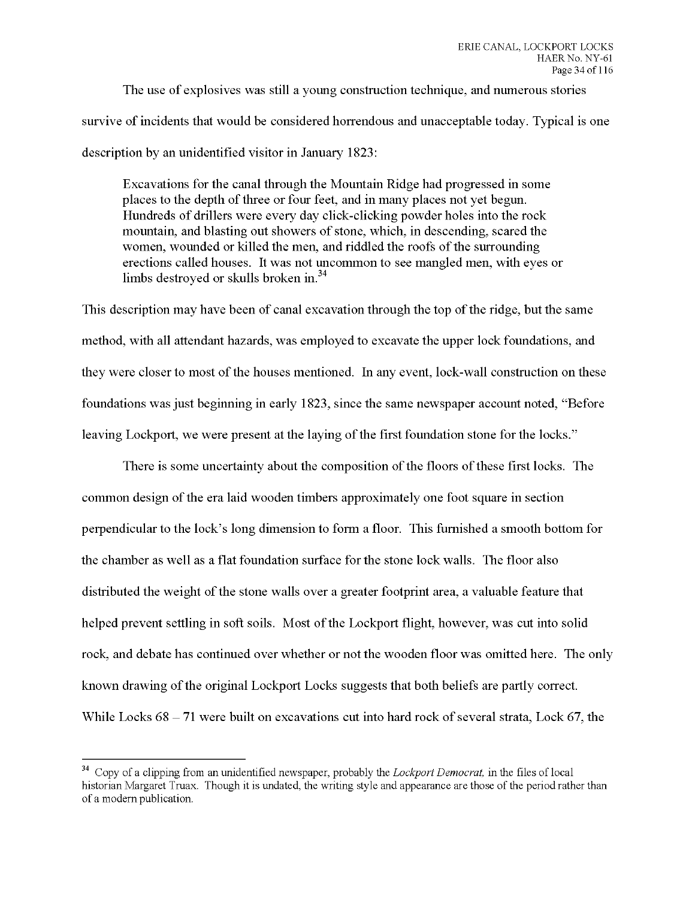The use of explosives was still a young construction technique, and numerous stories survive of incidents that would be considered horrendous and unacceptable today. Typical is one description by an unidentified visitor in January 1823:

> Excavations for the canal through the Mountain Ridge had progressed in some places to the depth of three or four feet, and in many places not yet begun. Hundreds of drillers were every day click-clicking powder holes into the rock mountain, and blasting out showers of stone, which, in descending, scared the women, wounded or killed the men, and riddled the roofs of the surrounding erections called houses. It was not uncommon to see mangled men, with eyes or limbs destroyed or skulls broken in.[34]

This description may have been of canal excavation through the top of the ridge, but the same method, with all attendant hazards, was employed to excavate the upper lock foundations, and they were closer to most of the houses mentioned. In any event, lock-wall construction on these foundations was just beginning in early 1823, since the same newspaper account noted, "Before leaving Lockport, we were present at the laying of the first foundation stone for the locks."

There is some uncertainty about the composition of the floors of these first locks. The common design of the era laid wooden timbers approximately one foot square in section perpendicular to the lock's long dimension to form a floor. This furnished a smooth bottom for the chamber as well as a flat foundation surface for the stone lock walls. The floor also distributed the weight of the stone walls over a greater footprint area, a valuable feature that helped prevent settling in soft soils. Most of the Lockport flight, however, was cut into solid rock, and debate has continued over whether or not the wooden floor was omitted here. The only known drawing of the original Lockport Locks suggests that both beliefs are partly correct. While Locks 68 – 71 were built on excavations cut into hard rock of several strata, Lock 67, the

---

[34] Copy of a clipping from an unidentified newspaper, probably the *Lockport Democrat,* in the files of local historian Margaret Truax. Though it is undated, the writing style and appearance are those of the period rather than of a modern publication.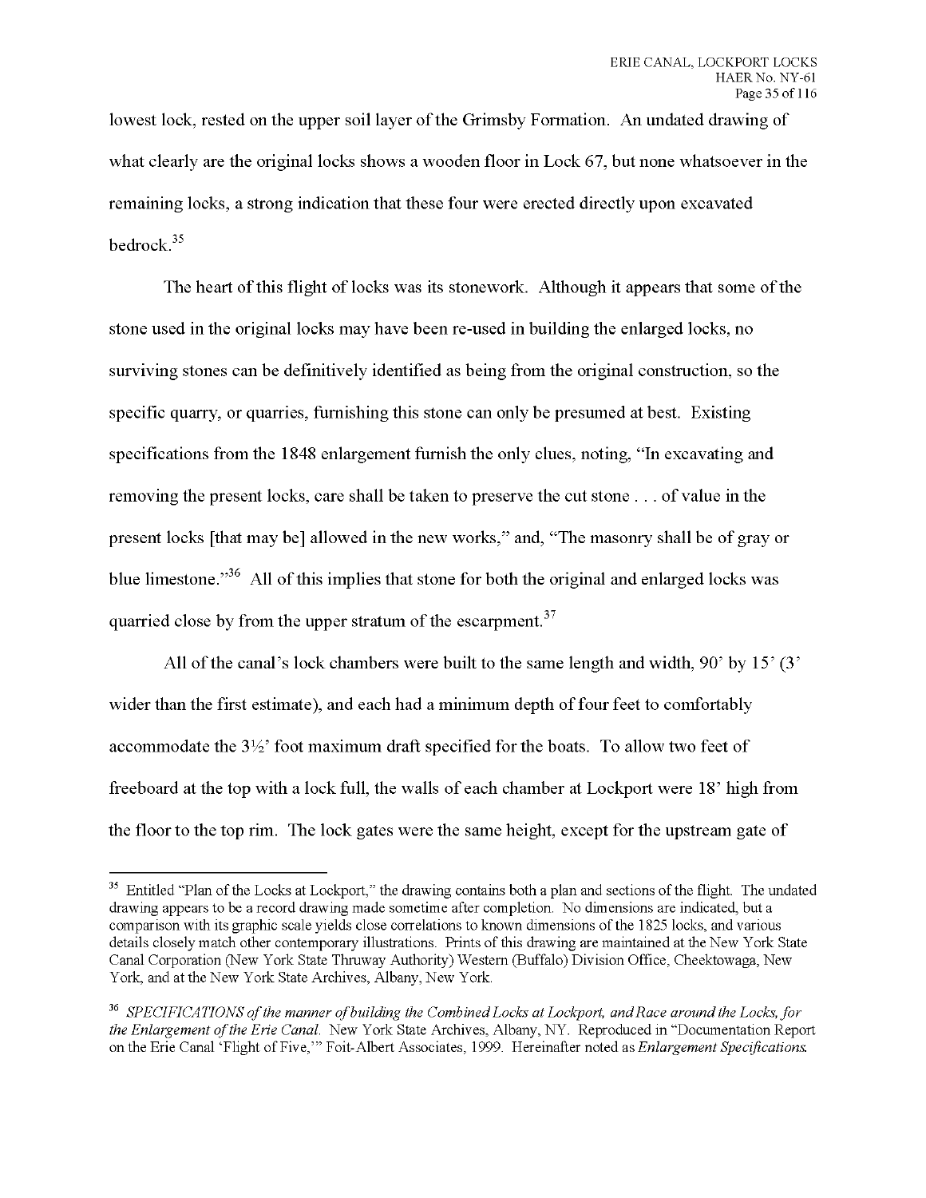lowest lock, rested on the upper soil layer of the Grimsby Formation. An undated drawing of what clearly are the original locks shows a wooden floor in Lock 67, but none whatsoever in the remaining locks, a strong indication that these four were erected directly upon excavated bedrock.[35]

The heart of this flight of locks was its stonework. Although it appears that some of the stone used in the original locks may have been re-used in building the enlarged locks, no surviving stones can be definitively identified as being from the original construction, so the specific quarry, or quarries, furnishing this stone can only be presumed at best. Existing specifications from the 1848 enlargement furnish the only clues, noting, "In excavating and removing the present locks, care shall be taken to preserve the cut stone . . . of value in the present locks [that may be] allowed in the new works," and, "The masonry shall be of gray or blue limestone."[36] All of this implies that stone for both the original and enlarged locks was quarried close by from the upper stratum of the escarpment.[37]

All of the canal's lock chambers were built to the same length and width, 90' by 15' (3' wider than the first estimate), and each had a minimum depth of four feet to comfortably accommodate the 3½' foot maximum draft specified for the boats. To allow two feet of freeboard at the top with a lock full, the walls of each chamber at Lockport were 18' high from the floor to the top rim. The lock gates were the same height, except for the upstream gate of

---

[35] Entitled "Plan of the Locks at Lockport," the drawing contains both a plan and sections of the flight. The undated drawing appears to be a record drawing made sometime after completion. No dimensions are indicated, but a comparison with its graphic scale yields close correlations to known dimensions of the 1825 locks, and various details closely match other contemporary illustrations. Prints of this drawing are maintained at the New York State Canal Corporation (New York State Thruway Authority) Western (Buffalo) Division Office, Cheektowaga, New York, and at the New York State Archives, Albany, New York.

[36] *SPECIFICATIONS of the manner of building the Combined Locks at Lockport, and Race around the Locks, for the Enlargement of the Erie Canal.* New York State Archives, Albany, NY. Reproduced in "Documentation Report on the Erie Canal 'Flight of Five,'" Foit-Albert Associates, 1999. Hereinafter noted as *Enlargement Specifications.*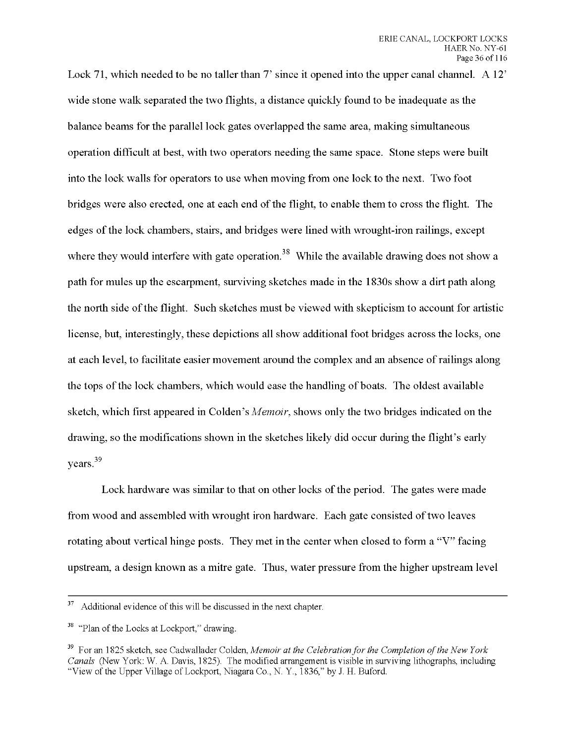Lock 71, which needed to be no taller than 7' since it opened into the upper canal channel. A 12' wide stone walk separated the two flights, a distance quickly found to be inadequate as the balance beams for the parallel lock gates overlapped the same area, making simultaneous operation difficult at best, with two operators needing the same space. Stone steps were built into the lock walls for operators to use when moving from one lock to the next. Two foot bridges were also erected, one at each end of the flight, to enable them to cross the flight. The edges of the lock chambers, stairs, and bridges were lined with wrought-iron railings, except where they would interfere with gate operation.[38] While the available drawing does not show a path for mules up the escarpment, surviving sketches made in the 1830s show a dirt path along the north side of the flight. Such sketches must be viewed with skepticism to account for artistic license, but, interestingly, these depictions all show additional foot bridges across the locks, one at each level, to facilitate easier movement around the complex and an absence of railings along the tops of the lock chambers, which would ease the handling of boats. The oldest available sketch, which first appeared in Colden's *Memoir*, shows only the two bridges indicated on the drawing, so the modifications shown in the sketches likely did occur during the flight's early years.[39]

Lock hardware was similar to that on other locks of the period. The gates were made from wood and assembled with wrought iron hardware. Each gate consisted of two leaves rotating about vertical hinge posts. They met in the center when closed to form a "V" facing upstream, a design known as a mitre gate. Thus, water pressure from the higher upstream level

---

[37] Additional evidence of this will be discussed in the next chapter.

[38] "Plan of the Locks at Lockport," drawing.

[39] For an 1825 sketch, see Cadwallader Colden, *Memoir at the Celebration for the Completion of the New York Canals* (New York: W. A. Davis, 1825). The modified arrangement is visible in surviving lithographs, including "View of the Upper Village of Lockport, Niagara Co., N. Y., 1836," by J. H. Buford.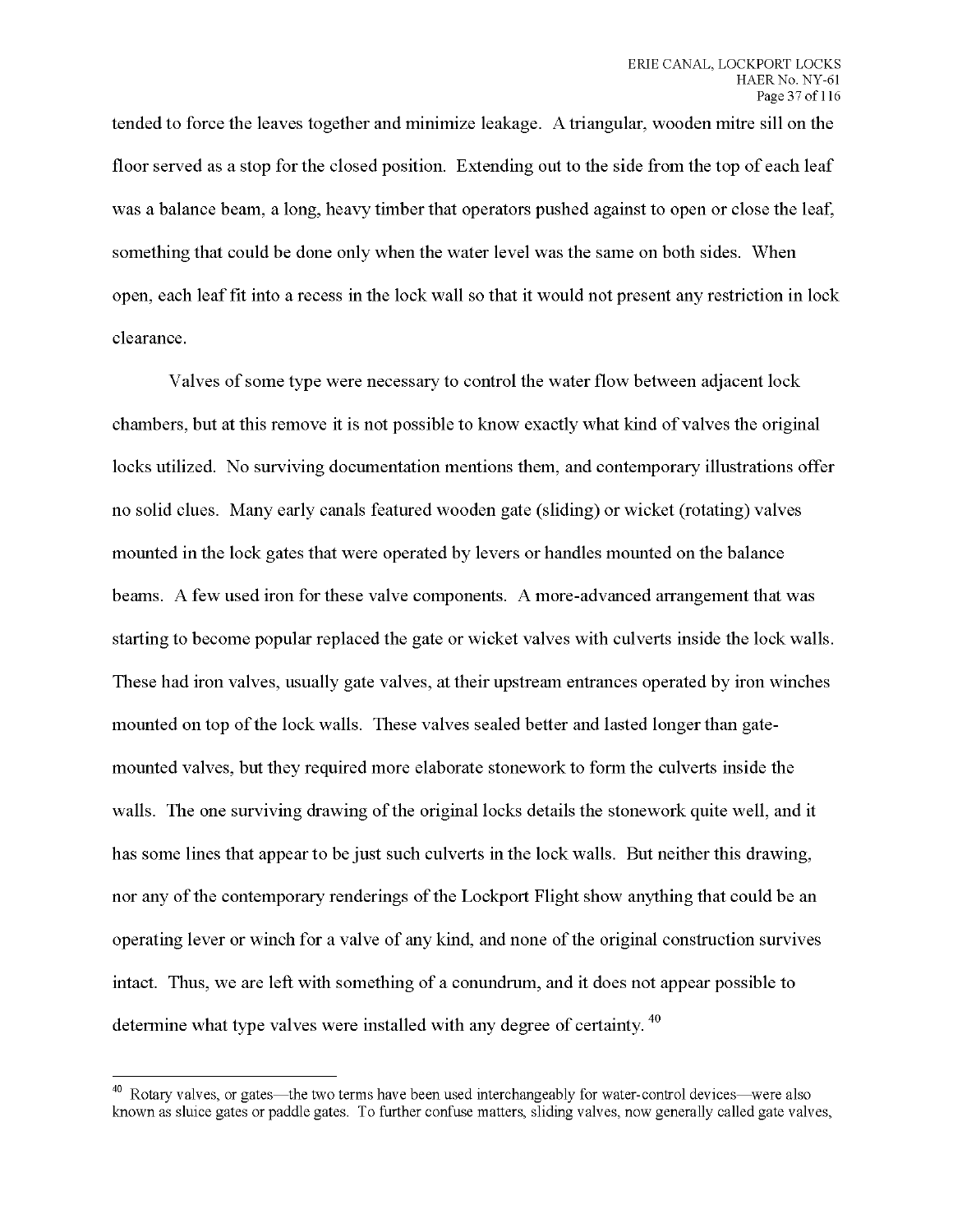tended to force the leaves together and minimize leakage. A triangular, wooden mitre sill on the floor served as a stop for the closed position. Extending out to the side from the top of each leaf was a balance beam, a long, heavy timber that operators pushed against to open or close the leaf, something that could be done only when the water level was the same on both sides. When open, each leaf fit into a recess in the lock wall so that it would not present any restriction in lock clearance.

Valves of some type were necessary to control the water flow between adjacent lock chambers, but at this remove it is not possible to know exactly what kind of valves the original locks utilized. No surviving documentation mentions them, and contemporary illustrations offer no solid clues. Many early canals featured wooden gate (sliding) or wicket (rotating) valves mounted in the lock gates that were operated by levers or handles mounted on the balance beams. A few used iron for these valve components. A more-advanced arrangement that was starting to become popular replaced the gate or wicket valves with culverts inside the lock walls. These had iron valves, usually gate valves, at their upstream entrances operated by iron winches mounted on top of the lock walls. These valves sealed better and lasted longer than gate-mounted valves, but they required more elaborate stonework to form the culverts inside the walls. The one surviving drawing of the original locks details the stonework quite well, and it has some lines that appear to be just such culverts in the lock walls. But neither this drawing, nor any of the contemporary renderings of the Lockport Flight show anything that could be an operating lever or winch for a valve of any kind, and none of the original construction survives intact. Thus, we are left with something of a conundrum, and it does not appear possible to determine what type valves were installed with any degree of certainty. [40]

---

[40] Rotary valves, or gates—the two terms have been used interchangeably for water-control devices—were also known as sluice gates or paddle gates. To further confuse matters, sliding valves, now generally called gate valves,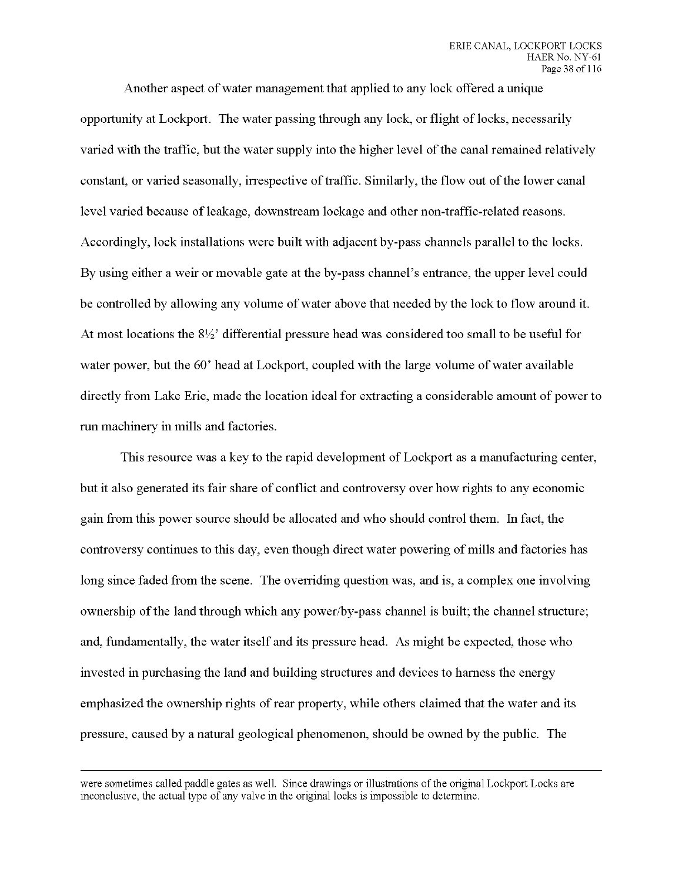Another aspect of water management that applied to any lock offered a unique opportunity at Lockport. The water passing through any lock, or flight of locks, necessarily varied with the traffic, but the water supply into the higher level of the canal remained relatively constant, or varied seasonally, irrespective of traffic. Similarly, the flow out of the lower canal level varied because of leakage, downstream lockage and other non-traffic-related reasons. Accordingly, lock installations were built with adjacent by-pass channels parallel to the locks. By using either a weir or movable gate at the by-pass channel's entrance, the upper level could be controlled by allowing any volume of water above that needed by the lock to flow around it. At most locations the 8½' differential pressure head was considered too small to be useful for water power, but the 60' head at Lockport, coupled with the large volume of water available directly from Lake Erie, made the location ideal for extracting a considerable amount of power to run machinery in mills and factories.

This resource was a key to the rapid development of Lockport as a manufacturing center, but it also generated its fair share of conflict and controversy over how rights to any economic gain from this power source should be allocated and who should control them. In fact, the controversy continues to this day, even though direct water powering of mills and factories has long since faded from the scene. The overriding question was, and is, a complex one involving ownership of the land through which any power/by-pass channel is built; the channel structure; and, fundamentally, the water itself and its pressure head. As might be expected, those who invested in purchasing the land and building structures and devices to harness the energy emphasized the ownership rights of rear property, while others claimed that the water and its pressure, caused by a natural geological phenomenon, should be owned by the public. The

---

were sometimes called paddle gates as well. Since drawings or illustrations of the original Lockport Locks are inconclusive, the actual type of any valve in the original locks is impossible to determine.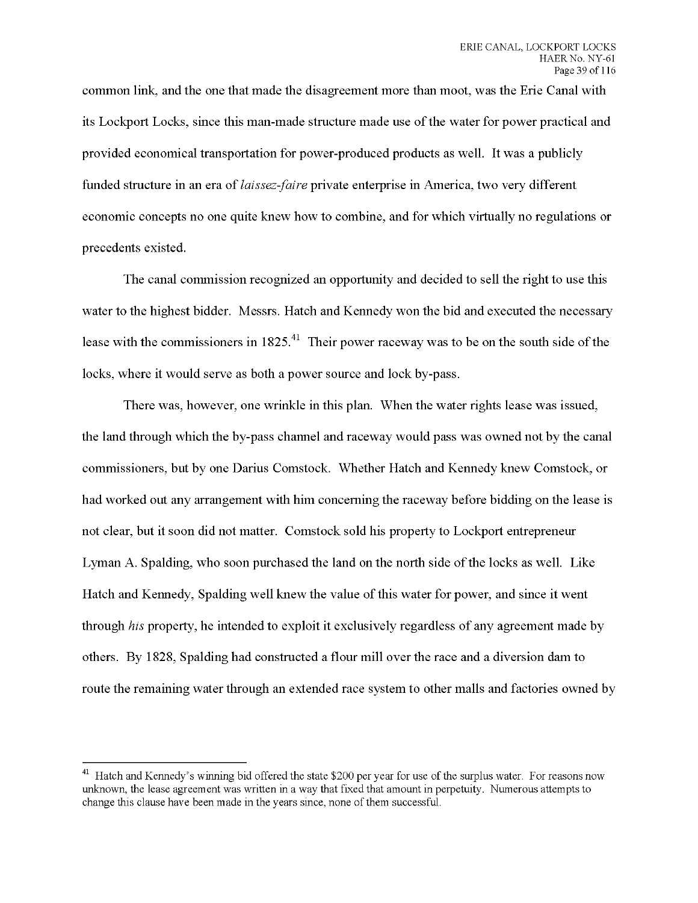common link, and the one that made the disagreement more than moot, was the Erie Canal with its Lockport Locks, since this man-made structure made use of the water for power practical and provided economical transportation for power-produced products as well. It was a publicly funded structure in an era of *laissez-faire* private enterprise in America, two very different economic concepts no one quite knew how to combine, and for which virtually no regulations or precedents existed.

The canal commission recognized an opportunity and decided to sell the right to use this water to the highest bidder. Messrs. Hatch and Kennedy won the bid and executed the necessary lease with the commissioners in 1825.[41] Their power raceway was to be on the south side of the locks, where it would serve as both a power source and lock by-pass.

There was, however, one wrinkle in this plan. When the water rights lease was issued, the land through which the by-pass channel and raceway would pass was owned not by the canal commissioners, but by one Darius Comstock. Whether Hatch and Kennedy knew Comstock, or had worked out any arrangement with him concerning the raceway before bidding on the lease is not clear, but it soon did not matter. Comstock sold his property to Lockport entrepreneur Lyman A. Spalding, who soon purchased the land on the north side of the locks as well. Like Hatch and Kennedy, Spalding well knew the value of this water for power, and since it went through *his* property, he intended to exploit it exclusively regardless of any agreement made by others. By 1828, Spalding had constructed a flour mill over the race and a diversion dam to route the remaining water through an extended race system to other malls and factories owned by

[41] Hatch and Kennedy's winning bid offered the state $200 per year for use of the surplus water. For reasons now unknown, the lease agreement was written in a way that fixed that amount in perpetuity. Numerous attempts to change this clause have been made in the years since, none of them successful.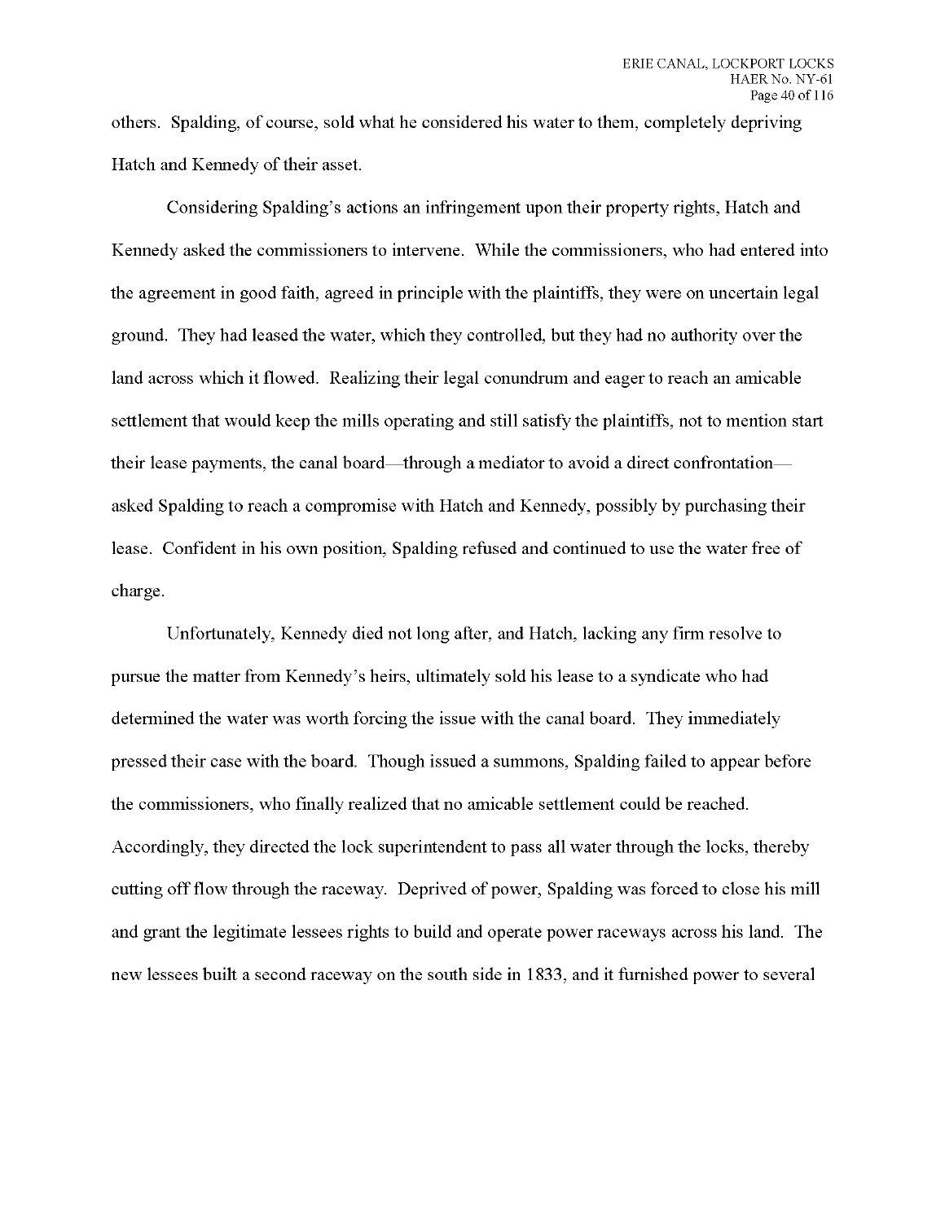others. Spalding, of course, sold what he considered his water to them, completely depriving Hatch and Kennedy of their asset.

Considering Spalding's actions an infringement upon their property rights, Hatch and Kennedy asked the commissioners to intervene. While the commissioners, who had entered into the agreement in good faith, agreed in principle with the plaintiffs, they were on uncertain legal ground. They had leased the water, which they controlled, but they had no authority over the land across which it flowed. Realizing their legal conundrum and eager to reach an amicable settlement that would keep the mills operating and still satisfy the plaintiffs, not to mention start their lease payments, the canal board—through a mediator to avoid a direct confrontation—asked Spalding to reach a compromise with Hatch and Kennedy, possibly by purchasing their lease. Confident in his own position, Spalding refused and continued to use the water free of charge.

Unfortunately, Kennedy died not long after, and Hatch, lacking any firm resolve to pursue the matter from Kennedy's heirs, ultimately sold his lease to a syndicate who had determined the water was worth forcing the issue with the canal board. They immediately pressed their case with the board. Though issued a summons, Spalding failed to appear before the commissioners, who finally realized that no amicable settlement could be reached. Accordingly, they directed the lock superintendent to pass all water through the locks, thereby cutting off flow through the raceway. Deprived of power, Spalding was forced to close his mill and grant the legitimate lessees rights to build and operate power raceways across his land. The new lessees built a second raceway on the south side in 1833, and it furnished power to several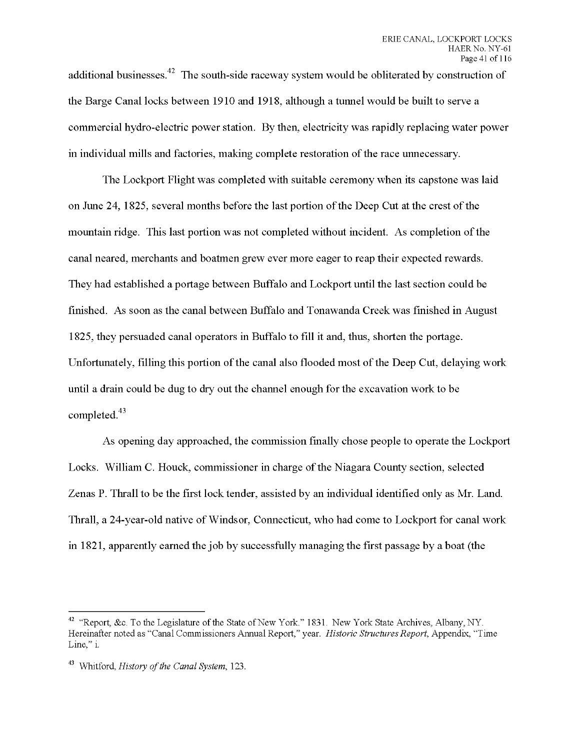additional businesses.[42] The south-side raceway system would be obliterated by construction of the Barge Canal locks between 1910 and 1918, although a tunnel would be built to serve a commercial hydro-electric power station. By then, electricity was rapidly replacing water power in individual mills and factories, making complete restoration of the race unnecessary.

The Lockport Flight was completed with suitable ceremony when its capstone was laid on June 24, 1825, several months before the last portion of the Deep Cut at the crest of the mountain ridge. This last portion was not completed without incident. As completion of the canal neared, merchants and boatmen grew ever more eager to reap their expected rewards. They had established a portage between Buffalo and Lockport until the last section could be finished. As soon as the canal between Buffalo and Tonawanda Creek was finished in August 1825, they persuaded canal operators in Buffalo to fill it and, thus, shorten the portage. Unfortunately, filling this portion of the canal also flooded most of the Deep Cut, delaying work until a drain could be dug to dry out the channel enough for the excavation work to be completed.[43]

As opening day approached, the commission finally chose people to operate the Lockport Locks. William C. Houck, commissioner in charge of the Niagara County section, selected Zenas P. Thrall to be the first lock tender, assisted by an individual identified only as Mr. Land. Thrall, a 24-year-old native of Windsor, Connecticut, who had come to Lockport for canal work in 1821, apparently earned the job by successfully managing the first passage by a boat (the

---

[42] "Report, &c. To the Legislature of the State of New York." 1831. New York State Archives, Albany, NY. Hereinafter noted as "Canal Commissioners Annual Report," year. *Historic Structures Report*, Appendix, "Time Line," i.

[43] Whitford, *History of the Canal System*, 123.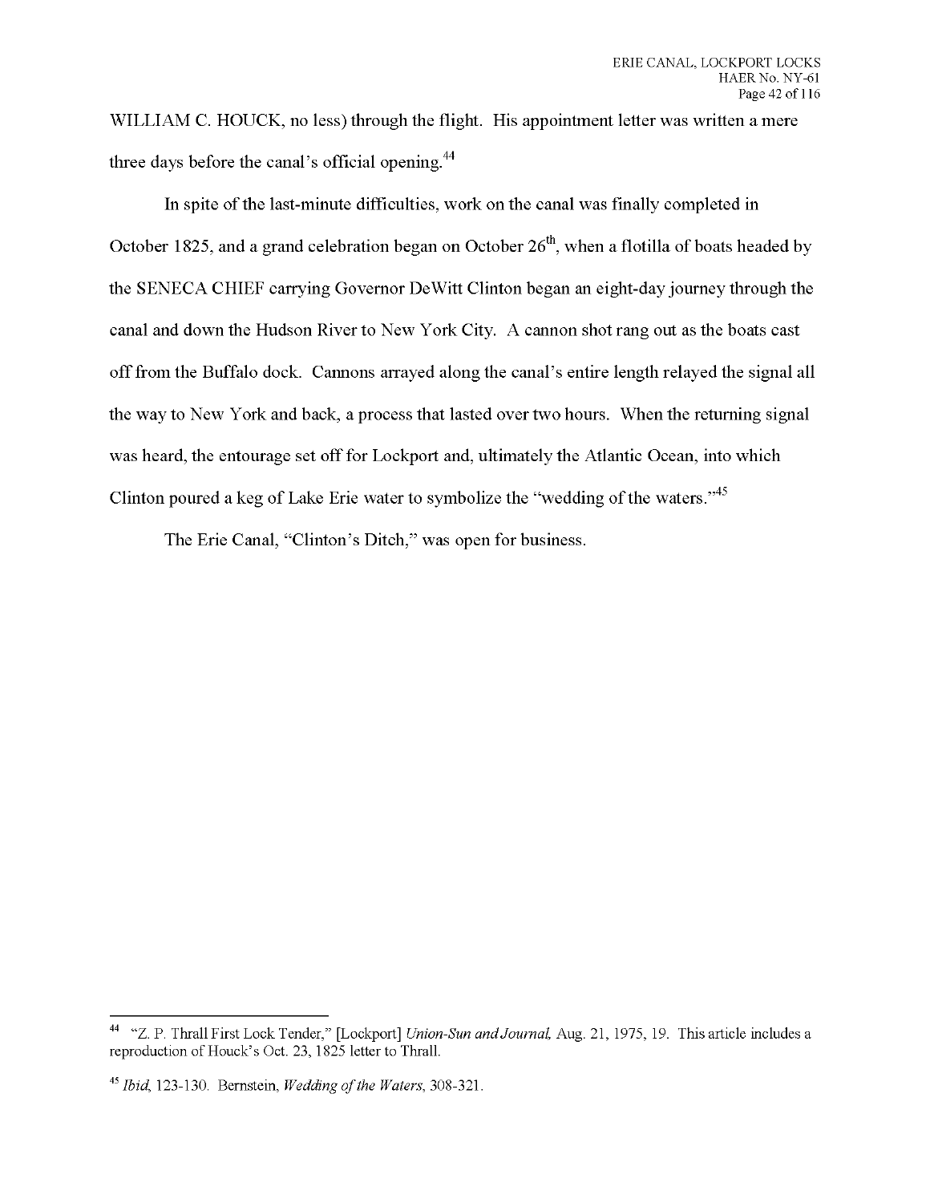WILLIAM C. HOUCK, no less) through the flight. His appointment letter was written a mere three days before the canal's official opening.[44]

In spite of the last-minute difficulties, work on the canal was finally completed in October 1825, and a grand celebration began on October 26th, when a flotilla of boats headed by the SENECA CHIEF carrying Governor DeWitt Clinton began an eight-day journey through the canal and down the Hudson River to New York City. A cannon shot rang out as the boats cast off from the Buffalo dock. Cannons arrayed along the canal's entire length relayed the signal all the way to New York and back, a process that lasted over two hours. When the returning signal was heard, the entourage set off for Lockport and, ultimately the Atlantic Ocean, into which Clinton poured a keg of Lake Erie water to symbolize the "wedding of the waters."[45]

The Erie Canal, "Clinton's Ditch," was open for business.

---

[44] "Z. P. Thrall First Lock Tender," [Lockport] *Union-Sun and Journal*, Aug. 21, 1975, 19. This article includes a reproduction of Houck's Oct. 23, 1825 letter to Thrall.

[45] *Ibid*, 123-130. Bernstein, *Wedding of the Waters*, 308-321.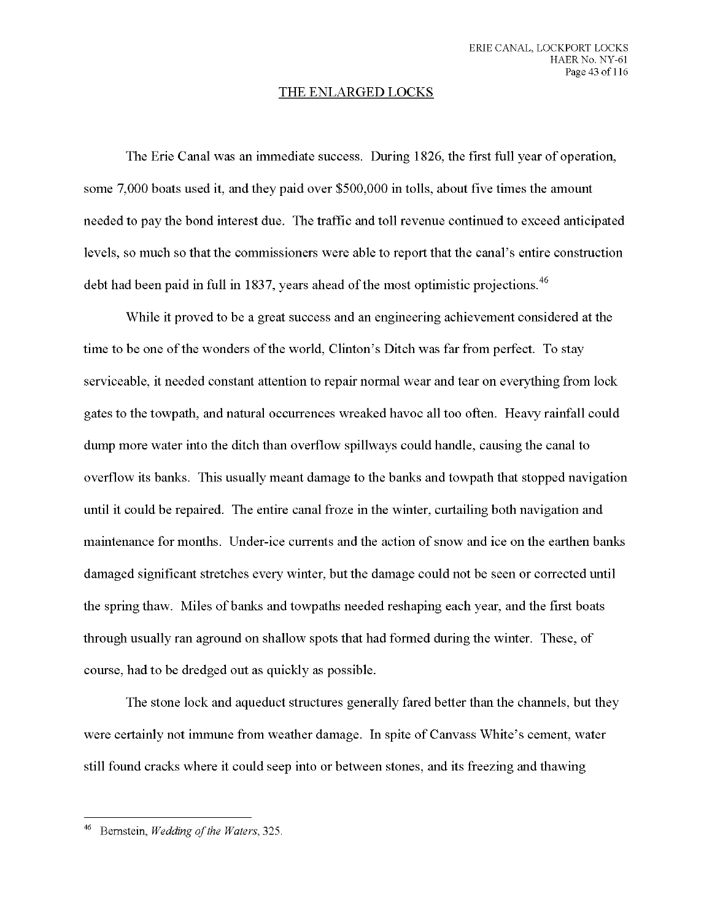## THE ENLARGED LOCKS

The Erie Canal was an immediate success. During 1826, the first full year of operation, some 7,000 boats used it, and they paid over $500,000 in tolls, about five times the amount needed to pay the bond interest due. The traffic and toll revenue continued to exceed anticipated levels, so much so that the commissioners were able to report that the canal's entire construction debt had been paid in full in 1837, years ahead of the most optimistic projections.[46]

While it proved to be a great success and an engineering achievement considered at the time to be one of the wonders of the world, Clinton's Ditch was far from perfect. To stay serviceable, it needed constant attention to repair normal wear and tear on everything from lock gates to the towpath, and natural occurrences wreaked havoc all too often. Heavy rainfall could dump more water into the ditch than overflow spillways could handle, causing the canal to overflow its banks. This usually meant damage to the banks and towpath that stopped navigation until it could be repaired. The entire canal froze in the winter, curtailing both navigation and maintenance for months. Under-ice currents and the action of snow and ice on the earthen banks damaged significant stretches every winter, but the damage could not be seen or corrected until the spring thaw. Miles of banks and towpaths needed reshaping each year, and the first boats through usually ran aground on shallow spots that had formed during the winter. These, of course, had to be dredged out as quickly as possible.

The stone lock and aqueduct structures generally fared better than the channels, but they were certainly not immune from weather damage. In spite of Canvass White's cement, water still found cracks where it could seep into or between stones, and its freezing and thawing

---

[46] Bernstein, *Wedding of the Waters*, 325.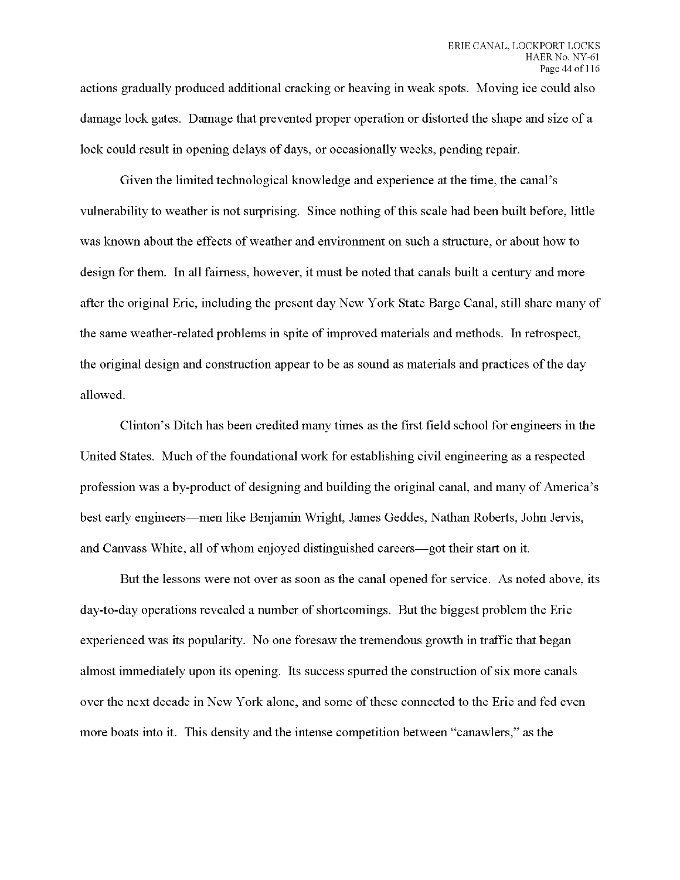actions gradually produced additional cracking or heaving in weak spots. Moving ice could also damage lock gates. Damage that prevented proper operation or distorted the shape and size of a lock could result in opening delays of days, or occasionally weeks, pending repair.

Given the limited technological knowledge and experience at the time, the canal's vulnerability to weather is not surprising. Since nothing of this scale had been built before, little was known about the effects of weather and environment on such a structure, or about how to design for them. In all fairness, however, it must be noted that canals built a century and more after the original Erie, including the present day New York State Barge Canal, still share many of the same weather-related problems in spite of improved materials and methods. In retrospect, the original design and construction appear to be as sound as materials and practices of the day allowed.

Clinton's Ditch has been credited many times as the first field school for engineers in the United States. Much of the foundational work for establishing civil engineering as a respected profession was a by-product of designing and building the original canal, and many of America's best early engineers—men like Benjamin Wright, James Geddes, Nathan Roberts, John Jervis, and Canvass White, all of whom enjoyed distinguished careers—got their start on it.

But the lessons were not over as soon as the canal opened for service. As noted above, its day-to-day operations revealed a number of shortcomings. But the biggest problem the Erie experienced was its popularity. No one foresaw the tremendous growth in traffic that began almost immediately upon its opening. Its success spurred the construction of six more canals over the next decade in New York alone, and some of these connected to the Erie and fed even more boats into it. This density and the intense competition between "canawlers," as the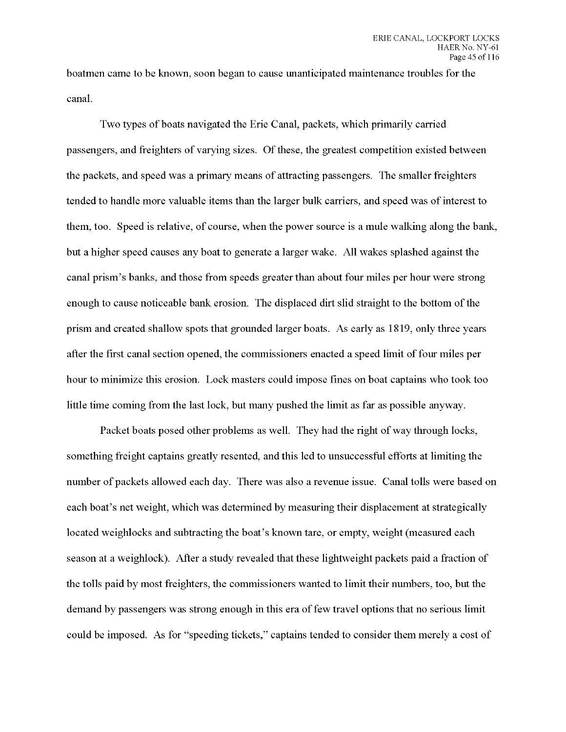boatmen came to be known, soon began to cause unanticipated maintenance troubles for the canal.

Two types of boats navigated the Erie Canal, packets, which primarily carried passengers, and freighters of varying sizes. Of these, the greatest competition existed between the packets, and speed was a primary means of attracting passengers. The smaller freighters tended to handle more valuable items than the larger bulk carriers, and speed was of interest to them, too. Speed is relative, of course, when the power source is a mule walking along the bank, but a higher speed causes any boat to generate a larger wake. All wakes splashed against the canal prism's banks, and those from speeds greater than about four miles per hour were strong enough to cause noticeable bank erosion. The displaced dirt slid straight to the bottom of the prism and created shallow spots that grounded larger boats. As early as 1819, only three years after the first canal section opened, the commissioners enacted a speed limit of four miles per hour to minimize this erosion. Lock masters could impose fines on boat captains who took too little time coming from the last lock, but many pushed the limit as far as possible anyway.

Packet boats posed other problems as well. They had the right of way through locks, something freight captains greatly resented, and this led to unsuccessful efforts at limiting the number of packets allowed each day. There was also a revenue issue. Canal tolls were based on each boat's net weight, which was determined by measuring their displacement at strategically located weighlocks and subtracting the boat's known tare, or empty, weight (measured each season at a weighlock). After a study revealed that these lightweight packets paid a fraction of the tolls paid by most freighters, the commissioners wanted to limit their numbers, too, but the demand by passengers was strong enough in this era of few travel options that no serious limit could be imposed. As for "speeding tickets," captains tended to consider them merely a cost of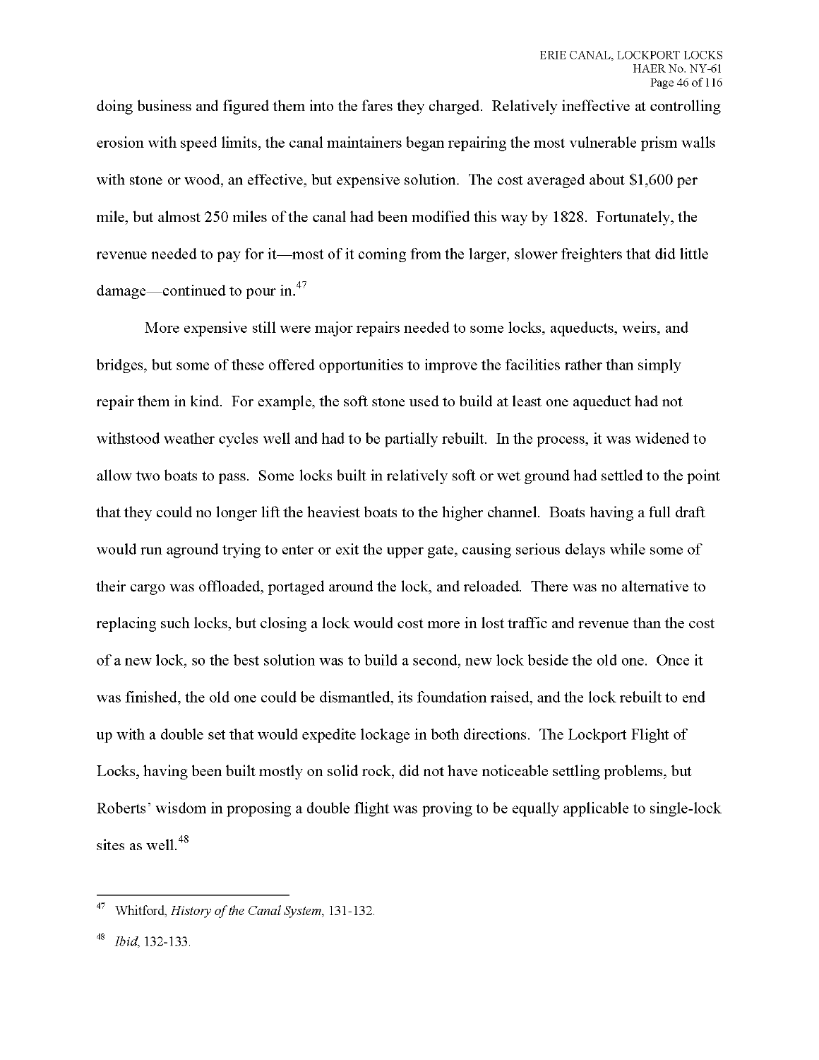doing business and figured them into the fares they charged. Relatively ineffective at controlling erosion with speed limits, the canal maintainers began repairing the most vulnerable prism walls with stone or wood, an effective, but expensive solution. The cost averaged about $1,600 per mile, but almost 250 miles of the canal had been modified this way by 1828. Fortunately, the revenue needed to pay for it—most of it coming from the larger, slower freighters that did little damage—continued to pour in.[47]

More expensive still were major repairs needed to some locks, aqueducts, weirs, and bridges, but some of these offered opportunities to improve the facilities rather than simply repair them in kind. For example, the soft stone used to build at least one aqueduct had not withstood weather cycles well and had to be partially rebuilt. In the process, it was widened to allow two boats to pass. Some locks built in relatively soft or wet ground had settled to the point that they could no longer lift the heaviest boats to the higher channel. Boats having a full draft would run aground trying to enter or exit the upper gate, causing serious delays while some of their cargo was offloaded, portaged around the lock, and reloaded. There was no alternative to replacing such locks, but closing a lock would cost more in lost traffic and revenue than the cost of a new lock, so the best solution was to build a second, new lock beside the old one. Once it was finished, the old one could be dismantled, its foundation raised, and the lock rebuilt to end up with a double set that would expedite lockage in both directions. The Lockport Flight of Locks, having been built mostly on solid rock, did not have noticeable settling problems, but Roberts' wisdom in proposing a double flight was proving to be equally applicable to single-lock sites as well.[48]

---

[47] Whitford, *History of the Canal System*, 131-132.

[48] *Ibid*, 132-133.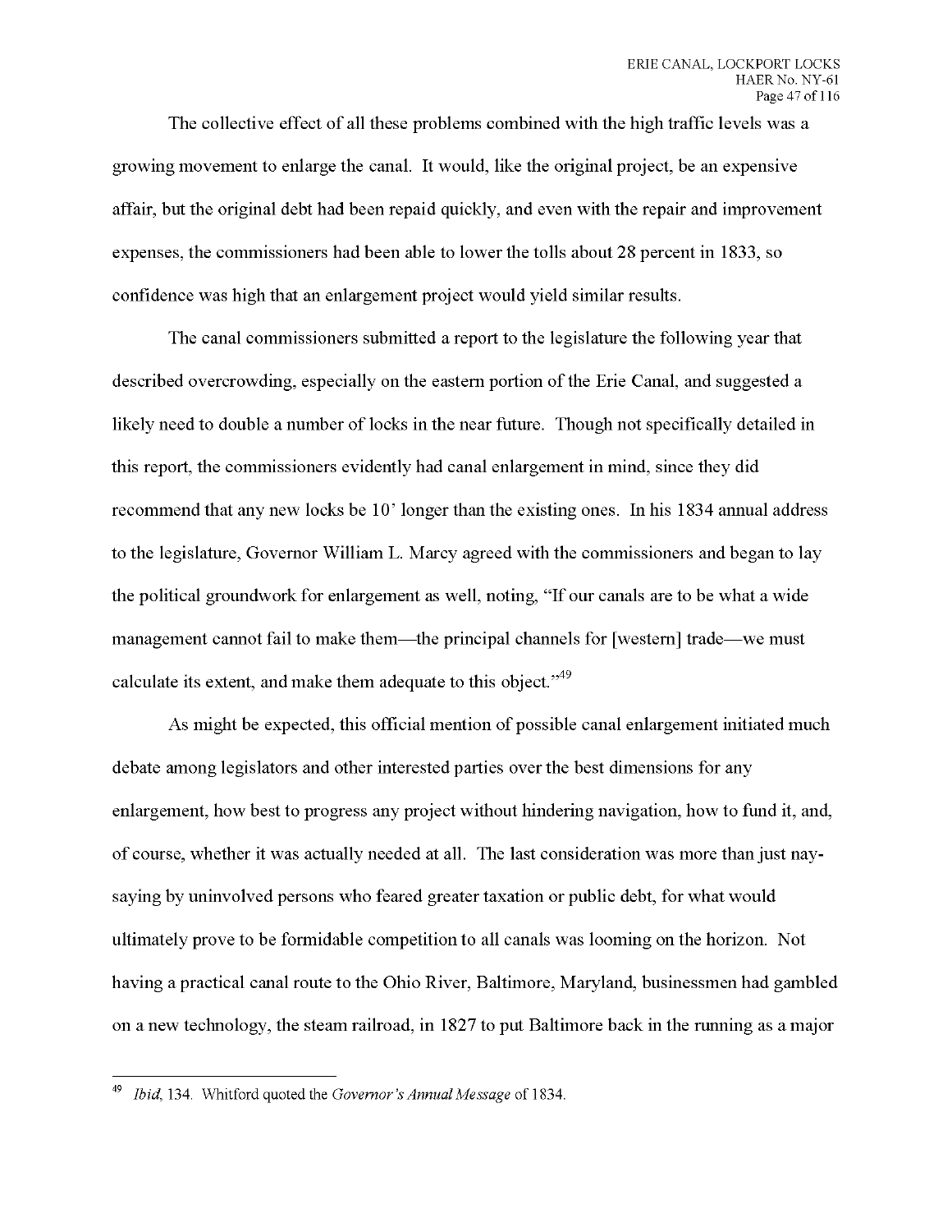The collective effect of all these problems combined with the high traffic levels was a growing movement to enlarge the canal. It would, like the original project, be an expensive affair, but the original debt had been repaid quickly, and even with the repair and improvement expenses, the commissioners had been able to lower the tolls about 28 percent in 1833, so confidence was high that an enlargement project would yield similar results.

The canal commissioners submitted a report to the legislature the following year that described overcrowding, especially on the eastern portion of the Erie Canal, and suggested a likely need to double a number of locks in the near future. Though not specifically detailed in this report, the commissioners evidently had canal enlargement in mind, since they did recommend that any new locks be 10' longer than the existing ones. In his 1834 annual address to the legislature, Governor William L. Marcy agreed with the commissioners and began to lay the political groundwork for enlargement as well, noting, "If our canals are to be what a wide management cannot fail to make them—the principal channels for [western] trade—we must calculate its extent, and make them adequate to this object."[49]

As might be expected, this official mention of possible canal enlargement initiated much debate among legislators and other interested parties over the best dimensions for any enlargement, how best to progress any project without hindering navigation, how to fund it, and, of course, whether it was actually needed at all. The last consideration was more than just nay-saying by uninvolved persons who feared greater taxation or public debt, for what would ultimately prove to be formidable competition to all canals was looming on the horizon. Not having a practical canal route to the Ohio River, Baltimore, Maryland, businessmen had gambled on a new technology, the steam railroad, in 1827 to put Baltimore back in the running as a major

---

[49] *Ibid*, 134. Whitford quoted the *Governor's Annual Message* of 1834.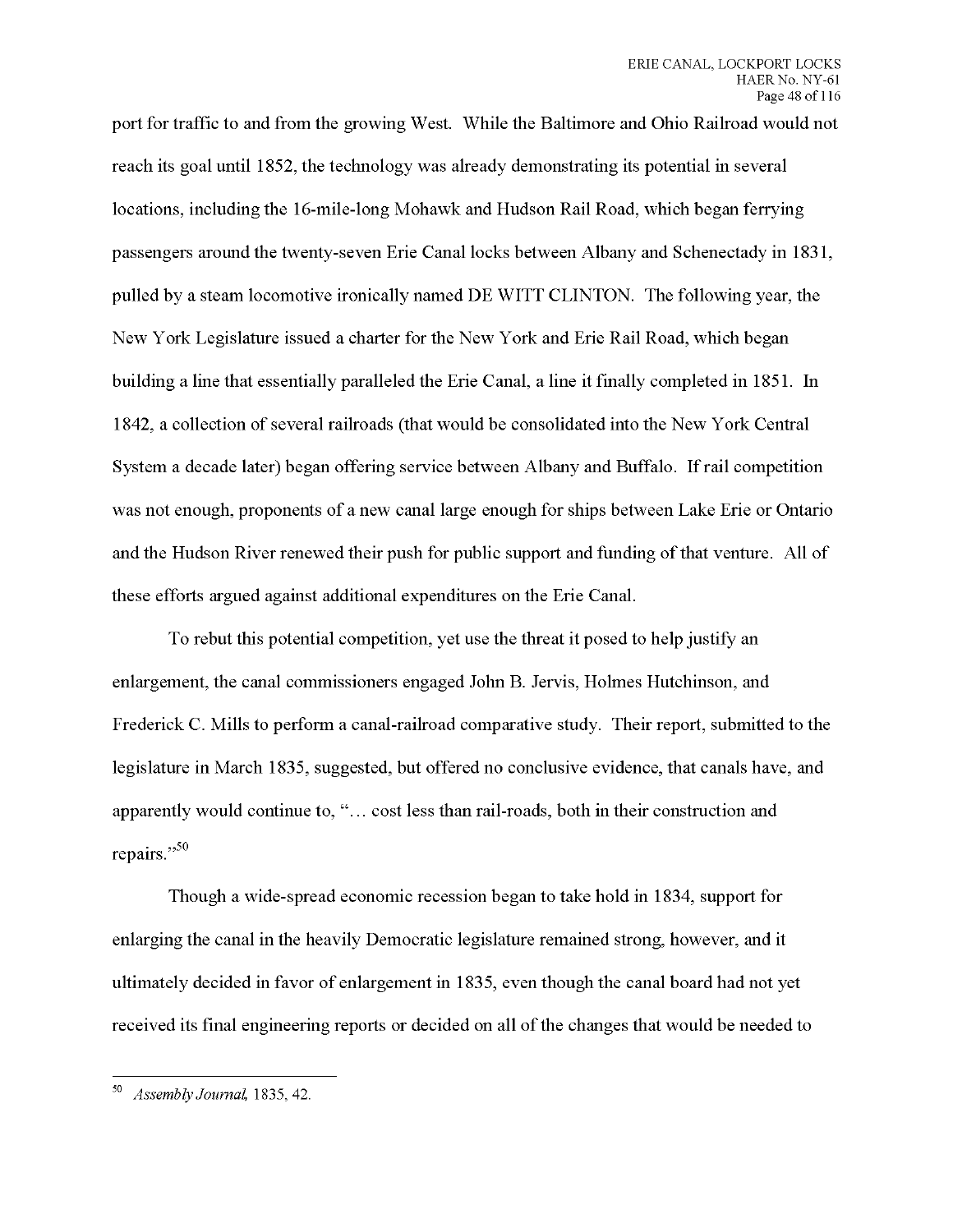port for traffic to and from the growing West. While the Baltimore and Ohio Railroad would not reach its goal until 1852, the technology was already demonstrating its potential in several locations, including the 16-mile-long Mohawk and Hudson Rail Road, which began ferrying passengers around the twenty-seven Erie Canal locks between Albany and Schenectady in 1831, pulled by a steam locomotive ironically named DE WITT CLINTON. The following year, the New York Legislature issued a charter for the New York and Erie Rail Road, which began building a line that essentially paralleled the Erie Canal, a line it finally completed in 1851. In 1842, a collection of several railroads (that would be consolidated into the New York Central System a decade later) began offering service between Albany and Buffalo. If rail competition was not enough, proponents of a new canal large enough for ships between Lake Erie or Ontario and the Hudson River renewed their push for public support and funding of that venture. All of these efforts argued against additional expenditures on the Erie Canal.

To rebut this potential competition, yet use the threat it posed to help justify an enlargement, the canal commissioners engaged John B. Jervis, Holmes Hutchinson, and Frederick C. Mills to perform a canal-railroad comparative study. Their report, submitted to the legislature in March 1835, suggested, but offered no conclusive evidence, that canals have, and apparently would continue to, "… cost less than rail-roads, both in their construction and repairs."[50]

Though a wide-spread economic recession began to take hold in 1834, support for enlarging the canal in the heavily Democratic legislature remained strong, however, and it ultimately decided in favor of enlargement in 1835, even though the canal board had not yet received its final engineering reports or decided on all of the changes that would be needed to

---

[50] *Assembly Journal*, 1835, 42.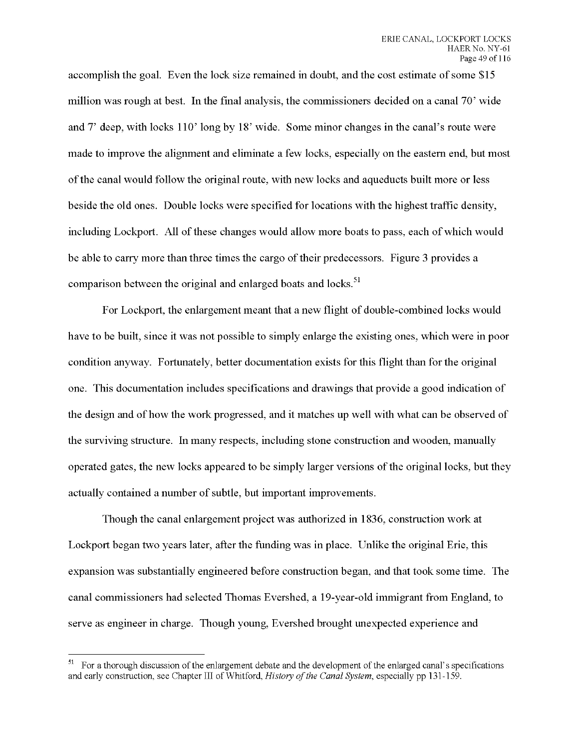accomplish the goal. Even the lock size remained in doubt, and the cost estimate of some $15 million was rough at best. In the final analysis, the commissioners decided on a canal 70' wide and 7' deep, with locks 110' long by 18' wide. Some minor changes in the canal's route were made to improve the alignment and eliminate a few locks, especially on the eastern end, but most of the canal would follow the original route, with new locks and aqueducts built more or less beside the old ones. Double locks were specified for locations with the highest traffic density, including Lockport. All of these changes would allow more boats to pass, each of which would be able to carry more than three times the cargo of their predecessors. Figure 3 provides a comparison between the original and enlarged boats and locks.[51]

For Lockport, the enlargement meant that a new flight of double-combined locks would have to be built, since it was not possible to simply enlarge the existing ones, which were in poor condition anyway. Fortunately, better documentation exists for this flight than for the original one. This documentation includes specifications and drawings that provide a good indication of the design and of how the work progressed, and it matches up well with what can be observed of the surviving structure. In many respects, including stone construction and wooden, manually operated gates, the new locks appeared to be simply larger versions of the original locks, but they actually contained a number of subtle, but important improvements.

Though the canal enlargement project was authorized in 1836, construction work at Lockport began two years later, after the funding was in place. Unlike the original Erie, this expansion was substantially engineered before construction began, and that took some time. The canal commissioners had selected Thomas Evershed, a 19-year-old immigrant from England, to serve as engineer in charge. Though young, Evershed brought unexpected experience and

[51] For a thorough discussion of the enlargement debate and the development of the enlarged canal's specifications and early construction, see Chapter III of Whitford, *History of the Canal System*, especially pp 131-159.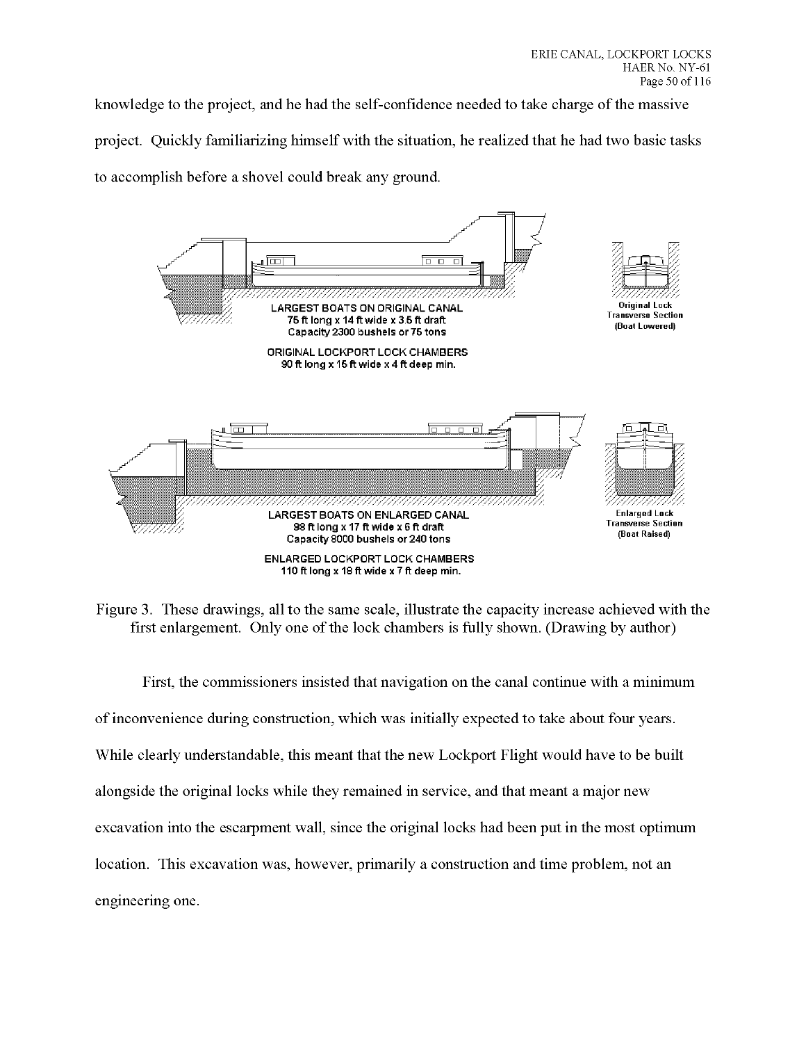knowledge to the project, and he had the self-confidence needed to take charge of the massive project. Quickly familiarizing himself with the situation, he realized that he had two basic tasks to accomplish before a shovel could break any ground.

LARGEST BOATS ON ORIGINAL CANAL
75 ft long x 14 ft wide x 3.5 ft draft
Capacity 2300 bushels or 75 tons

ORIGINAL LOCKPORT LOCK CHAMBERS
90 ft long x 15 ft wide x 4 ft deep min.

Original Lock
Transverse Section
(Boat Lowered)

LARGEST BOATS ON ENLARGED CANAL
98 ft long x 17 ft wide x 6 ft draft
Capacity 8000 bushels or 240 tons

ENLARGED LOCKPORT LOCK CHAMBERS
110 ft long x 18 ft wide x 7 ft deep min.

Enlarged Lock
Transverse Section
(Boat Raised)

Figure 3. These drawings, all to the same scale, illustrate the capacity increase achieved with the first enlargement. Only one of the lock chambers is fully shown. (Drawing by author)

First, the commissioners insisted that navigation on the canal continue with a minimum of inconvenience during construction, which was initially expected to take about four years. While clearly understandable, this meant that the new Lockport Flight would have to be built alongside the original locks while they remained in service, and that meant a major new excavation into the escarpment wall, since the original locks had been put in the most optimum location. This excavation was, however, primarily a construction and time problem, not an engineering one.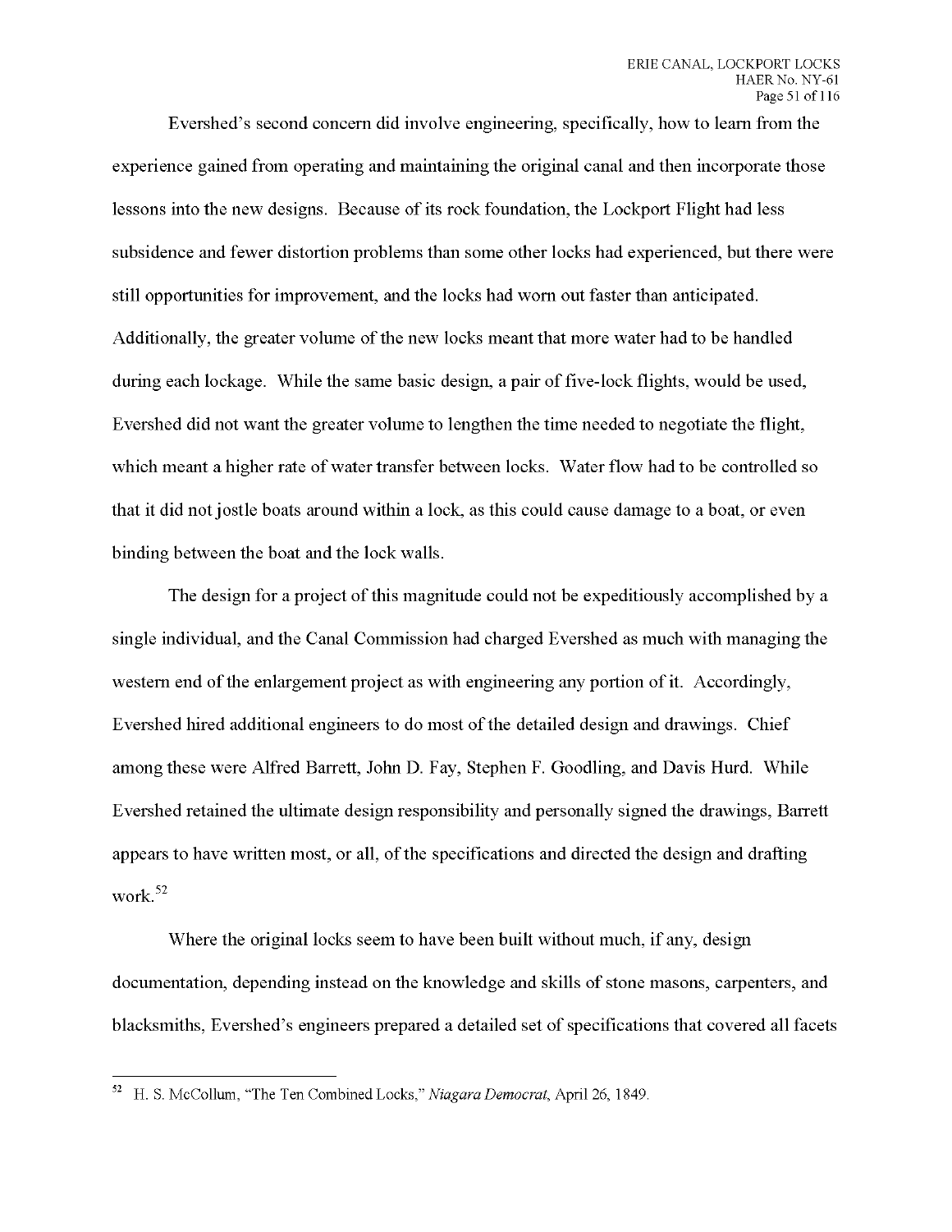Evershed's second concern did involve engineering, specifically, how to learn from the experience gained from operating and maintaining the original canal and then incorporate those lessons into the new designs. Because of its rock foundation, the Lockport Flight had less subsidence and fewer distortion problems than some other locks had experienced, but there were still opportunities for improvement, and the locks had worn out faster than anticipated. Additionally, the greater volume of the new locks meant that more water had to be handled during each lockage. While the same basic design, a pair of five-lock flights, would be used, Evershed did not want the greater volume to lengthen the time needed to negotiate the flight, which meant a higher rate of water transfer between locks. Water flow had to be controlled so that it did not jostle boats around within a lock, as this could cause damage to a boat, or even binding between the boat and the lock walls.

The design for a project of this magnitude could not be expeditiously accomplished by a single individual, and the Canal Commission had charged Evershed as much with managing the western end of the enlargement project as with engineering any portion of it. Accordingly, Evershed hired additional engineers to do most of the detailed design and drawings. Chief among these were Alfred Barrett, John D. Fay, Stephen F. Goodling, and Davis Hurd. While Evershed retained the ultimate design responsibility and personally signed the drawings, Barrett appears to have written most, or all, of the specifications and directed the design and drafting work.[52]

Where the original locks seem to have been built without much, if any, design documentation, depending instead on the knowledge and skills of stone masons, carpenters, and blacksmiths, Evershed's engineers prepared a detailed set of specifications that covered all facets

---

[52] H. S. McCollum, "The Ten Combined Locks," *Niagara Democrat*, April 26, 1849.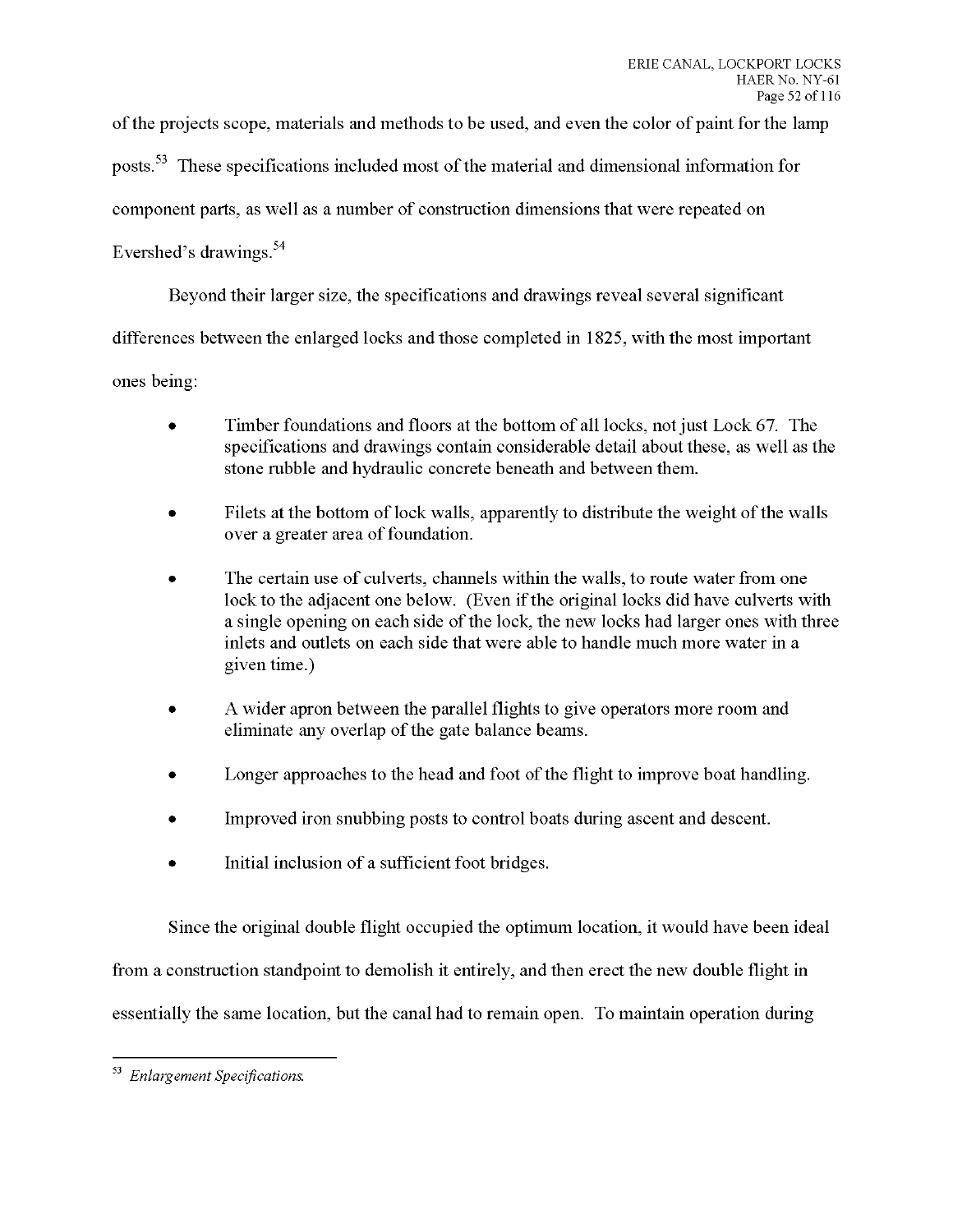of the projects scope, materials and methods to be used, and even the color of paint for the lamp posts.[53] These specifications included most of the material and dimensional information for component parts, as well as a number of construction dimensions that were repeated on Evershed's drawings.[54]

Beyond their larger size, the specifications and drawings reveal several significant differences between the enlarged locks and those completed in 1825, with the most important ones being:

- Timber foundations and floors at the bottom of all locks, not just Lock 67. The specifications and drawings contain considerable detail about these, as well as the stone rubble and hydraulic concrete beneath and between them.
- Filets at the bottom of lock walls, apparently to distribute the weight of the walls over a greater area of foundation.
- The certain use of culverts, channels within the walls, to route water from one lock to the adjacent one below. (Even if the original locks did have culverts with a single opening on each side of the lock, the new locks had larger ones with three inlets and outlets on each side that were able to handle much more water in a given time.)
- A wider apron between the parallel flights to give operators more room and eliminate any overlap of the gate balance beams.
- Longer approaches to the head and foot of the flight to improve boat handling.
- Improved iron snubbing posts to control boats during ascent and descent.
- Initial inclusion of a sufficient foot bridges.

Since the original double flight occupied the optimum location, it would have been ideal from a construction standpoint to demolish it entirely, and then erect the new double flight in essentially the same location, but the canal had to remain open. To maintain operation during

---

[53] *Enlargement Specifications.*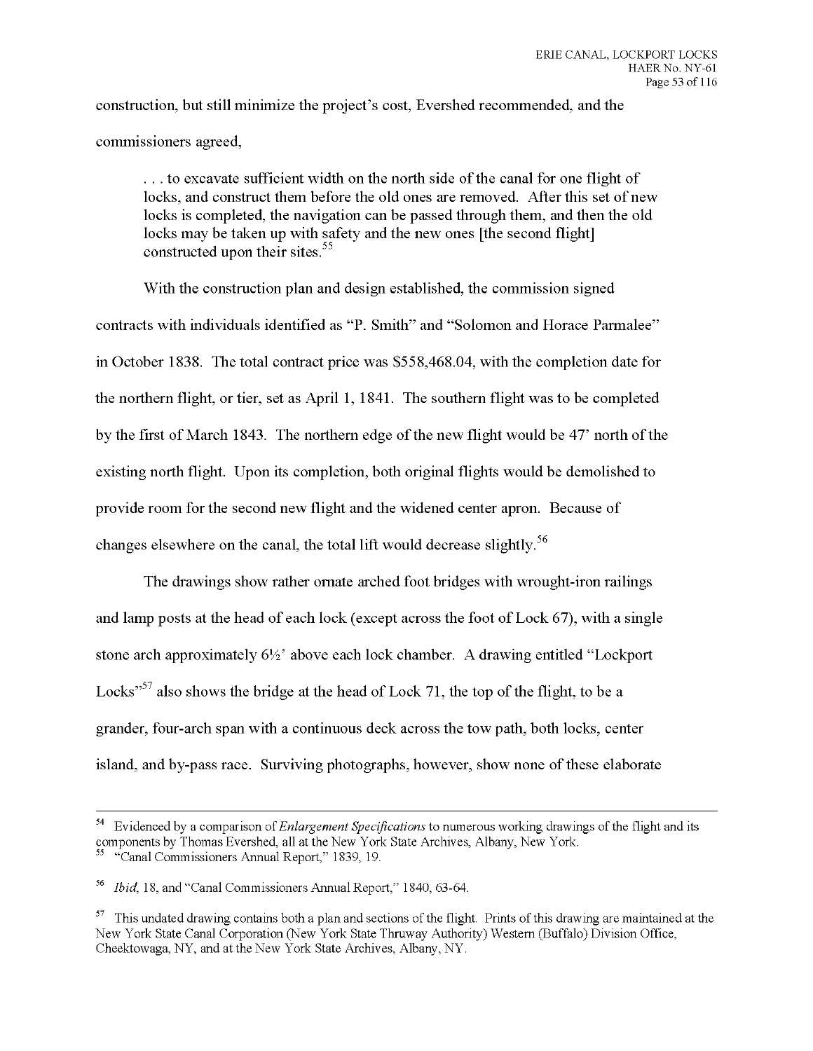construction, but still minimize the project's cost, Evershed recommended, and the commissioners agreed,

> . . . to excavate sufficient width on the north side of the canal for one flight of locks, and construct them before the old ones are removed. After this set of new locks is completed, the navigation can be passed through them, and then the old locks may be taken up with safety and the new ones [the second flight] constructed upon their sites.[55]

With the construction plan and design established, the commission signed contracts with individuals identified as "P. Smith" and "Solomon and Horace Parmalee" in October 1838. The total contract price was $558,468.04, with the completion date for the northern flight, or tier, set as April 1, 1841. The southern flight was to be completed by the first of March 1843. The northern edge of the new flight would be 47' north of the existing north flight. Upon its completion, both original flights would be demolished to provide room for the second new flight and the widened center apron. Because of changes elsewhere on the canal, the total lift would decrease slightly.[56]

The drawings show rather ornate arched foot bridges with wrought-iron railings and lamp posts at the head of each lock (except across the foot of Lock 67), with a single stone arch approximately 6½' above each lock chamber. A drawing entitled "Lockport Locks"[57] also shows the bridge at the head of Lock 71, the top of the flight, to be a grander, four-arch span with a continuous deck across the tow path, both locks, center island, and by-pass race. Surviving photographs, however, show none of these elaborate

---

[54] Evidenced by a comparison of *Enlargement Specifications* to numerous working drawings of the flight and its components by Thomas Evershed, all at the New York State Archives, Albany, New York.

[55] "Canal Commissioners Annual Report," 1839, 19.

[56] *Ibid*, 18, and "Canal Commissioners Annual Report," 1840, 63-64.

[57] This undated drawing contains both a plan and sections of the flight. Prints of this drawing are maintained at the New York State Canal Corporation (New York State Thruway Authority) Western (Buffalo) Division Office, Cheektowaga, NY, and at the New York State Archives, Albany, NY.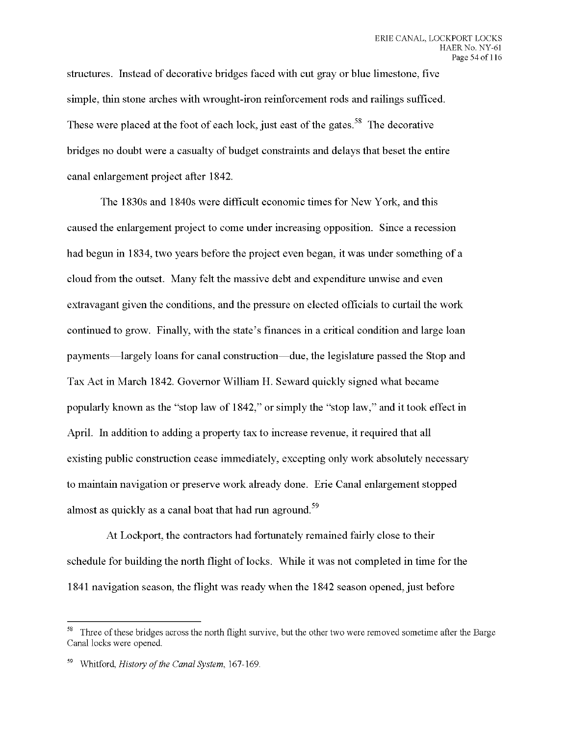structures. Instead of decorative bridges faced with cut gray or blue limestone, five simple, thin stone arches with wrought-iron reinforcement rods and railings sufficed. These were placed at the foot of each lock, just east of the gates.[58] The decorative bridges no doubt were a casualty of budget constraints and delays that beset the entire canal enlargement project after 1842.

The 1830s and 1840s were difficult economic times for New York, and this caused the enlargement project to come under increasing opposition. Since a recession had begun in 1834, two years before the project even began, it was under something of a cloud from the outset. Many felt the massive debt and expenditure unwise and even extravagant given the conditions, and the pressure on elected officials to curtail the work continued to grow. Finally, with the state's finances in a critical condition and large loan payments—largely loans for canal construction—due, the legislature passed the Stop and Tax Act in March 1842. Governor William H. Seward quickly signed what became popularly known as the "stop law of 1842," or simply the "stop law," and it took effect in April. In addition to adding a property tax to increase revenue, it required that all existing public construction cease immediately, excepting only work absolutely necessary to maintain navigation or preserve work already done. Erie Canal enlargement stopped almost as quickly as a canal boat that had run aground.[59]

At Lockport, the contractors had fortunately remained fairly close to their schedule for building the north flight of locks. While it was not completed in time for the 1841 navigation season, the flight was ready when the 1842 season opened, just before

---

[58] Three of these bridges across the north flight survive, but the other two were removed sometime after the Barge Canal locks were opened.

[59] Whitford, *History of the Canal System*, 167-169.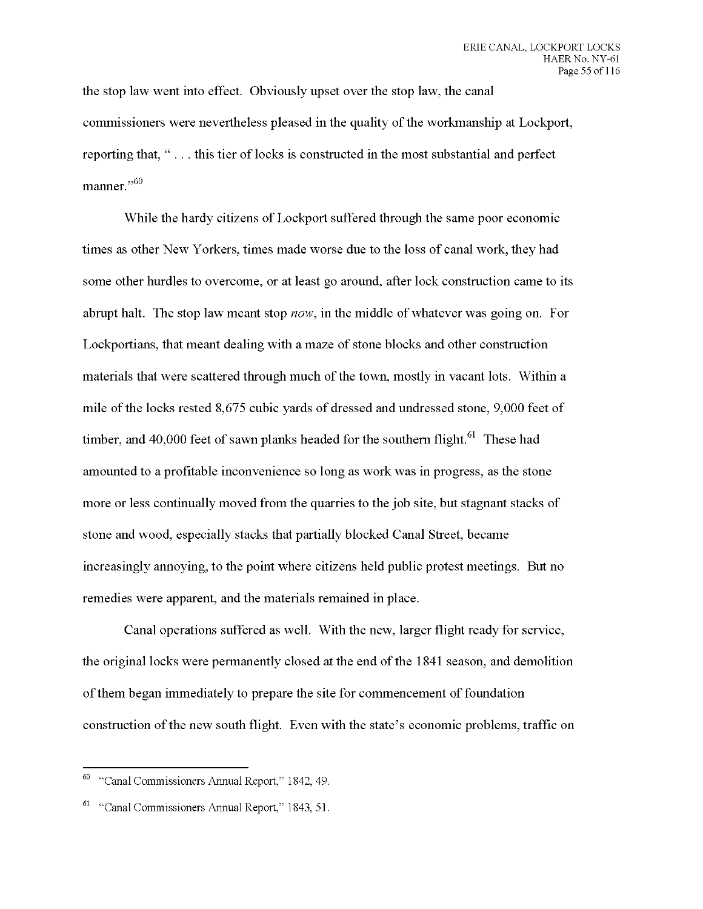the stop law went into effect. Obviously upset over the stop law, the canal commissioners were nevertheless pleased in the quality of the workmanship at Lockport, reporting that, " . . . this tier of locks is constructed in the most substantial and perfect manner."[60]

While the hardy citizens of Lockport suffered through the same poor economic times as other New Yorkers, times made worse due to the loss of canal work, they had some other hurdles to overcome, or at least go around, after lock construction came to its abrupt halt. The stop law meant stop *now*, in the middle of whatever was going on. For Lockportians, that meant dealing with a maze of stone blocks and other construction materials that were scattered through much of the town, mostly in vacant lots. Within a mile of the locks rested 8,675 cubic yards of dressed and undressed stone, 9,000 feet of timber, and 40,000 feet of sawn planks headed for the southern flight.[61] These had amounted to a profitable inconvenience so long as work was in progress, as the stone more or less continually moved from the quarries to the job site, but stagnant stacks of stone and wood, especially stacks that partially blocked Canal Street, became increasingly annoying, to the point where citizens held public protest meetings. But no remedies were apparent, and the materials remained in place.

Canal operations suffered as well. With the new, larger flight ready for service, the original locks were permanently closed at the end of the 1841 season, and demolition of them began immediately to prepare the site for commencement of foundation construction of the new south flight. Even with the state's economic problems, traffic on

---

[60] "Canal Commissioners Annual Report," 1842, 49.

[61] "Canal Commissioners Annual Report," 1843, 51.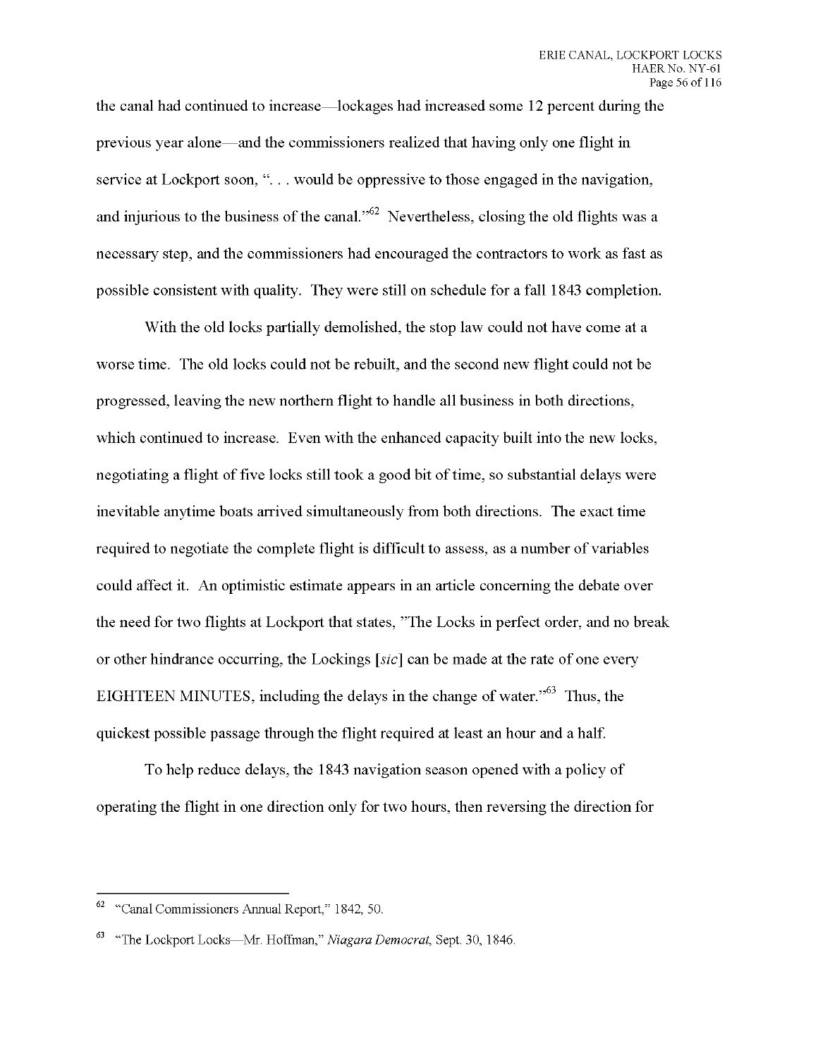the canal had continued to increase—lockages had increased some 12 percent during the previous year alone—and the commissioners realized that having only one flight in service at Lockport soon, ". . . would be oppressive to those engaged in the navigation, and injurious to the business of the canal."[62] Nevertheless, closing the old flights was a necessary step, and the commissioners had encouraged the contractors to work as fast as possible consistent with quality. They were still on schedule for a fall 1843 completion.

With the old locks partially demolished, the stop law could not have come at a worse time. The old locks could not be rebuilt, and the second new flight could not be progressed, leaving the new northern flight to handle all business in both directions, which continued to increase. Even with the enhanced capacity built into the new locks, negotiating a flight of five locks still took a good bit of time, so substantial delays were inevitable anytime boats arrived simultaneously from both directions. The exact time required to negotiate the complete flight is difficult to assess, as a number of variables could affect it. An optimistic estimate appears in an article concerning the debate over the need for two flights at Lockport that states, "The Locks in perfect order, and no break or other hindrance occurring, the Lockings [*sic*] can be made at the rate of one every EIGHTEEN MINUTES, including the delays in the change of water."[63] Thus, the quickest possible passage through the flight required at least an hour and a half.

To help reduce delays, the 1843 navigation season opened with a policy of operating the flight in one direction only for two hours, then reversing the direction for

---

[62] "Canal Commissioners Annual Report," 1842, 50.

[63] "The Lockport Locks—Mr. Hoffman," *Niagara Democrat*, Sept. 30, 1846.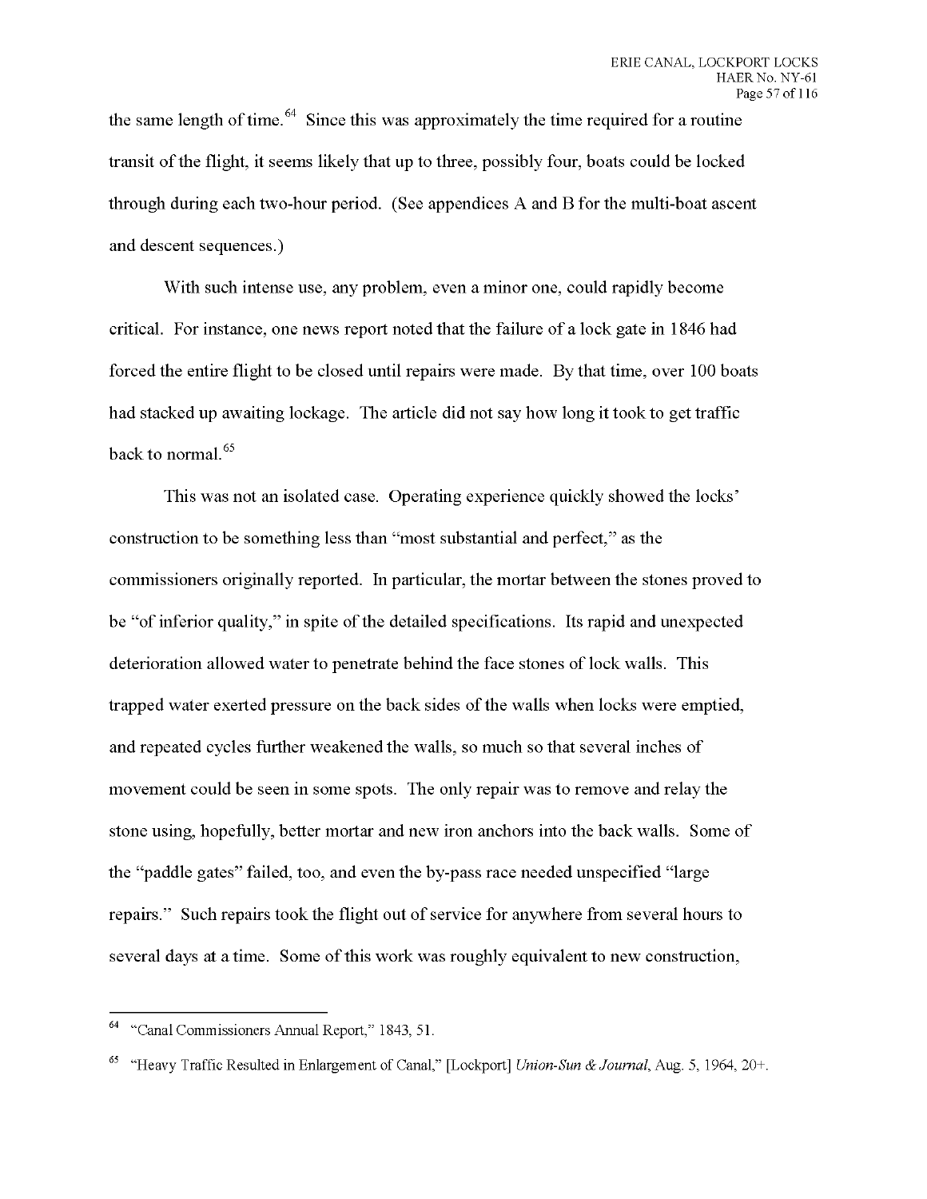the same length of time.[64] Since this was approximately the time required for a routine transit of the flight, it seems likely that up to three, possibly four, boats could be locked through during each two-hour period. (See appendices A and B for the multi-boat ascent and descent sequences.)

With such intense use, any problem, even a minor one, could rapidly become critical. For instance, one news report noted that the failure of a lock gate in 1846 had forced the entire flight to be closed until repairs were made. By that time, over 100 boats had stacked up awaiting lockage. The article did not say how long it took to get traffic back to normal.[65]

This was not an isolated case. Operating experience quickly showed the locks' construction to be something less than "most substantial and perfect," as the commissioners originally reported. In particular, the mortar between the stones proved to be "of inferior quality," in spite of the detailed specifications. Its rapid and unexpected deterioration allowed water to penetrate behind the face stones of lock walls. This trapped water exerted pressure on the back sides of the walls when locks were emptied, and repeated cycles further weakened the walls, so much so that several inches of movement could be seen in some spots. The only repair was to remove and relay the stone using, hopefully, better mortar and new iron anchors into the back walls. Some of the "paddle gates" failed, too, and even the by-pass race needed unspecified "large repairs." Such repairs took the flight out of service for anywhere from several hours to several days at a time. Some of this work was roughly equivalent to new construction,

---

[64] "Canal Commissioners Annual Report," 1843, 51.

[65] "Heavy Traffic Resulted in Enlargement of Canal," [Lockport] *Union-Sun & Journal*, Aug. 5, 1964, 20+.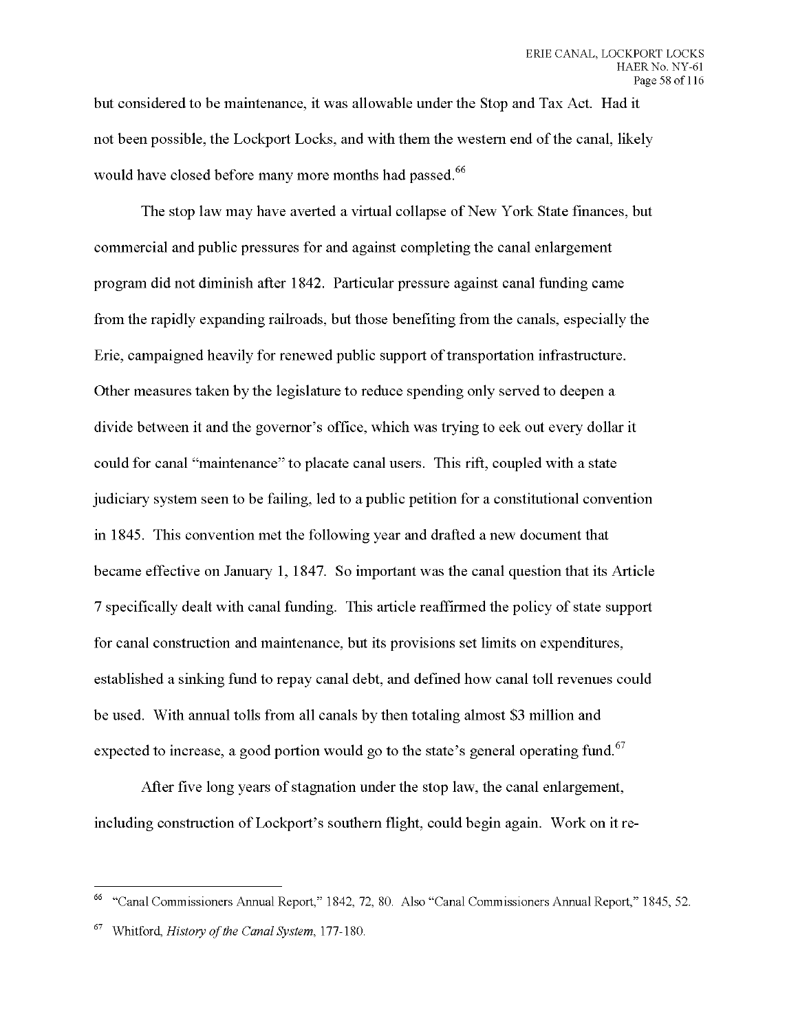but considered to be maintenance, it was allowable under the Stop and Tax Act. Had it not been possible, the Lockport Locks, and with them the western end of the canal, likely would have closed before many more months had passed.[66]

The stop law may have averted a virtual collapse of New York State finances, but commercial and public pressures for and against completing the canal enlargement program did not diminish after 1842. Particular pressure against canal funding came from the rapidly expanding railroads, but those benefiting from the canals, especially the Erie, campaigned heavily for renewed public support of transportation infrastructure. Other measures taken by the legislature to reduce spending only served to deepen a divide between it and the governor's office, which was trying to eek out every dollar it could for canal "maintenance" to placate canal users. This rift, coupled with a state judiciary system seen to be failing, led to a public petition for a constitutional convention in 1845. This convention met the following year and drafted a new document that became effective on January 1, 1847. So important was the canal question that its Article 7 specifically dealt with canal funding. This article reaffirmed the policy of state support for canal construction and maintenance, but its provisions set limits on expenditures, established a sinking fund to repay canal debt, and defined how canal toll revenues could be used. With annual tolls from all canals by then totaling almost $3 million and expected to increase, a good portion would go to the state's general operating fund.[67]

After five long years of stagnation under the stop law, the canal enlargement, including construction of Lockport's southern flight, could begin again. Work on it re-

---

[66] "Canal Commissioners Annual Report," 1842, 72, 80. Also "Canal Commissioners Annual Report," 1845, 52.

[67] Whitford, *History of the Canal System*, 177-180.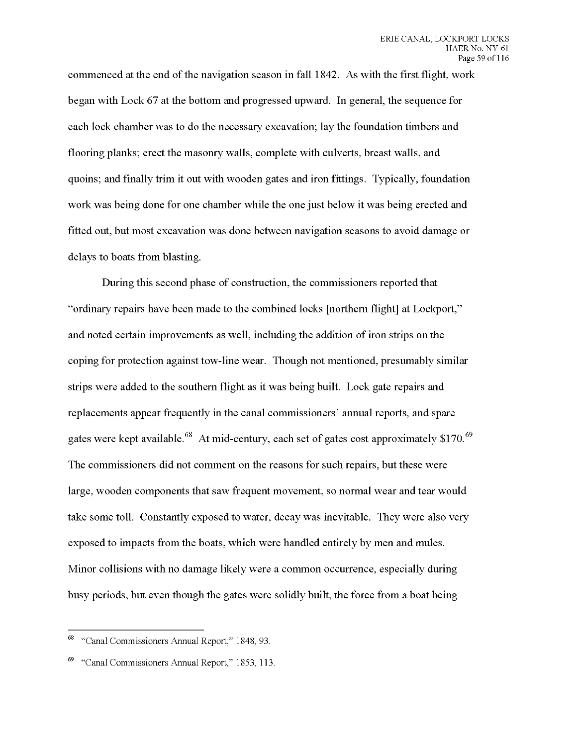commenced at the end of the navigation season in fall 1842. As with the first flight, work began with Lock 67 at the bottom and progressed upward. In general, the sequence for each lock chamber was to do the necessary excavation; lay the foundation timbers and flooring planks; erect the masonry walls, complete with culverts, breast walls, and quoins; and finally trim it out with wooden gates and iron fittings. Typically, foundation work was being done for one chamber while the one just below it was being erected and fitted out, but most excavation was done between navigation seasons to avoid damage or delays to boats from blasting.

During this second phase of construction, the commissioners reported that "ordinary repairs have been made to the combined locks [northern flight] at Lockport," and noted certain improvements as well, including the addition of iron strips on the coping for protection against tow-line wear. Though not mentioned, presumably similar strips were added to the southern flight as it was being built. Lock gate repairs and replacements appear frequently in the canal commissioners' annual reports, and spare gates were kept available.[68] At mid-century, each set of gates cost approximately $170.[69] The commissioners did not comment on the reasons for such repairs, but these were large, wooden components that saw frequent movement, so normal wear and tear would take some toll. Constantly exposed to water, decay was inevitable. They were also very exposed to impacts from the boats, which were handled entirely by men and mules. Minor collisions with no damage likely were a common occurrence, especially during busy periods, but even though the gates were solidly built, the force from a boat being

---

[68] "Canal Commissioners Annual Report," 1848, 93.

[69] "Canal Commissioners Annual Report," 1853, 113.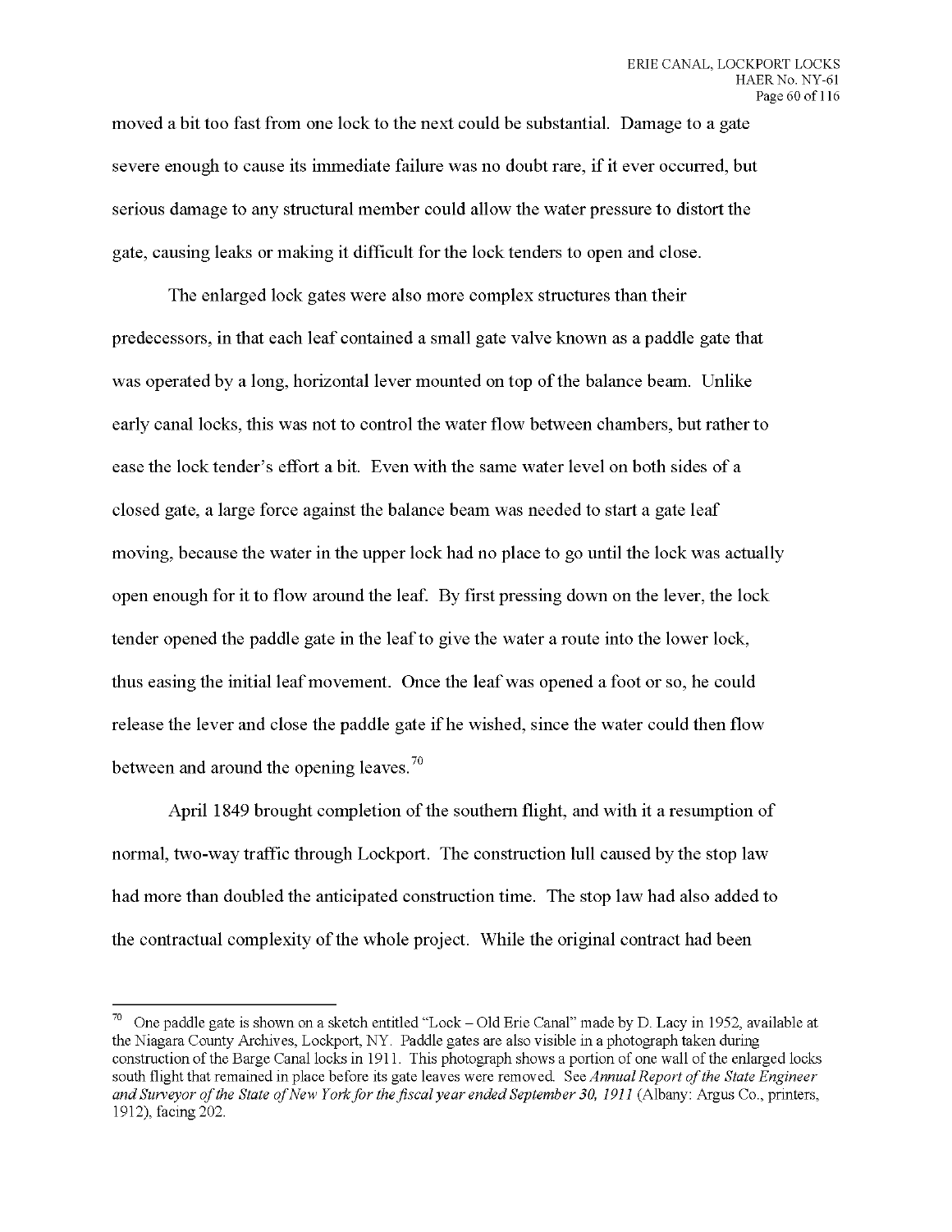moved a bit too fast from one lock to the next could be substantial. Damage to a gate severe enough to cause its immediate failure was no doubt rare, if it ever occurred, but serious damage to any structural member could allow the water pressure to distort the gate, causing leaks or making it difficult for the lock tenders to open and close.

The enlarged lock gates were also more complex structures than their predecessors, in that each leaf contained a small gate valve known as a paddle gate that was operated by a long, horizontal lever mounted on top of the balance beam. Unlike early canal locks, this was not to control the water flow between chambers, but rather to ease the lock tender's effort a bit. Even with the same water level on both sides of a closed gate, a large force against the balance beam was needed to start a gate leaf moving, because the water in the upper lock had no place to go until the lock was actually open enough for it to flow around the leaf. By first pressing down on the lever, the lock tender opened the paddle gate in the leaf to give the water a route into the lower lock, thus easing the initial leaf movement. Once the leaf was opened a foot or so, he could release the lever and close the paddle gate if he wished, since the water could then flow between and around the opening leaves.[70]

April 1849 brought completion of the southern flight, and with it a resumption of normal, two-way traffic through Lockport. The construction lull caused by the stop law had more than doubled the anticipated construction time. The stop law had also added to the contractual complexity of the whole project. While the original contract had been

---

[70] One paddle gate is shown on a sketch entitled "Lock – Old Erie Canal" made by D. Lacy in 1952, available at the Niagara County Archives, Lockport, NY. Paddle gates are also visible in a photograph taken during construction of the Barge Canal locks in 1911. This photograph shows a portion of one wall of the enlarged locks south flight that remained in place before its gate leaves were removed. See *Annual Report of the State Engineer and Surveyor of the State of New York for the fiscal year ended September 30, 1911* (Albany: Argus Co., printers, 1912), facing 202.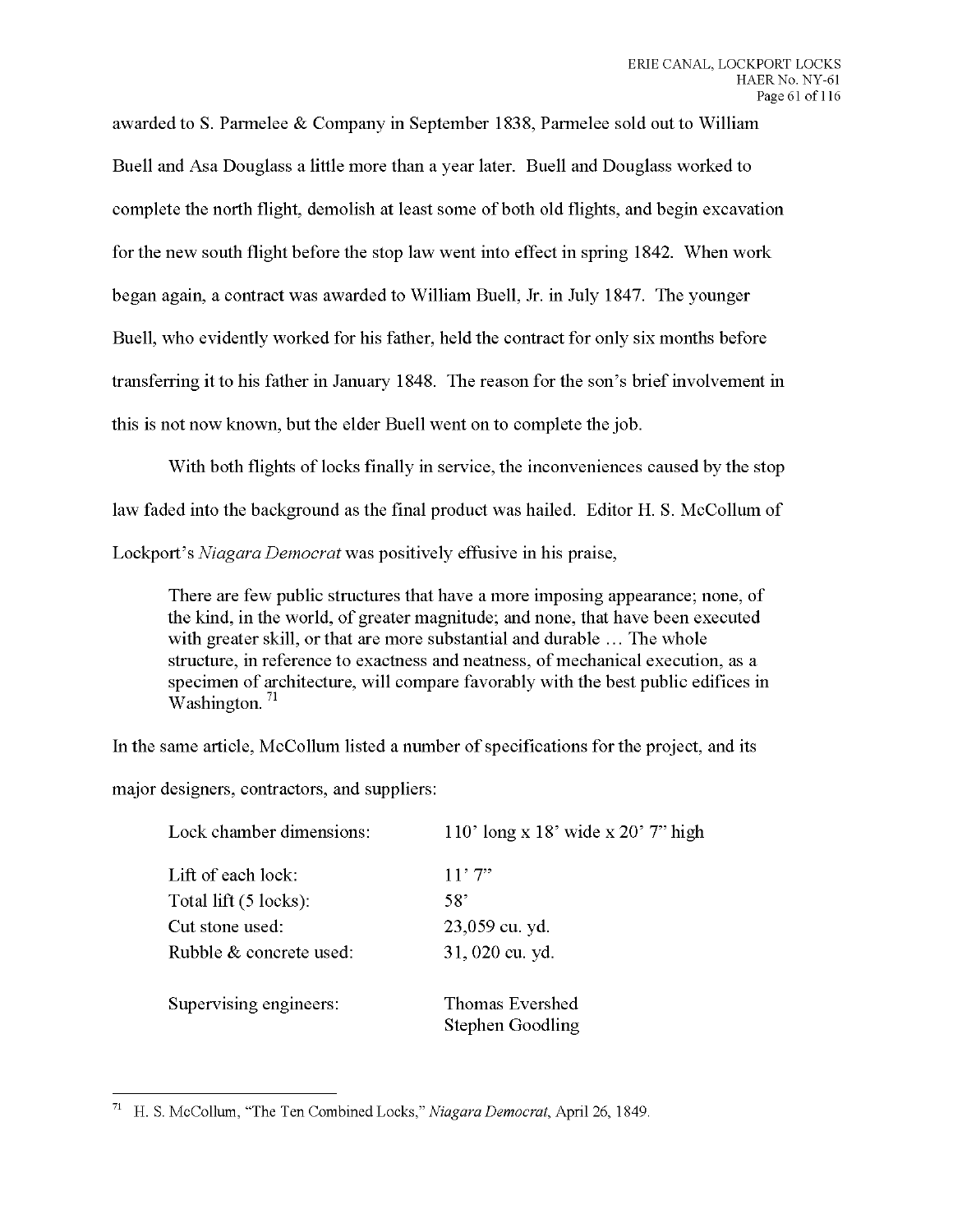awarded to S. Parmelee & Company in September 1838, Parmelee sold out to William Buell and Asa Douglass a little more than a year later. Buell and Douglass worked to complete the north flight, demolish at least some of both old flights, and begin excavation for the new south flight before the stop law went into effect in spring 1842. When work began again, a contract was awarded to William Buell, Jr. in July 1847. The younger Buell, who evidently worked for his father, held the contract for only six months before transferring it to his father in January 1848. The reason for the son's brief involvement in this is not now known, but the elder Buell went on to complete the job.

With both flights of locks finally in service, the inconveniences caused by the stop law faded into the background as the final product was hailed. Editor H. S. McCollum of Lockport's *Niagara Democrat* was positively effusive in his praise,

> There are few public structures that have a more imposing appearance; none, of the kind, in the world, of greater magnitude; and none, that have been executed with greater skill, or that are more substantial and durable … The whole structure, in reference to exactness and neatness, of mechanical execution, as a specimen of architecture, will compare favorably with the best public edifices in Washington.[71]

In the same article, McCollum listed a number of specifications for the project, and its major designers, contractors, and suppliers:

| | |
|---|---|
| Lock chamber dimensions: | 110' long x 18' wide x 20' 7" high |
| Lift of each lock: | 11' 7" |
| Total lift (5 locks): | 58' |
| Cut stone used: | 23,059 cu. yd. |
| Rubble & concrete used: | 31, 020 cu. yd. |
| Supervising engineers: | Thomas Evershed<br>Stephen Goodling |

---

[71] H. S. McCollum, "The Ten Combined Locks," *Niagara Democrat*, April 26, 1849.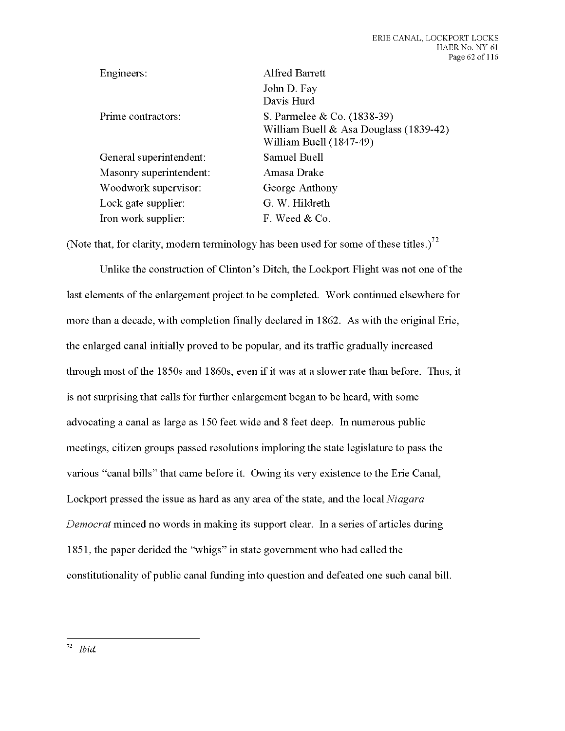| | |
|---|---|
| Engineers: | Alfred Barrett<br>John D. Fay<br>Davis Hurd |
| Prime contractors: | S. Parmelee & Co. (1838-39)<br>William Buell & Asa Douglass (1839-42)<br>William Buell (1847-49) |
| General superintendent: | Samuel Buell |
| Masonry superintendent: | Amasa Drake |
| Woodwork supervisor: | George Anthony |
| Lock gate supplier: | G. W. Hildreth |
| Iron work supplier: | F. Weed & Co. |

(Note that, for clarity, modern terminology has been used for some of these titles.)[72]

Unlike the construction of Clinton's Ditch, the Lockport Flight was not one of the last elements of the enlargement project to be completed. Work continued elsewhere for more than a decade, with completion finally declared in 1862. As with the original Erie, the enlarged canal initially proved to be popular, and its traffic gradually increased through most of the 1850s and 1860s, even if it was at a slower rate than before. Thus, it is not surprising that calls for further enlargement began to be heard, with some advocating a canal as large as 150 feet wide and 8 feet deep. In numerous public meetings, citizen groups passed resolutions imploring the state legislature to pass the various "canal bills" that came before it. Owing its very existence to the Erie Canal, Lockport pressed the issue as hard as any area of the state, and the local *Niagara Democrat* minced no words in making its support clear. In a series of articles during 1851, the paper derided the "whigs" in state government who had called the constitutionality of public canal funding into question and defeated one such canal bill.

---

[72] *Ibid.*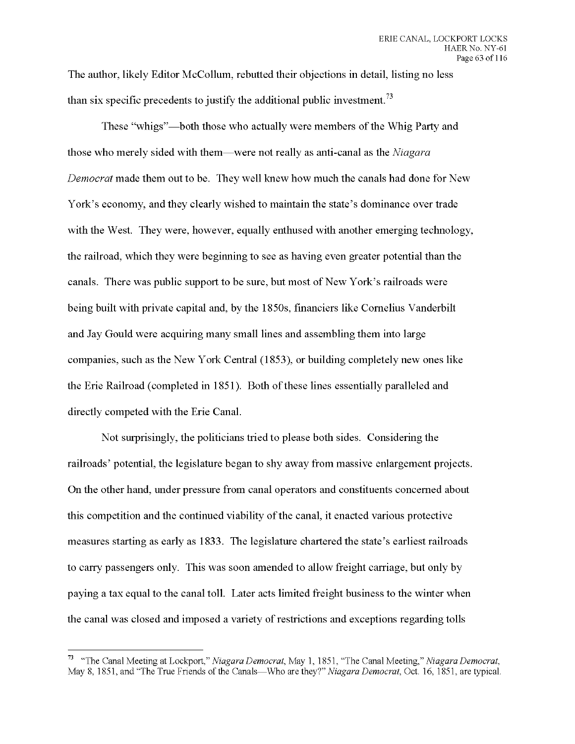The author, likely Editor McCollum, rebutted their objections in detail, listing no less than six specific precedents to justify the additional public investment.[73]

These "whigs"—both those who actually were members of the Whig Party and those who merely sided with them—were not really as anti-canal as the *Niagara Democrat* made them out to be. They well knew how much the canals had done for New York's economy, and they clearly wished to maintain the state's dominance over trade with the West. They were, however, equally enthused with another emerging technology, the railroad, which they were beginning to see as having even greater potential than the canals. There was public support to be sure, but most of New York's railroads were being built with private capital and, by the 1850s, financiers like Cornelius Vanderbilt and Jay Gould were acquiring many small lines and assembling them into large companies, such as the New York Central (1853), or building completely new ones like the Erie Railroad (completed in 1851). Both of these lines essentially paralleled and directly competed with the Erie Canal.

Not surprisingly, the politicians tried to please both sides. Considering the railroads' potential, the legislature began to shy away from massive enlargement projects. On the other hand, under pressure from canal operators and constituents concerned about this competition and the continued viability of the canal, it enacted various protective measures starting as early as 1833. The legislature chartered the state's earliest railroads to carry passengers only. This was soon amended to allow freight carriage, but only by paying a tax equal to the canal toll. Later acts limited freight business to the winter when the canal was closed and imposed a variety of restrictions and exceptions regarding tolls

---

[73] "The Canal Meeting at Lockport," *Niagara Democrat*, May 1, 1851, "The Canal Meeting," *Niagara Democrat*, May 8, 1851, and "The True Friends of the Canals—Who are they?" *Niagara Democrat*, Oct. 16, 1851, are typical.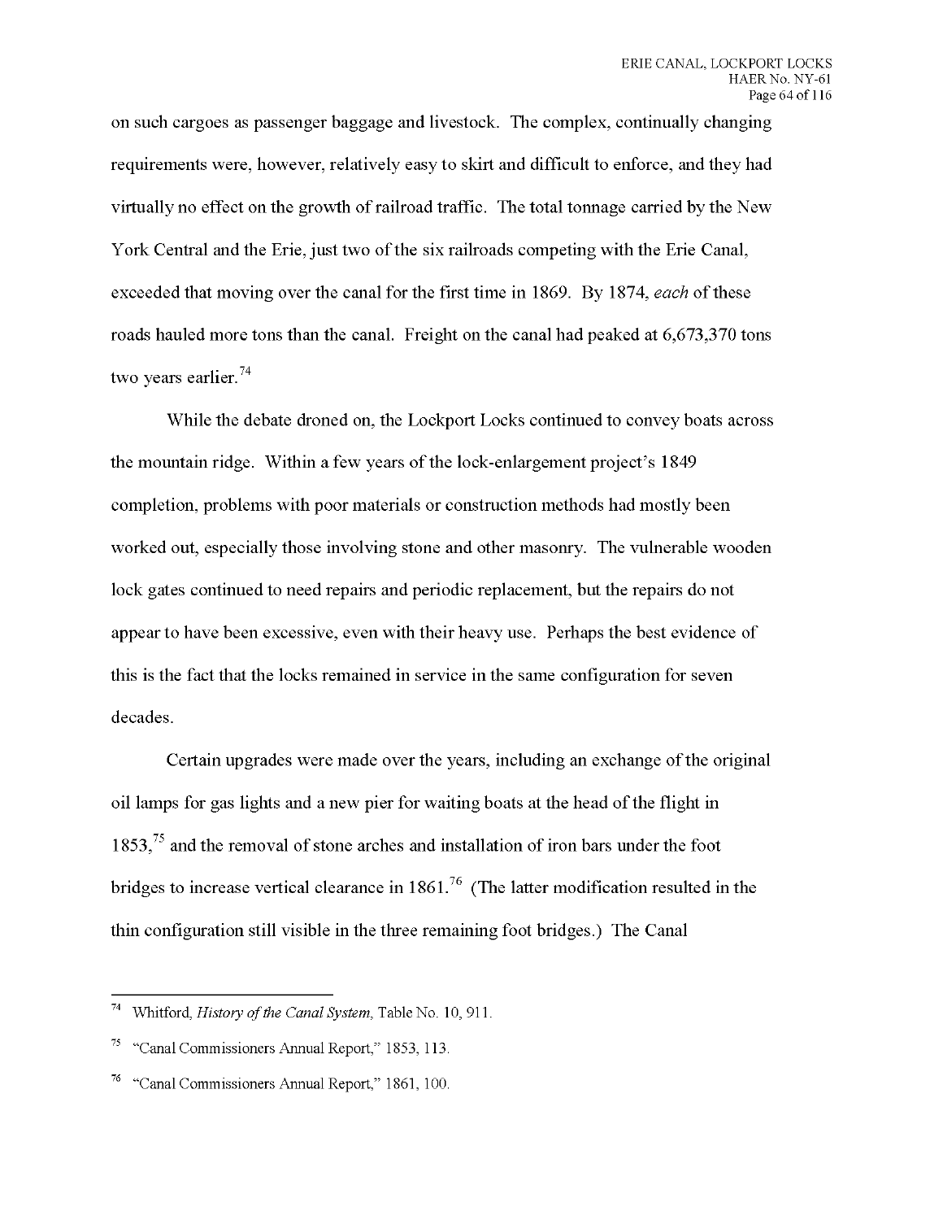on such cargoes as passenger baggage and livestock. The complex, continually changing requirements were, however, relatively easy to skirt and difficult to enforce, and they had virtually no effect on the growth of railroad traffic. The total tonnage carried by the New York Central and the Erie, just two of the six railroads competing with the Erie Canal, exceeded that moving over the canal for the first time in 1869. By 1874, *each* of these roads hauled more tons than the canal. Freight on the canal had peaked at 6,673,370 tons two years earlier.[74]

While the debate droned on, the Lockport Locks continued to convey boats across the mountain ridge. Within a few years of the lock-enlargement project's 1849 completion, problems with poor materials or construction methods had mostly been worked out, especially those involving stone and other masonry. The vulnerable wooden lock gates continued to need repairs and periodic replacement, but the repairs do not appear to have been excessive, even with their heavy use. Perhaps the best evidence of this is the fact that the locks remained in service in the same configuration for seven decades.

Certain upgrades were made over the years, including an exchange of the original oil lamps for gas lights and a new pier for waiting boats at the head of the flight in 1853,[75] and the removal of stone arches and installation of iron bars under the foot bridges to increase vertical clearance in 1861.[76] (The latter modification resulted in the thin configuration still visible in the three remaining foot bridges.) The Canal

---

[74] Whitford, *History of the Canal System*, Table No. 10, 911.

[75] "Canal Commissioners Annual Report," 1853, 113.

[76] "Canal Commissioners Annual Report," 1861, 100.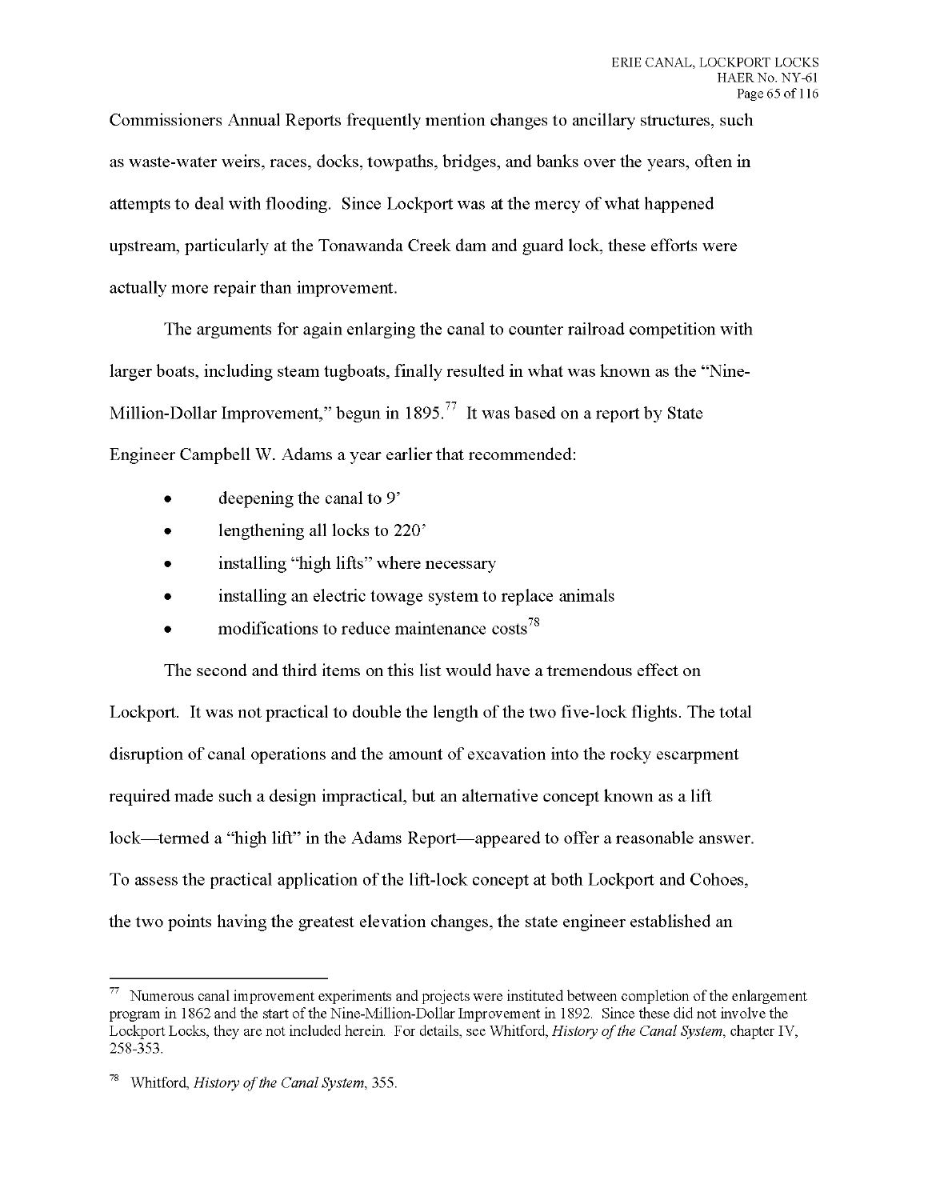Commissioners Annual Reports frequently mention changes to ancillary structures, such as waste-water weirs, races, docks, towpaths, bridges, and banks over the years, often in attempts to deal with flooding. Since Lockport was at the mercy of what happened upstream, particularly at the Tonawanda Creek dam and guard lock, these efforts were actually more repair than improvement.

The arguments for again enlarging the canal to counter railroad competition with larger boats, including steam tugboats, finally resulted in what was known as the "Nine-Million-Dollar Improvement," begun in 1895.[77] It was based on a report by State Engineer Campbell W. Adams a year earlier that recommended:

- deepening the canal to 9'
- lengthening all locks to 220'
- installing "high lifts" where necessary
- installing an electric towage system to replace animals
- modifications to reduce maintenance costs[78]

The second and third items on this list would have a tremendous effect on Lockport. It was not practical to double the length of the two five-lock flights. The total disruption of canal operations and the amount of excavation into the rocky escarpment required made such a design impractical, but an alternative concept known as a lift lock—termed a "high lift" in the Adams Report—appeared to offer a reasonable answer. To assess the practical application of the lift-lock concept at both Lockport and Cohoes, the two points having the greatest elevation changes, the state engineer established an

---

[77] Numerous canal improvement experiments and projects were instituted between completion of the enlargement program in 1862 and the start of the Nine-Million-Dollar Improvement in 1892. Since these did not involve the Lockport Locks, they are not included herein. For details, see Whitford, *History of the Canal System*, chapter IV, 258-353.

[78] Whitford, *History of the Canal System*, 355.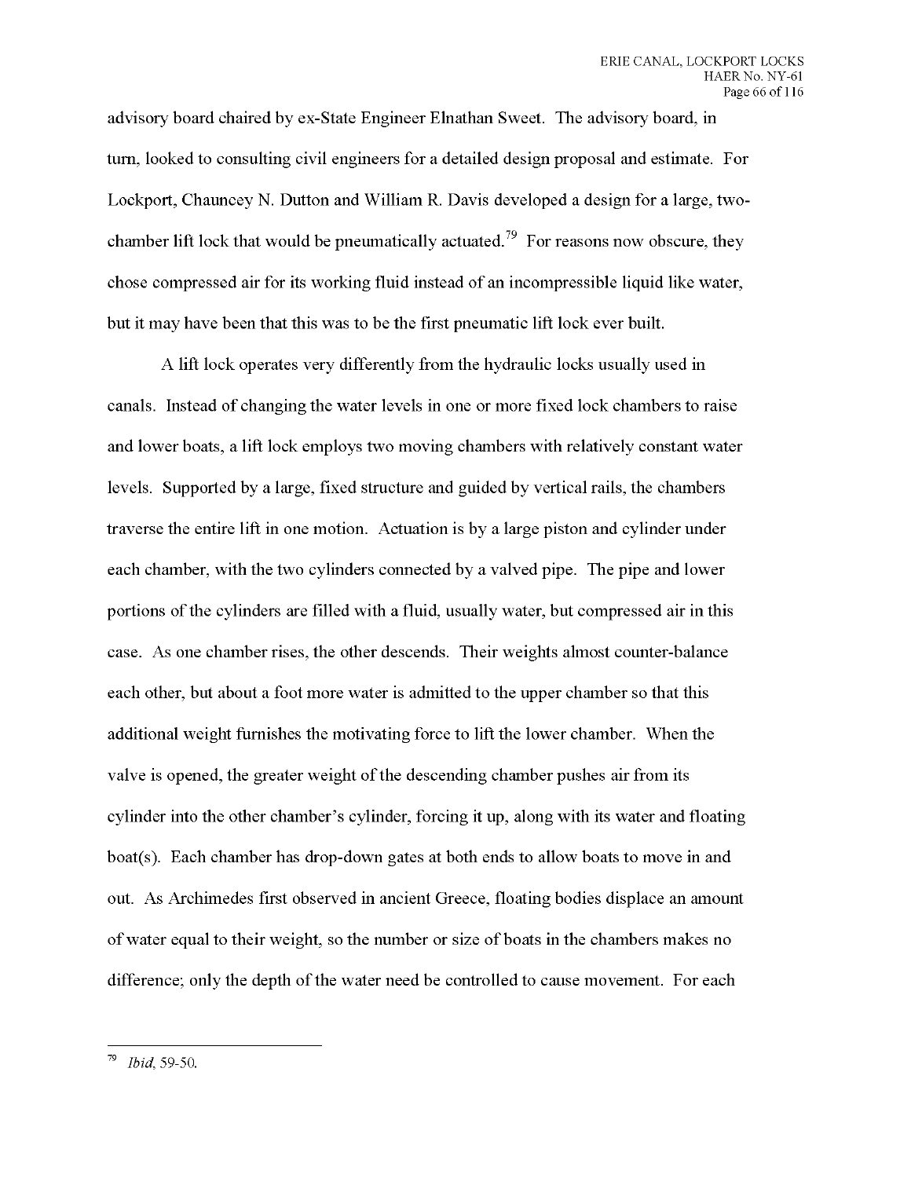advisory board chaired by ex-State Engineer Elnathan Sweet. The advisory board, in turn, looked to consulting civil engineers for a detailed design proposal and estimate. For Lockport, Chauncey N. Dutton and William R. Davis developed a design for a large, two-chamber lift lock that would be pneumatically actuated.[79] For reasons now obscure, they chose compressed air for its working fluid instead of an incompressible liquid like water, but it may have been that this was to be the first pneumatic lift lock ever built.

A lift lock operates very differently from the hydraulic locks usually used in canals. Instead of changing the water levels in one or more fixed lock chambers to raise and lower boats, a lift lock employs two moving chambers with relatively constant water levels. Supported by a large, fixed structure and guided by vertical rails, the chambers traverse the entire lift in one motion. Actuation is by a large piston and cylinder under each chamber, with the two cylinders connected by a valved pipe. The pipe and lower portions of the cylinders are filled with a fluid, usually water, but compressed air in this case. As one chamber rises, the other descends. Their weights almost counter-balance each other, but about a foot more water is admitted to the upper chamber so that this additional weight furnishes the motivating force to lift the lower chamber. When the valve is opened, the greater weight of the descending chamber pushes air from its cylinder into the other chamber's cylinder, forcing it up, along with its water and floating boat(s). Each chamber has drop-down gates at both ends to allow boats to move in and out. As Archimedes first observed in ancient Greece, floating bodies displace an amount of water equal to their weight, so the number or size of boats in the chambers makes no difference; only the depth of the water need be controlled to cause movement. For each

---

[79] *Ibid*, 59-50.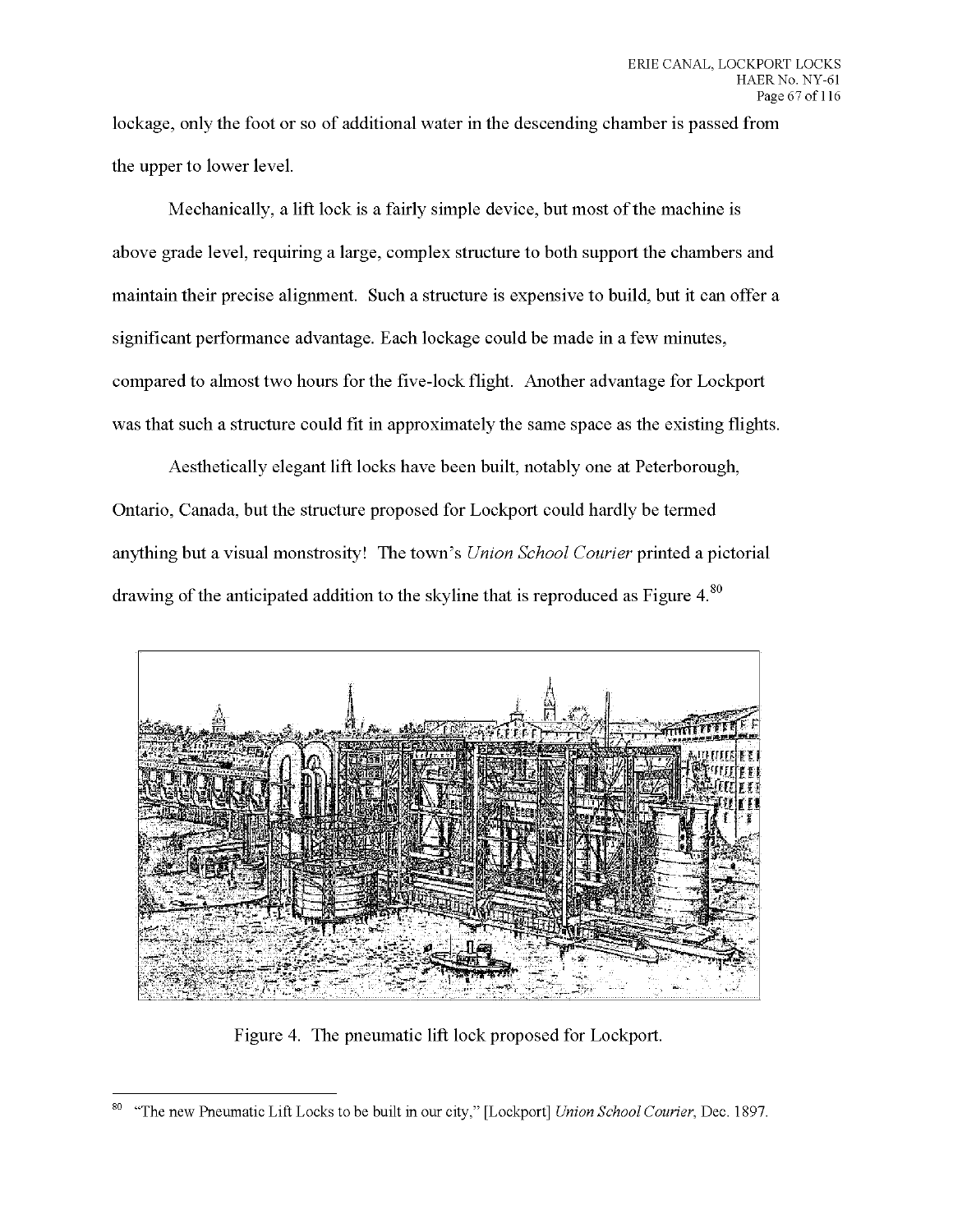lockage, only the foot or so of additional water in the descending chamber is passed from the upper to lower level.

Mechanically, a lift lock is a fairly simple device, but most of the machine is above grade level, requiring a large, complex structure to both support the chambers and maintain their precise alignment. Such a structure is expensive to build, but it can offer a significant performance advantage. Each lockage could be made in a few minutes, compared to almost two hours for the five-lock flight. Another advantage for Lockport was that such a structure could fit in approximately the same space as the existing flights.

Aesthetically elegant lift locks have been built, notably one at Peterborough, Ontario, Canada, but the structure proposed for Lockport could hardly be termed anything but a visual monstrosity! The town's *Union School Courier* printed a pictorial drawing of the anticipated addition to the skyline that is reproduced as Figure 4.[80]

Figure 4. The pneumatic lift lock proposed for Lockport.

[80] "The new Pneumatic Lift Locks to be built in our city," [Lockport] *Union School Courier*, Dec. 1897.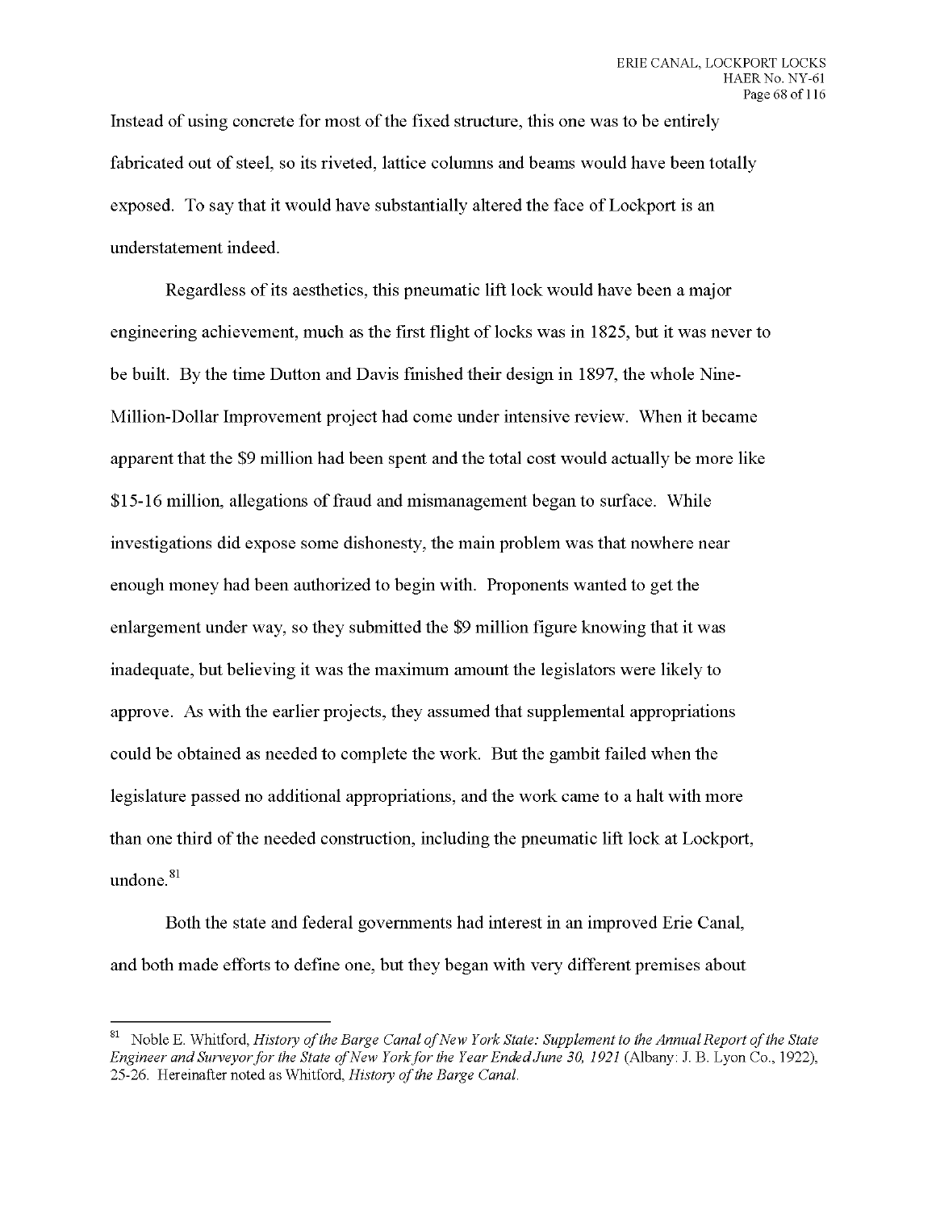Instead of using concrete for most of the fixed structure, this one was to be entirely fabricated out of steel, so its riveted, lattice columns and beams would have been totally exposed. To say that it would have substantially altered the face of Lockport is an understatement indeed.

Regardless of its aesthetics, this pneumatic lift lock would have been a major engineering achievement, much as the first flight of locks was in 1825, but it was never to be built. By the time Dutton and Davis finished their design in 1897, the whole Nine-Million-Dollar Improvement project had come under intensive review. When it became apparent that the $9 million had been spent and the total cost would actually be more like $15-16 million, allegations of fraud and mismanagement began to surface. While investigations did expose some dishonesty, the main problem was that nowhere near enough money had been authorized to begin with. Proponents wanted to get the enlargement under way, so they submitted the $9 million figure knowing that it was inadequate, but believing it was the maximum amount the legislators were likely to approve. As with the earlier projects, they assumed that supplemental appropriations could be obtained as needed to complete the work. But the gambit failed when the legislature passed no additional appropriations, and the work came to a halt with more than one third of the needed construction, including the pneumatic lift lock at Lockport, undone.[81]

Both the state and federal governments had interest in an improved Erie Canal, and both made efforts to define one, but they began with very different premises about

---

[81] Noble E. Whitford, *History of the Barge Canal of New York State: Supplement to the Annual Report of the State Engineer and Surveyor for the State of New York for the Year Ended June 30, 1921* (Albany: J. B. Lyon Co., 1922), 25-26. Hereinafter noted as Whitford, *History of the Barge Canal.*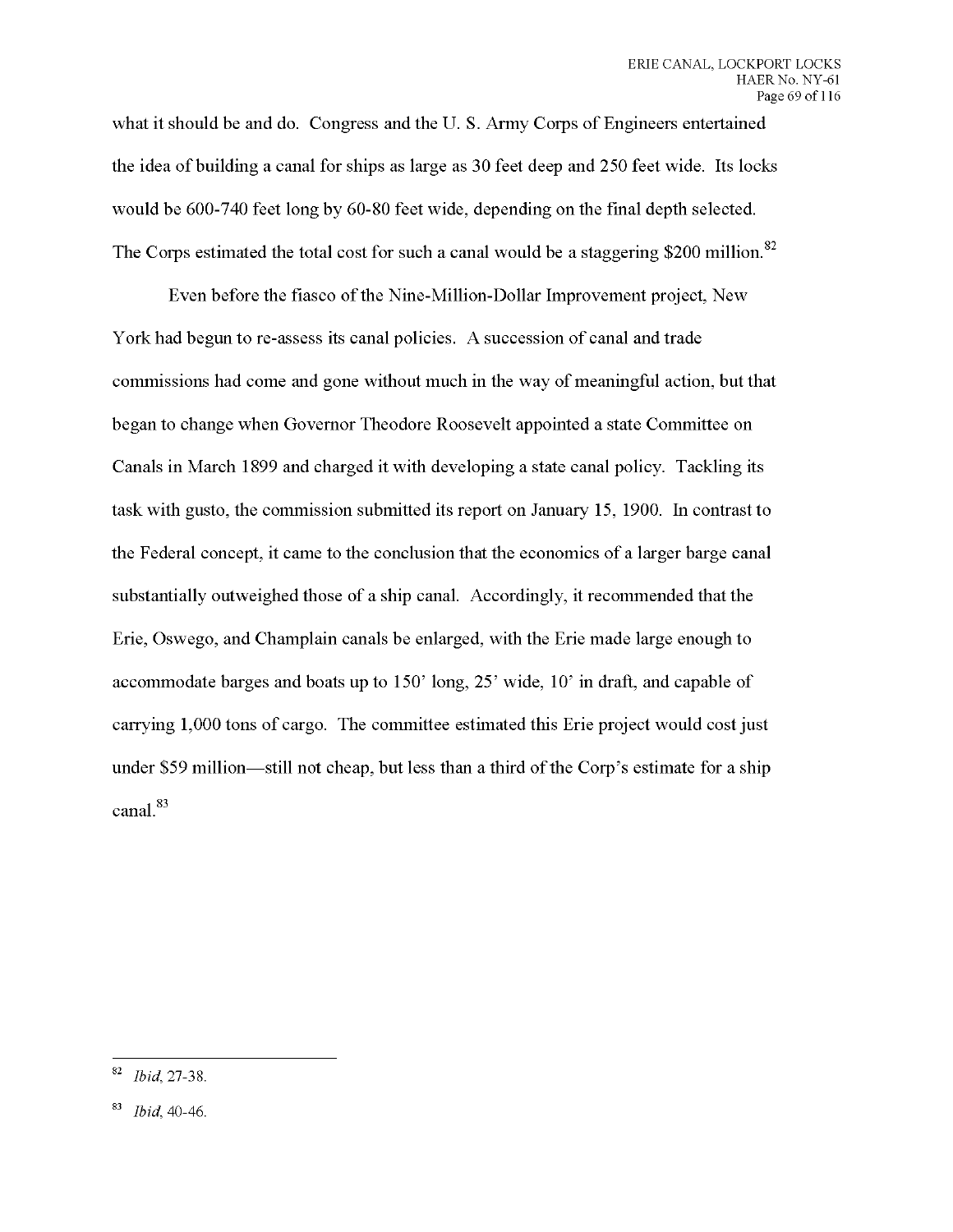what it should be and do. Congress and the U. S. Army Corps of Engineers entertained the idea of building a canal for ships as large as 30 feet deep and 250 feet wide. Its locks would be 600-740 feet long by 60-80 feet wide, depending on the final depth selected. The Corps estimated the total cost for such a canal would be a staggering $200 million.[82]

Even before the fiasco of the Nine-Million-Dollar Improvement project, New York had begun to re-assess its canal policies. A succession of canal and trade commissions had come and gone without much in the way of meaningful action, but that began to change when Governor Theodore Roosevelt appointed a state Committee on Canals in March 1899 and charged it with developing a state canal policy. Tackling its task with gusto, the commission submitted its report on January 15, 1900. In contrast to the Federal concept, it came to the conclusion that the economics of a larger barge canal substantially outweighed those of a ship canal. Accordingly, it recommended that the Erie, Oswego, and Champlain canals be enlarged, with the Erie made large enough to accommodate barges and boats up to 150' long, 25' wide, 10' in draft, and capable of carrying 1,000 tons of cargo. The committee estimated this Erie project would cost just under $59 million—still not cheap, but less than a third of the Corp's estimate for a ship canal.[83]

---

[82] *Ibid*, 27-38.

[83] *Ibid*, 40-46.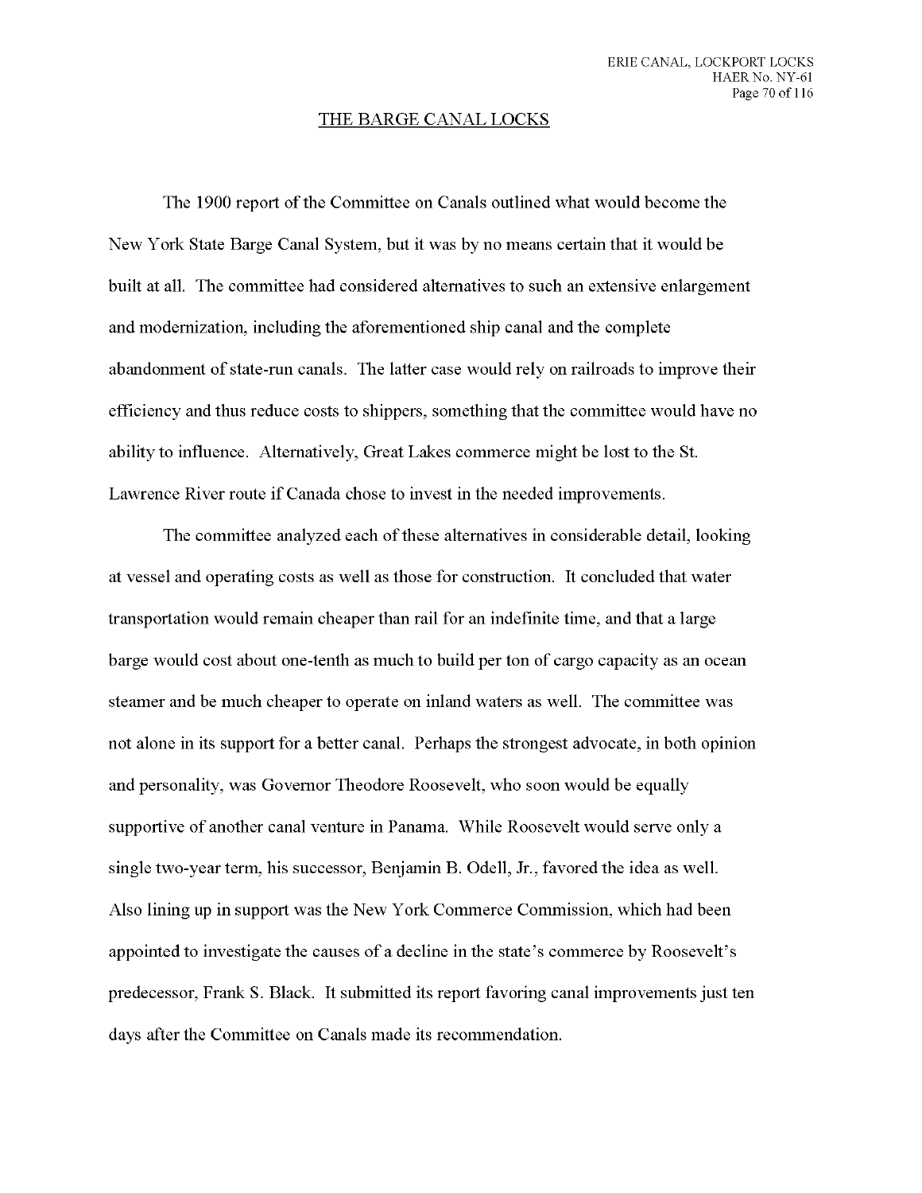## THE BARGE CANAL LOCKS

The 1900 report of the Committee on Canals outlined what would become the New York State Barge Canal System, but it was by no means certain that it would be built at all. The committee had considered alternatives to such an extensive enlargement and modernization, including the aforementioned ship canal and the complete abandonment of state-run canals. The latter case would rely on railroads to improve their efficiency and thus reduce costs to shippers, something that the committee would have no ability to influence. Alternatively, Great Lakes commerce might be lost to the St. Lawrence River route if Canada chose to invest in the needed improvements.

The committee analyzed each of these alternatives in considerable detail, looking at vessel and operating costs as well as those for construction. It concluded that water transportation would remain cheaper than rail for an indefinite time, and that a large barge would cost about one-tenth as much to build per ton of cargo capacity as an ocean steamer and be much cheaper to operate on inland waters as well. The committee was not alone in its support for a better canal. Perhaps the strongest advocate, in both opinion and personality, was Governor Theodore Roosevelt, who soon would be equally supportive of another canal venture in Panama. While Roosevelt would serve only a single two-year term, his successor, Benjamin B. Odell, Jr., favored the idea as well. Also lining up in support was the New York Commerce Commission, which had been appointed to investigate the causes of a decline in the state's commerce by Roosevelt's predecessor, Frank S. Black. It submitted its report favoring canal improvements just ten days after the Committee on Canals made its recommendation.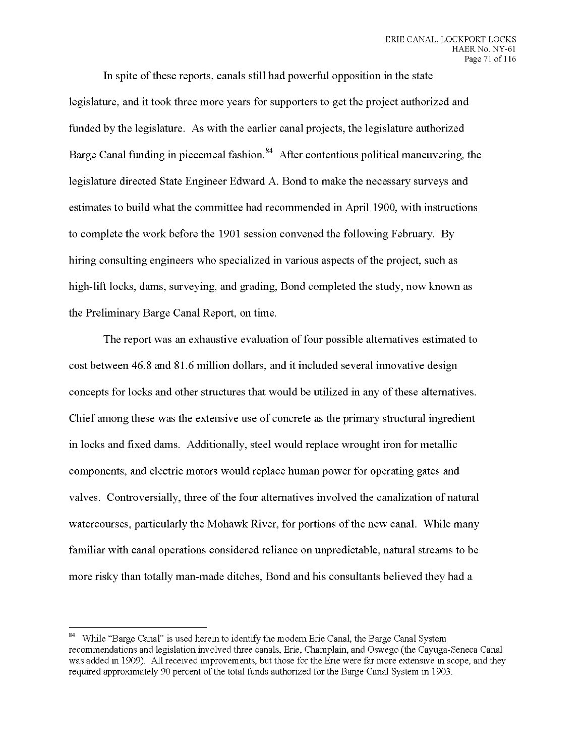In spite of these reports, canals still had powerful opposition in the state legislature, and it took three more years for supporters to get the project authorized and funded by the legislature. As with the earlier canal projects, the legislature authorized Barge Canal funding in piecemeal fashion.[84] After contentious political maneuvering, the legislature directed State Engineer Edward A. Bond to make the necessary surveys and estimates to build what the committee had recommended in April 1900, with instructions to complete the work before the 1901 session convened the following February. By hiring consulting engineers who specialized in various aspects of the project, such as high-lift locks, dams, surveying, and grading, Bond completed the study, now known as the Preliminary Barge Canal Report, on time.

The report was an exhaustive evaluation of four possible alternatives estimated to cost between 46.8 and 81.6 million dollars, and it included several innovative design concepts for locks and other structures that would be utilized in any of these alternatives. Chief among these was the extensive use of concrete as the primary structural ingredient in locks and fixed dams. Additionally, steel would replace wrought iron for metallic components, and electric motors would replace human power for operating gates and valves. Controversially, three of the four alternatives involved the canalization of natural watercourses, particularly the Mohawk River, for portions of the new canal. While many familiar with canal operations considered reliance on unpredictable, natural streams to be more risky than totally man-made ditches, Bond and his consultants believed they had a

[84] While "Barge Canal" is used herein to identify the modern Erie Canal, the Barge Canal System recommendations and legislation involved three canals, Erie, Champlain, and Oswego (the Cayuga-Seneca Canal was added in 1909). All received improvements, but those for the Erie were far more extensive in scope, and they required approximately 90 percent of the total funds authorized for the Barge Canal System in 1903.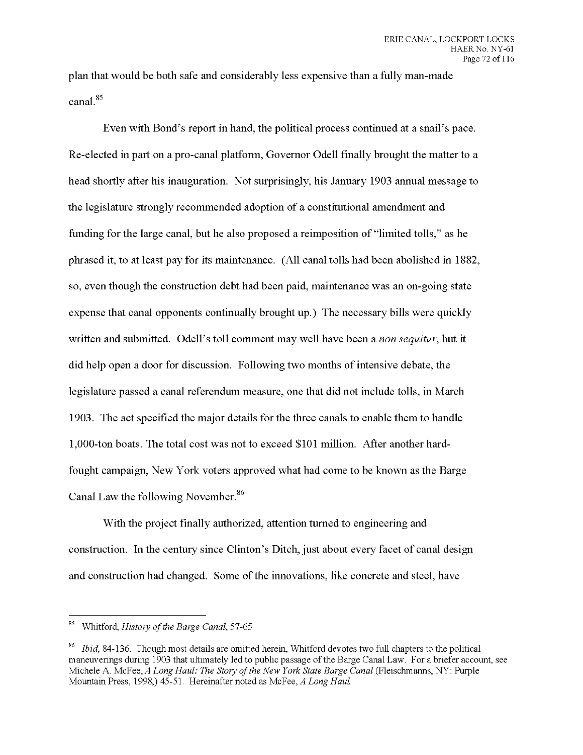plan that would be both safe and considerably less expensive than a fully man-made canal.[85]

Even with Bond's report in hand, the political process continued at a snail's pace. Re-elected in part on a pro-canal platform, Governor Odell finally brought the matter to a head shortly after his inauguration. Not surprisingly, his January 1903 annual message to the legislature strongly recommended adoption of a constitutional amendment and funding for the large canal, but he also proposed a reimposition of "limited tolls," as he phrased it, to at least pay for its maintenance. (All canal tolls had been abolished in 1882, so, even though the construction debt had been paid, maintenance was an on-going state expense that canal opponents continually brought up.) The necessary bills were quickly written and submitted. Odell's toll comment may well have been a *non sequitur*, but it did help open a door for discussion. Following two months of intensive debate, the legislature passed a canal referendum measure, one that did not include tolls, in March 1903. The act specified the major details for the three canals to enable them to handle 1,000-ton boats. The total cost was not to exceed $101 million. After another hard-fought campaign, New York voters approved what had come to be known as the Barge Canal Law the following November.[86]

With the project finally authorized, attention turned to engineering and construction. In the century since Clinton's Ditch, just about every facet of canal design and construction had changed. Some of the innovations, like concrete and steel, have

---

[85] Whitford, *History of the Barge Canal*, 57-65

[86] *Ibid*, 84-136. Though most details are omitted herein, Whitford devotes two full chapters to the political maneuverings during 1903 that ultimately led to public passage of the Barge Canal Law. For a briefer account, see Michele A. McFee, *A Long Haul: The Story of the New York State Barge Canal* (Fleischmanns, NY: Purple Mountain Press, 1998,) 45-51. Hereinafter noted as McFee, *A Long Haul.*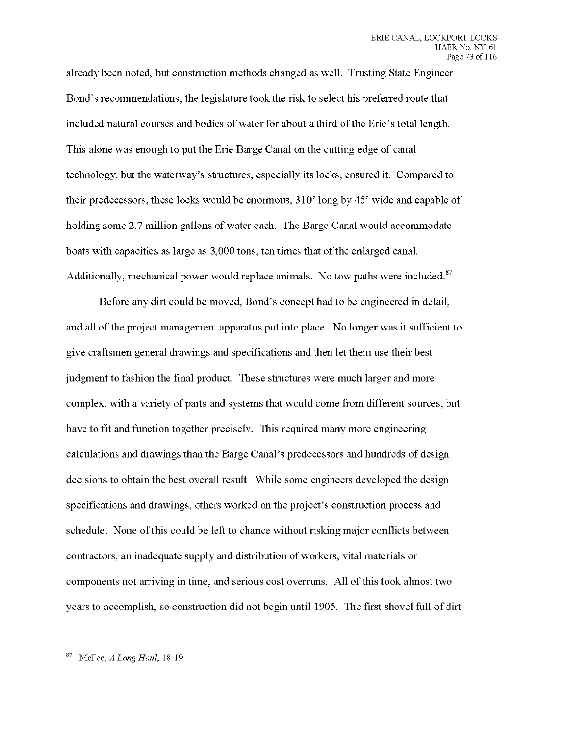already been noted, but construction methods changed as well. Trusting State Engineer Bond's recommendations, the legislature took the risk to select his preferred route that included natural courses and bodies of water for about a third of the Erie's total length. This alone was enough to put the Erie Barge Canal on the cutting edge of canal technology, but the waterway's structures, especially its locks, ensured it. Compared to their predecessors, these locks would be enormous, 310' long by 45' wide and capable of holding some 2.7 million gallons of water each. The Barge Canal would accommodate boats with capacities as large as 3,000 tons, ten times that of the enlarged canal. Additionally, mechanical power would replace animals. No tow paths were included.[87]

Before any dirt could be moved, Bond's concept had to be engineered in detail, and all of the project management apparatus put into place. No longer was it sufficient to give craftsmen general drawings and specifications and then let them use their best judgment to fashion the final product. These structures were much larger and more complex, with a variety of parts and systems that would come from different sources, but have to fit and function together precisely. This required many more engineering calculations and drawings than the Barge Canal's predecessors and hundreds of design decisions to obtain the best overall result. While some engineers developed the design specifications and drawings, others worked on the project's construction process and schedule. None of this could be left to chance without risking major conflicts between contractors, an inadequate supply and distribution of workers, vital materials or components not arriving in time, and serious cost overruns. All of this took almost two years to accomplish, so construction did not begin until 1905. The first shovel full of dirt

---

[87] McFee, *A Long Haul*, 18-19.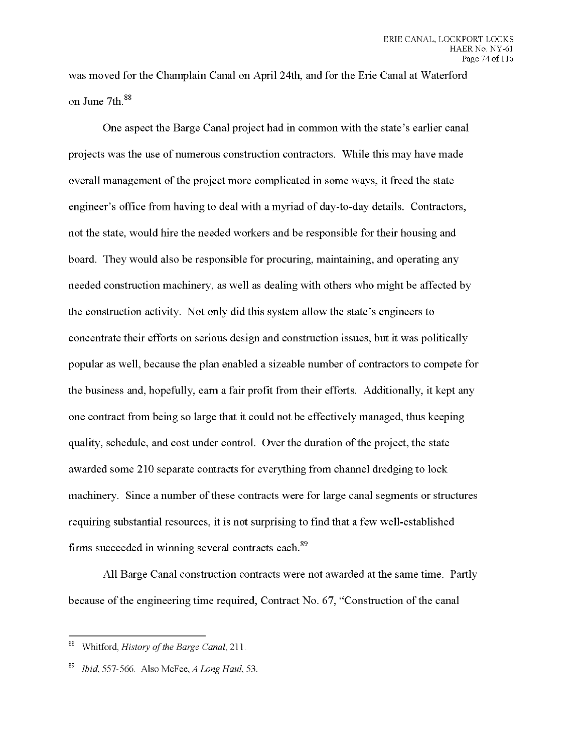was moved for the Champlain Canal on April 24th, and for the Erie Canal at Waterford on June 7th.[88]

One aspect the Barge Canal project had in common with the state's earlier canal projects was the use of numerous construction contractors. While this may have made overall management of the project more complicated in some ways, it freed the state engineer's office from having to deal with a myriad of day-to-day details. Contractors, not the state, would hire the needed workers and be responsible for their housing and board. They would also be responsible for procuring, maintaining, and operating any needed construction machinery, as well as dealing with others who might be affected by the construction activity. Not only did this system allow the state's engineers to concentrate their efforts on serious design and construction issues, but it was politically popular as well, because the plan enabled a sizeable number of contractors to compete for the business and, hopefully, earn a fair profit from their efforts. Additionally, it kept any one contract from being so large that it could not be effectively managed, thus keeping quality, schedule, and cost under control. Over the duration of the project, the state awarded some 210 separate contracts for everything from channel dredging to lock machinery. Since a number of these contracts were for large canal segments or structures requiring substantial resources, it is not surprising to find that a few well-established firms succeeded in winning several contracts each.[89]

All Barge Canal construction contracts were not awarded at the same time. Partly because of the engineering time required, Contract No. 67, "Construction of the canal

---

[88] Whitford, *History of the Barge Canal*, 211.

[89] *Ibid*, 557-566. Also McFee, *A Long Haul*, 53.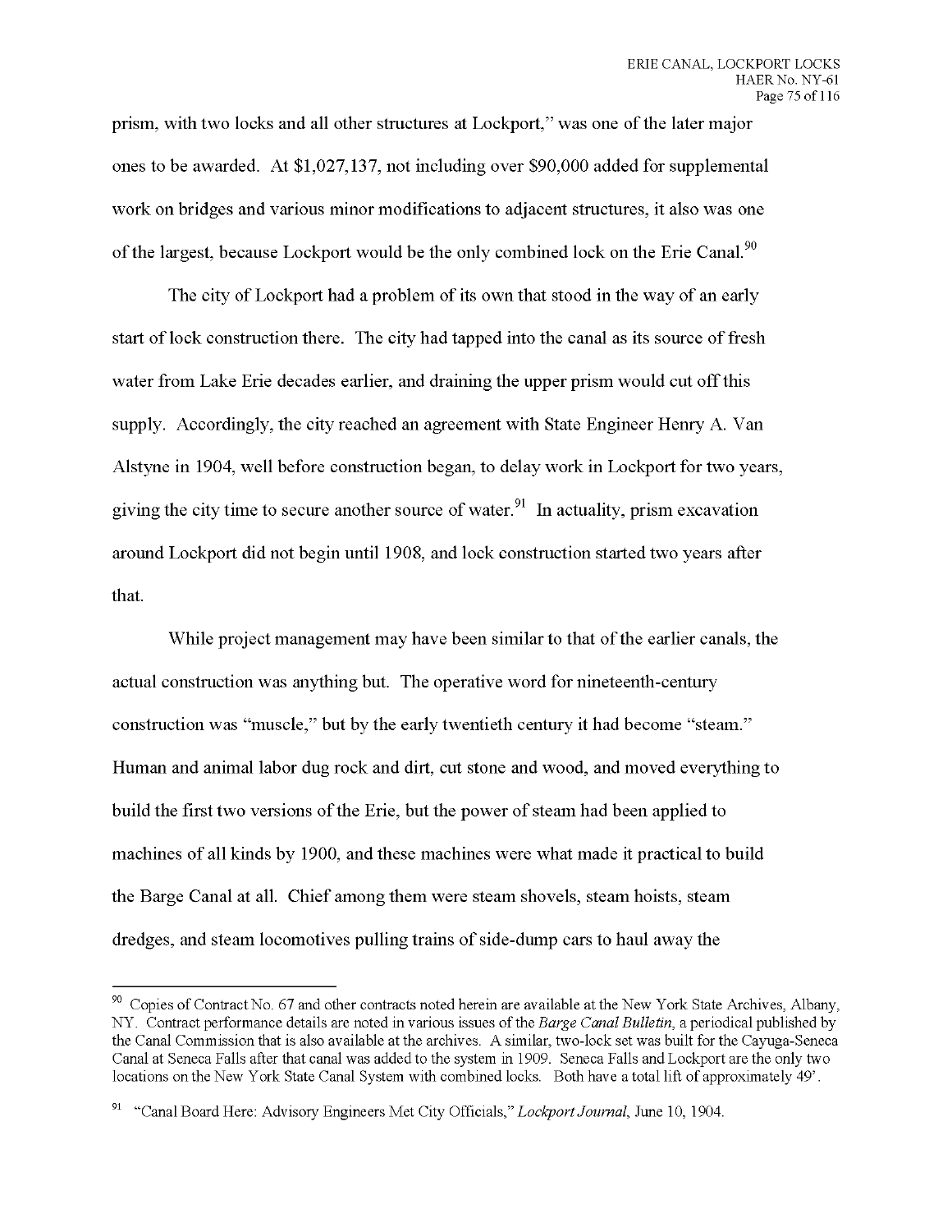prism, with two locks and all other structures at Lockport," was one of the later major ones to be awarded. At $1,027,137, not including over $90,000 added for supplemental work on bridges and various minor modifications to adjacent structures, it also was one of the largest, because Lockport would be the only combined lock on the Erie Canal.[90]

The city of Lockport had a problem of its own that stood in the way of an early start of lock construction there. The city had tapped into the canal as its source of fresh water from Lake Erie decades earlier, and draining the upper prism would cut off this supply. Accordingly, the city reached an agreement with State Engineer Henry A. Van Alstyne in 1904, well before construction began, to delay work in Lockport for two years, giving the city time to secure another source of water.[91] In actuality, prism excavation around Lockport did not begin until 1908, and lock construction started two years after that.

While project management may have been similar to that of the earlier canals, the actual construction was anything but. The operative word for nineteenth-century construction was "muscle," but by the early twentieth century it had become "steam." Human and animal labor dug rock and dirt, cut stone and wood, and moved everything to build the first two versions of the Erie, but the power of steam had been applied to machines of all kinds by 1900, and these machines were what made it practical to build the Barge Canal at all. Chief among them were steam shovels, steam hoists, steam dredges, and steam locomotives pulling trains of side-dump cars to haul away the

---

[90] Copies of Contract No. 67 and other contracts noted herein are available at the New York State Archives, Albany, NY. Contract performance details are noted in various issues of the *Barge Canal Bulletin*, a periodical published by the Canal Commission that is also available at the archives. A similar, two-lock set was built for the Cayuga-Seneca Canal at Seneca Falls after that canal was added to the system in 1909. Seneca Falls and Lockport are the only two locations on the New York State Canal System with combined locks. Both have a total lift of approximately 49'.

[91] "Canal Board Here: Advisory Engineers Met City Officials," *Lockport Journal*, June 10, 1904.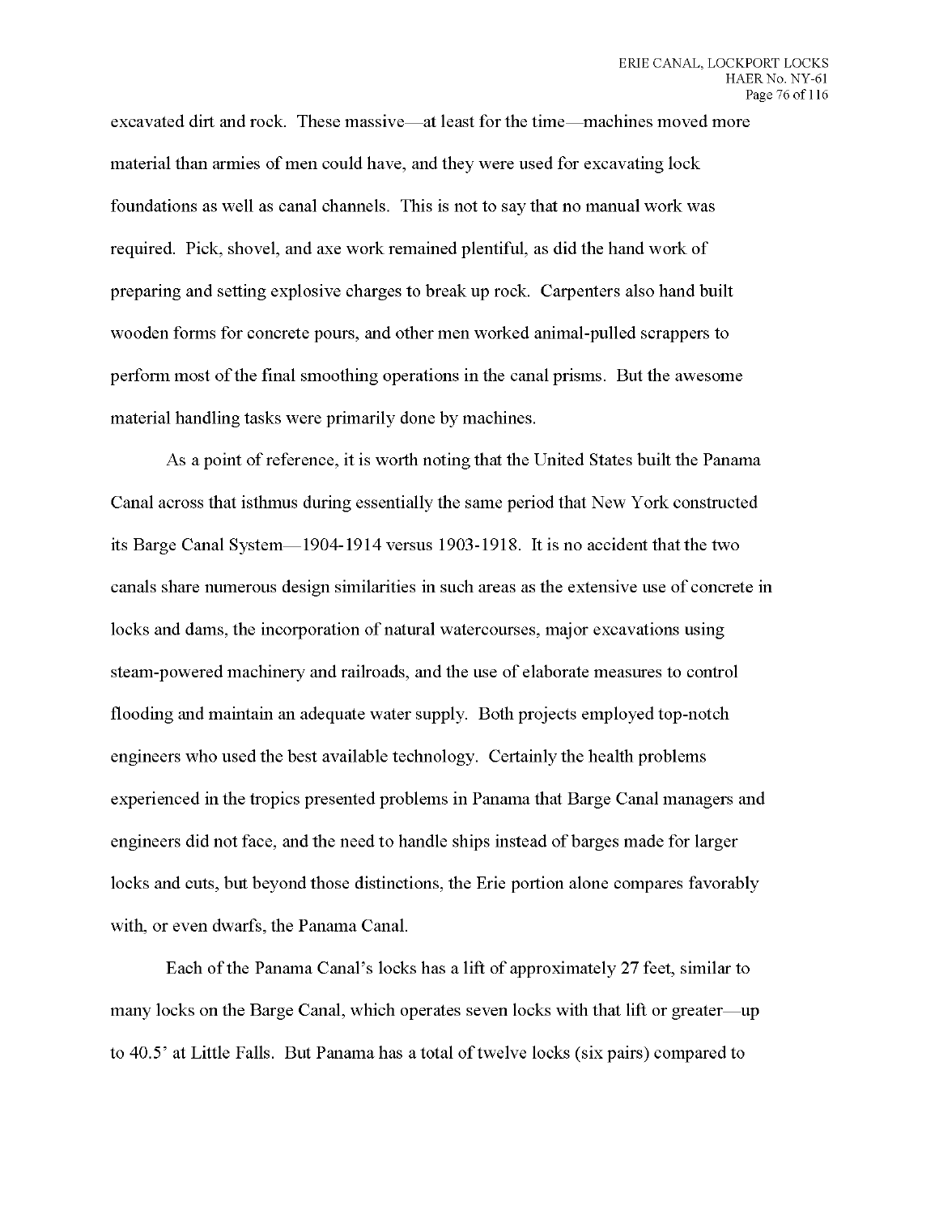excavated dirt and rock. These massive—at least for the time—machines moved more material than armies of men could have, and they were used for excavating lock foundations as well as canal channels. This is not to say that no manual work was required. Pick, shovel, and axe work remained plentiful, as did the hand work of preparing and setting explosive charges to break up rock. Carpenters also hand built wooden forms for concrete pours, and other men worked animal-pulled scrappers to perform most of the final smoothing operations in the canal prisms. But the awesome material handling tasks were primarily done by machines.

As a point of reference, it is worth noting that the United States built the Panama Canal across that isthmus during essentially the same period that New York constructed its Barge Canal System—1904-1914 versus 1903-1918. It is no accident that the two canals share numerous design similarities in such areas as the extensive use of concrete in locks and dams, the incorporation of natural watercourses, major excavations using steam-powered machinery and railroads, and the use of elaborate measures to control flooding and maintain an adequate water supply. Both projects employed top-notch engineers who used the best available technology. Certainly the health problems experienced in the tropics presented problems in Panama that Barge Canal managers and engineers did not face, and the need to handle ships instead of barges made for larger locks and cuts, but beyond those distinctions, the Erie portion alone compares favorably with, or even dwarfs, the Panama Canal.

Each of the Panama Canal's locks has a lift of approximately 27 feet, similar to many locks on the Barge Canal, which operates seven locks with that lift or greater—up to 40.5' at Little Falls. But Panama has a total of twelve locks (six pairs) compared to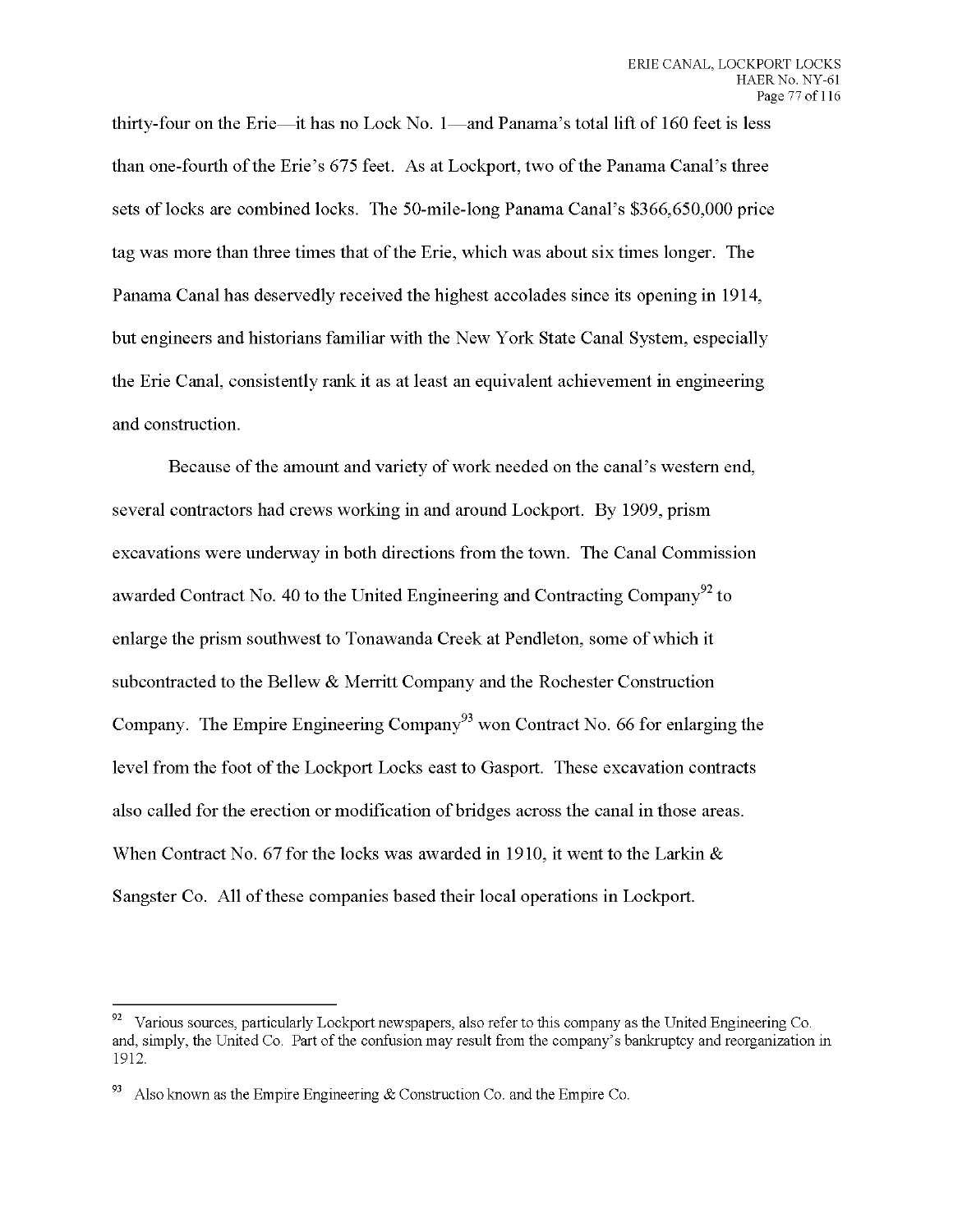thirty-four on the Erie—it has no Lock No. 1—and Panama's total lift of 160 feet is less than one-fourth of the Erie's 675 feet. As at Lockport, two of the Panama Canal's three sets of locks are combined locks. The 50-mile-long Panama Canal's $366,650,000 price tag was more than three times that of the Erie, which was about six times longer. The Panama Canal has deservedly received the highest accolades since its opening in 1914, but engineers and historians familiar with the New York State Canal System, especially the Erie Canal, consistently rank it as at least an equivalent achievement in engineering and construction.

Because of the amount and variety of work needed on the canal's western end, several contractors had crews working in and around Lockport. By 1909, prism excavations were underway in both directions from the town. The Canal Commission awarded Contract No. 40 to the United Engineering and Contracting Company[92] to enlarge the prism southwest to Tonawanda Creek at Pendleton, some of which it subcontracted to the Bellew & Merritt Company and the Rochester Construction Company. The Empire Engineering Company[93] won Contract No. 66 for enlarging the level from the foot of the Lockport Locks east to Gasport. These excavation contracts also called for the erection or modification of bridges across the canal in those areas. When Contract No. 67 for the locks was awarded in 1910, it went to the Larkin & Sangster Co. All of these companies based their local operations in Lockport.

---

[92] Various sources, particularly Lockport newspapers, also refer to this company as the United Engineering Co. and, simply, the United Co. Part of the confusion may result from the company's bankruptcy and reorganization in 1912.

[93] Also known as the Empire Engineering & Construction Co. and the Empire Co.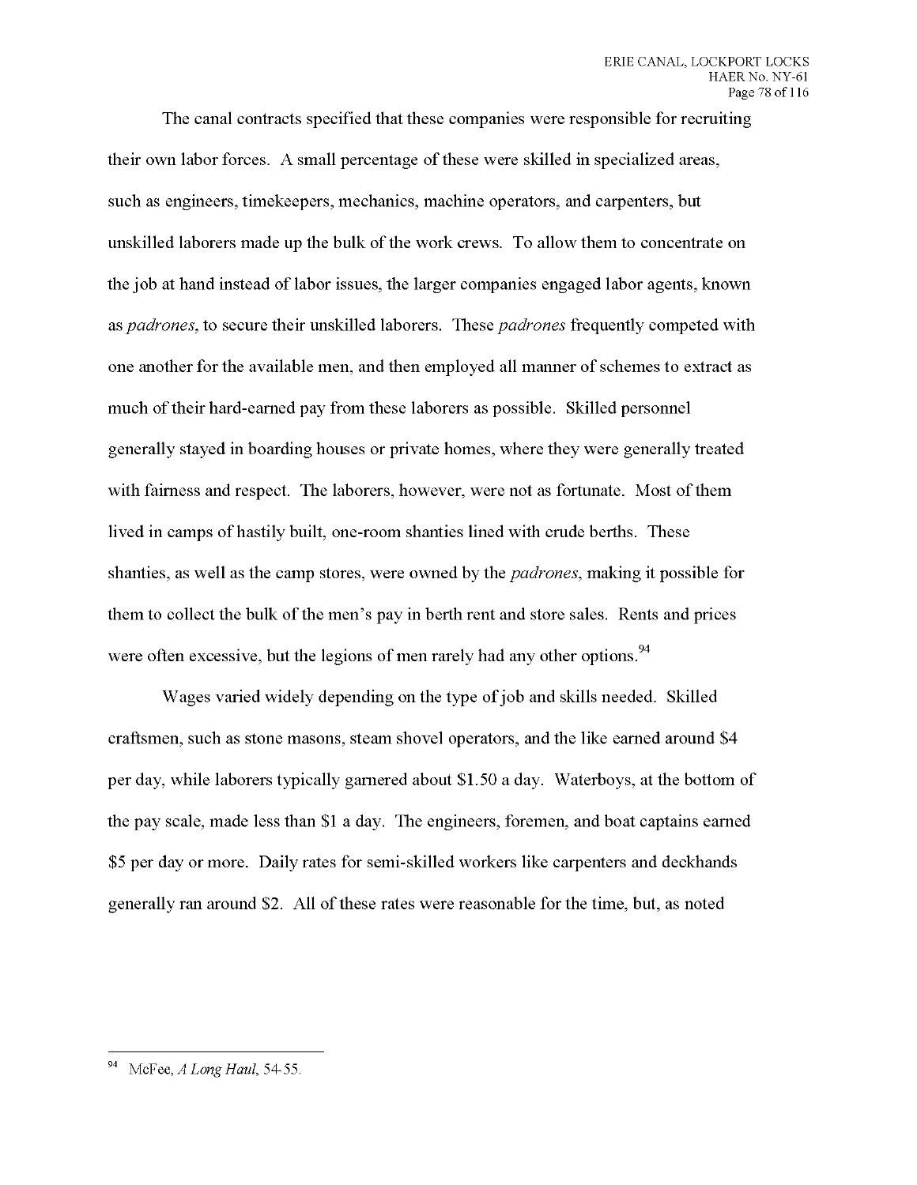The canal contracts specified that these companies were responsible for recruiting their own labor forces. A small percentage of these were skilled in specialized areas, such as engineers, timekeepers, mechanics, machine operators, and carpenters, but unskilled laborers made up the bulk of the work crews. To allow them to concentrate on the job at hand instead of labor issues, the larger companies engaged labor agents, known as *padrones*, to secure their unskilled laborers. These *padrones* frequently competed with one another for the available men, and then employed all manner of schemes to extract as much of their hard-earned pay from these laborers as possible. Skilled personnel generally stayed in boarding houses or private homes, where they were generally treated with fairness and respect. The laborers, however, were not as fortunate. Most of them lived in camps of hastily built, one-room shanties lined with crude berths. These shanties, as well as the camp stores, were owned by the *padrones*, making it possible for them to collect the bulk of the men's pay in berth rent and store sales. Rents and prices were often excessive, but the legions of men rarely had any other options.[94]

Wages varied widely depending on the type of job and skills needed. Skilled craftsmen, such as stone masons, steam shovel operators, and the like earned around $4 per day, while laborers typically garnered about $1.50 a day. Waterboys, at the bottom of the pay scale, made less than $1 a day. The engineers, foremen, and boat captains earned $5 per day or more. Daily rates for semi-skilled workers like carpenters and deckhands generally ran around $2. All of these rates were reasonable for the time, but, as noted

---

[94] McFee, *A Long Haul*, 54-55.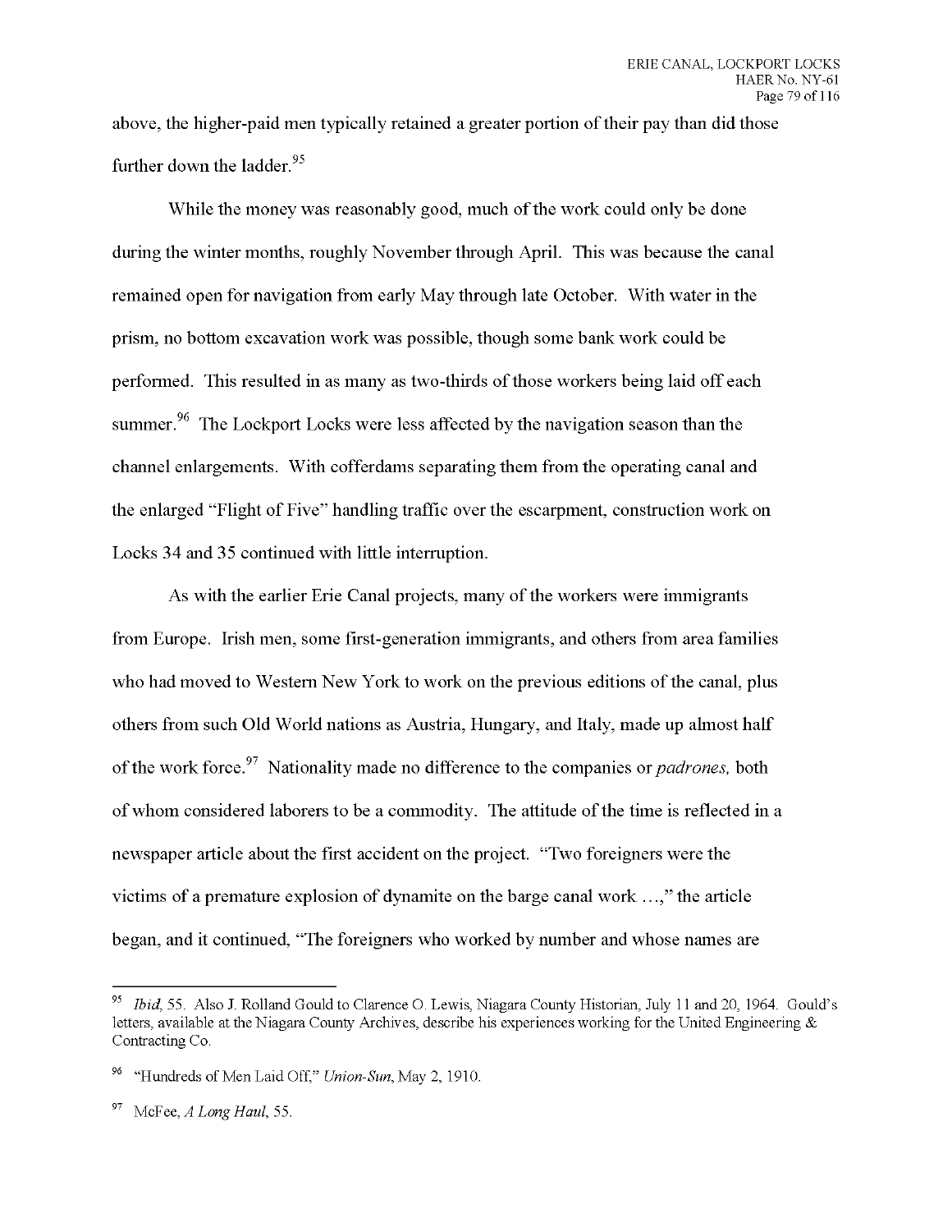above, the higher-paid men typically retained a greater portion of their pay than did those further down the ladder.[95]

While the money was reasonably good, much of the work could only be done during the winter months, roughly November through April. This was because the canal remained open for navigation from early May through late October. With water in the prism, no bottom excavation work was possible, though some bank work could be performed. This resulted in as many as two-thirds of those workers being laid off each summer.[96] The Lockport Locks were less affected by the navigation season than the channel enlargements. With cofferdams separating them from the operating canal and the enlarged "Flight of Five" handling traffic over the escarpment, construction work on Locks 34 and 35 continued with little interruption.

As with the earlier Erie Canal projects, many of the workers were immigrants from Europe. Irish men, some first-generation immigrants, and others from area families who had moved to Western New York to work on the previous editions of the canal, plus others from such Old World nations as Austria, Hungary, and Italy, made up almost half of the work force.[97] Nationality made no difference to the companies or *padrones,* both of whom considered laborers to be a commodity. The attitude of the time is reflected in a newspaper article about the first accident on the project. "Two foreigners were the victims of a premature explosion of dynamite on the barge canal work …," the article began, and it continued, "The foreigners who worked by number and whose names are

---

[95] *Ibid,* 55. Also J. Rolland Gould to Clarence O. Lewis, Niagara County Historian, July 11 and 20, 1964. Gould's letters, available at the Niagara County Archives, describe his experiences working for the United Engineering & Contracting Co.

[96] "Hundreds of Men Laid Off," *Union-Sun,* May 2, 1910.

[97] McFee, *A Long Haul,* 55.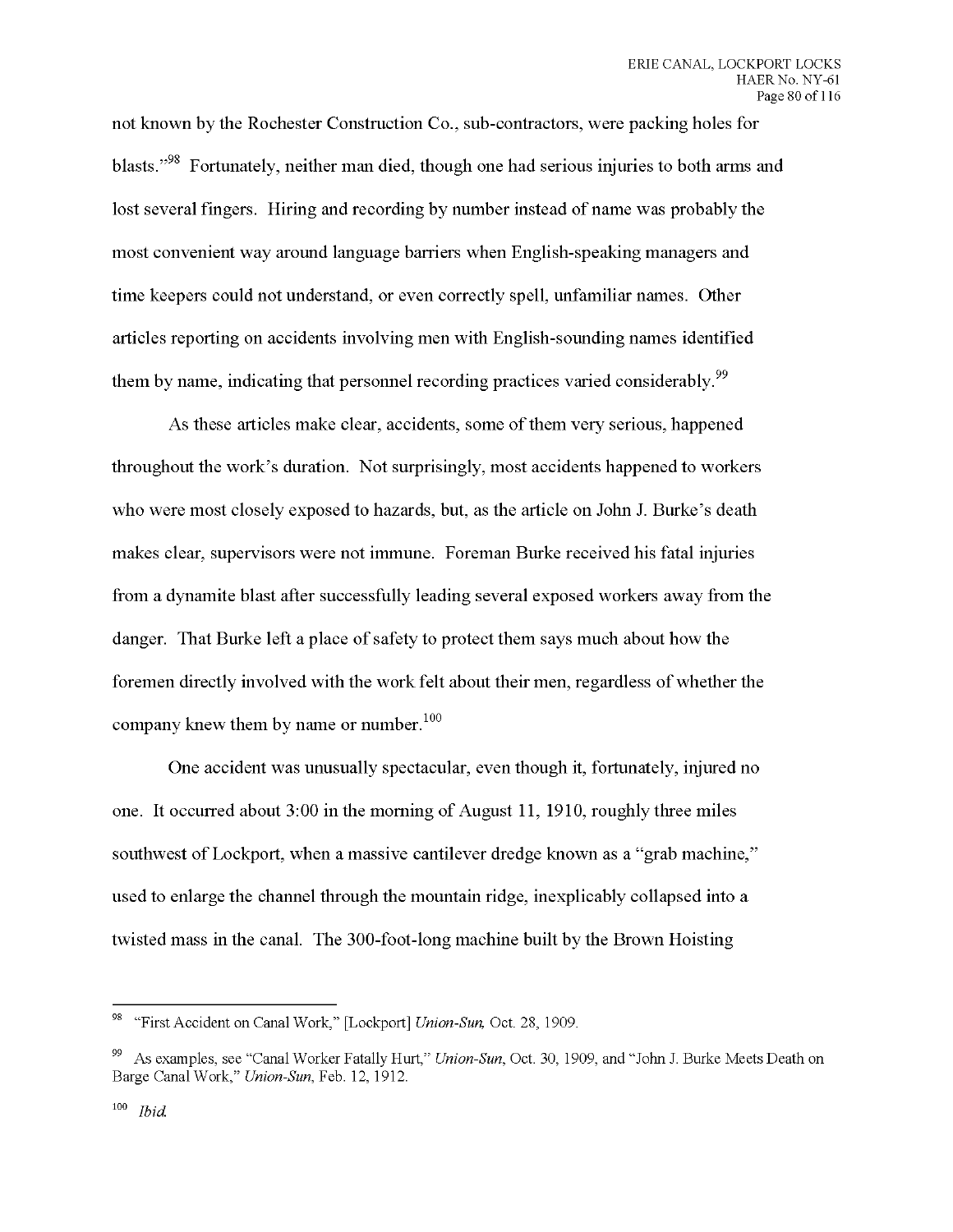not known by the Rochester Construction Co., sub-contractors, were packing holes for blasts."[98] Fortunately, neither man died, though one had serious injuries to both arms and lost several fingers. Hiring and recording by number instead of name was probably the most convenient way around language barriers when English-speaking managers and time keepers could not understand, or even correctly spell, unfamiliar names. Other articles reporting on accidents involving men with English-sounding names identified them by name, indicating that personnel recording practices varied considerably.[99]

As these articles make clear, accidents, some of them very serious, happened throughout the work's duration. Not surprisingly, most accidents happened to workers who were most closely exposed to hazards, but, as the article on John J. Burke's death makes clear, supervisors were not immune. Foreman Burke received his fatal injuries from a dynamite blast after successfully leading several exposed workers away from the danger. That Burke left a place of safety to protect them says much about how the foremen directly involved with the work felt about their men, regardless of whether the company knew them by name or number.[100]

One accident was unusually spectacular, even though it, fortunately, injured no one. It occurred about 3:00 in the morning of August 11, 1910, roughly three miles southwest of Lockport, when a massive cantilever dredge known as a "grab machine," used to enlarge the channel through the mountain ridge, inexplicably collapsed into a twisted mass in the canal. The 300-foot-long machine built by the Brown Hoisting

---

[98] "First Accident on Canal Work," [Lockport] *Union-Sun*, Oct. 28, 1909.

[99] As examples, see "Canal Worker Fatally Hurt," *Union-Sun*, Oct. 30, 1909, and "John J. Burke Meets Death on Barge Canal Work," *Union-Sun*, Feb. 12, 1912.

[100] *Ibid.*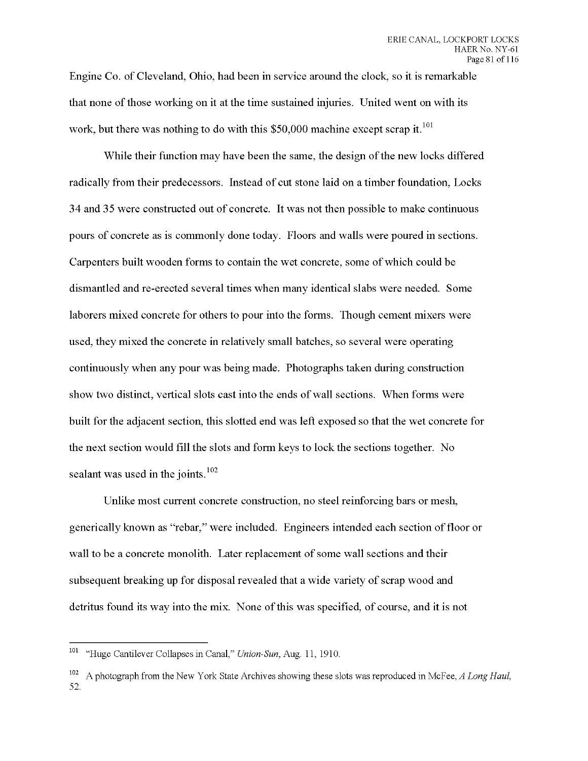Engine Co. of Cleveland, Ohio, had been in service around the clock, so it is remarkable that none of those working on it at the time sustained injuries. United went on with its work, but there was nothing to do with this $50,000 machine except scrap it.[101]

While their function may have been the same, the design of the new locks differed radically from their predecessors. Instead of cut stone laid on a timber foundation, Locks 34 and 35 were constructed out of concrete. It was not then possible to make continuous pours of concrete as is commonly done today. Floors and walls were poured in sections. Carpenters built wooden forms to contain the wet concrete, some of which could be dismantled and re-erected several times when many identical slabs were needed. Some laborers mixed concrete for others to pour into the forms. Though cement mixers were used, they mixed the concrete in relatively small batches, so several were operating continuously when any pour was being made. Photographs taken during construction show two distinct, vertical slots cast into the ends of wall sections. When forms were built for the adjacent section, this slotted end was left exposed so that the wet concrete for the next section would fill the slots and form keys to lock the sections together. No sealant was used in the joints.[102]

Unlike most current concrete construction, no steel reinforcing bars or mesh, generically known as "rebar," were included. Engineers intended each section of floor or wall to be a concrete monolith. Later replacement of some wall sections and their subsequent breaking up for disposal revealed that a wide variety of scrap wood and detritus found its way into the mix. None of this was specified, of course, and it is not

---

[101] "Huge Cantilever Collapses in Canal," *Union-Sun*, Aug. 11, 1910.

[102] A photograph from the New York State Archives showing these slots was reproduced in McFee, *A Long Haul*, 52.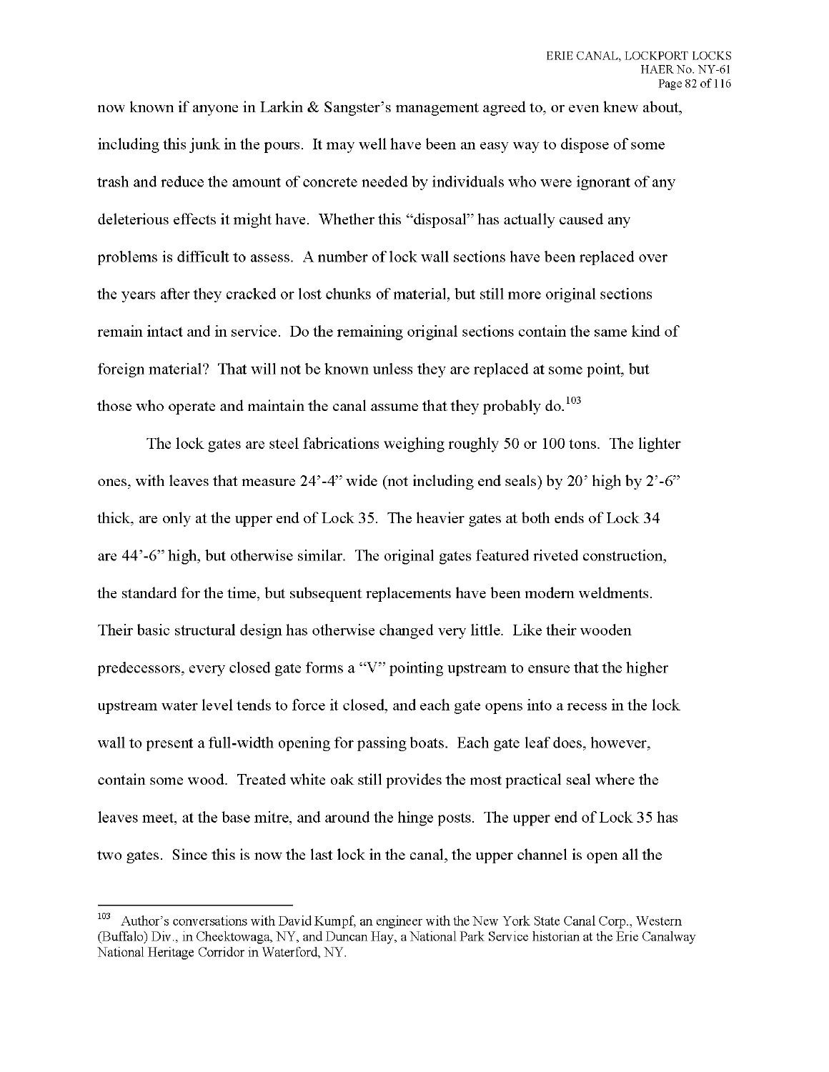now known if anyone in Larkin & Sangster's management agreed to, or even knew about, including this junk in the pours. It may well have been an easy way to dispose of some trash and reduce the amount of concrete needed by individuals who were ignorant of any deleterious effects it might have. Whether this "disposal" has actually caused any problems is difficult to assess. A number of lock wall sections have been replaced over the years after they cracked or lost chunks of material, but still more original sections remain intact and in service. Do the remaining original sections contain the same kind of foreign material? That will not be known unless they are replaced at some point, but those who operate and maintain the canal assume that they probably do.[103]

The lock gates are steel fabrications weighing roughly 50 or 100 tons. The lighter ones, with leaves that measure 24'-4" wide (not including end seals) by 20' high by 2'-6" thick, are only at the upper end of Lock 35. The heavier gates at both ends of Lock 34 are 44'-6" high, but otherwise similar. The original gates featured riveted construction, the standard for the time, but subsequent replacements have been modern weldments. Their basic structural design has otherwise changed very little. Like their wooden predecessors, every closed gate forms a "V" pointing upstream to ensure that the higher upstream water level tends to force it closed, and each gate opens into a recess in the lock wall to present a full-width opening for passing boats. Each gate leaf does, however, contain some wood. Treated white oak still provides the most practical seal where the leaves meet, at the base mitre, and around the hinge posts. The upper end of Lock 35 has two gates. Since this is now the last lock in the canal, the upper channel is open all the

---

[103] Author's conversations with David Kumpf, an engineer with the New York State Canal Corp., Western (Buffalo) Div., in Cheektowaga, NY, and Duncan Hay, a National Park Service historian at the Erie Canalway National Heritage Corridor in Waterford, NY.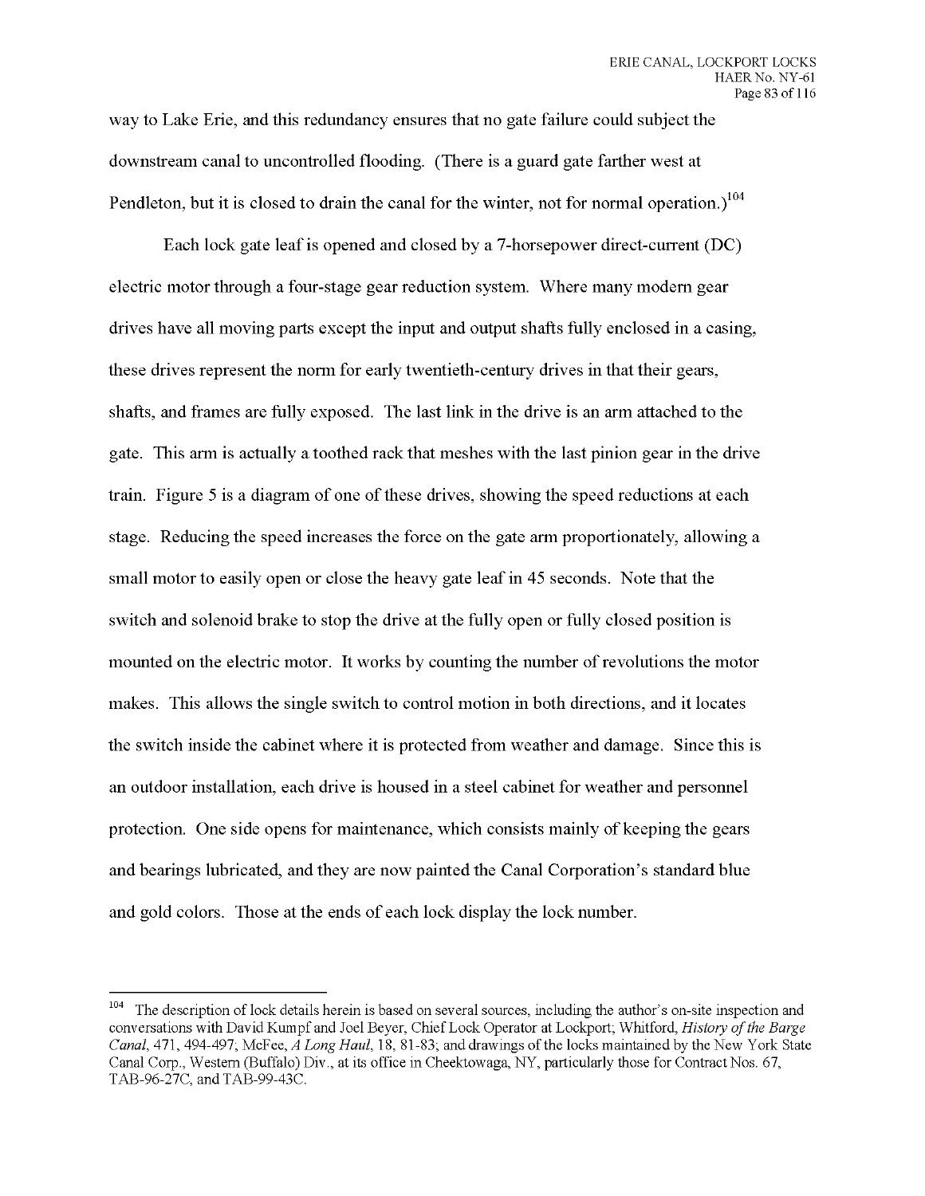way to Lake Erie, and this redundancy ensures that no gate failure could subject the downstream canal to uncontrolled flooding. (There is a guard gate farther west at Pendleton, but it is closed to drain the canal for the winter, not for normal operation.)[104]

Each lock gate leaf is opened and closed by a 7-horsepower direct-current (DC) electric motor through a four-stage gear reduction system. Where many modern gear drives have all moving parts except the input and output shafts fully enclosed in a casing, these drives represent the norm for early twentieth-century drives in that their gears, shafts, and frames are fully exposed. The last link in the drive is an arm attached to the gate. This arm is actually a toothed rack that meshes with the last pinion gear in the drive train. Figure 5 is a diagram of one of these drives, showing the speed reductions at each stage. Reducing the speed increases the force on the gate arm proportionately, allowing a small motor to easily open or close the heavy gate leaf in 45 seconds. Note that the switch and solenoid brake to stop the drive at the fully open or fully closed position is mounted on the electric motor. It works by counting the number of revolutions the motor makes. This allows the single switch to control motion in both directions, and it locates the switch inside the cabinet where it is protected from weather and damage. Since this is an outdoor installation, each drive is housed in a steel cabinet for weather and personnel protection. One side opens for maintenance, which consists mainly of keeping the gears and bearings lubricated, and they are now painted the Canal Corporation's standard blue and gold colors. Those at the ends of each lock display the lock number.

---

[104] The description of lock details herein is based on several sources, including the author's on-site inspection and conversations with David Kumpf and Joel Beyer, Chief Lock Operator at Lockport; Whitford, *History of the Barge Canal*, 471, 494-497; McFee, *A Long Haul*, 18, 81-83; and drawings of the locks maintained by the New York State Canal Corp., Western (Buffalo) Div., at its office in Cheektowaga, NY, particularly those for Contract Nos. 67, TAB-96-27C, and TAB-99-43C.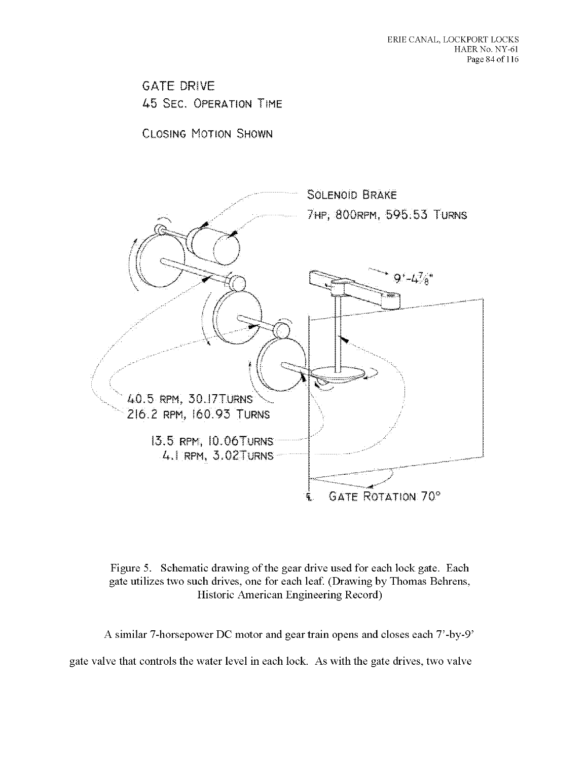GATE DRIVE
45 SEC. OPERATION TIME

CLOSING MOTION SHOWN

SOLENOID BRAKE

7HP, 800RPM, 595.53 TURNS

9'-4 7/8"

40.5 RPM, 30.17TURNS

216.2 RPM, 160.93 TURNS

13.5 RPM, 10.06TURNS

4.1 RPM, 3.02TURNS

℄ GATE ROTATION 70°

Figure 5. Schematic drawing of the gear drive used for each lock gate. Each gate utilizes two such drives, one for each leaf. (Drawing by Thomas Behrens, Historic American Engineering Record)

A similar 7-horsepower DC motor and gear train opens and closes each 7'-by-9' gate valve that controls the water level in each lock. As with the gate drives, two valve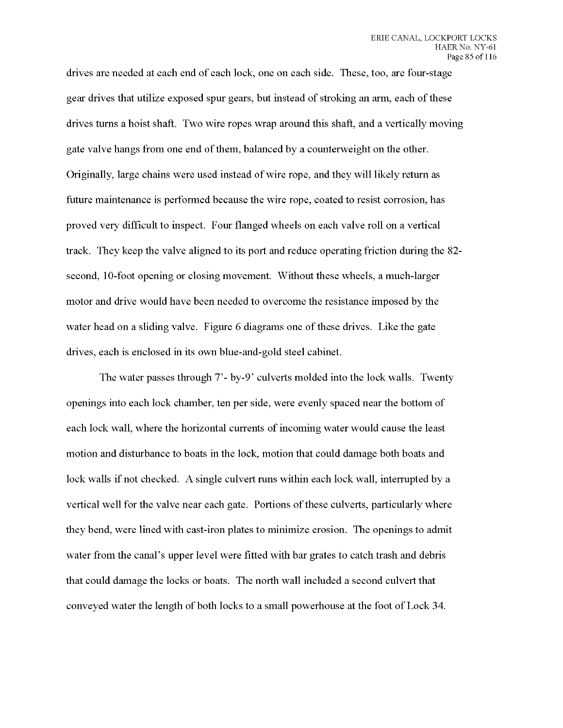drives are needed at each end of each lock, one on each side. These, too, are four-stage gear drives that utilize exposed spur gears, but instead of stroking an arm, each of these drives turns a hoist shaft. Two wire ropes wrap around this shaft, and a vertically moving gate valve hangs from one end of them, balanced by a counterweight on the other. Originally, large chains were used instead of wire rope, and they will likely return as future maintenance is performed because the wire rope, coated to resist corrosion, has proved very difficult to inspect. Four flanged wheels on each valve roll on a vertical track. They keep the valve aligned to its port and reduce operating friction during the 82-second, 10-foot opening or closing movement. Without these wheels, a much-larger motor and drive would have been needed to overcome the resistance imposed by the water head on a sliding valve. Figure 6 diagrams one of these drives. Like the gate drives, each is enclosed in its own blue-and-gold steel cabinet.

The water passes through 7'- by-9' culverts molded into the lock walls. Twenty openings into each lock chamber, ten per side, were evenly spaced near the bottom of each lock wall, where the horizontal currents of incoming water would cause the least motion and disturbance to boats in the lock, motion that could damage both boats and lock walls if not checked. A single culvert runs within each lock wall, interrupted by a vertical well for the valve near each gate. Portions of these culverts, particularly where they bend, were lined with cast-iron plates to minimize erosion. The openings to admit water from the canal's upper level were fitted with bar grates to catch trash and debris that could damage the locks or boats. The north wall included a second culvert that conveyed water the length of both locks to a small powerhouse at the foot of Lock 34.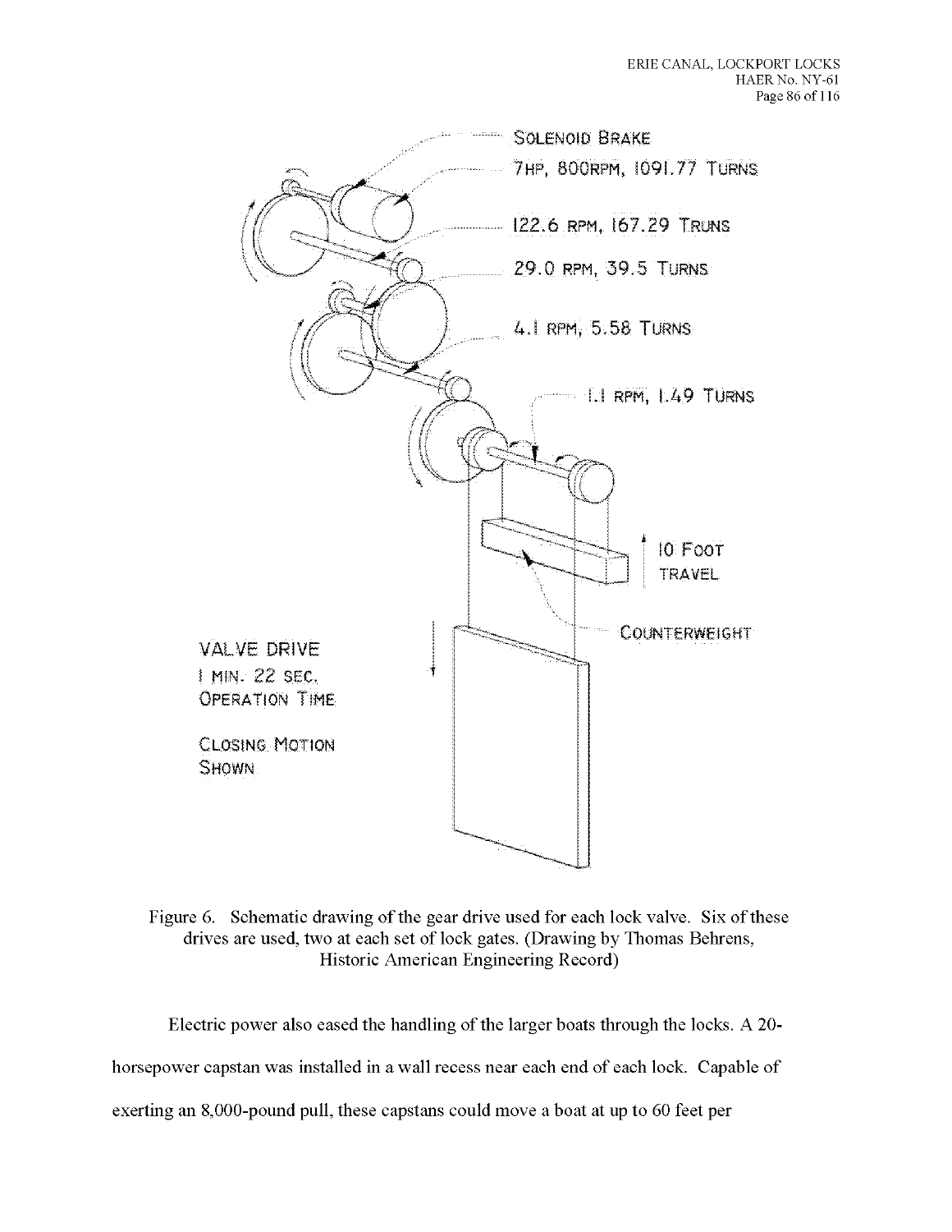SOLENOID BRAKE

7HP, 800RPM, 1091.77 TURNS

122.6 RPM, 167.29 TRUNS

29.0 RPM, 39.5 TURNS

4.1 RPM, 5.58 TURNS

1.1 RPM, 1.49 TURNS

10 FOOT TRAVEL

COUNTERWEIGHT

VALVE DRIVE
1 MIN. 22 SEC.
OPERATION TIME

CLOSING MOTION
SHOWN

Figure 6. Schematic drawing of the gear drive used for each lock valve. Six of these drives are used, two at each set of lock gates. (Drawing by Thomas Behrens, Historic American Engineering Record)

Electric power also eased the handling of the larger boats through the locks. A 20-horsepower capstan was installed in a wall recess near each end of each lock. Capable of exerting an 8,000-pound pull, these capstans could move a boat at up to 60 feet per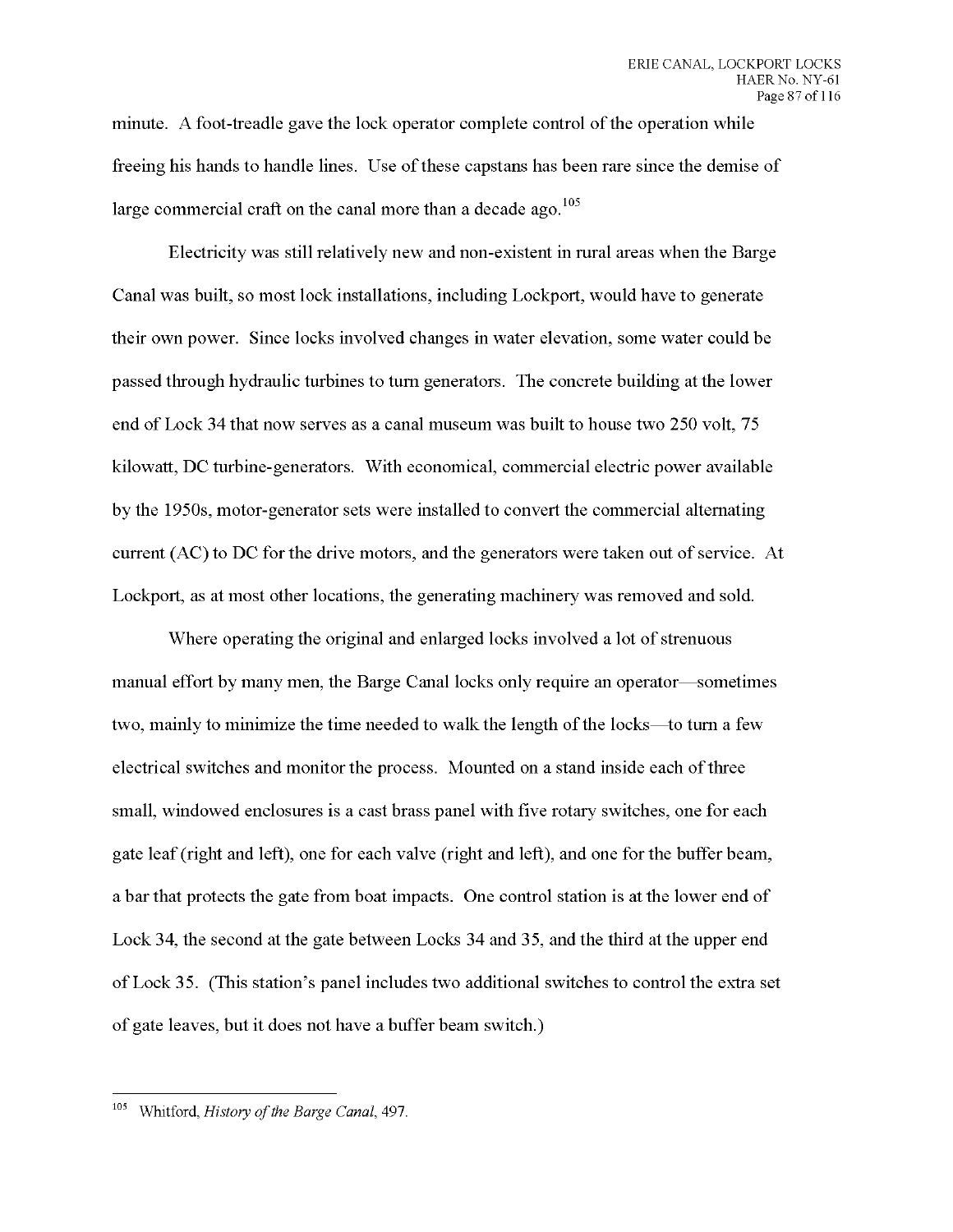minute. A foot-treadle gave the lock operator complete control of the operation while freeing his hands to handle lines. Use of these capstans has been rare since the demise of large commercial craft on the canal more than a decade ago.[105]

Electricity was still relatively new and non-existent in rural areas when the Barge Canal was built, so most lock installations, including Lockport, would have to generate their own power. Since locks involved changes in water elevation, some water could be passed through hydraulic turbines to turn generators. The concrete building at the lower end of Lock 34 that now serves as a canal museum was built to house two 250 volt, 75 kilowatt, DC turbine-generators. With economical, commercial electric power available by the 1950s, motor-generator sets were installed to convert the commercial alternating current (AC) to DC for the drive motors, and the generators were taken out of service. At Lockport, as at most other locations, the generating machinery was removed and sold.

Where operating the original and enlarged locks involved a lot of strenuous manual effort by many men, the Barge Canal locks only require an operator—sometimes two, mainly to minimize the time needed to walk the length of the locks—to turn a few electrical switches and monitor the process. Mounted on a stand inside each of three small, windowed enclosures is a cast brass panel with five rotary switches, one for each gate leaf (right and left), one for each valve (right and left), and one for the buffer beam, a bar that protects the gate from boat impacts. One control station is at the lower end of Lock 34, the second at the gate between Locks 34 and 35, and the third at the upper end of Lock 35. (This station's panel includes two additional switches to control the extra set of gate leaves, but it does not have a buffer beam switch.)

---

[105] Whitford, *History of the Barge Canal*, 497.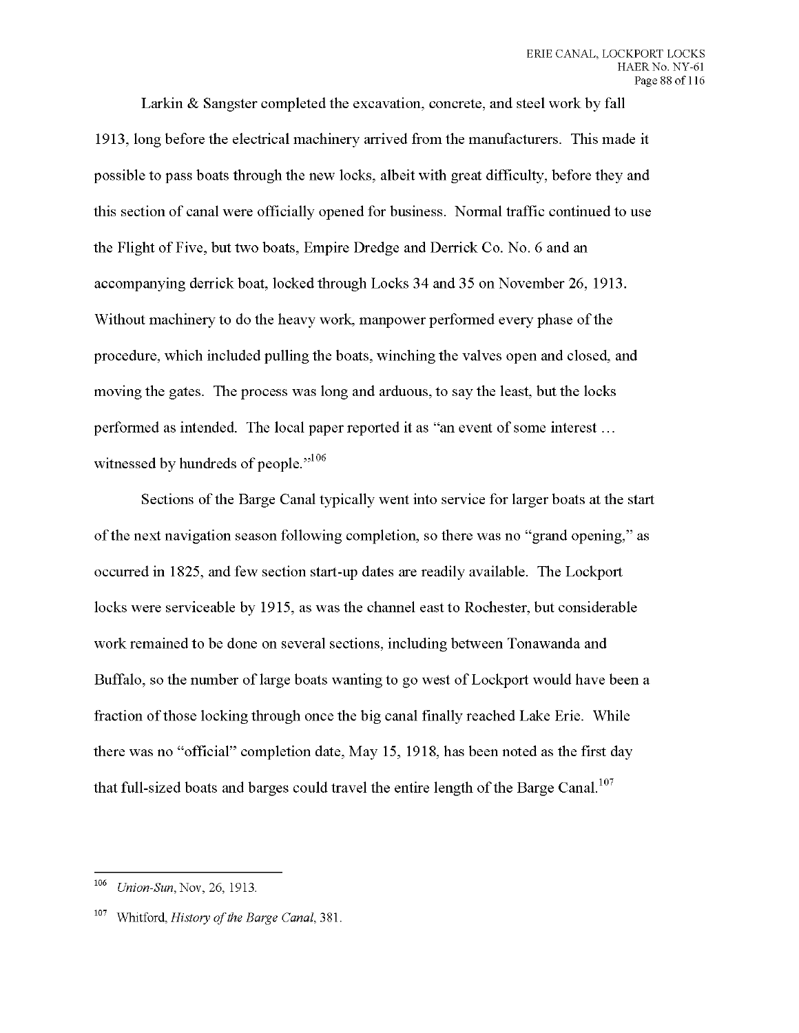Larkin & Sangster completed the excavation, concrete, and steel work by fall 1913, long before the electrical machinery arrived from the manufacturers. This made it possible to pass boats through the new locks, albeit with great difficulty, before they and this section of canal were officially opened for business. Normal traffic continued to use the Flight of Five, but two boats, Empire Dredge and Derrick Co. No. 6 and an accompanying derrick boat, locked through Locks 34 and 35 on November 26, 1913. Without machinery to do the heavy work, manpower performed every phase of the procedure, which included pulling the boats, winching the valves open and closed, and moving the gates. The process was long and arduous, to say the least, but the locks performed as intended. The local paper reported it as "an event of some interest … witnessed by hundreds of people."[106]

Sections of the Barge Canal typically went into service for larger boats at the start of the next navigation season following completion, so there was no "grand opening," as occurred in 1825, and few section start-up dates are readily available. The Lockport locks were serviceable by 1915, as was the channel east to Rochester, but considerable work remained to be done on several sections, including between Tonawanda and Buffalo, so the number of large boats wanting to go west of Lockport would have been a fraction of those locking through once the big canal finally reached Lake Erie. While there was no "official" completion date, May 15, 1918, has been noted as the first day that full-sized boats and barges could travel the entire length of the Barge Canal.[107]

---

[106] *Union-Sun*, Nov, 26, 1913.

[107] Whitford, *History of the Barge Canal*, 381.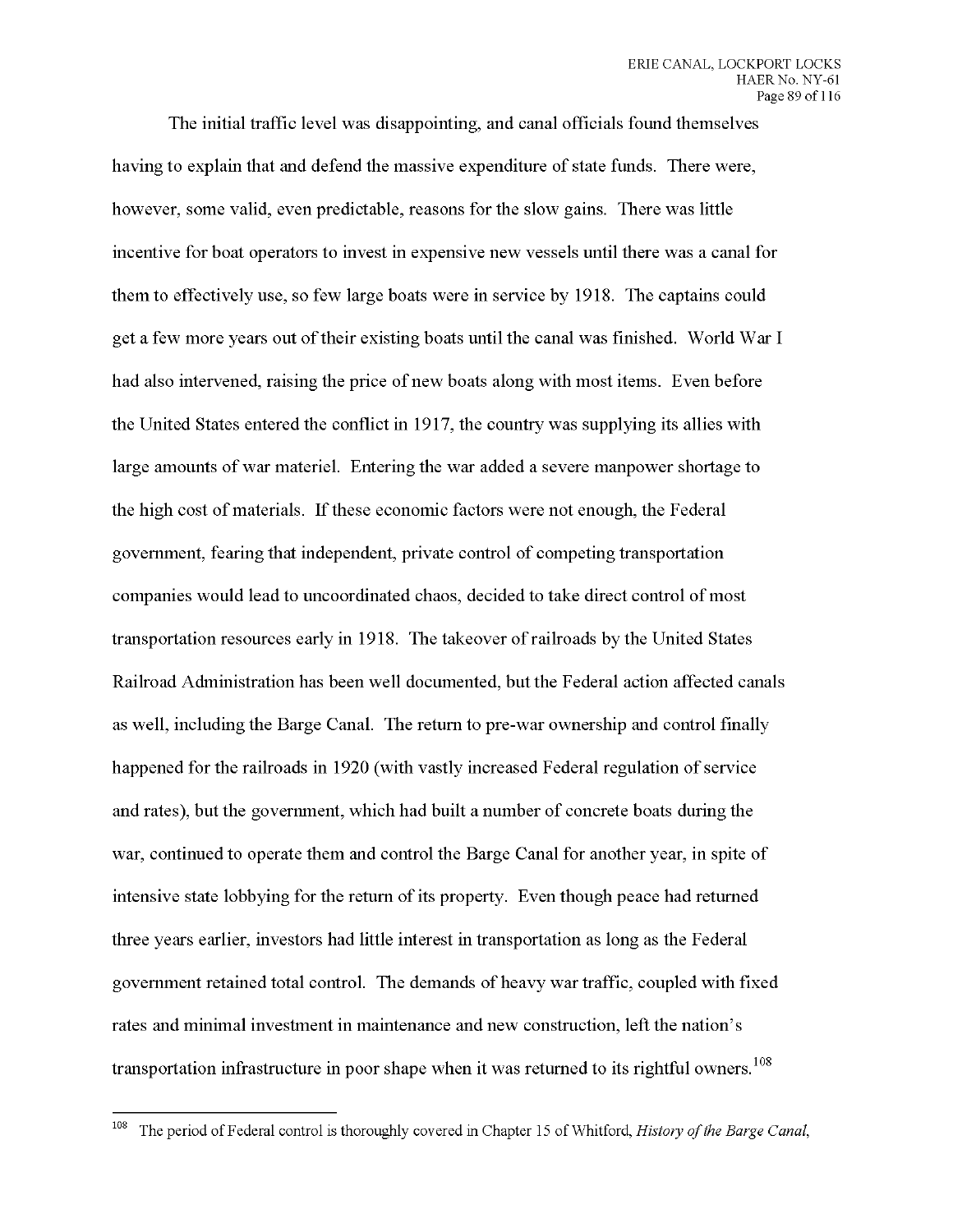The initial traffic level was disappointing, and canal officials found themselves having to explain that and defend the massive expenditure of state funds. There were, however, some valid, even predictable, reasons for the slow gains. There was little incentive for boat operators to invest in expensive new vessels until there was a canal for them to effectively use, so few large boats were in service by 1918. The captains could get a few more years out of their existing boats until the canal was finished. World War I had also intervened, raising the price of new boats along with most items. Even before the United States entered the conflict in 1917, the country was supplying its allies with large amounts of war materiel. Entering the war added a severe manpower shortage to the high cost of materials. If these economic factors were not enough, the Federal government, fearing that independent, private control of competing transportation companies would lead to uncoordinated chaos, decided to take direct control of most transportation resources early in 1918. The takeover of railroads by the United States Railroad Administration has been well documented, but the Federal action affected canals as well, including the Barge Canal. The return to pre-war ownership and control finally happened for the railroads in 1920 (with vastly increased Federal regulation of service and rates), but the government, which had built a number of concrete boats during the war, continued to operate them and control the Barge Canal for another year, in spite of intensive state lobbying for the return of its property. Even though peace had returned three years earlier, investors had little interest in transportation as long as the Federal government retained total control. The demands of heavy war traffic, coupled with fixed rates and minimal investment in maintenance and new construction, left the nation's transportation infrastructure in poor shape when it was returned to its rightful owners.[108]

---

[108] The period of Federal control is thoroughly covered in Chapter 15 of Whitford, *History of the Barge Canal*,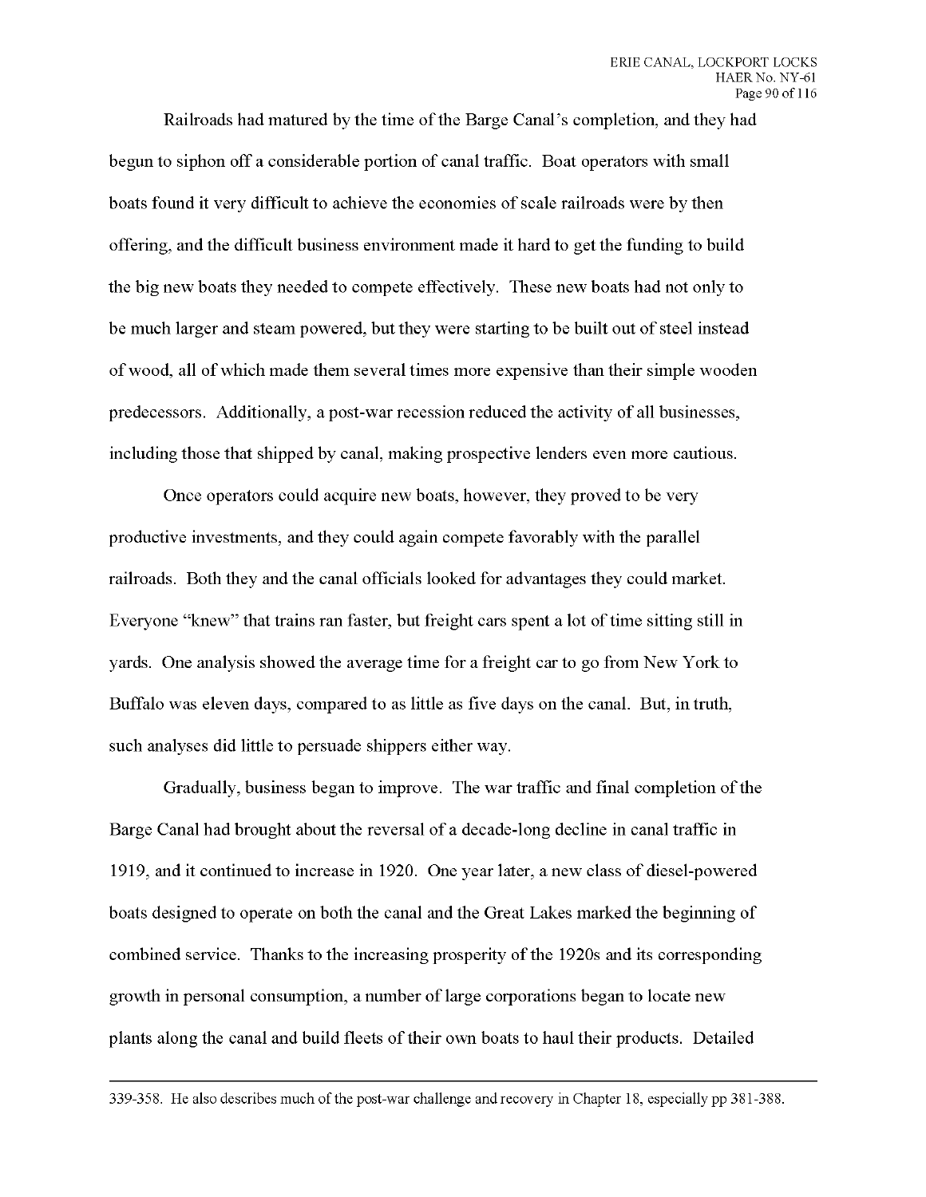Railroads had matured by the time of the Barge Canal's completion, and they had begun to siphon off a considerable portion of canal traffic. Boat operators with small boats found it very difficult to achieve the economies of scale railroads were by then offering, and the difficult business environment made it hard to get the funding to build the big new boats they needed to compete effectively. These new boats had not only to be much larger and steam powered, but they were starting to be built out of steel instead of wood, all of which made them several times more expensive than their simple wooden predecessors. Additionally, a post-war recession reduced the activity of all businesses, including those that shipped by canal, making prospective lenders even more cautious.

Once operators could acquire new boats, however, they proved to be very productive investments, and they could again compete favorably with the parallel railroads. Both they and the canal officials looked for advantages they could market. Everyone "knew" that trains ran faster, but freight cars spent a lot of time sitting still in yards. One analysis showed the average time for a freight car to go from New York to Buffalo was eleven days, compared to as little as five days on the canal. But, in truth, such analyses did little to persuade shippers either way.

Gradually, business began to improve. The war traffic and final completion of the Barge Canal had brought about the reversal of a decade-long decline in canal traffic in 1919, and it continued to increase in 1920. One year later, a new class of diesel-powered boats designed to operate on both the canal and the Great Lakes marked the beginning of combined service. Thanks to the increasing prosperity of the 1920s and its corresponding growth in personal consumption, a number of large corporations began to locate new plants along the canal and build fleets of their own boats to haul their products. Detailed

---

339-358. He also describes much of the post-war challenge and recovery in Chapter 18, especially pp 381-388.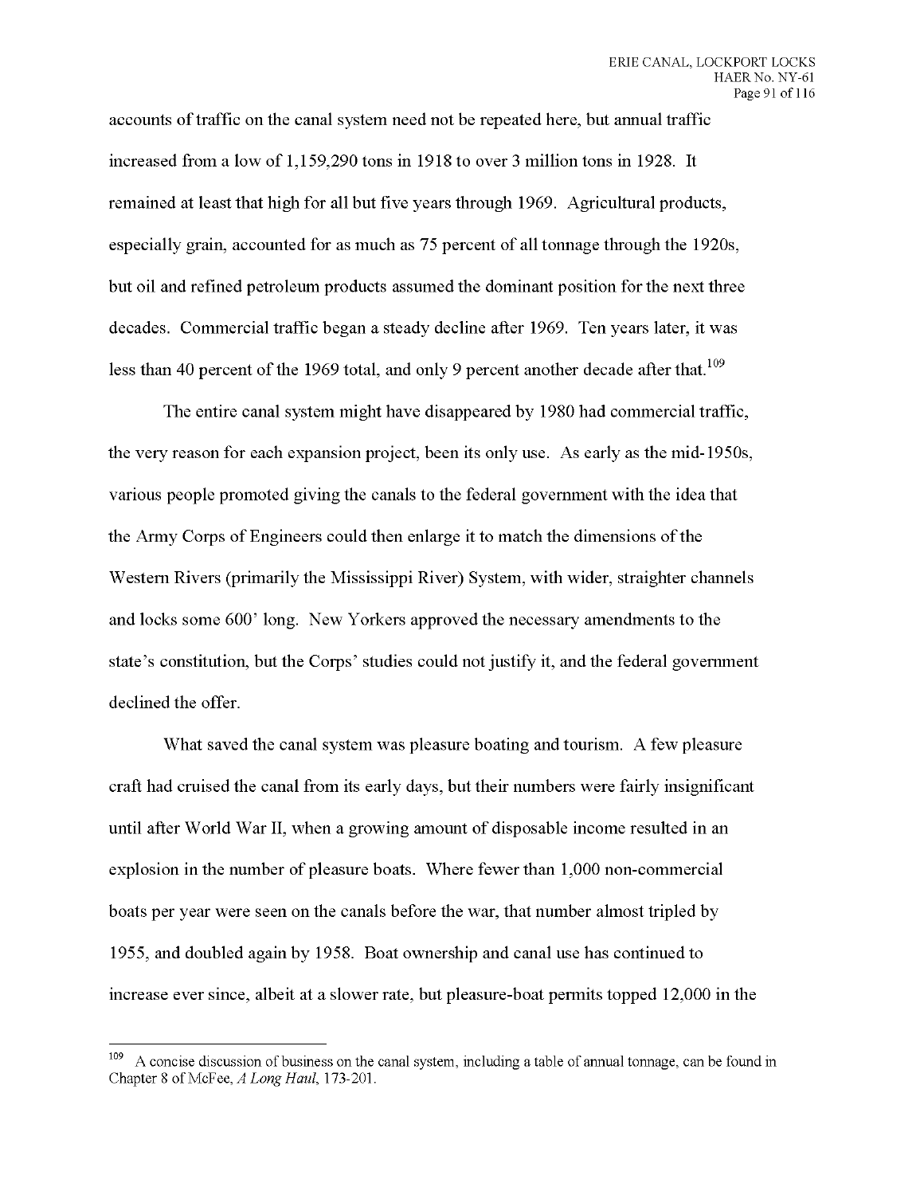accounts of traffic on the canal system need not be repeated here, but annual traffic increased from a low of 1,159,290 tons in 1918 to over 3 million tons in 1928. It remained at least that high for all but five years through 1969. Agricultural products, especially grain, accounted for as much as 75 percent of all tonnage through the 1920s, but oil and refined petroleum products assumed the dominant position for the next three decades. Commercial traffic began a steady decline after 1969. Ten years later, it was less than 40 percent of the 1969 total, and only 9 percent another decade after that.[109]

The entire canal system might have disappeared by 1980 had commercial traffic, the very reason for each expansion project, been its only use. As early as the mid-1950s, various people promoted giving the canals to the federal government with the idea that the Army Corps of Engineers could then enlarge it to match the dimensions of the Western Rivers (primarily the Mississippi River) System, with wider, straighter channels and locks some 600' long. New Yorkers approved the necessary amendments to the state's constitution, but the Corps' studies could not justify it, and the federal government declined the offer.

What saved the canal system was pleasure boating and tourism. A few pleasure craft had cruised the canal from its early days, but their numbers were fairly insignificant until after World War II, when a growing amount of disposable income resulted in an explosion in the number of pleasure boats. Where fewer than 1,000 non-commercial boats per year were seen on the canals before the war, that number almost tripled by 1955, and doubled again by 1958. Boat ownership and canal use has continued to increase ever since, albeit at a slower rate, but pleasure-boat permits topped 12,000 in the

---

[109] A concise discussion of business on the canal system, including a table of annual tonnage, can be found in Chapter 8 of McFee, *A Long Haul*, 173-201.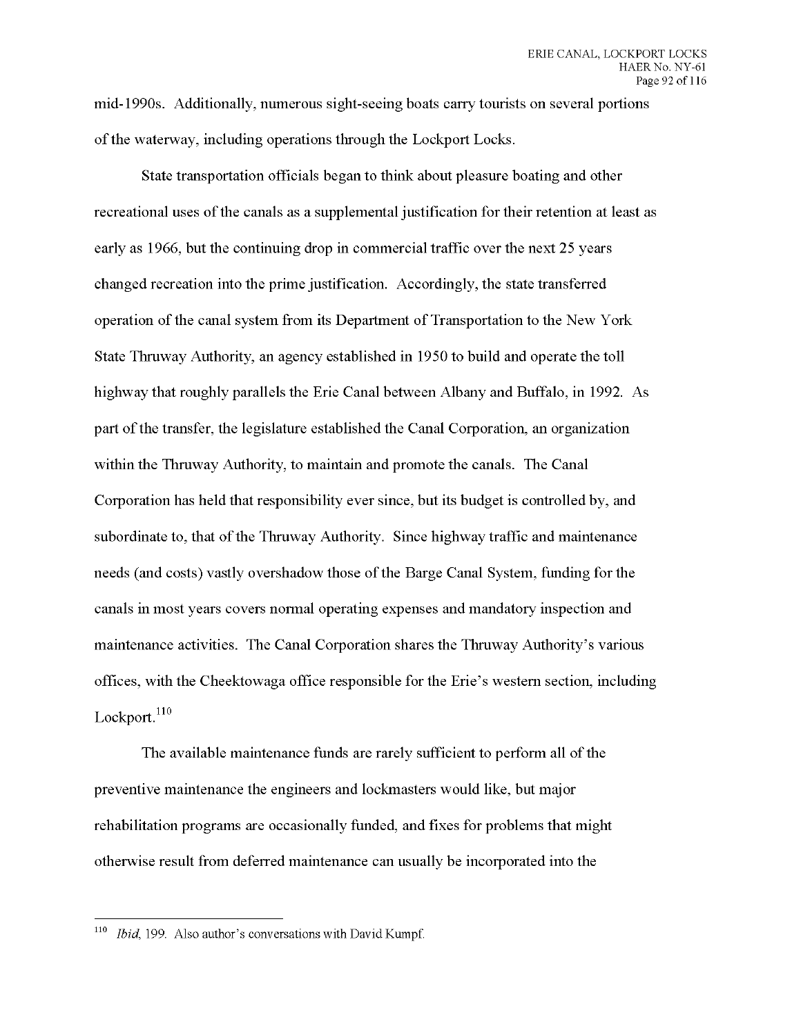mid-1990s. Additionally, numerous sight-seeing boats carry tourists on several portions of the waterway, including operations through the Lockport Locks.

State transportation officials began to think about pleasure boating and other recreational uses of the canals as a supplemental justification for their retention at least as early as 1966, but the continuing drop in commercial traffic over the next 25 years changed recreation into the prime justification. Accordingly, the state transferred operation of the canal system from its Department of Transportation to the New York State Thruway Authority, an agency established in 1950 to build and operate the toll highway that roughly parallels the Erie Canal between Albany and Buffalo, in 1992. As part of the transfer, the legislature established the Canal Corporation, an organization within the Thruway Authority, to maintain and promote the canals. The Canal Corporation has held that responsibility ever since, but its budget is controlled by, and subordinate to, that of the Thruway Authority. Since highway traffic and maintenance needs (and costs) vastly overshadow those of the Barge Canal System, funding for the canals in most years covers normal operating expenses and mandatory inspection and maintenance activities. The Canal Corporation shares the Thruway Authority's various offices, with the Cheektowaga office responsible for the Erie's western section, including Lockport.[110]

The available maintenance funds are rarely sufficient to perform all of the preventive maintenance the engineers and lockmasters would like, but major rehabilitation programs are occasionally funded, and fixes for problems that might otherwise result from deferred maintenance can usually be incorporated into the

---

[110] *Ibid*, 199. Also author's conversations with David Kumpf.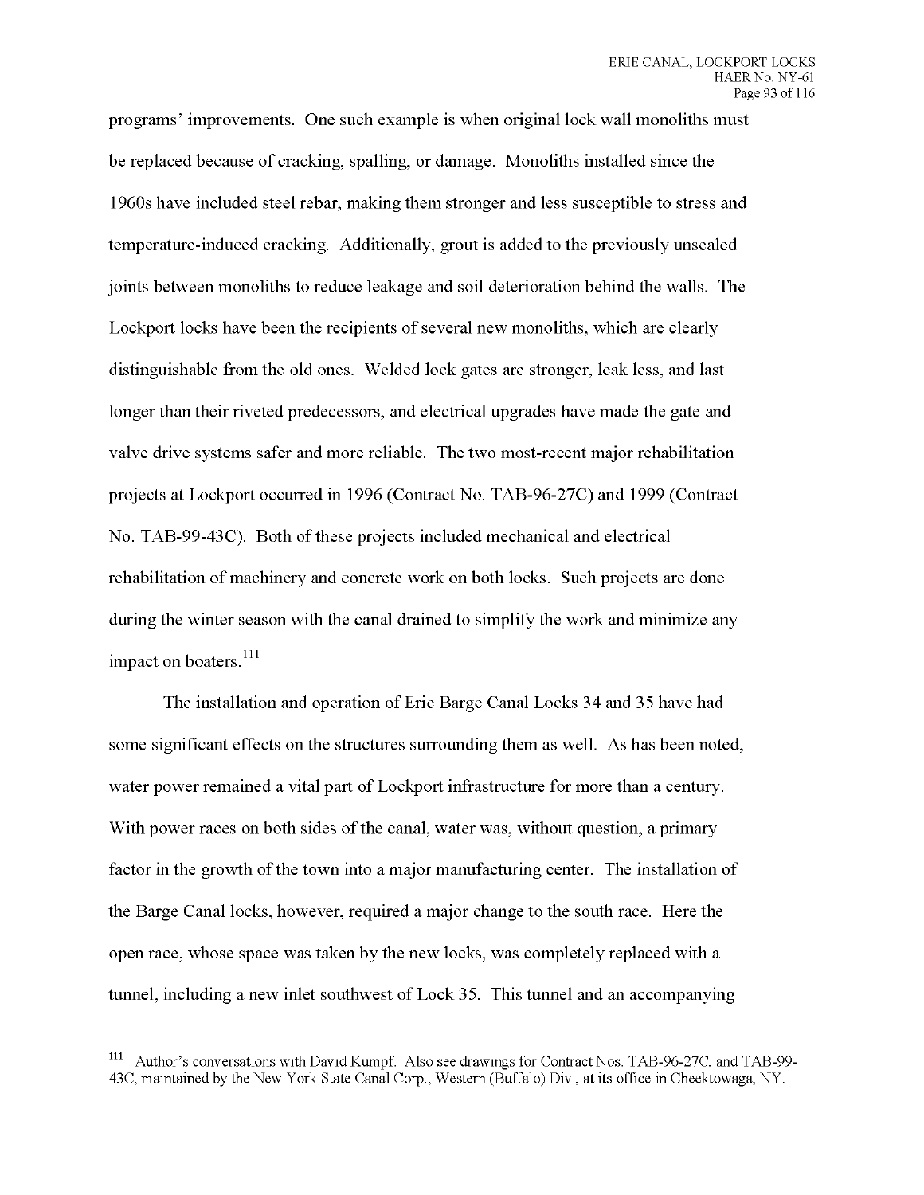programs' improvements. One such example is when original lock wall monoliths must be replaced because of cracking, spalling, or damage. Monoliths installed since the 1960s have included steel rebar, making them stronger and less susceptible to stress and temperature-induced cracking. Additionally, grout is added to the previously unsealed joints between monoliths to reduce leakage and soil deterioration behind the walls. The Lockport locks have been the recipients of several new monoliths, which are clearly distinguishable from the old ones. Welded lock gates are stronger, leak less, and last longer than their riveted predecessors, and electrical upgrades have made the gate and valve drive systems safer and more reliable. The two most-recent major rehabilitation projects at Lockport occurred in 1996 (Contract No. TAB-96-27C) and 1999 (Contract No. TAB-99-43C). Both of these projects included mechanical and electrical rehabilitation of machinery and concrete work on both locks. Such projects are done during the winter season with the canal drained to simplify the work and minimize any impact on boaters.[111]

The installation and operation of Erie Barge Canal Locks 34 and 35 have had some significant effects on the structures surrounding them as well. As has been noted, water power remained a vital part of Lockport infrastructure for more than a century. With power races on both sides of the canal, water was, without question, a primary factor in the growth of the town into a major manufacturing center. The installation of the Barge Canal locks, however, required a major change to the south race. Here the open race, whose space was taken by the new locks, was completely replaced with a tunnel, including a new inlet southwest of Lock 35. This tunnel and an accompanying

---

[111] Author's conversations with David Kumpf. Also see drawings for Contract Nos. TAB-96-27C, and TAB-99-43C, maintained by the New York State Canal Corp., Western (Buffalo) Div., at its office in Cheektowaga, NY.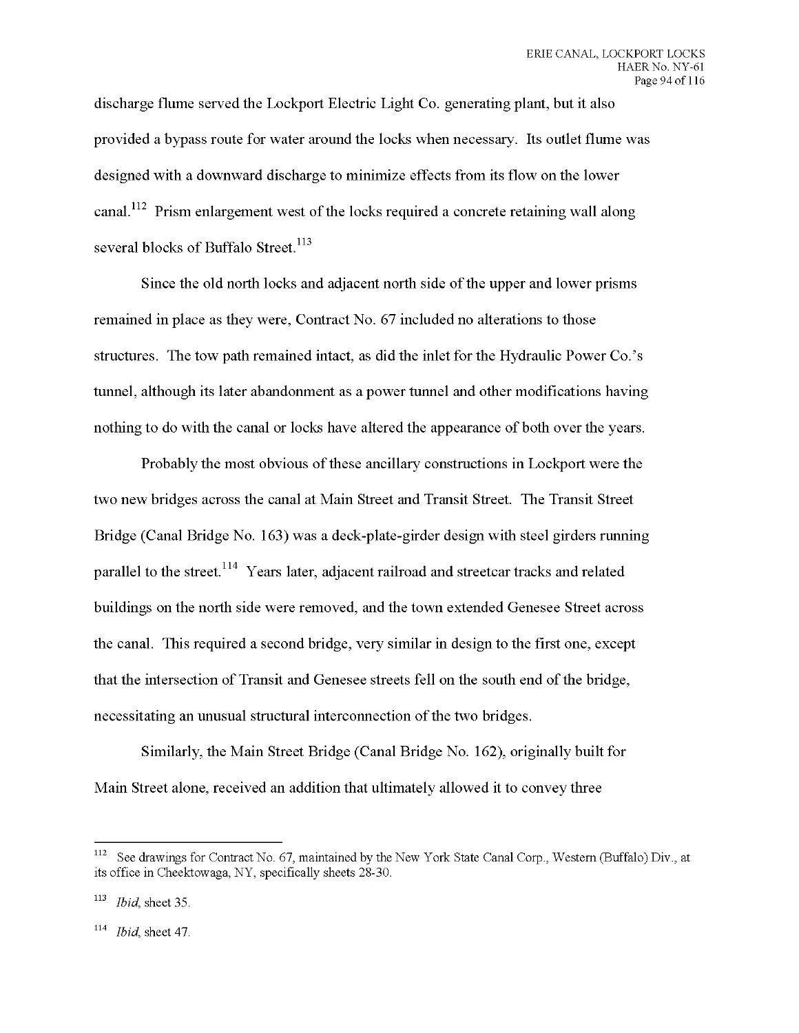discharge flume served the Lockport Electric Light Co. generating plant, but it also provided a bypass route for water around the locks when necessary. Its outlet flume was designed with a downward discharge to minimize effects from its flow on the lower canal.[112] Prism enlargement west of the locks required a concrete retaining wall along several blocks of Buffalo Street.[113]

Since the old north locks and adjacent north side of the upper and lower prisms remained in place as they were, Contract No. 67 included no alterations to those structures. The tow path remained intact, as did the inlet for the Hydraulic Power Co.'s tunnel, although its later abandonment as a power tunnel and other modifications having nothing to do with the canal or locks have altered the appearance of both over the years.

Probably the most obvious of these ancillary constructions in Lockport were the two new bridges across the canal at Main Street and Transit Street. The Transit Street Bridge (Canal Bridge No. 163) was a deck-plate-girder design with steel girders running parallel to the street.[114] Years later, adjacent railroad and streetcar tracks and related buildings on the north side were removed, and the town extended Genesee Street across the canal. This required a second bridge, very similar in design to the first one, except that the intersection of Transit and Genesee streets fell on the south end of the bridge, necessitating an unusual structural interconnection of the two bridges.

Similarly, the Main Street Bridge (Canal Bridge No. 162), originally built for Main Street alone, received an addition that ultimately allowed it to convey three

---

[112] See drawings for Contract No. 67, maintained by the New York State Canal Corp., Western (Buffalo) Div., at its office in Cheektowaga, NY, specifically sheets 28-30.

[113] *Ibid*, sheet 35.

[114] *Ibid*, sheet 47.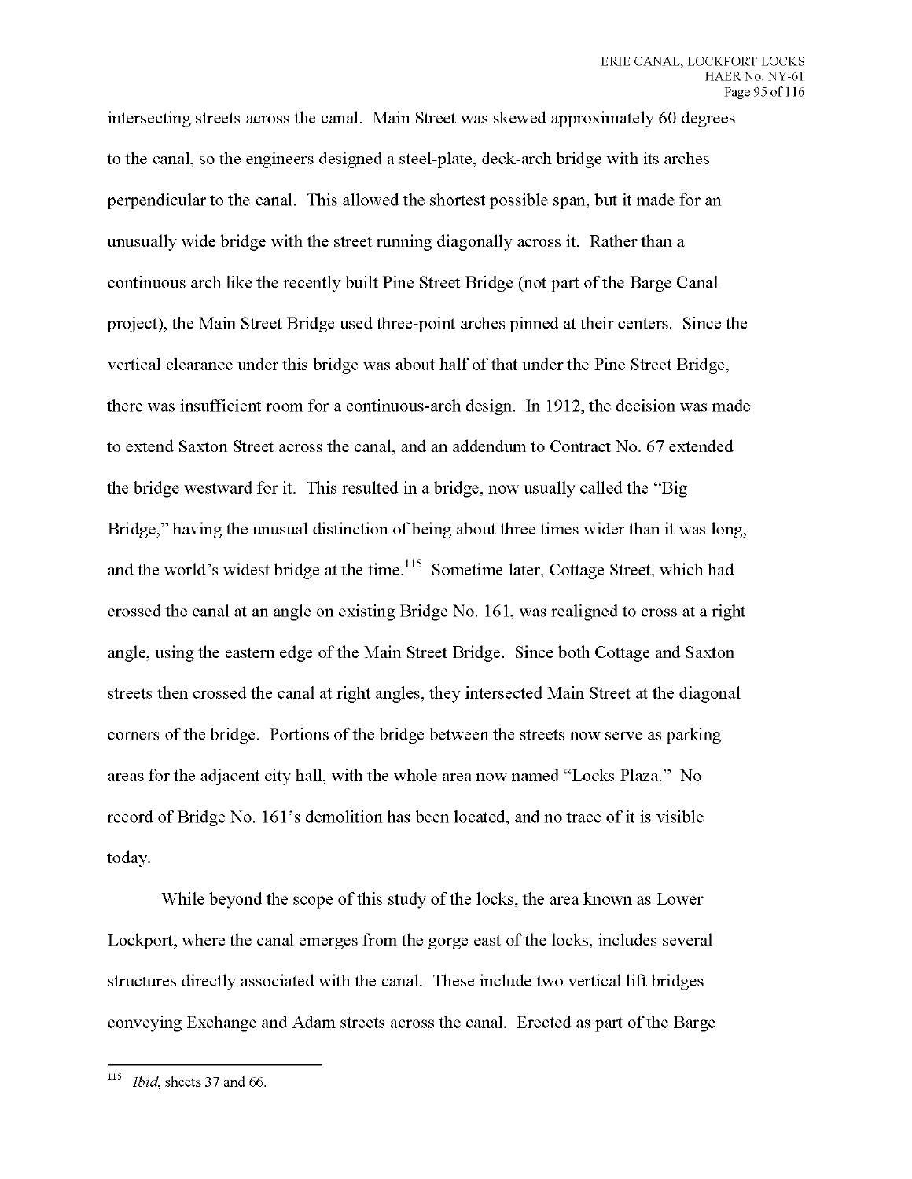intersecting streets across the canal. Main Street was skewed approximately 60 degrees to the canal, so the engineers designed a steel-plate, deck-arch bridge with its arches perpendicular to the canal. This allowed the shortest possible span, but it made for an unusually wide bridge with the street running diagonally across it. Rather than a continuous arch like the recently built Pine Street Bridge (not part of the Barge Canal project), the Main Street Bridge used three-point arches pinned at their centers. Since the vertical clearance under this bridge was about half of that under the Pine Street Bridge, there was insufficient room for a continuous-arch design. In 1912, the decision was made to extend Saxton Street across the canal, and an addendum to Contract No. 67 extended the bridge westward for it. This resulted in a bridge, now usually called the "Big Bridge," having the unusual distinction of being about three times wider than it was long, and the world's widest bridge at the time.[115] Sometime later, Cottage Street, which had crossed the canal at an angle on existing Bridge No. 161, was realigned to cross at a right angle, using the eastern edge of the Main Street Bridge. Since both Cottage and Saxton streets then crossed the canal at right angles, they intersected Main Street at the diagonal corners of the bridge. Portions of the bridge between the streets now serve as parking areas for the adjacent city hall, with the whole area now named "Locks Plaza." No record of Bridge No. 161's demolition has been located, and no trace of it is visible today.

While beyond the scope of this study of the locks, the area known as Lower Lockport, where the canal emerges from the gorge east of the locks, includes several structures directly associated with the canal. These include two vertical lift bridges conveying Exchange and Adam streets across the canal. Erected as part of the Barge

---

[115] *Ibid*, sheets 37 and 66.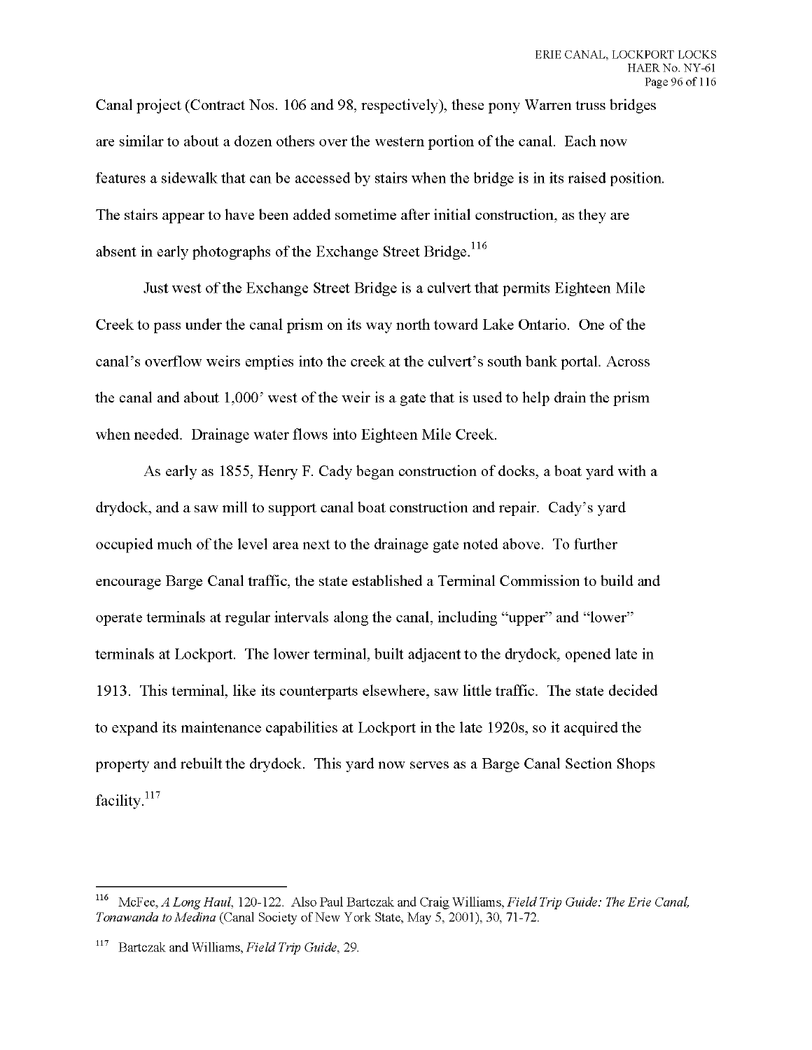Canal project (Contract Nos. 106 and 98, respectively), these pony Warren truss bridges are similar to about a dozen others over the western portion of the canal. Each now features a sidewalk that can be accessed by stairs when the bridge is in its raised position. The stairs appear to have been added sometime after initial construction, as they are absent in early photographs of the Exchange Street Bridge.[116]

Just west of the Exchange Street Bridge is a culvert that permits Eighteen Mile Creek to pass under the canal prism on its way north toward Lake Ontario. One of the canal's overflow weirs empties into the creek at the culvert's south bank portal. Across the canal and about 1,000' west of the weir is a gate that is used to help drain the prism when needed. Drainage water flows into Eighteen Mile Creek.

As early as 1855, Henry F. Cady began construction of docks, a boat yard with a drydock, and a saw mill to support canal boat construction and repair. Cady's yard occupied much of the level area next to the drainage gate noted above. To further encourage Barge Canal traffic, the state established a Terminal Commission to build and operate terminals at regular intervals along the canal, including "upper" and "lower" terminals at Lockport. The lower terminal, built adjacent to the drydock, opened late in 1913. This terminal, like its counterparts elsewhere, saw little traffic. The state decided to expand its maintenance capabilities at Lockport in the late 1920s, so it acquired the property and rebuilt the drydock. This yard now serves as a Barge Canal Section Shops facility.[117]

---

[116] McFee, *A Long Haul*, 120-122. Also Paul Bartczak and Craig Williams, *Field Trip Guide: The Erie Canal, Tonawanda to Medina* (Canal Society of New York State, May 5, 2001), 30, 71-72.

[117] Bartczak and Williams, *Field Trip Guide*, 29.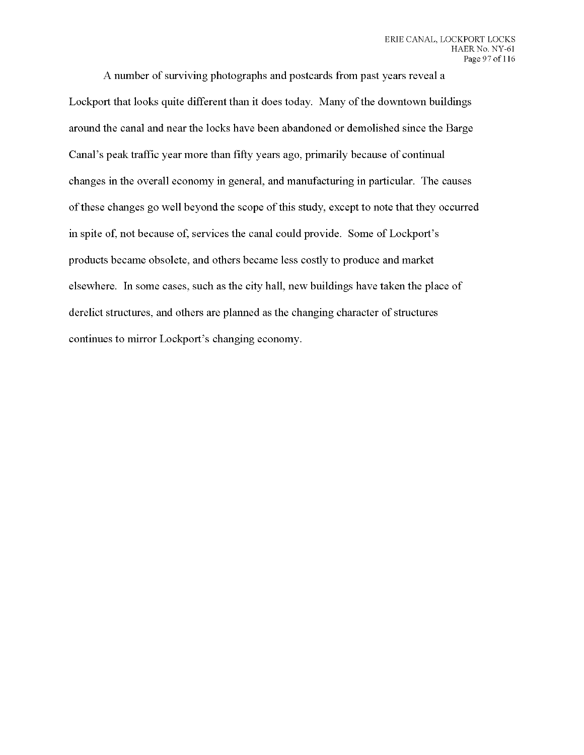A number of surviving photographs and postcards from past years reveal a Lockport that looks quite different than it does today. Many of the downtown buildings around the canal and near the locks have been abandoned or demolished since the Barge Canal's peak traffic year more than fifty years ago, primarily because of continual changes in the overall economy in general, and manufacturing in particular. The causes of these changes go well beyond the scope of this study, except to note that they occurred in spite of, not because of, services the canal could provide. Some of Lockport's products became obsolete, and others became less costly to produce and market elsewhere. In some cases, such as the city hall, new buildings have taken the place of derelict structures, and others are planned as the changing character of structures continues to mirror Lockport's changing economy.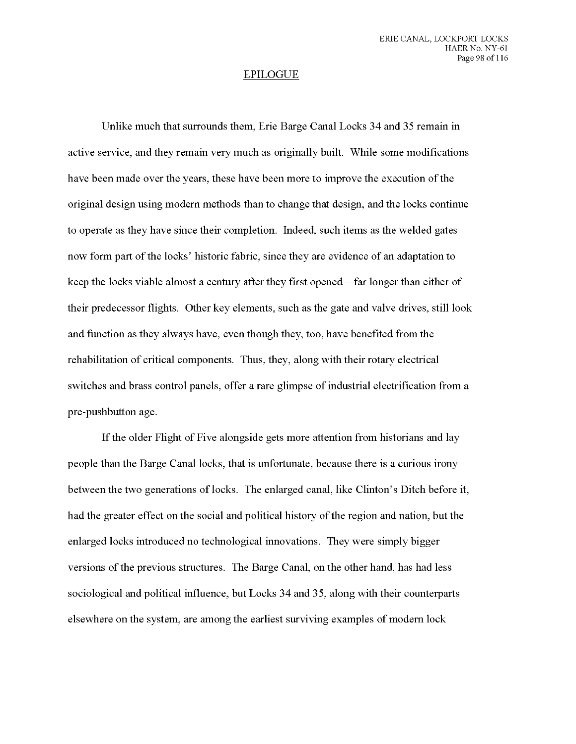## EPILOGUE

Unlike much that surrounds them, Erie Barge Canal Locks 34 and 35 remain in active service, and they remain very much as originally built. While some modifications have been made over the years, these have been more to improve the execution of the original design using modern methods than to change that design, and the locks continue to operate as they have since their completion. Indeed, such items as the welded gates now form part of the locks' historic fabric, since they are evidence of an adaptation to keep the locks viable almost a century after they first opened—far longer than either of their predecessor flights. Other key elements, such as the gate and valve drives, still look and function as they always have, even though they, too, have benefited from the rehabilitation of critical components. Thus, they, along with their rotary electrical switches and brass control panels, offer a rare glimpse of industrial electrification from a pre-pushbutton age.

If the older Flight of Five alongside gets more attention from historians and lay people than the Barge Canal locks, that is unfortunate, because there is a curious irony between the two generations of locks. The enlarged canal, like Clinton's Ditch before it, had the greater effect on the social and political history of the region and nation, but the enlarged locks introduced no technological innovations. They were simply bigger versions of the previous structures. The Barge Canal, on the other hand, has had less sociological and political influence, but Locks 34 and 35, along with their counterparts elsewhere on the system, are among the earliest surviving examples of modern lock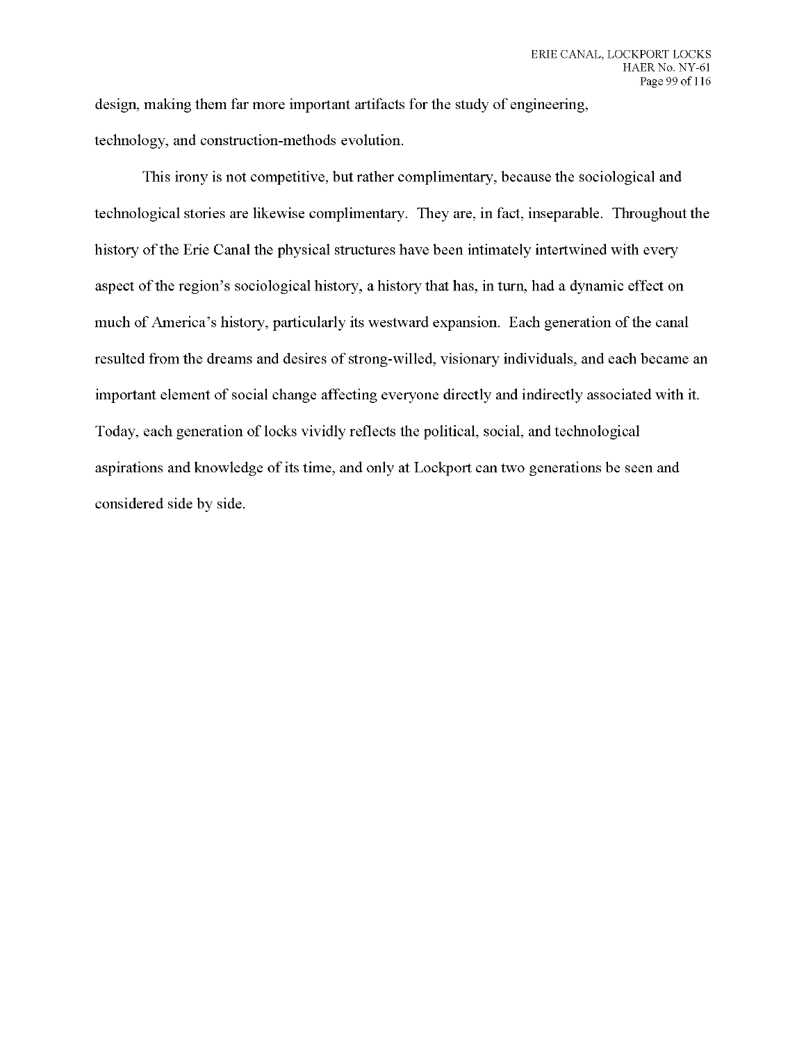design, making them far more important artifacts for the study of engineering, technology, and construction-methods evolution.

This irony is not competitive, but rather complimentary, because the sociological and technological stories are likewise complimentary. They are, in fact, inseparable. Throughout the history of the Erie Canal the physical structures have been intimately intertwined with every aspect of the region's sociological history, a history that has, in turn, had a dynamic effect on much of America's history, particularly its westward expansion. Each generation of the canal resulted from the dreams and desires of strong-willed, visionary individuals, and each became an important element of social change affecting everyone directly and indirectly associated with it. Today, each generation of locks vividly reflects the political, social, and technological aspirations and knowledge of its time, and only at Lockport can two generations be seen and considered side by side.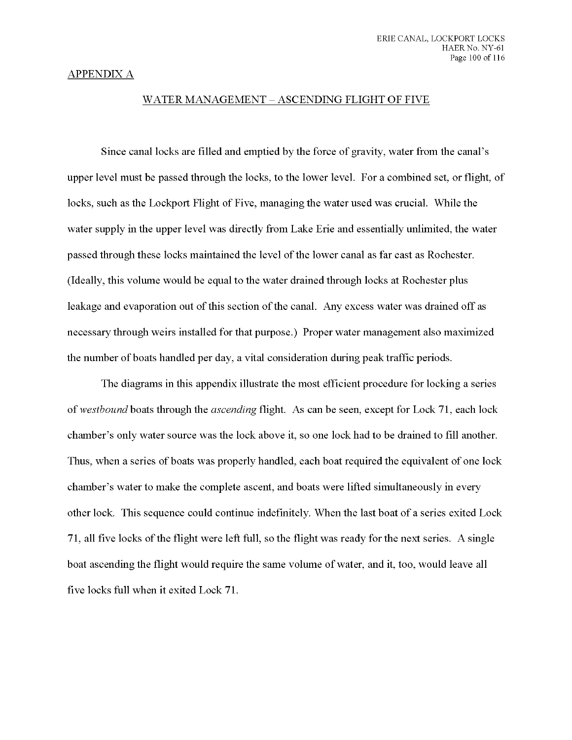APPENDIX A

## WATER MANAGEMENT – ASCENDING FLIGHT OF FIVE

Since canal locks are filled and emptied by the force of gravity, water from the canal's upper level must be passed through the locks, to the lower level. For a combined set, or flight, of locks, such as the Lockport Flight of Five, managing the water used was crucial. While the water supply in the upper level was directly from Lake Erie and essentially unlimited, the water passed through these locks maintained the level of the lower canal as far east as Rochester. (Ideally, this volume would be equal to the water drained through locks at Rochester plus leakage and evaporation out of this section of the canal. Any excess water was drained off as necessary through weirs installed for that purpose.) Proper water management also maximized the number of boats handled per day, a vital consideration during peak traffic periods.

The diagrams in this appendix illustrate the most efficient procedure for locking a series of *westbound* boats through the *ascending* flight. As can be seen, except for Lock 71, each lock chamber's only water source was the lock above it, so one lock had to be drained to fill another. Thus, when a series of boats was properly handled, each boat required the equivalent of one lock chamber's water to make the complete ascent, and boats were lifted simultaneously in every other lock. This sequence could continue indefinitely. When the last boat of a series exited Lock 71, all five locks of the flight were left full, so the flight was ready for the next series. A single boat ascending the flight would require the same volume of water, and it, too, would leave all five locks full when it exited Lock 71.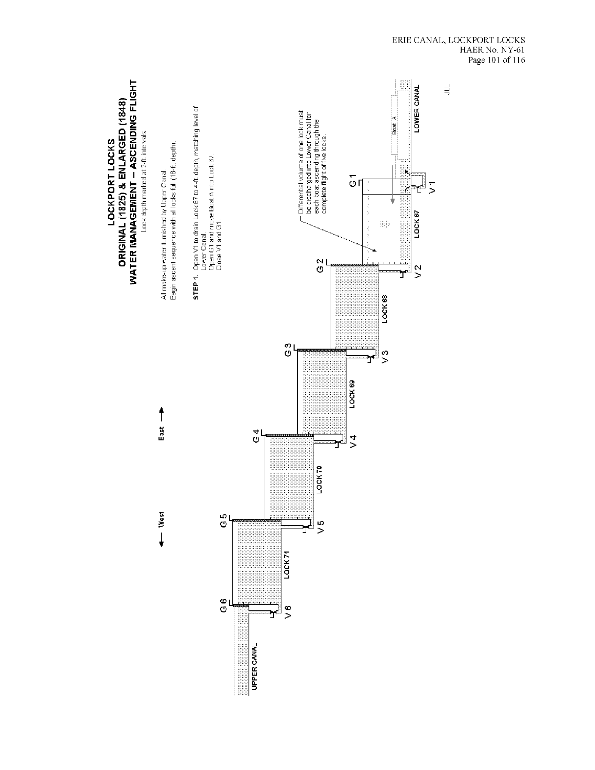# LOCKPORT LOCKS
# ORIGINAL (1825) & ENLARGED (1848)
# WATER MANAGEMENT – ASCENDING FLIGHT

Lock depth marked at 2-ft. intervals.

All make-up water furnished by Upper Canal.
Begin ascent sequence with all locks full (16-ft. depth).

**STEP 1.** Open V1 to drain Lock 67 to 4-ft. depth, matching level of Lower Canal.
Open G1 and move Boat A into Lock 67.
Close V1 and G1.

← West East →

Differential volume of one lock must be discharged into Lower Canal for each boat ascending through the complete flight of five locks.

UPPER CANAL

G 6 V 6 LOCK 71 G 5 V 5 LOCK 70 G 4 V 4 LOCK 69 G 3 V 3 LOCK 68 G 2 V 2 LOCK 67 G 1 V 1

Boat A

LOWER CANAL

JLL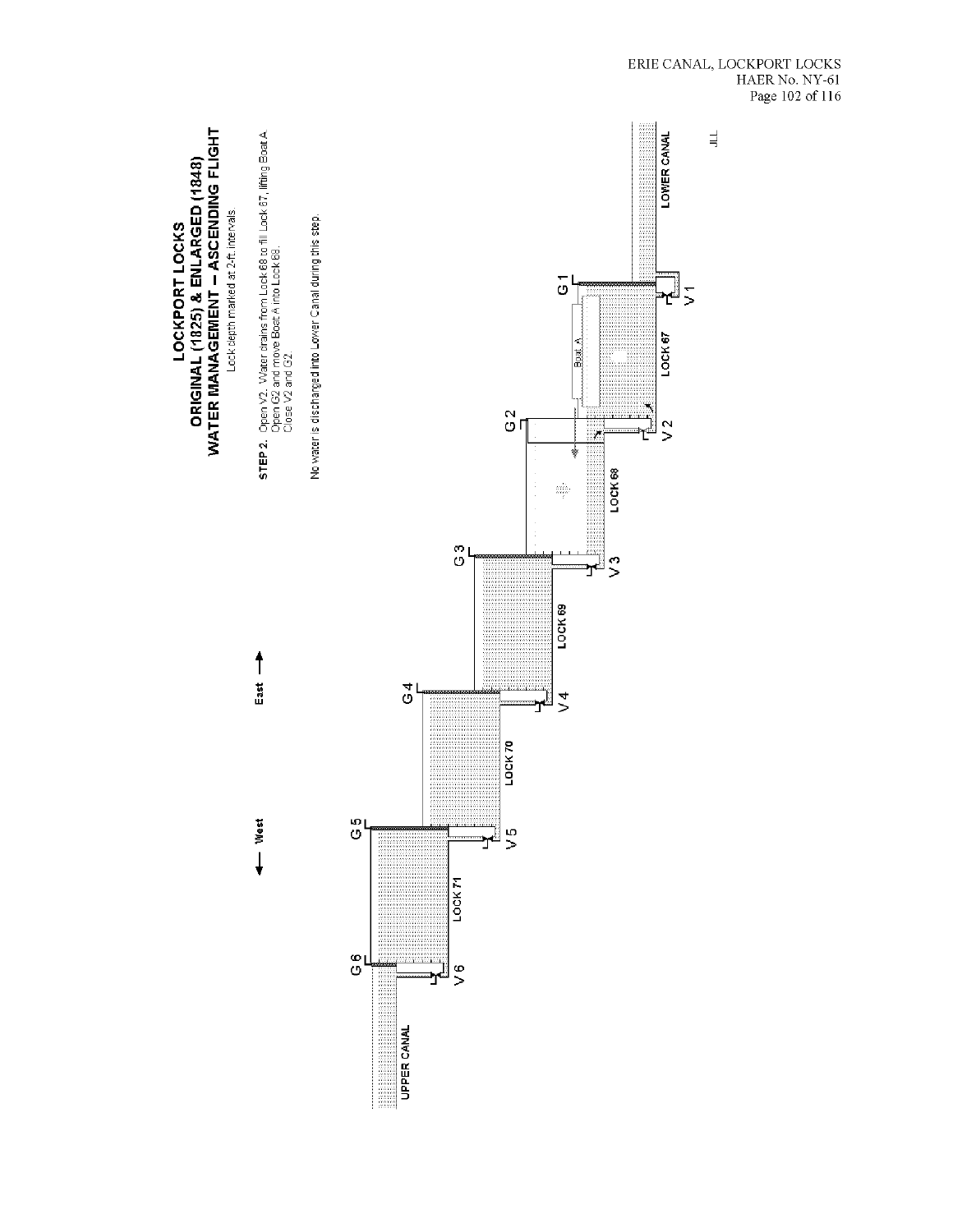# LOCKPORT LOCKS
## ORIGINAL (1825) & ENLARGED (1848)
## WATER MANAGEMENT – ASCENDING FLIGHT

Lock depth marked at 2-ft. intervals.

**STEP 2.** Open V2. Water drains from Lock 68 to fill Lock 67, lifting Boat A.
Open G2 and move Boat A into Lock 68.
Close V2 and G2.

No water is discharged into Lower Canal during this step.

← West East →

UPPER CANAL

G 6 LOCK 71 V 6

G 5 LOCK 70 V 5

G 4 LOCK 69 V 4

G 3 LOCK 68 V 3

G 2 V 2

Boat A

G 1 LOCK 67 V 1

LOWER CANAL

JLL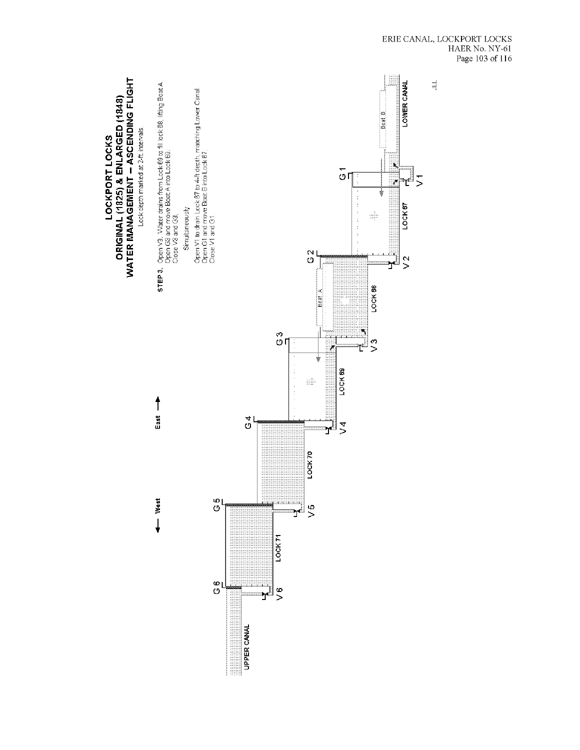# LOCKPORT LOCKS
## ORIGINAL (1825) & ENLARGED (1848)
## WATER MANAGEMENT – ASCENDING FLIGHT

Lock depth marked at 2-ft. intervals.

**STEP 3.** Open V3. Water drains from Lock 69 to fill lock 68, lifting Boat A.
Open G3 and move Boat A into Lock 69.
Close V3 and G3.

Simultaneously

Open V1 to drain Lock 67 to 4-ft depth, matching Lower Canal.
Open G1 and move Boat B into Lock 67.
Close V1 and G1.

← West East →

G 6, G 5, G 4, G 3, G 2, G 1

V 6, V 5, V 4, V 3, V 2, V 1

UPPER CANAL

LOCK 71

LOCK 70

LOCK 69

LOCK 68

LOCK 67

LOWER CANAL

Boat A

Boat B

JLL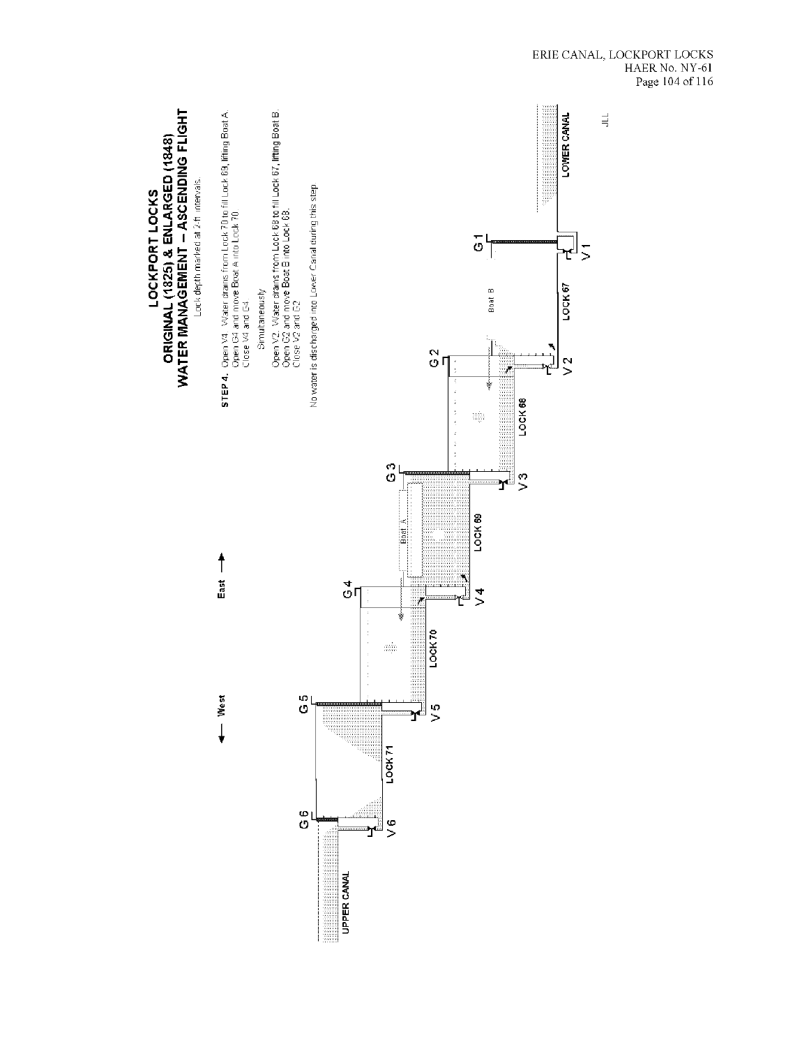# LOCKPORT LOCKS
## ORIGINAL (1825) & ENLARGED (1848)
## WATER MANAGEMENT – ASCENDING FLIGHT

Lock depth marked at 2-ft intervals.

**STEP 4.** Open V4. Water drains from Lock 70 to fill Lock 69, lifting Boat A.
Open G4 and move Boat A into Lock 70.
Close V4 and G4.

Simultaneously

Open V2. Water drains from Lock 68 to fill Lock 67, lifting Boat B.
Open G2 and move Boat B into Lock 68.
Close V2 and G2.

No water is discharged into Lower Canal during this step.

← West East →

UPPER CANAL

G 6 G 5 G 4 G 3 G 2 G 1

V 6 V 5 V 4 V 3 V 2 V 1

LOCK 71 LOCK 70 LOCK 69 LOCK 68 LOCK 67

Boat A Boat B

LOWER CANAL

JLL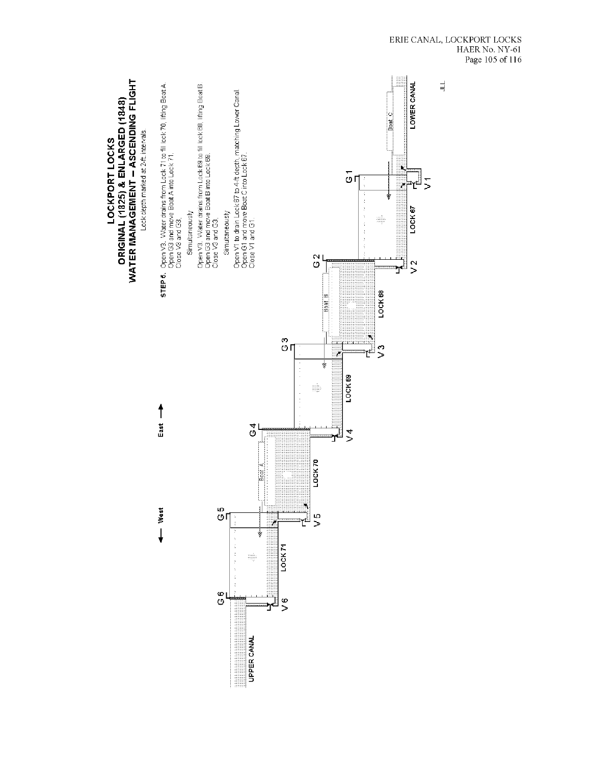# LOCKPORT LOCKS
## ORIGINAL (1825) & ENLARGED (1848)
## WATER MANAGEMENT – ASCENDING FLIGHT

Lock depth marked at 2-ft. intervals.

**STEP 6.** Open V5. Water drains from Lock 71 to fill lock 70, lifting Boat A.
Open G5 and move Boat A into Lock 71.
Close V5 and G5.

Simultaneously

Open V3. Water drains from Lock 69 to fill lock 68, lifting Boat B.
Open G3 and move Boat B into Lock 69.
Close V3 and G3.

Simultaneously

Open V1 to drain Lock 67 to 4-ft depth, matching Lower Canal.
Open G1 and move Boat C into Lock 67.
Close V1 and G1.

← West East →

UPPER CANAL

G 6 G 5 G 4 G 3 G 2 G 1

V 6 V 5 V 4 V 3 V 2 V 1

LOCK 71 LOCK 70 LOCK 69 LOCK 68 LOCK 67

Boat A Boat B Boat C

LOWER CANAL

JLL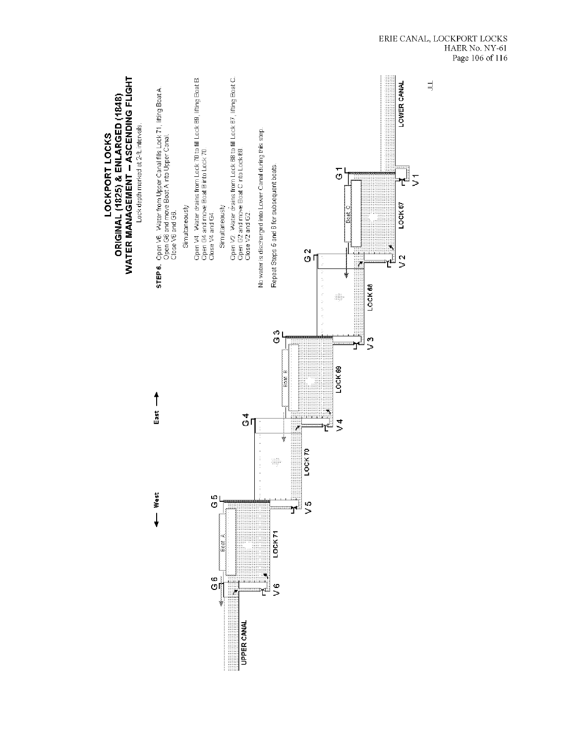# LOCKPORT LOCKS
## ORIGINAL (1825) & ENLARGED (1848)
## WATER MANAGEMENT – ASCENDING FLIGHT

Lock depth marked at 2-ft. intervals.

**STEP 6.** Open V6. Water from Upper Canal fills Lock 71, lifting Boat A.
Open G6 and move Boat A into Upper Canal.
Close V6 and G6.

Simultaneously

Open V4. Water drains from Lock 70 to fill Lock 69, lifting Boat B.
Open G4 and move Boat B into Lock 70.
Close V4 and G4.

Simultaneously

Open V2. Water drains from Lock 68 to fill Lock 67, lifting Boat C.
Open G2 and move Boat C into Lock 68.
Close V2 and G2.

No water is discharged into Lower Canal during this step.

Repeat Steps 5 and 6 for subsequent boats.

← West East →

UPPER CANAL

G 6 V 6 Boat A LOCK 71 G 5 V 5 LOCK 70 G 4 V 4 Boat B LOCK 69 G 3 V 3 LOCK 68 G 2 V 2 Boat C LOCK 67 G 1 V 1

LOWER CANAL

JLL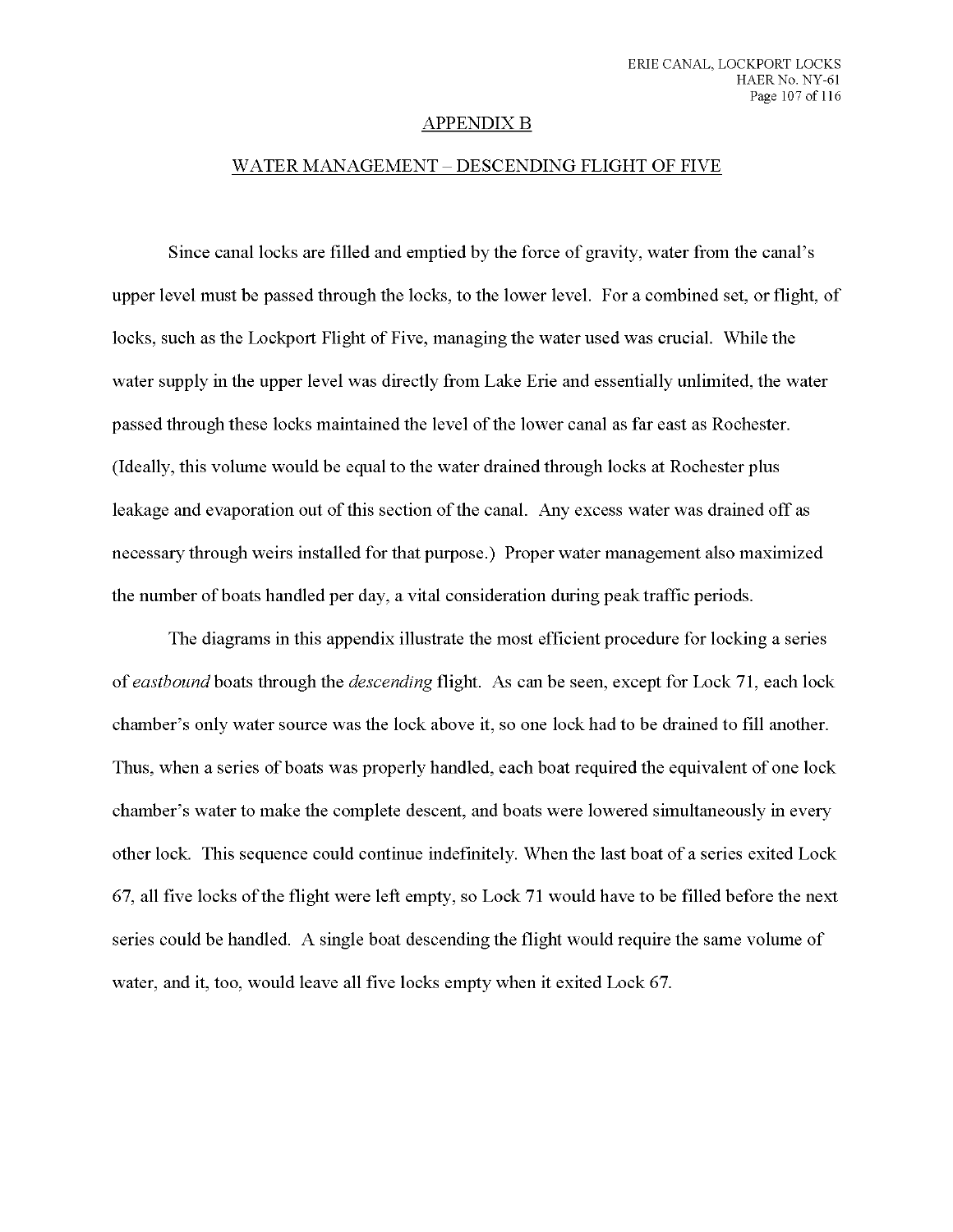## APPENDIX B

## WATER MANAGEMENT – DESCENDING FLIGHT OF FIVE

Since canal locks are filled and emptied by the force of gravity, water from the canal's upper level must be passed through the locks, to the lower level. For a combined set, or flight, of locks, such as the Lockport Flight of Five, managing the water used was crucial. While the water supply in the upper level was directly from Lake Erie and essentially unlimited, the water passed through these locks maintained the level of the lower canal as far east as Rochester. (Ideally, this volume would be equal to the water drained through locks at Rochester plus leakage and evaporation out of this section of the canal. Any excess water was drained off as necessary through weirs installed for that purpose.) Proper water management also maximized the number of boats handled per day, a vital consideration during peak traffic periods.

The diagrams in this appendix illustrate the most efficient procedure for locking a series of *eastbound* boats through the *descending* flight. As can be seen, except for Lock 71, each lock chamber's only water source was the lock above it, so one lock had to be drained to fill another. Thus, when a series of boats was properly handled, each boat required the equivalent of one lock chamber's water to make the complete descent, and boats were lowered simultaneously in every other lock. This sequence could continue indefinitely. When the last boat of a series exited Lock 67, all five locks of the flight were left empty, so Lock 71 would have to be filled before the next series could be handled. A single boat descending the flight would require the same volume of water, and it, too, would leave all five locks empty when it exited Lock 67.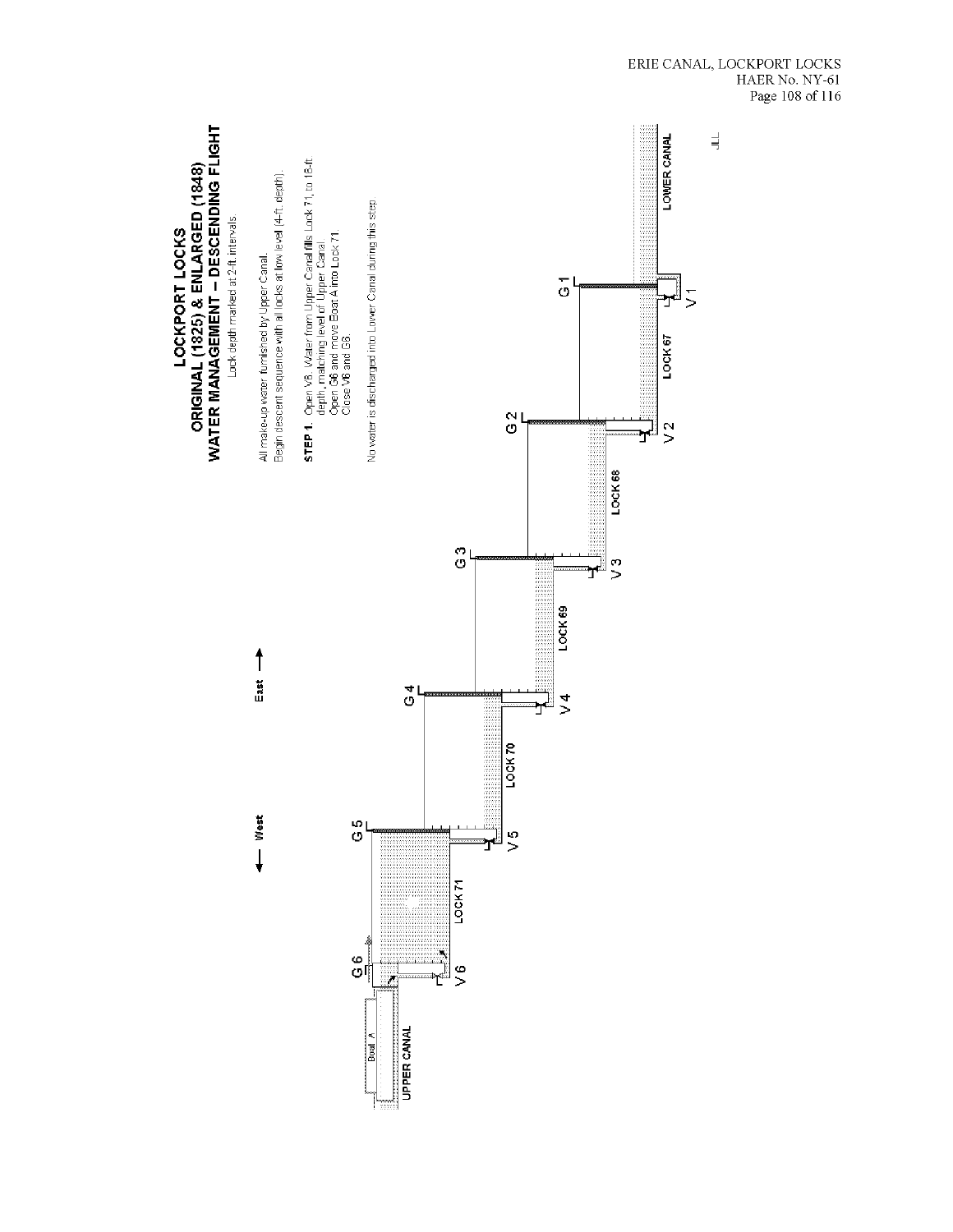# LOCKPORT LOCKS
## ORIGINAL (1825) & ENLARGED (1848)
## WATER MANAGEMENT – DESCENDING FLIGHT

Lock depth marked at 2-ft. intervals.

All make-up water furnished by Upper Canal.
Begin descent sequence with all locks at low level (4-ft. depth).

**STEP 1.** Open V6. Water from Upper Canal fills Lock 71, to 18-ft. depth, matching level of Upper Canal.
Open G6 and move Boat A into Lock 71.
Close V6 and G6.

No water is discharged into Lower Canal during this step.

← West East →

UPPER CANAL

Boat A

G 6 V 6 LOCK 71 G 5 V 5 LOCK 70 G 4 V 4 LOCK 69 G 3 V 3 LOCK 68 G 2 V 2 LOCK 67 G 1 V 1

LOWER CANAL

JLL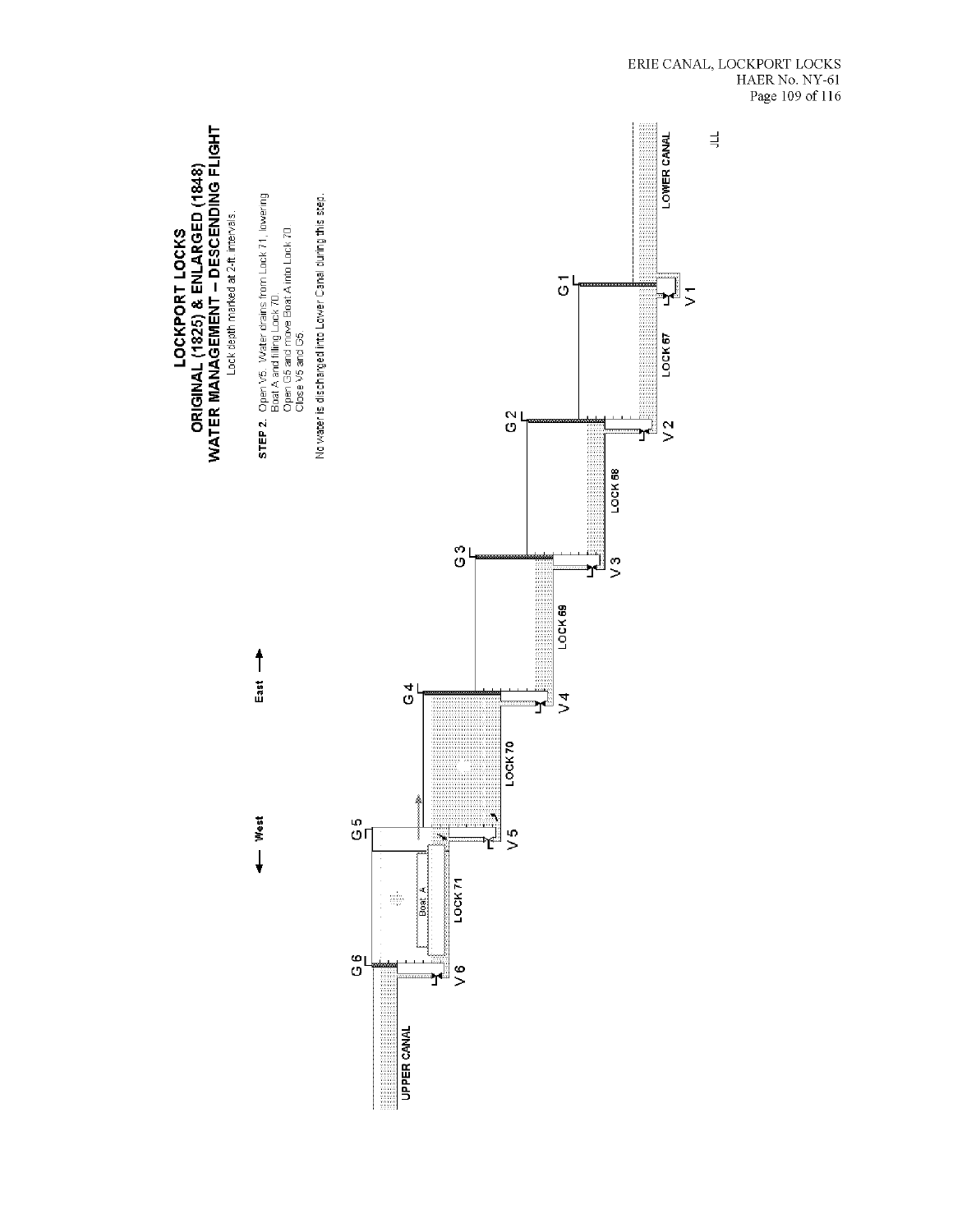# LOCKPORT LOCKS
# ORIGINAL (1825) & ENLARGED (1848)
## WATER MANAGEMENT – DESCENDING FLIGHT

Lock depth marked at 2-ft. intervals.

**STEP 2.** Open V5. Water drains from Lock 71, lowering Boat A and filling Lock 70.
Open G5 and move Boat A into Lock 70.
Close V5 and G5.

No water is discharged into Lower Canal during this step.

← West East →

UPPER CANAL

G 6 V 6 LOCK 71 Boat A G 5 V 5 LOCK 70 G 4 V 4 LOCK 69 G 3 V 3 LOCK 68 G 2 V 2 LOCK 67 G 1 V 1

LOWER CANAL

JLL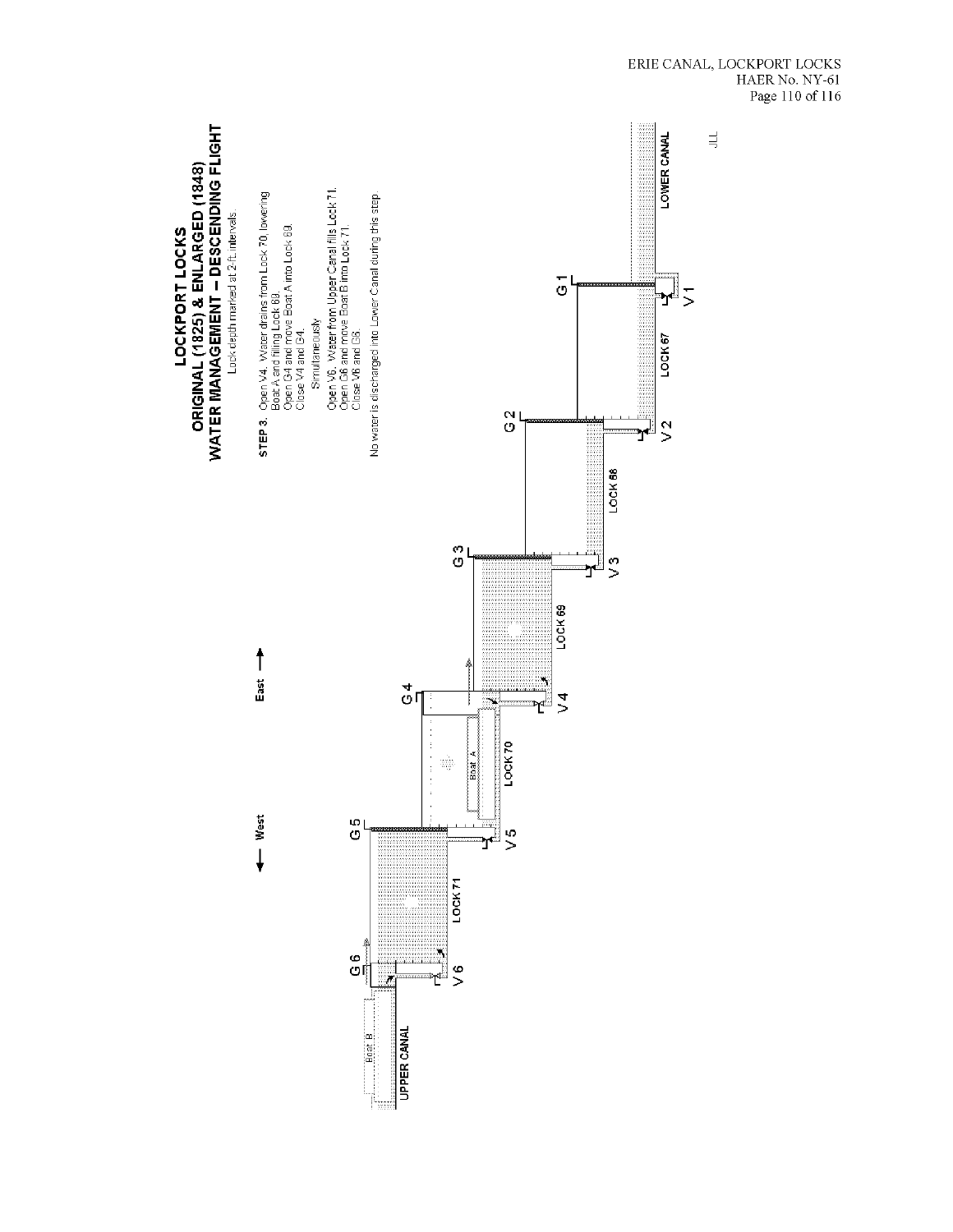# LOCKPORT LOCKS
# ORIGINAL (1825) & ENLARGED (1848)
# WATER MANAGEMENT – DESCENDING FLIGHT

Lock depth marked at 2-ft. intervals.

**STEP 3.** Open V4. Water drains from Lock 70, lowering Boat A and filling Lock 69.
Open G4 and move Boat A into Lock 69.
Close V4 and G4.

Simultaneously

Open V6. Water from Upper Canal fills Lock 71.
Open G6 and move Boat B into Lock 71.
Close V6 and G6.

No water is discharged into Lower Canal during this step.

← West East →

UPPER CANAL

Boat B

G 6

V 6

LOCK 71

G 5

V 5

LOCK 70

Boat A

G 4

V 4

LOCK 69

G 3

V 3

LOCK 68

G 2

V 2

LOCK 67

G 1

V 1

LOWER CANAL

JLL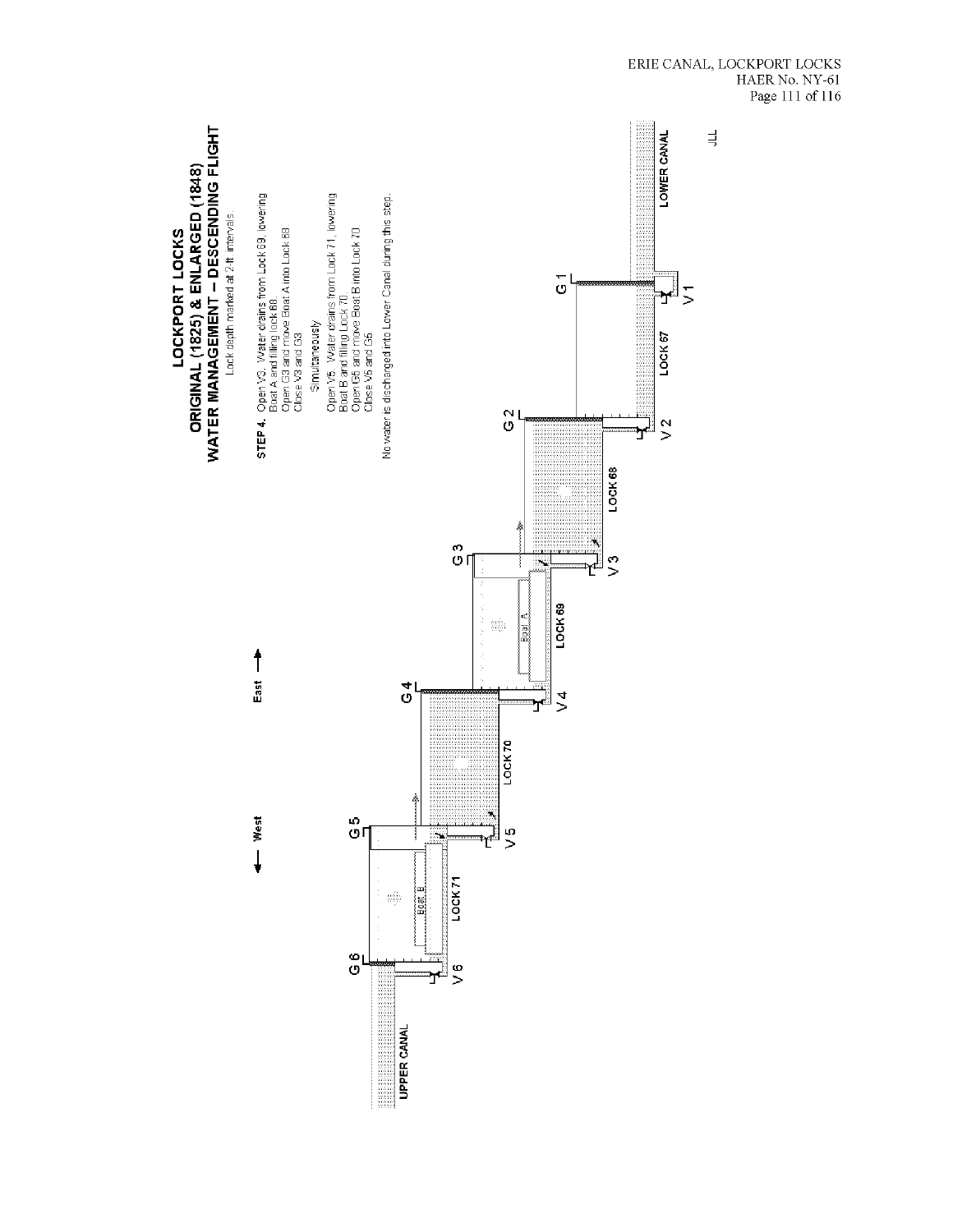# LOCKPORT LOCKS

## ORIGINAL (1825) & ENLARGED (1848)

## WATER MANAGEMENT – DESCENDING FLIGHT

Lock depth marked at 2 ft. intervals.

**STEP 4.** Open V3. Water drains from Lock 69, lowering Boat A and filling lock 68.
Open G3 and move Boat A into Lock 68.
Close V3 and G3.

Simultaneously

Open V5. Water drains from Lock 71, lowering Boat B and filling Lock 70.
Open G5 and move Boat B into Lock 70.
Close V5 and G5.

No water is discharged into Lower Canal during this step.

West ← → East

UPPER CANAL

G 6, V 6, LOCK 71, Boat B, G 5, V 5, LOCK 70, G 4, V 4, LOCK 69, Boat A, G 3, V 3, LOCK 68, G 2, V 2, LOCK 67, G 1, V 1

LOWER CANAL

JLL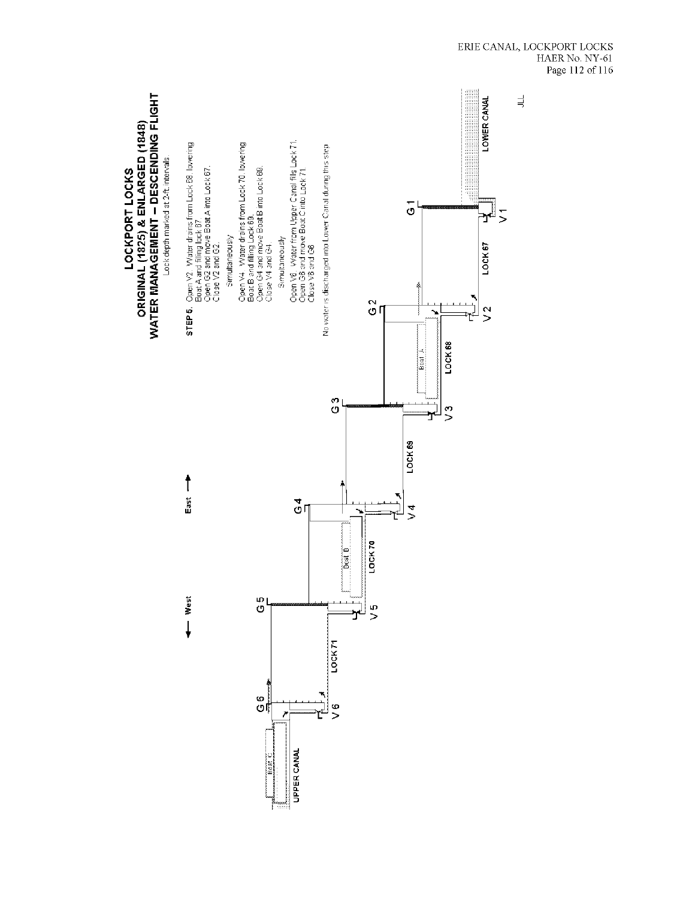# LOCKPORT LOCKS
# ORIGINAL (1825) & ENLARGED (1848)
# WATER MANAGEMENT – DESCENDING FLIGHT

Lock depth marked at 2-ft. intervals.

**STEP 5.** Open V2. Water drains from Lock 68, lowering Boat A and filling lock 67.
Open G2 and move Boat A into Lock 67.
Close V2 and G2.

Simultaneously

Open V4. Water drains from Lock 70, lowering Boat B and filling Lock 69.
Open G4 and move Boat B into Lock 69.
Close V4 and G4.

Simultaneously

Open V6. Water from Upper Canal fills Lock 71.
Open G6 and move Boat C into Lock 71.
Close V6 and G6.

No water is discharged into Lower Canal during this step.

West ← → East

UPPER CANAL | Boat C | G 6 | V 6 | LOCK 71 | G 5 | V 5 | Boat B | LOCK 70 | G 4 | V 4 | LOCK 69 | G 3 | V 3 | Boat A | LOCK 68 | G 2 | V 2 | LOCK 67 | G 1 | V 1 | LOWER CANAL

JLL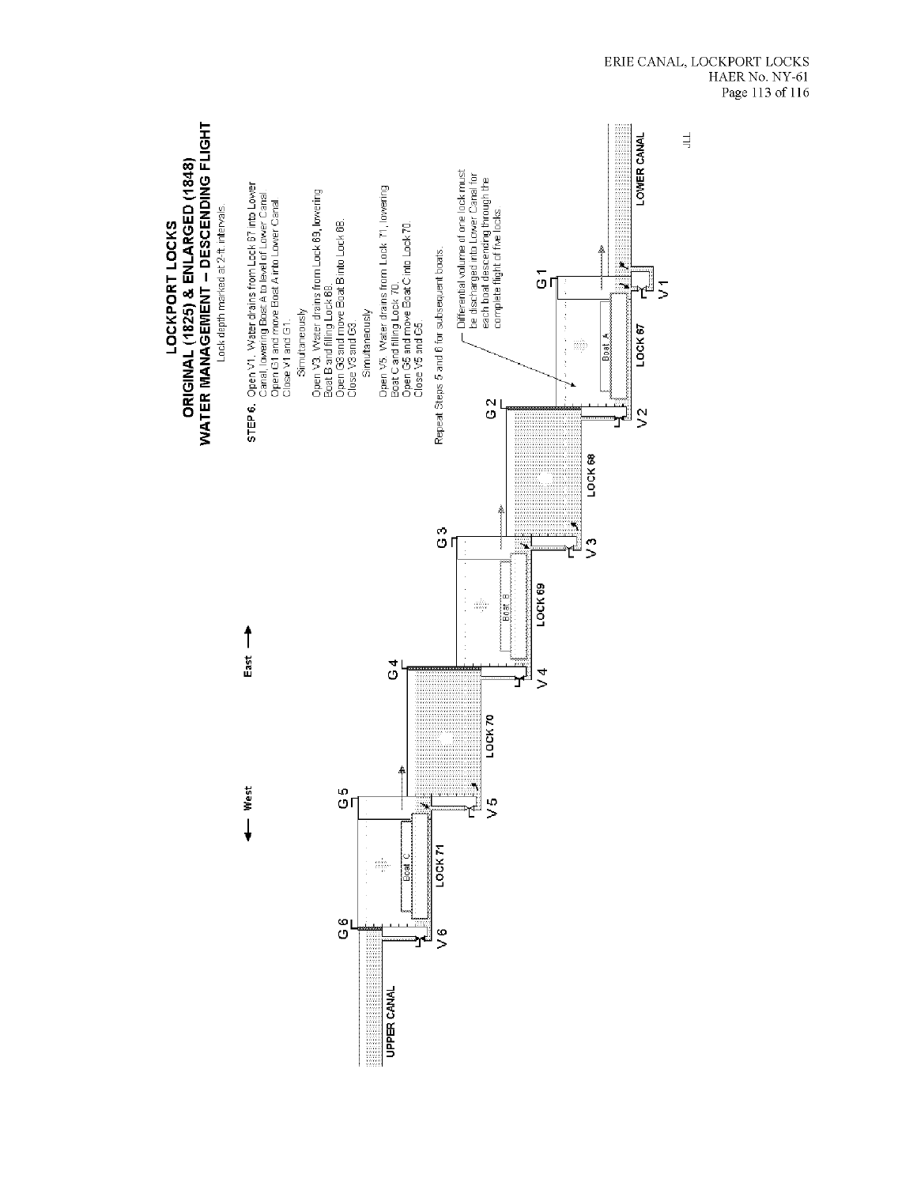# LOCKPORT LOCKS
## ORIGINAL (1825) & ENLARGED (1848)
## WATER MANAGEMENT – DESCENDING FLIGHT

Lock depth marked at 2 ft. intervals.

**STEP 6.** Open V1. Water drains from Lock 67 into Lower Canal, lowering Boat A to level of Lower Canal. Open G1 and move Boat A into Lower Canal. Close V1 and G1.

Simultaneously

Open V3. Water drains from Lock 69, lowering Boat B and filling Lock 68. Open G3 and move Boat B into Lock 68. Close V3 and G3.

Simultaneously

Open V5. Water drains from Lock 71, lowering Boat C and filling Lock 70. Open G5 and move Boat C into Lock 70. Close V5 and G5.

Repeat Steps 5 and 6 for subsequent boats.

Differential volume of one lock must be discharged into Lower Canal for each boat descending through the complete flight of five locks.

West ← → East

UPPER CANAL — G 6 — V 6 — LOCK 71 (Boat C) — G 5 — V 5 — LOCK 70 — G 4 — V 4 — LOCK 69 (Boat B) — G 3 — V 3 — LOCK 68 — G 2 — V 2 — LOCK 67 (Boat A) — G 1 — V 1 — LOWER CANAL

JLL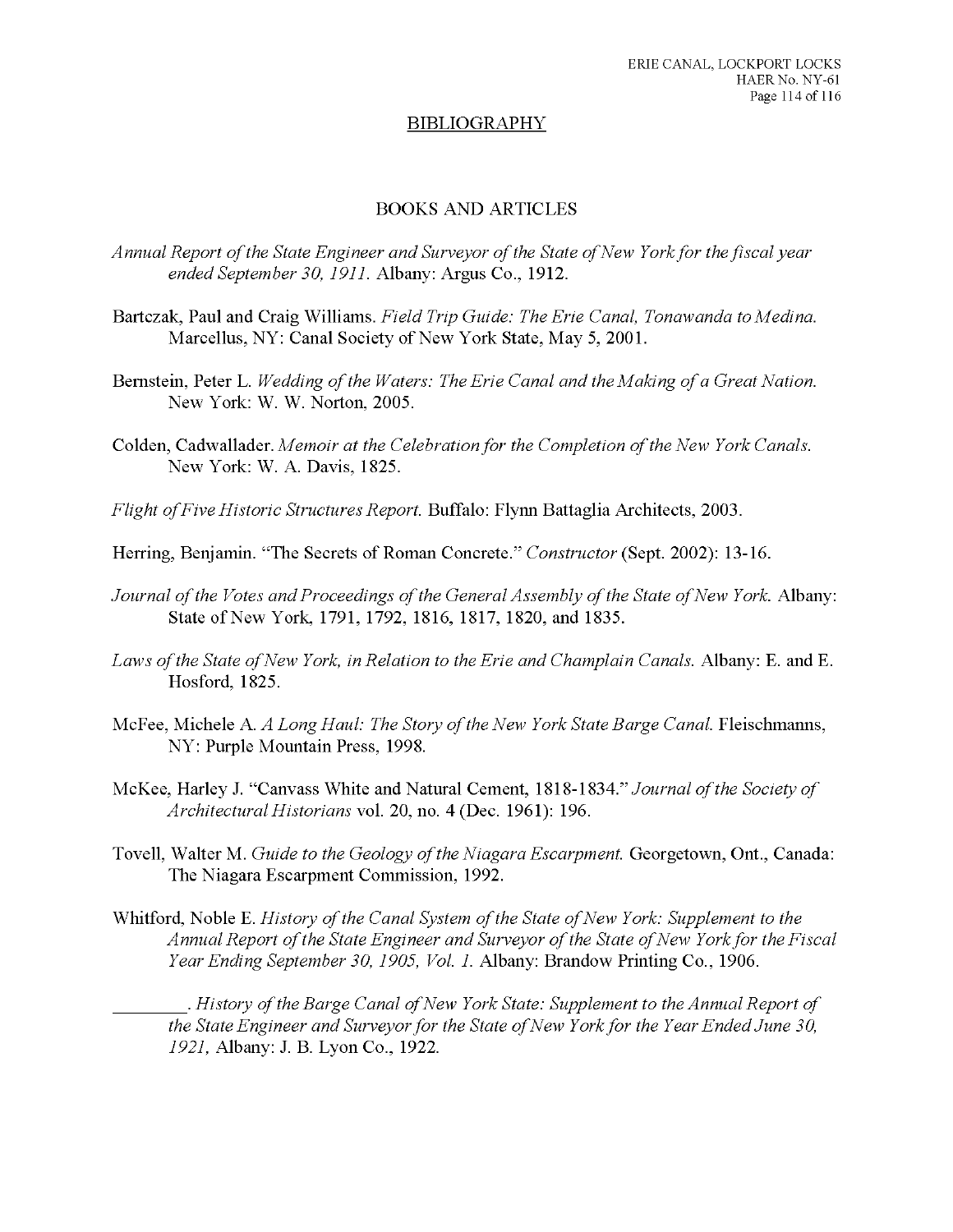## BIBLIOGRAPHY

### BOOKS AND ARTICLES

*Annual Report of the State Engineer and Surveyor of the State of New York for the fiscal year ended September 30, 1911.* Albany: Argus Co., 1912.

Bartczak, Paul and Craig Williams. *Field Trip Guide: The Erie Canal, Tonawanda to Medina.* Marcellus, NY: Canal Society of New York State, May 5, 2001.

Bernstein, Peter L. *Wedding of the Waters: The Erie Canal and the Making of a Great Nation.* New York: W. W. Norton, 2005.

Colden, Cadwallader. *Memoir at the Celebration for the Completion of the New York Canals.* New York: W. A. Davis, 1825.

*Flight of Five Historic Structures Report.* Buffalo: Flynn Battaglia Architects, 2003.

Herring, Benjamin. "The Secrets of Roman Concrete." *Constructor* (Sept. 2002): 13-16.

*Journal of the Votes and Proceedings of the General Assembly of the State of New York.* Albany: State of New York, 1791, 1792, 1816, 1817, 1820, and 1835.

*Laws of the State of New York, in Relation to the Erie and Champlain Canals.* Albany: E. and E. Hosford, 1825.

McFee, Michele A. *A Long Haul: The Story of the New York State Barge Canal.* Fleischmanns, NY: Purple Mountain Press, 1998.

McKee, Harley J. "Canvass White and Natural Cement, 1818-1834." *Journal of the Society of Architectural Historians* vol. 20, no. 4 (Dec. 1961): 196.

Tovell, Walter M. *Guide to the Geology of the Niagara Escarpment.* Georgetown, Ont., Canada: The Niagara Escarpment Commission, 1992.

Whitford, Noble E. *History of the Canal System of the State of New York: Supplement to the Annual Report of the State Engineer and Surveyor of the State of New York for the Fiscal Year Ending September 30, 1905, Vol. 1.* Albany: Brandow Printing Co., 1906.

________. *History of the Barge Canal of New York State: Supplement to the Annual Report of the State Engineer and Surveyor for the State of New York for the Year Ended June 30, 1921,* Albany: J. B. Lyon Co., 1922.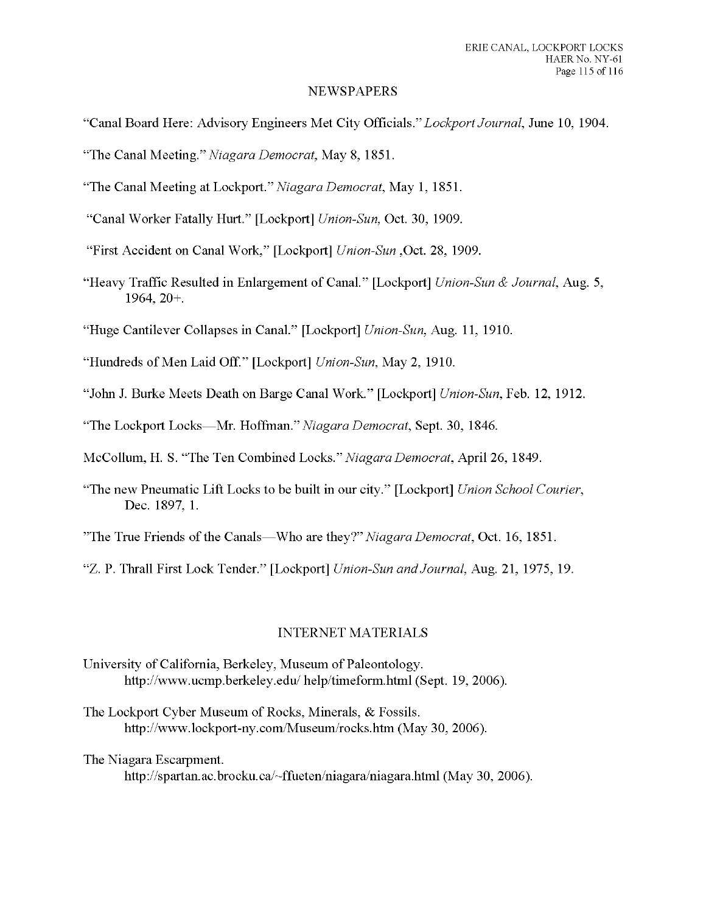## NEWSPAPERS

"Canal Board Here: Advisory Engineers Met City Officials." *Lockport Journal*, June 10, 1904.

"The Canal Meeting." *Niagara Democrat*, May 8, 1851.

"The Canal Meeting at Lockport." *Niagara Democrat*, May 1, 1851.

"Canal Worker Fatally Hurt." [Lockport] *Union-Sun*, Oct. 30, 1909.

"First Accident on Canal Work," [Lockport] *Union-Sun* ,Oct. 28, 1909.

"Heavy Traffic Resulted in Enlargement of Canal." [Lockport] *Union-Sun & Journal*, Aug. 5, 1964, 20+.

"Huge Cantilever Collapses in Canal." [Lockport] *Union-Sun*, Aug. 11, 1910.

"Hundreds of Men Laid Off." [Lockport] *Union-Sun*, May 2, 1910.

"John J. Burke Meets Death on Barge Canal Work." [Lockport] *Union-Sun*, Feb. 12, 1912.

"The Lockport Locks—Mr. Hoffman." *Niagara Democrat*, Sept. 30, 1846.

McCollum, H. S. "The Ten Combined Locks." *Niagara Democrat*, April 26, 1849.

"The new Pneumatic Lift Locks to be built in our city." [Lockport] *Union School Courier*, Dec. 1897, 1.

"The True Friends of the Canals—Who are they?" *Niagara Democrat*, Oct. 16, 1851.

"Z. P. Thrall First Lock Tender." [Lockport] *Union-Sun and Journal*, Aug. 21, 1975, 19.

## INTERNET MATERIALS

University of California, Berkeley, Museum of Paleontology. http://www.ucmp.berkeley.edu/ help/timeform.html (Sept. 19, 2006).

The Lockport Cyber Museum of Rocks, Minerals, & Fossils. http://www.lockport-ny.com/Museum/rocks.htm (May 30, 2006).

The Niagara Escarpment. http://spartan.ac.brocku.ca/~ffueten/niagara/niagara.html (May 30, 2006).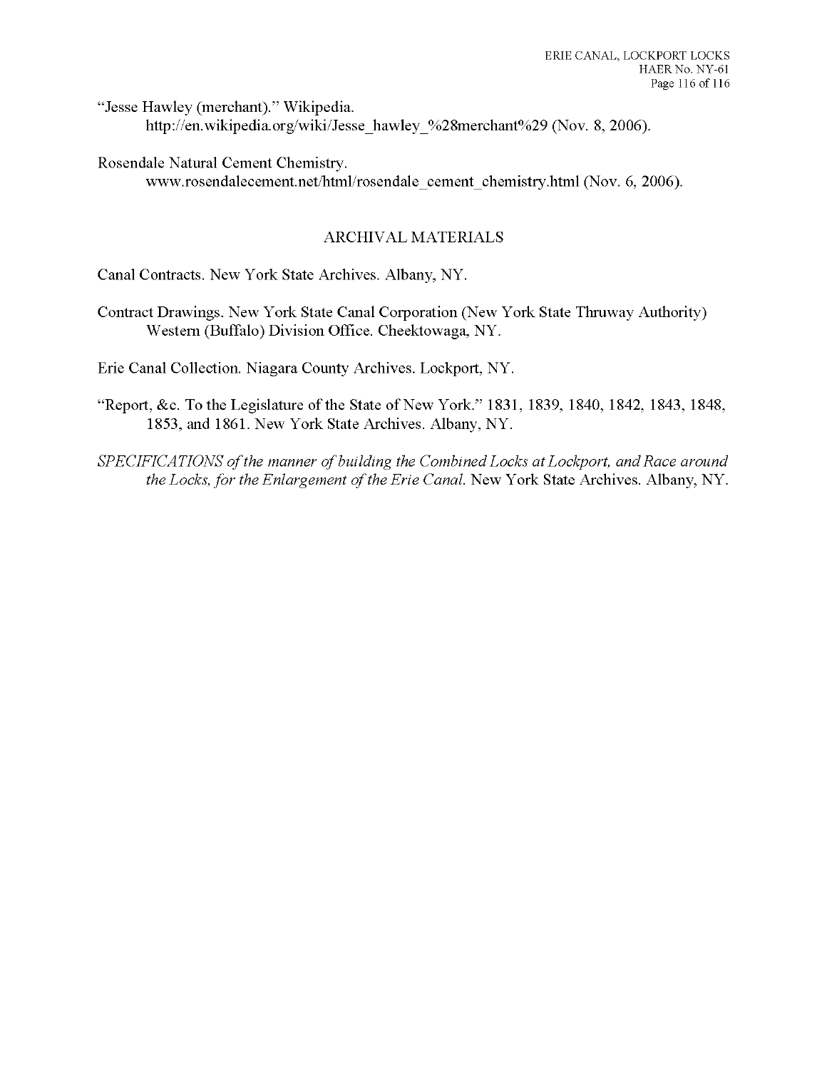"Jesse Hawley (merchant)." Wikipedia.
http://en.wikipedia.org/wiki/Jesse_hawley_%28merchant%29 (Nov. 8, 2006).

Rosendale Natural Cement Chemistry.
www.rosendalecement.net/html/rosendale_cement_chemistry.html (Nov. 6, 2006).

## ARCHIVAL MATERIALS

Canal Contracts. New York State Archives. Albany, NY.

Contract Drawings. New York State Canal Corporation (New York State Thruway Authority) Western (Buffalo) Division Office. Cheektowaga, NY.

Erie Canal Collection. Niagara County Archives. Lockport, NY.

"Report, &c. To the Legislature of the State of New York." 1831, 1839, 1840, 1842, 1843, 1848, 1853, and 1861. New York State Archives. Albany, NY.

*SPECIFICATIONS of the manner of building the Combined Locks at Lockport, and Race around the Locks, for the Enlargement of the Erie Canal.* New York State Archives. Albany, NY.